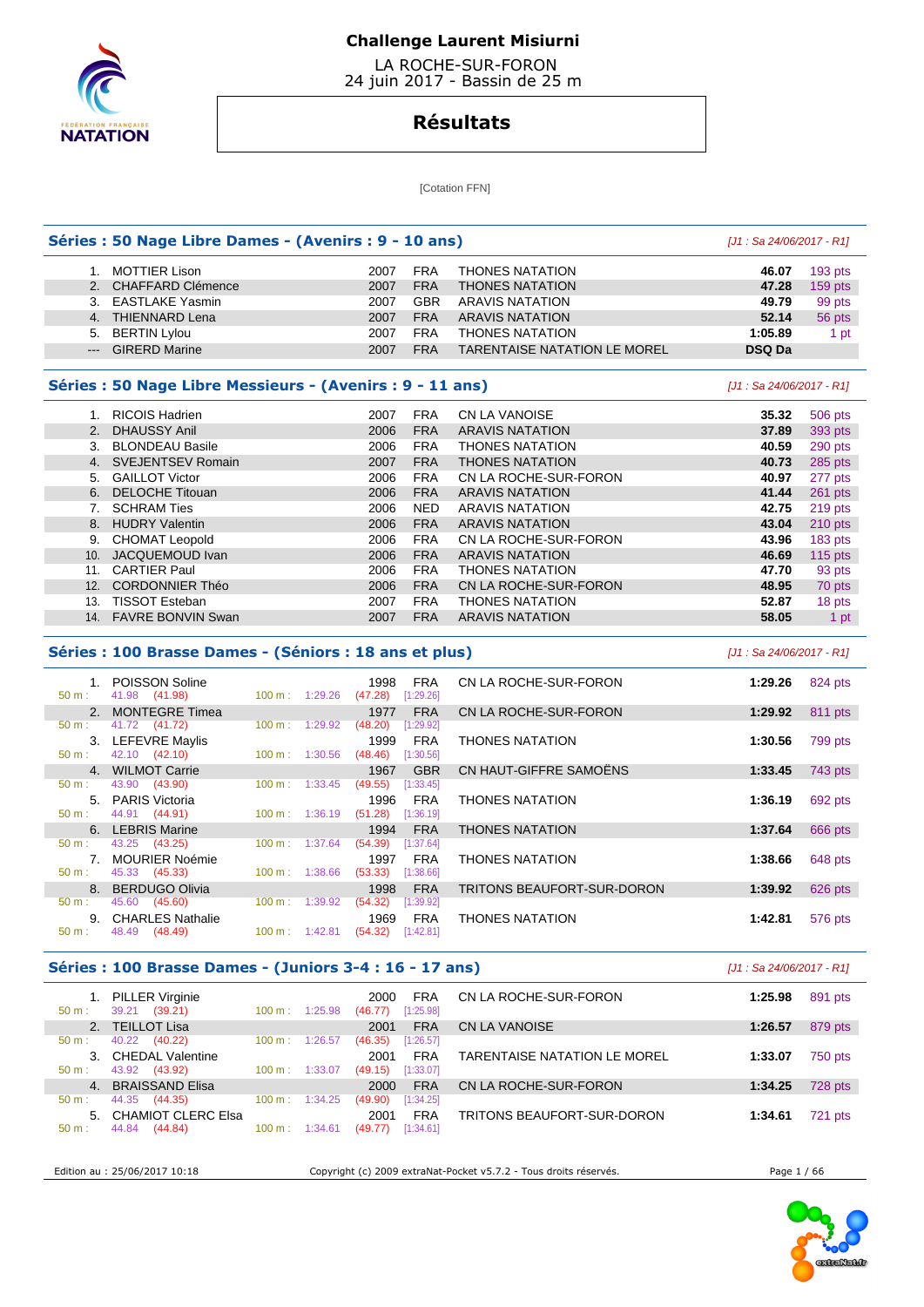# Challenge Laurent Misiurni

LA ROCHE-SUR-FORON
24 juin 2017 - Bassin de 25 m

## Résultats

[Cotation FFN]

### Séries : 50 Nage Libre Dames - (Avenirs : 9 - 10 ans)

[J1 : Sa 24/06/2017 - R1]

| Rang | Nom | Année | Nat. | Club | Temps | Points |
|---|---|---|---|---|---|---|
| 1. | MOTTIER Lison | 2007 | FRA | THONES NATATION | 46.07 | 193 pts |
| 2. | CHAFFARD Clémence | 2007 | FRA | THONES NATATION | 47.28 | 159 pts |
| 3. | EASTLAKE Yasmin | 2007 | GBR | ARAVIS NATATION | 49.79 | 99 pts |
| 4. | THIENNARD Lena | 2007 | FRA | ARAVIS NATATION | 52.14 | 56 pts |
| 5. | BERTIN Lylou | 2007 | FRA | THONES NATATION | 1:05.89 | 1 pt |
| --- | GIRERD Marine | 2007 | FRA | TARENTAISE NATATION LE MOREL | DSQ Da | |

### Séries : 50 Nage Libre Messieurs - (Avenirs : 9 - 11 ans)

[J1 : Sa 24/06/2017 - R1]

| Rang | Nom | Année | Nat. | Club | Temps | Points |
|---|---|---|---|---|---|---|
| 1. | RICOIS Hadrien | 2007 | FRA | CN LA VANOISE | 35.32 | 506 pts |
| 2. | DHAUSSY Anil | 2006 | FRA | ARAVIS NATATION | 37.89 | 393 pts |
| 3. | BLONDEAU Basile | 2006 | FRA | THONES NATATION | 40.59 | 290 pts |
| 4. | SVEJENTSEV Romain | 2007 | FRA | THONES NATATION | 40.73 | 285 pts |
| 5. | GAILLOT Victor | 2006 | FRA | CN LA ROCHE-SUR-FORON | 40.97 | 277 pts |
| 6. | DELOCHE Titouan | 2006 | FRA | ARAVIS NATATION | 41.44 | 261 pts |
| 7. | SCHRAM Ties | 2006 | NED | ARAVIS NATATION | 42.75 | 219 pts |
| 8. | HUDRY Valentin | 2006 | FRA | ARAVIS NATATION | 43.04 | 210 pts |
| 9. | CHOMAT Leopold | 2006 | FRA | CN LA ROCHE-SUR-FORON | 43.96 | 183 pts |
| 10. | JACQUEMOUD Ivan | 2006 | FRA | ARAVIS NATATION | 46.69 | 115 pts |
| 11. | CARTIER Paul | 2006 | FRA | THONES NATATION | 47.70 | 93 pts |
| 12. | CORDONNIER Théo | 2006 | FRA | CN LA ROCHE-SUR-FORON | 48.95 | 70 pts |
| 13. | TISSOT Esteban | 2007 | FRA | THONES NATATION | 52.87 | 18 pts |
| 14. | FAVRE BONVIN Swan | 2007 | FRA | ARAVIS NATATION | 58.05 | 1 pt |

### Séries : 100 Brasse Dames - (Séniors : 18 ans et plus)

[J1 : Sa 24/06/2017 - R1]

| Rang | Nom | Année | Nat. | Club | Temps | Points | 50 m | 100 m |
|---|---|---|---|---|---|---|---|---|
| 1. | POISSON Soline | 1998 | FRA | CN LA ROCHE-SUR-FORON | 1:29.26 | 824 pts | 41.98 (41.98) | 1:29.26 (47.28) [1:29.26] |
| 2. | MONTEGRE Timea | 1977 | FRA | CN LA ROCHE-SUR-FORON | 1:29.92 | 811 pts | 41.72 (41.72) | 1:29.92 (48.20) [1:29.92] |
| 3. | LEFEVRE Maylis | 1999 | FRA | THONES NATATION | 1:30.56 | 799 pts | 42.10 (42.10) | 1:30.56 (48.46) [1:30.56] |
| 4. | WILMOT Carrie | 1967 | GBR | CN HAUT-GIFFRE SAMOËNS | 1:33.45 | 743 pts | 43.90 (43.90) | 1:33.45 (49.55) [1:33.45] |
| 5. | PARIS Victoria | 1996 | FRA | THONES NATATION | 1:36.19 | 692 pts | 44.91 (44.91) | 1:36.19 (51.28) [1:36.19] |
| 6. | LEBRIS Marine | 1994 | FRA | THONES NATATION | 1:37.64 | 666 pts | 43.25 (43.25) | 1:37.64 (54.39) [1:37.64] |
| 7. | MOURIER Noémie | 1997 | FRA | THONES NATATION | 1:38.66 | 648 pts | 45.33 (45.33) | 1:38.66 (53.33) [1:38.66] |
| 8. | BERDUGO Olivia | 1998 | FRA | TRITONS BEAUFORT-SUR-DORON | 1:39.92 | 626 pts | 45.60 (45.60) | 1:39.92 (54.32) [1:39.92] |
| 9. | CHARLES Nathalie | 1969 | FRA | THONES NATATION | 1:42.81 | 576 pts | 48.49 (48.49) | 1:42.81 (54.32) [1:42.81] |

### Séries : 100 Brasse Dames - (Juniors 3-4 : 16 - 17 ans)

[J1 : Sa 24/06/2017 - R1]

| Rang | Nom | Année | Nat. | Club | Temps | Points | 50 m | 100 m |
|---|---|---|---|---|---|---|---|---|
| 1. | PILLER Virginie | 2000 | FRA | CN LA ROCHE-SUR-FORON | 1:25.98 | 891 pts | 39.21 (39.21) | 1:25.98 (46.77) [1:25.98] |
| 2. | TEILLOT Lisa | 2001 | FRA | CN LA VANOISE | 1:26.57 | 879 pts | 40.22 (40.22) | 1:26.57 (46.35) [1:26.57] |
| 3. | CHEDAL Valentine | 2001 | FRA | TARENTAISE NATATION LE MOREL | 1:33.07 | 750 pts | 43.92 (43.92) | 1:33.07 (49.15) [1:33.07] |
| 4. | BRAISSAND Elisa | 2000 | FRA | CN LA ROCHE-SUR-FORON | 1:34.25 | 728 pts | 44.35 (44.35) | 1:34.25 (49.90) [1:34.25] |
| 5. | CHAMIOT CLERC Elsa | 2001 | FRA | TRITONS BEAUFORT-SUR-DORON | 1:34.61 | 721 pts | 44.84 (44.84) | 1:34.61 (49.77) [1:34.61] |

Edition au : 25/06/2017 10:18 — Copyright (c) 2009 extraNat-Pocket v5.7.2 - Tous droits réservés.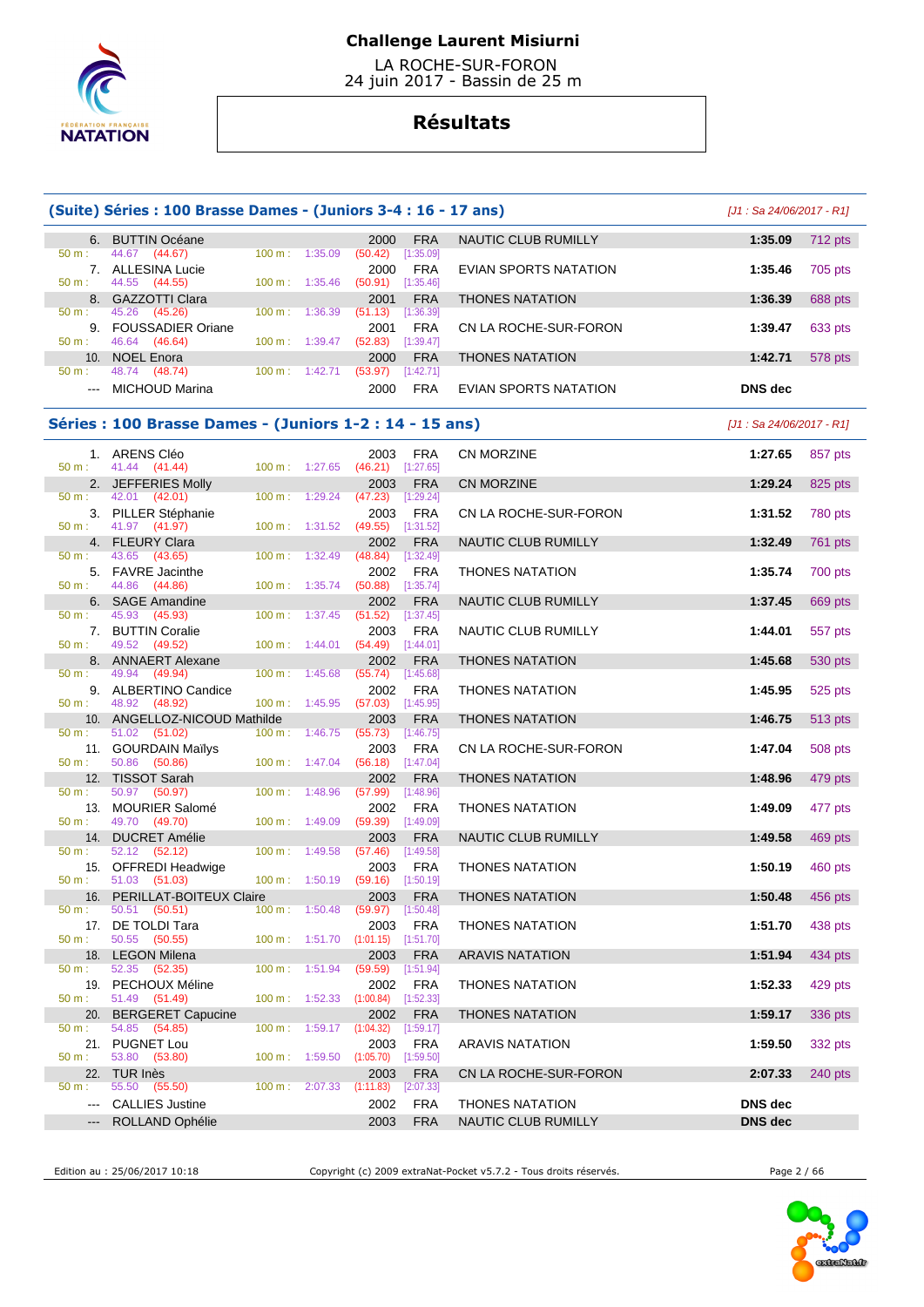# Challenge Laurent Misiurni

LA ROCHE-SUR-FORON
24 juin 2017 - Bassin de 25 m

## Résultats

### (Suite) Séries : 100 Brasse Dames - (Juniors 3-4 : 16 - 17 ans)

*[J1 : Sa 24/06/2017 - R1]*

| Rang | Nom | Année | Nat. | Club | Temps | Points |
|---|---|---|---|---|---|---|
| 6. | BUTTIN Océane | 2000 | FRA | NAUTIC CLUB RUMILLY | 1:35.09 | 712 pts |
| | 50 m : 44.67 (44.67) — 100 m : 1:35.09 (50.42) [1:35.09] | | | | | |
| 7. | ALLESINA Lucie | 2000 | FRA | EVIAN SPORTS NATATION | 1:35.46 | 705 pts |
| | 50 m : 44.55 (44.55) — 100 m : 1:35.46 (50.91) [1:35.46] | | | | | |
| 8. | GAZZOTTI Clara | 2001 | FRA | THONES NATATION | 1:36.39 | 688 pts |
| | 50 m : 45.26 (45.26) — 100 m : 1:36.39 (51.13) [1:36.39] | | | | | |
| 9. | FOUSSADIER Oriane | 2001 | FRA | CN LA ROCHE-SUR-FORON | 1:39.47 | 633 pts |
| | 50 m : 46.64 (46.64) — 100 m : 1:39.47 (52.83) [1:39.47] | | | | | |
| 10. | NOEL Enora | 2000 | FRA | THONES NATATION | 1:42.71 | 578 pts |
| | 50 m : 48.74 (48.74) — 100 m : 1:42.71 (53.97) [1:42.71] | | | | | |
| --- | MICHOUD Marina | 2000 | FRA | EVIAN SPORTS NATATION | DNS dec | |

### Séries : 100 Brasse Dames - (Juniors 1-2 : 14 - 15 ans)

*[J1 : Sa 24/06/2017 - R1]*

| Rang | Nom | Année | Nat. | Club | Temps | Points |
|---|---|---|---|---|---|---|
| 1. | ARENS Cléo | 2003 | FRA | CN MORZINE | 1:27.65 | 857 pts |
| | 50 m : 41.44 (41.44) — 100 m : 1:27.65 (46.21) [1:27.65] | | | | | |
| 2. | JEFFERIES Molly | 2003 | FRA | CN MORZINE | 1:29.24 | 825 pts |
| | 50 m : 42.01 (42.01) — 100 m : 1:29.24 (47.23) [1:29.24] | | | | | |
| 3. | PILLER Stéphanie | 2003 | FRA | CN LA ROCHE-SUR-FORON | 1:31.52 | 780 pts |
| | 50 m : 41.97 (41.97) — 100 m : 1:31.52 (49.55) [1:31.52] | | | | | |
| 4. | FLEURY Clara | 2002 | FRA | NAUTIC CLUB RUMILLY | 1:32.49 | 761 pts |
| | 50 m : 43.65 (43.65) — 100 m : 1:32.49 (48.84) [1:32.49] | | | | | |
| 5. | FAVRE Jacinthe | 2002 | FRA | THONES NATATION | 1:35.74 | 700 pts |
| | 50 m : 44.86 (44.86) — 100 m : 1:35.74 (50.88) [1:35.74] | | | | | |
| 6. | SAGE Amandine | 2002 | FRA | NAUTIC CLUB RUMILLY | 1:37.45 | 669 pts |
| | 50 m : 45.93 (45.93) — 100 m : 1:37.45 (51.52) [1:37.45] | | | | | |
| 7. | BUTTIN Coralie | 2003 | FRA | NAUTIC CLUB RUMILLY | 1:44.01 | 557 pts |
| | 50 m : 49.52 (49.52) — 100 m : 1:44.01 (54.49) [1:44.01] | | | | | |
| 8. | ANNAERT Alexane | 2002 | FRA | THONES NATATION | 1:45.68 | 530 pts |
| | 50 m : 49.94 (49.94) — 100 m : 1:45.68 (55.74) [1:45.68] | | | | | |
| 9. | ALBERTINO Candice | 2002 | FRA | THONES NATATION | 1:45.95 | 525 pts |
| | 50 m : 48.92 (48.92) — 100 m : 1:45.95 (57.03) [1:45.95] | | | | | |
| 10. | ANGELLOZ-NICOUD Mathilde | 2003 | FRA | THONES NATATION | 1:46.75 | 513 pts |
| | 50 m : 51.02 (51.02) — 100 m : 1:46.75 (55.73) [1:46.75] | | | | | |
| 11. | GOURDAIN Maïlys | 2003 | FRA | CN LA ROCHE-SUR-FORON | 1:47.04 | 508 pts |
| | 50 m : 50.86 (50.86) — 100 m : 1:47.04 (56.18) [1:47.04] | | | | | |
| 12. | TISSOT Sarah | 2002 | FRA | THONES NATATION | 1:48.96 | 479 pts |
| | 50 m : 50.97 (50.97) — 100 m : 1:48.96 (57.99) [1:48.96] | | | | | |
| 13. | MOURIER Salomé | 2002 | FRA | THONES NATATION | 1:49.09 | 477 pts |
| | 50 m : 49.70 (49.70) — 100 m : 1:49.09 (59.39) [1:49.09] | | | | | |
| 14. | DUCRET Amélie | 2003 | FRA | NAUTIC CLUB RUMILLY | 1:49.58 | 469 pts |
| | 50 m : 52.12 (52.12) — 100 m : 1:49.58 (57.46) [1:49.58] | | | | | |
| 15. | OFFREDI Headwige | 2003 | FRA | THONES NATATION | 1:50.19 | 460 pts |
| | 50 m : 51.03 (51.03) — 100 m : 1:50.19 (59.16) [1:50.19] | | | | | |
| 16. | PERILLAT-BOITEUX Claire | 2003 | FRA | THONES NATATION | 1:50.48 | 456 pts |
| | 50 m : 50.51 (50.51) — 100 m : 1:50.48 (59.97) [1:50.48] | | | | | |
| 17. | DE TOLDI Tara | 2003 | FRA | THONES NATATION | 1:51.70 | 438 pts |
| | 50 m : 50.55 (50.55) — 100 m : 1:51.70 (1:01.15) [1:51.70] | | | | | |
| 18. | LEGON Milena | 2003 | FRA | ARAVIS NATATION | 1:51.94 | 434 pts |
| | 50 m : 52.35 (52.35) — 100 m : 1:51.94 (59.59) [1:51.94] | | | | | |
| 19. | PECHOUX Méline | 2002 | FRA | THONES NATATION | 1:52.33 | 429 pts |
| | 50 m : 51.49 (51.49) — 100 m : 1:52.33 (1:00.84) [1:52.33] | | | | | |
| 20. | BERGERET Capucine | 2002 | FRA | THONES NATATION | 1:59.17 | 336 pts |
| | 50 m : 54.85 (54.85) — 100 m : 1:59.17 (1:04.32) [1:59.17] | | | | | |
| 21. | PUGNET Lou | 2003 | FRA | ARAVIS NATATION | 1:59.50 | 332 pts |
| | 50 m : 53.80 (53.80) — 100 m : 1:59.50 (1:05.70) [1:59.50] | | | | | |
| 22. | TUR Inès | 2003 | FRA | CN LA ROCHE-SUR-FORON | 2:07.33 | 240 pts |
| | 50 m : 55.50 (55.50) — 100 m : 2:07.33 (1:11.83) [2:07.33] | | | | | |
| --- | CALLIES Justine | 2002 | FRA | THONES NATATION | DNS dec | |
| --- | ROLLAND Ophélie | 2003 | FRA | NAUTIC CLUB RUMILLY | DNS dec | |

Edition au : 25/06/2017 10:18 — Copyright (c) 2009 extraNat-Pocket v5.7.2 - Tous droits réservés.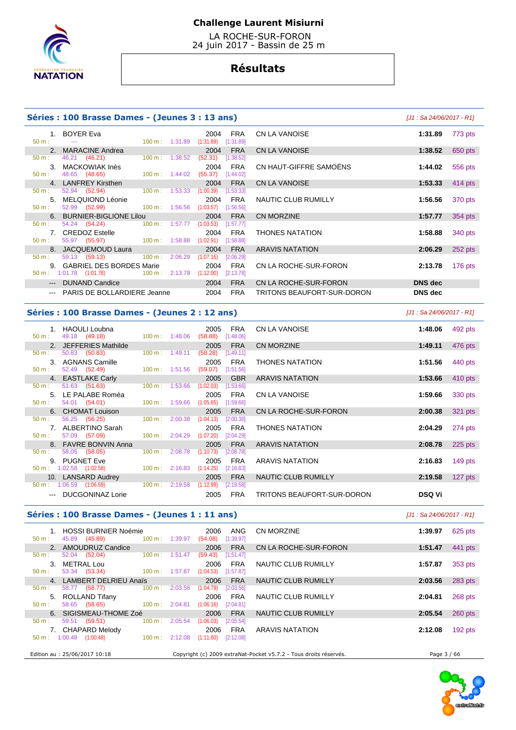# Challenge Laurent Misiurni

LA ROCHE-SUR-FORON
24 juin 2017 - Bassin de 25 m

## Résultats

### Séries : 100 Brasse Dames - (Jeunes 3 : 13 ans)

[J1 : Sa 24/06/2017 - R1]

| Rang | Nom | Année | Nat. | Club | Temps | Points |
|---|---|---|---|---|---|---|
| 1. | BOYER Eva | 2004 | FRA | CN LA VANOISE | 1:31.89 | 773 pts |
| | 50 m : --- / 100 m : 1:31.89 (1:31.89) [1:31.89] | | | | | |
| 2. | MARACINE Andrea | 2004 | FRA | CN LA VANOISE | 1:38.52 | 650 pts |
| | 50 m : 46.21 (46.21) / 100 m : 1:38.52 (52.31) [1:38.52] | | | | | |
| 3. | MACKOWIAK Inès | 2004 | FRA | CN HAUT-GIFFRE SAMOËNS | 1:44.02 | 556 pts |
| | 50 m : 48.65 (48.65) / 100 m : 1:44.02 (55.37) [1:44.02] | | | | | |
| 4. | LANFREY Kirsthen | 2004 | FRA | CN LA VANOISE | 1:53.33 | 414 pts |
| | 50 m : 52.94 (52.94) / 100 m : 1:53.33 (1:00.39) [1:53.33] | | | | | |
| 5. | MELQUIOND Léonie | 2004 | FRA | NAUTIC CLUB RUMILLY | 1:56.56 | 370 pts |
| | 50 m : 52.99 (52.99) / 100 m : 1:56.56 (1:03.57) [1:56.56] | | | | | |
| 6. | BURNIER-BIGLIONE Lilou | 2004 | FRA | CN MORZINE | 1:57.77 | 354 pts |
| | 50 m : 54.24 (54.24) / 100 m : 1:57.77 (1:03.53) [1:57.77] | | | | | |
| 7. | CREDOZ Estelle | 2004 | FRA | THONES NATATION | 1:58.88 | 340 pts |
| | 50 m : 55.97 (55.97) / 100 m : 1:58.88 (1:02.91) [1:58.88] | | | | | |
| 8. | JACQUEMOUD Laura | 2004 | FRA | ARAVIS NATATION | 2:06.29 | 252 pts |
| | 50 m : 59.13 (59.13) / 100 m : 2:06.29 (1:07.16) [2:06.29] | | | | | |
| 9. | GABRIEL DES BORDES Marie | 2004 | FRA | CN LA ROCHE-SUR-FORON | 2:13.78 | 176 pts |
| | 50 m : 1:01.78 (1:01.78) / 100 m : 2:13.78 (1:12.00) [2:13.78] | | | | | |
| --- | DUNAND Candice | 2004 | FRA | CN LA ROCHE-SUR-FORON | DNS dec | |
| --- | PARIS DE BOLLARDIERE Jeanne | 2004 | FRA | TRITONS BEAUFORT-SUR-DORON | DNS dec | |

### Séries : 100 Brasse Dames - (Jeunes 2 : 12 ans)

[J1 : Sa 24/06/2017 - R1]

| Rang | Nom | Année | Nat. | Club | Temps | Points |
|---|---|---|---|---|---|---|
| 1. | HAOULI Loubna | 2005 | FRA | CN LA VANOISE | 1:48.06 | 492 pts |
| | 50 m : 49.18 (49.18) / 100 m : 1:48.06 (58.88) [1:48.06] | | | | | |
| 2. | JEFFERIES Mathilde | 2005 | FRA | CN MORZINE | 1:49.11 | 476 pts |
| | 50 m : 50.83 (50.83) / 100 m : 1:49.11 (58.28) [1:49.11] | | | | | |
| 3. | AGNANS Camille | 2005 | FRA | THONES NATATION | 1:51.56 | 440 pts |
| | 50 m : 52.49 (52.49) / 100 m : 1:51.56 (59.07) [1:51.56] | | | | | |
| 4. | EASTLAKE Carly | 2005 | GBR | ARAVIS NATATION | 1:53.66 | 410 pts |
| | 50 m : 51.63 (51.63) / 100 m : 1:53.66 (1:02.03) [1:53.66] | | | | | |
| 5. | LE PALABE Roméa | 2005 | FRA | CN LA VANOISE | 1:59.66 | 330 pts |
| | 50 m : 54.01 (54.01) / 100 m : 1:59.66 (1:05.65) [1:59.66] | | | | | |
| 6. | CHOMAT Louison | 2005 | FRA | CN LA ROCHE-SUR-FORON | 2:00.38 | 321 pts |
| | 50 m : 56.25 (56.25) / 100 m : 2:00.38 (1:04.13) [2:00.38] | | | | | |
| 7. | ALBERTINO Sarah | 2005 | FRA | THONES NATATION | 2:04.29 | 274 pts |
| | 50 m : 57.09 (57.09) / 100 m : 2:04.29 (1:07.20) [2:04.29] | | | | | |
| 8. | FAVRE BONVIN Anna | 2005 | FRA | ARAVIS NATATION | 2:08.78 | 225 pts |
| | 50 m : 58.05 (58.05) / 100 m : 2:08.78 (1:10.73) [2:08.78] | | | | | |
| 9. | PUGNET Eve | 2005 | FRA | ARAVIS NATATION | 2:16.83 | 149 pts |
| | 50 m : 1:02.58 (1:02.58) / 100 m : 2:16.83 (1:14.25) [2:16.83] | | | | | |
| 10. | LANSARD Audrey | 2005 | FRA | NAUTIC CLUB RUMILLY | 2:19.58 | 127 pts |
| | 50 m : 1:06.59 (1:06.59) / 100 m : 2:19.58 (1:12.99) [2:19.58] | | | | | |
| --- | DUCGONINAZ Lorie | 2005 | FRA | TRITONS BEAUFORT-SUR-DORON | DSQ Vi | |

### Séries : 100 Brasse Dames - (Jeunes 1 : 11 ans)

[J1 : Sa 24/06/2017 - R1]

| Rang | Nom | Année | Nat. | Club | Temps | Points |
|---|---|---|---|---|---|---|
| 1. | HOSSI BURNIER Noémie | 2006 | ANG | CN MORZINE | 1:39.97 | 625 pts |
| | 50 m : 45.89 (45.89) / 100 m : 1:39.97 (54.08) [1:39.97] | | | | | |
| 2. | AMOUDRUZ Candice | 2006 | FRA | CN LA ROCHE-SUR-FORON | 1:51.47 | 441 pts |
| | 50 m : 52.04 (52.04) / 100 m : 1:51.47 (59.43) [1:51.47] | | | | | |
| 3. | METRAL Lou | 2006 | FRA | NAUTIC CLUB RUMILLY | 1:57.87 | 353 pts |
| | 50 m : 53.34 (53.34) / 100 m : 1:57.87 (1:04.53) [1:57.87] | | | | | |
| 4. | LAMBERT DELRIEU Anaïs | 2006 | FRA | NAUTIC CLUB RUMILLY | 2:03.56 | 283 pts |
| | 50 m : 58.77 (58.77) / 100 m : 2:03.56 (1:04.79) [2:03.56] | | | | | |
| 5. | ROLLAND Tifany | 2006 | FRA | NAUTIC CLUB RUMILLY | 2:04.81 | 268 pts |
| | 50 m : 58.65 (58.65) / 100 m : 2:04.81 (1:06.16) [2:04.81] | | | | | |
| 6. | SIGISMEAU-THOME Zoé | 2006 | FRA | NAUTIC CLUB RUMILLY | 2:05.54 | 260 pts |
| | 50 m : 59.51 (59.51) / 100 m : 2:05.54 (1:06.03) [2:05.54] | | | | | |
| 7. | CHAPARD Melody | 2006 | FRA | ARAVIS NATATION | 2:12.08 | 192 pts |
| | 50 m : 1:00.48 (1:00.48) / 100 m : 2:12.08 (1:11.60) [2:12.08] | | | | | |

Edition au : 25/06/2017 10:18 — Copyright (c) 2009 extraNat-Pocket v5.7.2 - Tous droits réservés.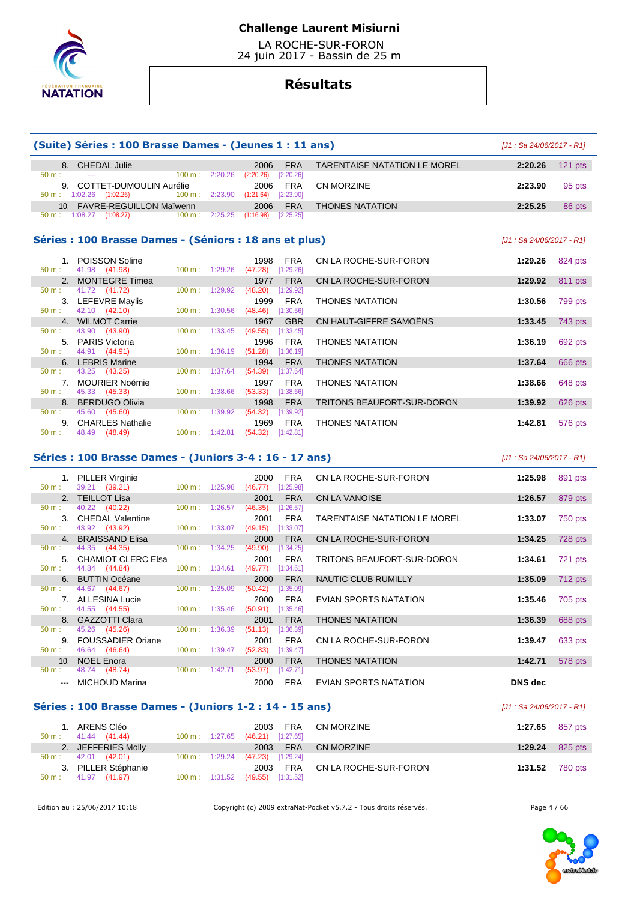# Challenge Laurent Misiurni

LA ROCHE-SUR-FORON
24 juin 2017 - Bassin de 25 m

## Résultats

### (Suite) Séries : 100 Brasse Dames - (Jeunes 1 : 11 ans)

*[J1 : Sa 24/06/2017 - R1]*

| Pl. | Nom | Année | Nat. | Club | Temps | Points |
|---|---|---|---|---|---|---|
| 8. | CHEDAL Julie | 2006 | FRA | TARENTAISE NATATION LE MOREL | 2:20.26 | 121 pts |
| | 50 m : --- | 100 m : 2:20.26 (2:20.26) [2:20.26] | | | | |
| 9. | COTTET-DUMOULIN Aurélie | 2006 | FRA | CN MORZINE | 2:23.90 | 95 pts |
| | 50 m : 1:02.26 (1:02.26) | 100 m : 2:23.90 (1:21.64) [2:23.90] | | | | |
| 10. | FAVRE-REGUILLON Maïwenn | 2006 | FRA | THONES NATATION | 2:25.25 | 86 pts |
| | 50 m : 1:08.27 (1:08.27) | 100 m : 2:25.25 (1:16.98) [2:25.25] | | | | |

### Séries : 100 Brasse Dames - (Séniors : 18 ans et plus)

*[J1 : Sa 24/06/2017 - R1]*

| Pl. | Nom | Année | Nat. | Club | Temps | Points |
|---|---|---|---|---|---|---|
| 1. | POISSON Soline | 1998 | FRA | CN LA ROCHE-SUR-FORON | 1:29.26 | 824 pts |
| | 50 m : 41.98 (41.98) | 100 m : 1:29.26 (47.28) [1:29.26] | | | | |
| 2. | MONTEGRE Timea | 1977 | FRA | CN LA ROCHE-SUR-FORON | 1:29.92 | 811 pts |
| | 50 m : 41.72 (41.72) | 100 m : 1:29.92 (48.20) [1:29.92] | | | | |
| 3. | LEFEVRE Maylis | 1999 | FRA | THONES NATATION | 1:30.56 | 799 pts |
| | 50 m : 42.10 (42.10) | 100 m : 1:30.56 (48.46) [1:30.56] | | | | |
| 4. | WILMOT Carrie | 1967 | GBR | CN HAUT-GIFFRE SAMOËNS | 1:33.45 | 743 pts |
| | 50 m : 43.90 (43.90) | 100 m : 1:33.45 (49.55) [1:33.45] | | | | |
| 5. | PARIS Victoria | 1996 | FRA | THONES NATATION | 1:36.19 | 692 pts |
| | 50 m : 44.91 (44.91) | 100 m : 1:36.19 (51.28) [1:36.19] | | | | |
| 6. | LEBRIS Marine | 1994 | FRA | THONES NATATION | 1:37.64 | 666 pts |
| | 50 m : 43.25 (43.25) | 100 m : 1:37.64 (54.39) [1:37.64] | | | | |
| 7. | MOURIER Noémie | 1997 | FRA | THONES NATATION | 1:38.66 | 648 pts |
| | 50 m : 45.33 (45.33) | 100 m : 1:38.66 (53.33) [1:38.66] | | | | |
| 8. | BERDUGO Olivia | 1998 | FRA | TRITONS BEAUFORT-SUR-DORON | 1:39.92 | 626 pts |
| | 50 m : 45.60 (45.60) | 100 m : 1:39.92 (54.32) [1:39.92] | | | | |
| 9. | CHARLES Nathalie | 1969 | FRA | THONES NATATION | 1:42.81 | 576 pts |
| | 50 m : 48.49 (48.49) | 100 m : 1:42.81 (54.32) [1:42.81] | | | | |

### Séries : 100 Brasse Dames - (Juniors 3-4 : 16 - 17 ans)

*[J1 : Sa 24/06/2017 - R1]*

| Pl. | Nom | Année | Nat. | Club | Temps | Points |
|---|---|---|---|---|---|---|
| 1. | PILLER Virginie | 2000 | FRA | CN LA ROCHE-SUR-FORON | 1:25.98 | 891 pts |
| | 50 m : 39.21 (39.21) | 100 m : 1:25.98 (46.77) [1:25.98] | | | | |
| 2. | TEILLOT Lisa | 2001 | FRA | CN LA VANOISE | 1:26.57 | 879 pts |
| | 50 m : 40.22 (40.22) | 100 m : 1:26.57 (46.35) [1:26.57] | | | | |
| 3. | CHEDAL Valentine | 2001 | FRA | TARENTAISE NATATION LE MOREL | 1:33.07 | 750 pts |
| | 50 m : 43.92 (43.92) | 100 m : 1:33.07 (49.15) [1:33.07] | | | | |
| 4. | BRAISSAND Elisa | 2000 | FRA | CN LA ROCHE-SUR-FORON | 1:34.25 | 728 pts |
| | 50 m : 44.35 (44.35) | 100 m : 1:34.25 (49.90) [1:34.25] | | | | |
| 5. | CHAMIOT CLERC Elsa | 2001 | FRA | TRITONS BEAUFORT-SUR-DORON | 1:34.61 | 721 pts |
| | 50 m : 44.84 (44.84) | 100 m : 1:34.61 (49.77) [1:34.61] | | | | |
| 6. | BUTTIN Océane | 2000 | FRA | NAUTIC CLUB RUMILLY | 1:35.09 | 712 pts |
| | 50 m : 44.67 (44.67) | 100 m : 1:35.09 (50.42) [1:35.09] | | | | |
| 7. | ALLESINA Lucie | 2000 | FRA | EVIAN SPORTS NATATION | 1:35.46 | 705 pts |
| | 50 m : 44.55 (44.55) | 100 m : 1:35.46 (50.91) [1:35.46] | | | | |
| 8. | GAZZOTTI Clara | 2001 | FRA | THONES NATATION | 1:36.39 | 688 pts |
| | 50 m : 45.26 (45.26) | 100 m : 1:36.39 (51.13) [1:36.39] | | | | |
| 9. | FOUSSADIER Oriane | 2001 | FRA | CN LA ROCHE-SUR-FORON | 1:39.47 | 633 pts |
| | 50 m : 46.64 (46.64) | 100 m : 1:39.47 (52.83) [1:39.47] | | | | |
| 10. | NOEL Enora | 2000 | FRA | THONES NATATION | 1:42.71 | 578 pts |
| | 50 m : 48.74 (48.74) | 100 m : 1:42.71 (53.97) [1:42.71] | | | | |
| --- | MICHOUD Marina | 2000 | FRA | EVIAN SPORTS NATATION | DNS dec | |

### Séries : 100 Brasse Dames - (Juniors 1-2 : 14 - 15 ans)

*[J1 : Sa 24/06/2017 - R1]*

| Pl. | Nom | Année | Nat. | Club | Temps | Points |
|---|---|---|---|---|---|---|
| 1. | ARENS Cléo | 2003 | FRA | CN MORZINE | 1:27.65 | 857 pts |
| | 50 m : 41.44 (41.44) | 100 m : 1:27.65 (46.21) [1:27.65] | | | | |
| 2. | JEFFERIES Molly | 2003 | FRA | CN MORZINE | 1:29.24 | 825 pts |
| | 50 m : 42.01 (42.01) | 100 m : 1:29.24 (47.23) [1:29.24] | | | | |
| 3. | PILLER Stéphanie | 2003 | FRA | CN LA ROCHE-SUR-FORON | 1:31.52 | 780 pts |
| | 50 m : 41.97 (41.97) | 100 m : 1:31.52 (49.55) [1:31.52] | | | | |

Edition au : 25/06/2017 10:18 — Copyright (c) 2009 extraNat-Pocket v5.7.2 - Tous droits réservés.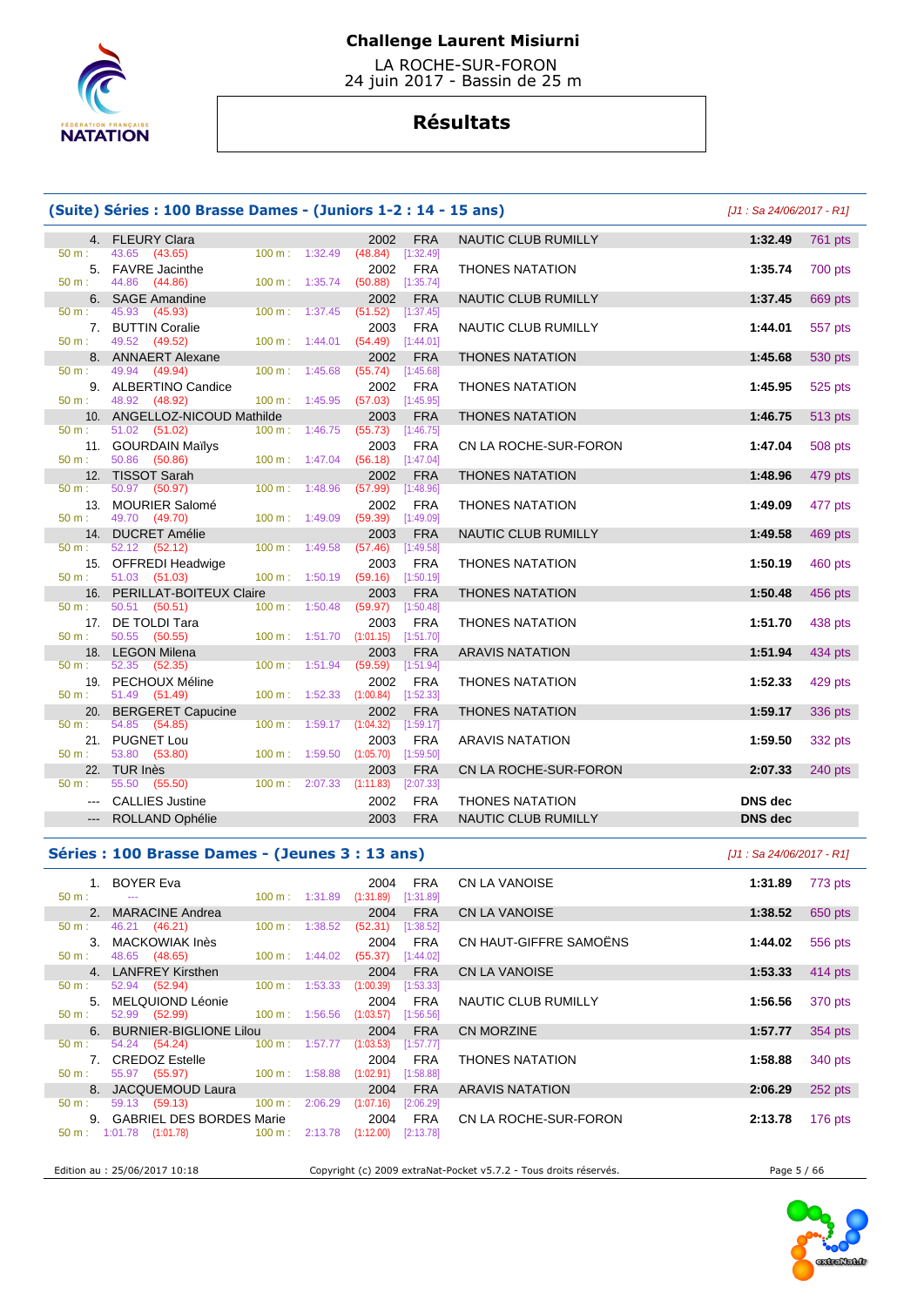# Challenge Laurent Misiurni

LA ROCHE-SUR-FORON
24 juin 2017 - Bassin de 25 m

## Résultats

### (Suite) Séries : 100 Brasse Dames - (Juniors 1-2 : 14 - 15 ans)

*[J1 : Sa 24/06/2017 - R1]*

| Pl. | Nom | Année | Nat. | Club | Temps | Points |
|---|---|---|---|---|---|---|
| 4. | FLEURY Clara | 2002 | FRA | NAUTIC CLUB RUMILLY | 1:32.49 | 761 pts |
| | 50 m : 43.65 (43.65) — 100 m : 1:32.49 (48.84) [1:32.49] | | | | | |
| 5. | FAVRE Jacinthe | 2002 | FRA | THONES NATATION | 1:35.74 | 700 pts |
| | 50 m : 44.86 (44.86) — 100 m : 1:35.74 (50.88) [1:35.74] | | | | | |
| 6. | SAGE Amandine | 2002 | FRA | NAUTIC CLUB RUMILLY | 1:37.45 | 669 pts |
| | 50 m : 45.93 (45.93) — 100 m : 1:37.45 (51.52) [1:37.45] | | | | | |
| 7. | BUTTIN Coralie | 2003 | FRA | NAUTIC CLUB RUMILLY | 1:44.01 | 557 pts |
| | 50 m : 49.52 (49.52) — 100 m : 1:44.01 (54.49) [1:44.01] | | | | | |
| 8. | ANNAERT Alexane | 2002 | FRA | THONES NATATION | 1:45.68 | 530 pts |
| | 50 m : 49.94 (49.94) — 100 m : 1:45.68 (55.74) [1:45.68] | | | | | |
| 9. | ALBERTINO Candice | 2002 | FRA | THONES NATATION | 1:45.95 | 525 pts |
| | 50 m : 48.92 (48.92) — 100 m : 1:45.95 (57.03) [1:45.95] | | | | | |
| 10. | ANGELLOZ-NICOUD Mathilde | 2003 | FRA | THONES NATATION | 1:46.75 | 513 pts |
| | 50 m : 51.02 (51.02) — 100 m : 1:46.75 (55.73) [1:46.75] | | | | | |
| 11. | GOURDAIN Maïlys | 2003 | FRA | CN LA ROCHE-SUR-FORON | 1:47.04 | 508 pts |
| | 50 m : 50.86 (50.86) — 100 m : 1:47.04 (56.18) [1:47.04] | | | | | |
| 12. | TISSOT Sarah | 2002 | FRA | THONES NATATION | 1:48.96 | 479 pts |
| | 50 m : 50.97 (50.97) — 100 m : 1:48.96 (57.99) [1:48.96] | | | | | |
| 13. | MOURIER Salomé | 2002 | FRA | THONES NATATION | 1:49.09 | 477 pts |
| | 50 m : 49.70 (49.70) — 100 m : 1:49.09 (59.39) [1:49.09] | | | | | |
| 14. | DUCRET Amélie | 2003 | FRA | NAUTIC CLUB RUMILLY | 1:49.58 | 469 pts |
| | 50 m : 52.12 (52.12) — 100 m : 1:49.58 (57.46) [1:49.58] | | | | | |
| 15. | OFFREDI Headwige | 2003 | FRA | THONES NATATION | 1:50.19 | 460 pts |
| | 50 m : 51.03 (51.03) — 100 m : 1:50.19 (59.16) [1:50.19] | | | | | |
| 16. | PERILLAT-BOITEUX Claire | 2003 | FRA | THONES NATATION | 1:50.48 | 456 pts |
| | 50 m : 50.51 (50.51) — 100 m : 1:50.48 (59.97) [1:50.48] | | | | | |
| 17. | DE TOLDI Tara | 2003 | FRA | THONES NATATION | 1:51.70 | 438 pts |
| | 50 m : 50.55 (50.55) — 100 m : 1:51.70 (1:01.15) [1:51.70] | | | | | |
| 18. | LEGON Milena | 2003 | FRA | ARAVIS NATATION | 1:51.94 | 434 pts |
| | 50 m : 52.35 (52.35) — 100 m : 1:51.94 (59.59) [1:51.94] | | | | | |
| 19. | PECHOUX Méline | 2002 | FRA | THONES NATATION | 1:52.33 | 429 pts |
| | 50 m : 51.49 (51.49) — 100 m : 1:52.33 (1:00.84) [1:52.33] | | | | | |
| 20. | BERGERET Capucine | 2002 | FRA | THONES NATATION | 1:59.17 | 336 pts |
| | 50 m : 54.85 (54.85) — 100 m : 1:59.17 (1:04.32) [1:59.17] | | | | | |
| 21. | PUGNET Lou | 2003 | FRA | ARAVIS NATATION | 1:59.50 | 332 pts |
| | 50 m : 53.80 (53.80) — 100 m : 1:59.50 (1:05.70) [1:59.50] | | | | | |
| 22. | TUR Inès | 2003 | FRA | CN LA ROCHE-SUR-FORON | 2:07.33 | 240 pts |
| | 50 m : 55.50 (55.50) — 100 m : 2:07.33 (1:11.83) [2:07.33] | | | | | |
| --- | CALLIES Justine | 2002 | FRA | THONES NATATION | DNS dec | |
| --- | ROLLAND Ophélie | 2003 | FRA | NAUTIC CLUB RUMILLY | DNS dec | |

### Séries : 100 Brasse Dames - (Jeunes 3 : 13 ans)

*[J1 : Sa 24/06/2017 - R1]*

| Pl. | Nom | Année | Nat. | Club | Temps | Points |
|---|---|---|---|---|---|---|
| 1. | BOYER Eva | 2004 | FRA | CN LA VANOISE | 1:31.89 | 773 pts |
| | 50 m : --- — 100 m : 1:31.89 (1:31.89) [1:31.89] | | | | | |
| 2. | MARACINE Andrea | 2004 | FRA | CN LA VANOISE | 1:38.52 | 650 pts |
| | 50 m : 46.21 (46.21) — 100 m : 1:38.52 (52.31) [1:38.52] | | | | | |
| 3. | MACKOWIAK Inès | 2004 | FRA | CN HAUT-GIFFRE SAMOËNS | 1:44.02 | 556 pts |
| | 50 m : 48.65 (48.65) — 100 m : 1:44.02 (55.37) [1:44.02] | | | | | |
| 4. | LANFREY Kirsthen | 2004 | FRA | CN LA VANOISE | 1:53.33 | 414 pts |
| | 50 m : 52.94 (52.94) — 100 m : 1:53.33 (1:00.39) [1:53.33] | | | | | |
| 5. | MELQUIOND Léonie | 2004 | FRA | NAUTIC CLUB RUMILLY | 1:56.56 | 370 pts |
| | 50 m : 52.99 (52.99) — 100 m : 1:56.56 (1:03.57) [1:56.56] | | | | | |
| 6. | BURNIER-BIGLIONE Lilou | 2004 | FRA | CN MORZINE | 1:57.77 | 354 pts |
| | 50 m : 54.24 (54.24) — 100 m : 1:57.77 (1:03.53) [1:57.77] | | | | | |
| 7. | CREDOZ Estelle | 2004 | FRA | THONES NATATION | 1:58.88 | 340 pts |
| | 50 m : 55.97 (55.97) — 100 m : 1:58.88 (1:02.91) [1:58.88] | | | | | |
| 8. | JACQUEMOUD Laura | 2004 | FRA | ARAVIS NATATION | 2:06.29 | 252 pts |
| | 50 m : 59.13 (59.13) — 100 m : 2:06.29 (1:07.16) [2:06.29] | | | | | |
| 9. | GABRIEL DES BORDES Marie | 2004 | FRA | CN LA ROCHE-SUR-FORON | 2:13.78 | 176 pts |
| | 50 m : 1:01.78 (1:01.78) — 100 m : 2:13.78 (1:12.00) [2:13.78] | | | | | |

Edition au : 25/06/2017 10:18 — Copyright (c) 2009 extraNat-Pocket v5.7.2 - Tous droits réservés.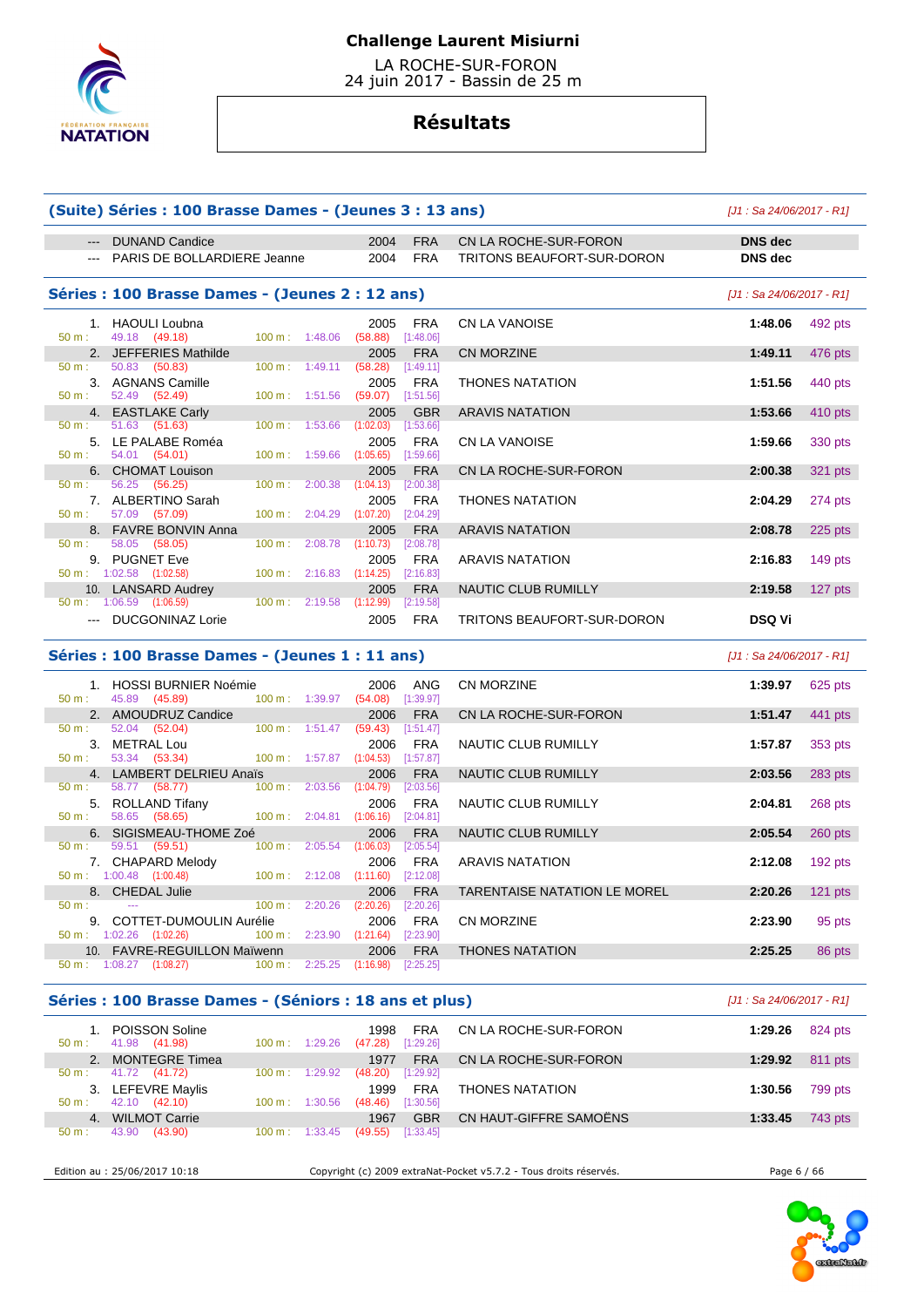# Challenge Laurent Misiurni

LA ROCHE-SUR-FORON
24 juin 2017 - Bassin de 25 m

## Résultats

### (Suite) Séries : 100 Brasse Dames - (Jeunes 3 : 13 ans)

*[J1 : Sa 24/06/2017 - R1]*

| Pl. | Nom | Année | Nat. | Club | Temps | Points |
|---|---|---|---|---|---|---|
| --- | DUNAND Candice | 2004 | FRA | CN LA ROCHE-SUR-FORON | **DNS dec** | |
| --- | PARIS DE BOLLARDIERE Jeanne | 2004 | FRA | TRITONS BEAUFORT-SUR-DORON | **DNS dec** | |

### Séries : 100 Brasse Dames - (Jeunes 2 : 12 ans)

*[J1 : Sa 24/06/2017 - R1]*

| Pl. | Nom | Année | Nat. | Club | Temps | Points |
|---|---|---|---|---|---|---|
| 1. | HAOULI Loubna | 2005 | FRA | CN LA VANOISE | **1:48.06** | 492 pts |
| | 50 m : 49.18 (49.18) — 100 m : 1:48.06 (58.88) [1:48.06] | | | | | |
| 2. | JEFFERIES Mathilde | 2005 | FRA | CN MORZINE | **1:49.11** | 476 pts |
| | 50 m : 50.83 (50.83) — 100 m : 1:49.11 (58.28) [1:49.11] | | | | | |
| 3. | AGNANS Camille | 2005 | FRA | THONES NATATION | **1:51.56** | 440 pts |
| | 50 m : 52.49 (52.49) — 100 m : 1:51.56 (59.07) [1:51.56] | | | | | |
| 4. | EASTLAKE Carly | 2005 | GBR | ARAVIS NATATION | **1:53.66** | 410 pts |
| | 50 m : 51.63 (51.63) — 100 m : 1:53.66 (1:02.03) [1:53.66] | | | | | |
| 5. | LE PALABE Roméa | 2005 | FRA | CN LA VANOISE | **1:59.66** | 330 pts |
| | 50 m : 54.01 (54.01) — 100 m : 1:59.66 (1:05.65) [1:59.66] | | | | | |
| 6. | CHOMAT Louison | 2005 | FRA | CN LA ROCHE-SUR-FORON | **2:00.38** | 321 pts |
| | 50 m : 56.25 (56.25) — 100 m : 2:00.38 (1:04.13) [2:00.38] | | | | | |
| 7. | ALBERTINO Sarah | 2005 | FRA | THONES NATATION | **2:04.29** | 274 pts |
| | 50 m : 57.09 (57.09) — 100 m : 2:04.29 (1:07.20) [2:04.29] | | | | | |
| 8. | FAVRE BONVIN Anna | 2005 | FRA | ARAVIS NATATION | **2:08.78** | 225 pts |
| | 50 m : 58.05 (58.05) — 100 m : 2:08.78 (1:10.73) [2:08.78] | | | | | |
| 9. | PUGNET Eve | 2005 | FRA | ARAVIS NATATION | **2:16.83** | 149 pts |
| | 50 m : 1:02.58 (1:02.58) — 100 m : 2:16.83 (1:14.25) [2:16.83] | | | | | |
| 10. | LANSARD Audrey | 2005 | FRA | NAUTIC CLUB RUMILLY | **2:19.58** | 127 pts |
| | 50 m : 1:06.59 (1:06.59) — 100 m : 2:19.58 (1:12.99) [2:19.58] | | | | | |
| --- | DUCGONINAZ Lorie | 2005 | FRA | TRITONS BEAUFORT-SUR-DORON | **DSQ Vi** | |

### Séries : 100 Brasse Dames - (Jeunes 1 : 11 ans)

*[J1 : Sa 24/06/2017 - R1]*

| Pl. | Nom | Année | Nat. | Club | Temps | Points |
|---|---|---|---|---|---|---|
| 1. | HOSSI BURNIER Noémie | 2006 | ANG | CN MORZINE | **1:39.97** | 625 pts |
| | 50 m : 45.89 (45.89) — 100 m : 1:39.97 (54.08) [1:39.97] | | | | | |
| 2. | AMOUDRUZ Candice | 2006 | FRA | CN LA ROCHE-SUR-FORON | **1:51.47** | 441 pts |
| | 50 m : 52.04 (52.04) — 100 m : 1:51.47 (59.43) [1:51.47] | | | | | |
| 3. | METRAL Lou | 2006 | FRA | NAUTIC CLUB RUMILLY | **1:57.87** | 353 pts |
| | 50 m : 53.34 (53.34) — 100 m : 1:57.87 (1:04.53) [1:57.87] | | | | | |
| 4. | LAMBERT DELRIEU Anaïs | 2006 | FRA | NAUTIC CLUB RUMILLY | **2:03.56** | 283 pts |
| | 50 m : 58.77 (58.77) — 100 m : 2:03.56 (1:04.79) [2:03.56] | | | | | |
| 5. | ROLLAND Tifany | 2006 | FRA | NAUTIC CLUB RUMILLY | **2:04.81** | 268 pts |
| | 50 m : 58.65 (58.65) — 100 m : 2:04.81 (1:06.16) [2:04.81] | | | | | |
| 6. | SIGISMEAU-THOME Zoé | 2006 | FRA | NAUTIC CLUB RUMILLY | **2:05.54** | 260 pts |
| | 50 m : 59.51 (59.51) — 100 m : 2:05.54 (1:06.03) [2:05.54] | | | | | |
| 7. | CHAPARD Melody | 2006 | FRA | ARAVIS NATATION | **2:12.08** | 192 pts |
| | 50 m : 1:00.48 (1:00.48) — 100 m : 2:12.08 (1:11.60) [2:12.08] | | | | | |
| 8. | CHEDAL Julie | 2006 | FRA | TARENTAISE NATATION LE MOREL | **2:20.26** | 121 pts |
| | 50 m : --- — 100 m : 2:20.26 (2:20.26) [2:20.26] | | | | | |
| 9. | COTTET-DUMOULIN Aurélie | 2006 | FRA | CN MORZINE | **2:23.90** | 95 pts |
| | 50 m : 1:02.26 (1:02.26) — 100 m : 2:23.90 (1:21.64) [2:23.90] | | | | | |
| 10. | FAVRE-REGUILLON Maïwenn | 2006 | FRA | THONES NATATION | **2:25.25** | 86 pts |
| | 50 m : 1:08.27 (1:08.27) — 100 m : 2:25.25 (1:16.98) [2:25.25] | | | | | |

### Séries : 100 Brasse Dames - (Séniors : 18 ans et plus)

*[J1 : Sa 24/06/2017 - R1]*

| Pl. | Nom | Année | Nat. | Club | Temps | Points |
|---|---|---|---|---|---|---|
| 1. | POISSON Soline | 1998 | FRA | CN LA ROCHE-SUR-FORON | **1:29.26** | 824 pts |
| | 50 m : 41.98 (41.98) — 100 m : 1:29.26 (47.28) [1:29.26] | | | | | |
| 2. | MONTEGRE Timea | 1977 | FRA | CN LA ROCHE-SUR-FORON | **1:29.92** | 811 pts |
| | 50 m : 41.72 (41.72) — 100 m : 1:29.92 (48.20) [1:29.92] | | | | | |
| 3. | LEFEVRE Maylis | 1999 | FRA | THONES NATATION | **1:30.56** | 799 pts |
| | 50 m : 42.10 (42.10) — 100 m : 1:30.56 (48.46) [1:30.56] | | | | | |
| 4. | WILMOT Carrie | 1967 | GBR | CN HAUT-GIFFRE SAMOËNS | **1:33.45** | 743 pts |
| | 50 m : 43.90 (43.90) — 100 m : 1:33.45 (49.55) [1:33.45] | | | | | |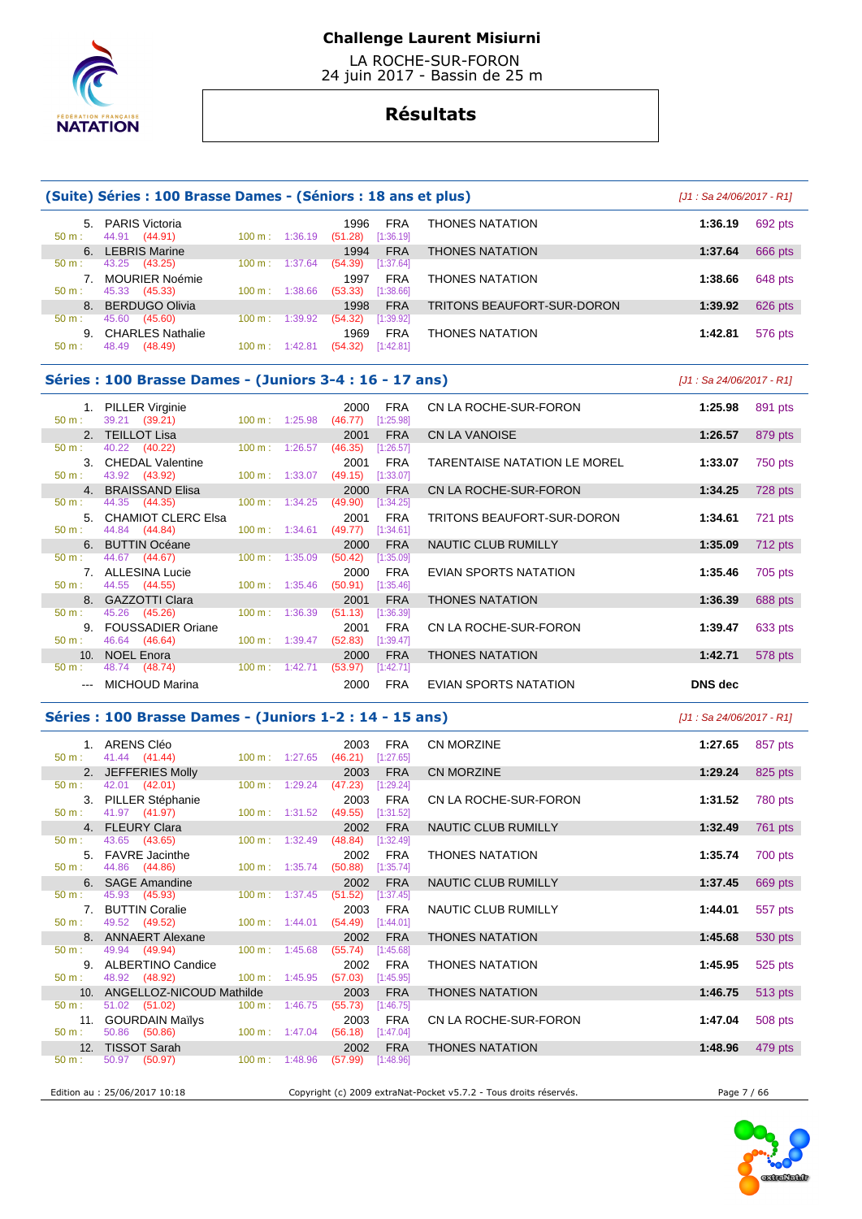**Challenge Laurent Misiurni**

LA ROCHE-SUR-FORON
24 juin 2017 - Bassin de 25 m

# Résultats

## (Suite) Séries : 100 Brasse Dames - (Séniors : 18 ans et plus)

*[J1 : Sa 24/06/2017 - R1]*

| Rang | Nom | Année | Nat. | Club | Temps | Points |
|---|---|---|---|---|---|---|
| 5. | PARIS Victoria | 1996 | FRA | THONES NATATION | 1:36.19 | 692 pts |
| | 50 m : 44.91 (44.91) — 100 m : 1:36.19 (51.28) [1:36.19] | | | | | |
| 6. | LEBRIS Marine | 1994 | FRA | THONES NATATION | 1:37.64 | 666 pts |
| | 50 m : 43.25 (43.25) — 100 m : 1:37.64 (54.39) [1:37.64] | | | | | |
| 7. | MOURIER Noémie | 1997 | FRA | THONES NATATION | 1:38.66 | 648 pts |
| | 50 m : 45.33 (45.33) — 100 m : 1:38.66 (53.33) [1:38.66] | | | | | |
| 8. | BERDUGO Olivia | 1998 | FRA | TRITONS BEAUFORT-SUR-DORON | 1:39.92 | 626 pts |
| | 50 m : 45.60 (45.60) — 100 m : 1:39.92 (54.32) [1:39.92] | | | | | |
| 9. | CHARLES Nathalie | 1969 | FRA | THONES NATATION | 1:42.81 | 576 pts |
| | 50 m : 48.49 (48.49) — 100 m : 1:42.81 (54.32) [1:42.81] | | | | | |

## Séries : 100 Brasse Dames - (Juniors 3-4 : 16 - 17 ans)

*[J1 : Sa 24/06/2017 - R1]*

| Rang | Nom | Année | Nat. | Club | Temps | Points |
|---|---|---|---|---|---|---|
| 1. | PILLER Virginie | 2000 | FRA | CN LA ROCHE-SUR-FORON | 1:25.98 | 891 pts |
| | 50 m : 39.21 (39.21) — 100 m : 1:25.98 (46.77) [1:25.98] | | | | | |
| 2. | TEILLOT Lisa | 2001 | FRA | CN LA VANOISE | 1:26.57 | 879 pts |
| | 50 m : 40.22 (40.22) — 100 m : 1:26.57 (46.35) [1:26.57] | | | | | |
| 3. | CHEDAL Valentine | 2001 | FRA | TARENTAISE NATATION LE MOREL | 1:33.07 | 750 pts |
| | 50 m : 43.92 (43.92) — 100 m : 1:33.07 (49.15) [1:33.07] | | | | | |
| 4. | BRAISSAND Elisa | 2000 | FRA | CN LA ROCHE-SUR-FORON | 1:34.25 | 728 pts |
| | 50 m : 44.35 (44.35) — 100 m : 1:34.25 (49.90) [1:34.25] | | | | | |
| 5. | CHAMIOT CLERC Elsa | 2001 | FRA | TRITONS BEAUFORT-SUR-DORON | 1:34.61 | 721 pts |
| | 50 m : 44.84 (44.84) — 100 m : 1:34.61 (49.77) [1:34.61] | | | | | |
| 6. | BUTTIN Océane | 2000 | FRA | NAUTIC CLUB RUMILLY | 1:35.09 | 712 pts |
| | 50 m : 44.67 (44.67) — 100 m : 1:35.09 (50.42) [1:35.09] | | | | | |
| 7. | ALLESINA Lucie | 2000 | FRA | EVIAN SPORTS NATATION | 1:35.46 | 705 pts |
| | 50 m : 44.55 (44.55) — 100 m : 1:35.46 (50.91) [1:35.46] | | | | | |
| 8. | GAZZOTTI Clara | 2001 | FRA | THONES NATATION | 1:36.39 | 688 pts |
| | 50 m : 45.26 (45.26) — 100 m : 1:36.39 (51.13) [1:36.39] | | | | | |
| 9. | FOUSSADIER Oriane | 2001 | FRA | CN LA ROCHE-SUR-FORON | 1:39.47 | 633 pts |
| | 50 m : 46.64 (46.64) — 100 m : 1:39.47 (52.83) [1:39.47] | | | | | |
| 10. | NOEL Enora | 2000 | FRA | THONES NATATION | 1:42.71 | 578 pts |
| | 50 m : 48.74 (48.74) — 100 m : 1:42.71 (53.97) [1:42.71] | | | | | |
| --- | MICHOUD Marina | 2000 | FRA | EVIAN SPORTS NATATION | DNS dec | |

## Séries : 100 Brasse Dames - (Juniors 1-2 : 14 - 15 ans)

*[J1 : Sa 24/06/2017 - R1]*

| Rang | Nom | Année | Nat. | Club | Temps | Points |
|---|---|---|---|---|---|---|
| 1. | ARENS Cléo | 2003 | FRA | CN MORZINE | 1:27.65 | 857 pts |
| | 50 m : 41.44 (41.44) — 100 m : 1:27.65 (46.21) [1:27.65] | | | | | |
| 2. | JEFFERIES Molly | 2003 | FRA | CN MORZINE | 1:29.24 | 825 pts |
| | 50 m : 42.01 (42.01) — 100 m : 1:29.24 (47.23) [1:29.24] | | | | | |
| 3. | PILLER Stéphanie | 2003 | FRA | CN LA ROCHE-SUR-FORON | 1:31.52 | 780 pts |
| | 50 m : 41.97 (41.97) — 100 m : 1:31.52 (49.55) [1:31.52] | | | | | |
| 4. | FLEURY Clara | 2002 | FRA | NAUTIC CLUB RUMILLY | 1:32.49 | 761 pts |
| | 50 m : 43.65 (43.65) — 100 m : 1:32.49 (48.84) [1:32.49] | | | | | |
| 5. | FAVRE Jacinthe | 2002 | FRA | THONES NATATION | 1:35.74 | 700 pts |
| | 50 m : 44.86 (44.86) — 100 m : 1:35.74 (50.88) [1:35.74] | | | | | |
| 6. | SAGE Amandine | 2002 | FRA | NAUTIC CLUB RUMILLY | 1:37.45 | 669 pts |
| | 50 m : 45.93 (45.93) — 100 m : 1:37.45 (51.52) [1:37.45] | | | | | |
| 7. | BUTTIN Coralie | 2003 | FRA | NAUTIC CLUB RUMILLY | 1:44.01 | 557 pts |
| | 50 m : 49.52 (49.52) — 100 m : 1:44.01 (54.49) [1:44.01] | | | | | |
| 8. | ANNAERT Alexane | 2002 | FRA | THONES NATATION | 1:45.68 | 530 pts |
| | 50 m : 49.94 (49.94) — 100 m : 1:45.68 (55.74) [1:45.68] | | | | | |
| 9. | ALBERTINO Candice | 2002 | FRA | THONES NATATION | 1:45.95 | 525 pts |
| | 50 m : 48.92 (48.92) — 100 m : 1:45.95 (57.03) [1:45.95] | | | | | |
| 10. | ANGELLOZ-NICOUD Mathilde | 2003 | FRA | THONES NATATION | 1:46.75 | 513 pts |
| | 50 m : 51.02 (51.02) — 100 m : 1:46.75 (55.73) [1:46.75] | | | | | |
| 11. | GOURDAIN Maïlys | 2003 | FRA | CN LA ROCHE-SUR-FORON | 1:47.04 | 508 pts |
| | 50 m : 50.86 (50.86) — 100 m : 1:47.04 (56.18) [1:47.04] | | | | | |
| 12. | TISSOT Sarah | 2002 | FRA | THONES NATATION | 1:48.96 | 479 pts |
| | 50 m : 50.97 (50.97) — 100 m : 1:48.96 (57.99) [1:48.96] | | | | | |

Edition au : 25/06/2017 10:18 — Copyright (c) 2009 extraNat-Pocket v5.7.2 - Tous droits réservés.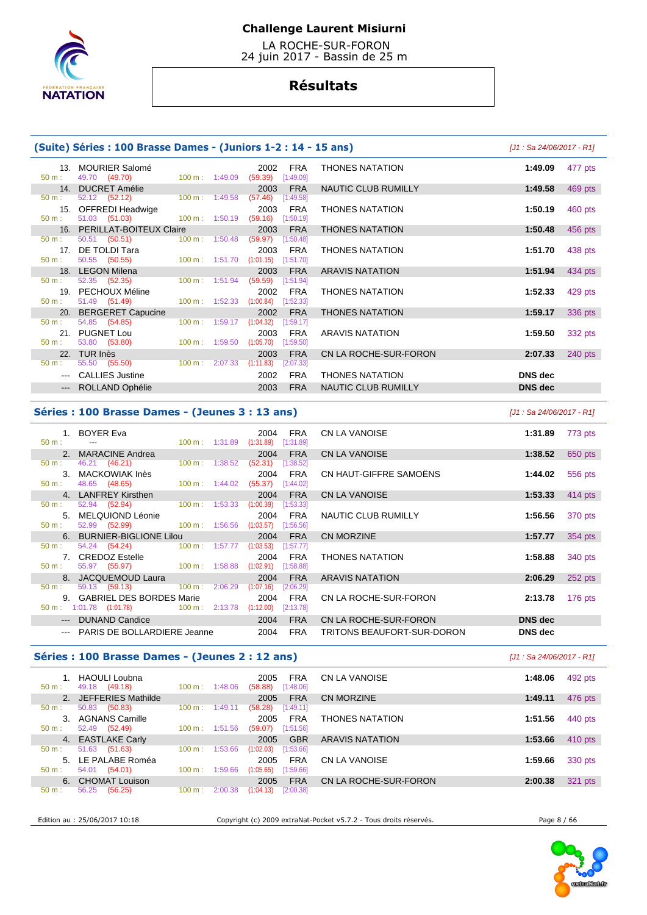# Challenge Laurent Misiurni

LA ROCHE-SUR-FORON
24 juin 2017 - Bassin de 25 m

## Résultats

### (Suite) Séries : 100 Brasse Dames - (Juniors 1-2 : 14 - 15 ans)

*[J1 : Sa 24/06/2017 - R1]*

| Rang | Nom | Année | Nat. | Club | Temps | Points |
|---|---|---|---|---|---|---|
| 13. | MOURIER Salomé | 2002 | FRA | THONES NATATION | 1:49.09 | 477 pts |
| | 50 m : 49.70 (49.70) — 100 m : 1:49.09 (59.39) [1:49.09] | | | | | |
| 14. | DUCRET Amélie | 2003 | FRA | NAUTIC CLUB RUMILLY | 1:49.58 | 469 pts |
| | 50 m : 52.12 (52.12) — 100 m : 1:49.58 (57.46) [1:49.58] | | | | | |
| 15. | OFFREDI Headwige | 2003 | FRA | THONES NATATION | 1:50.19 | 460 pts |
| | 50 m : 51.03 (51.03) — 100 m : 1:50.19 (59.16) [1:50.19] | | | | | |
| 16. | PERILLAT-BOITEUX Claire | 2003 | FRA | THONES NATATION | 1:50.48 | 456 pts |
| | 50 m : 50.51 (50.51) — 100 m : 1:50.48 (59.97) [1:50.48] | | | | | |
| 17. | DE TOLDI Tara | 2003 | FRA | THONES NATATION | 1:51.70 | 438 pts |
| | 50 m : 50.55 (50.55) — 100 m : 1:51.70 (1:01.15) [1:51.70] | | | | | |
| 18. | LEGON Milena | 2003 | FRA | ARAVIS NATATION | 1:51.94 | 434 pts |
| | 50 m : 52.35 (52.35) — 100 m : 1:51.94 (59.59) [1:51.94] | | | | | |
| 19. | PECHOUX Méline | 2002 | FRA | THONES NATATION | 1:52.33 | 429 pts |
| | 50 m : 51.49 (51.49) — 100 m : 1:52.33 (1:00.84) [1:52.33] | | | | | |
| 20. | BERGERET Capucine | 2002 | FRA | THONES NATATION | 1:59.17 | 336 pts |
| | 50 m : 54.85 (54.85) — 100 m : 1:59.17 (1:04.32) [1:59.17] | | | | | |
| 21. | PUGNET Lou | 2003 | FRA | ARAVIS NATATION | 1:59.50 | 332 pts |
| | 50 m : 53.80 (53.80) — 100 m : 1:59.50 (1:05.70) [1:59.50] | | | | | |
| 22. | TUR Inès | 2003 | FRA | CN LA ROCHE-SUR-FORON | 2:07.33 | 240 pts |
| | 50 m : 55.50 (55.50) — 100 m : 2:07.33 (1:11.83) [2:07.33] | | | | | |
| --- | CALLIES Justine | 2002 | FRA | THONES NATATION | DNS dec | |
| --- | ROLLAND Ophélie | 2003 | FRA | NAUTIC CLUB RUMILLY | DNS dec | |

### Séries : 100 Brasse Dames - (Jeunes 3 : 13 ans)

*[J1 : Sa 24/06/2017 - R1]*

| Rang | Nom | Année | Nat. | Club | Temps | Points |
|---|---|---|---|---|---|---|
| 1. | BOYER Eva | 2004 | FRA | CN LA VANOISE | 1:31.89 | 773 pts |
| | 50 m : --- — 100 m : 1:31.89 (1:31.89) [1:31.89] | | | | | |
| 2. | MARACINE Andrea | 2004 | FRA | CN LA VANOISE | 1:38.52 | 650 pts |
| | 50 m : 46.21 (46.21) — 100 m : 1:38.52 (52.31) [1:38.52] | | | | | |
| 3. | MACKOWIAK Inès | 2004 | FRA | CN HAUT-GIFFRE SAMOËNS | 1:44.02 | 556 pts |
| | 50 m : 48.65 (48.65) — 100 m : 1:44.02 (55.37) [1:44.02] | | | | | |
| 4. | LANFREY Kirsthen | 2004 | FRA | CN LA VANOISE | 1:53.33 | 414 pts |
| | 50 m : 52.94 (52.94) — 100 m : 1:53.33 (1:00.39) [1:53.33] | | | | | |
| 5. | MELQUIOND Léonie | 2004 | FRA | NAUTIC CLUB RUMILLY | 1:56.56 | 370 pts |
| | 50 m : 52.99 (52.99) — 100 m : 1:56.56 (1:03.57) [1:56.56] | | | | | |
| 6. | BURNIER-BIGLIONE Lilou | 2004 | FRA | CN MORZINE | 1:57.77 | 354 pts |
| | 50 m : 54.24 (54.24) — 100 m : 1:57.77 (1:03.53) [1:57.77] | | | | | |
| 7. | CREDOZ Estelle | 2004 | FRA | THONES NATATION | 1:58.88 | 340 pts |
| | 50 m : 55.97 (55.97) — 100 m : 1:58.88 (1:02.91) [1:58.88] | | | | | |
| 8. | JACQUEMOUD Laura | 2004 | FRA | ARAVIS NATATION | 2:06.29 | 252 pts |
| | 50 m : 59.13 (59.13) — 100 m : 2:06.29 (1:07.16) [2:06.29] | | | | | |
| 9. | GABRIEL DES BORDES Marie | 2004 | FRA | CN LA ROCHE-SUR-FORON | 2:13.78 | 176 pts |
| | 50 m : 1:01.78 (1:01.78) — 100 m : 2:13.78 (1:12.00) [2:13.78] | | | | | |
| --- | DUNAND Candice | 2004 | FRA | CN LA ROCHE-SUR-FORON | DNS dec | |
| --- | PARIS DE BOLLARDIERE Jeanne | 2004 | FRA | TRITONS BEAUFORT-SUR-DORON | DNS dec | |

### Séries : 100 Brasse Dames - (Jeunes 2 : 12 ans)

*[J1 : Sa 24/06/2017 - R1]*

| Rang | Nom | Année | Nat. | Club | Temps | Points |
|---|---|---|---|---|---|---|
| 1. | HAOULI Loubna | 2005 | FRA | CN LA VANOISE | 1:48.06 | 492 pts |
| | 50 m : 49.18 (49.18) — 100 m : 1:48.06 (58.88) [1:48.06] | | | | | |
| 2. | JEFFERIES Mathilde | 2005 | FRA | CN MORZINE | 1:49.11 | 476 pts |
| | 50 m : 50.83 (50.83) — 100 m : 1:49.11 (58.28) [1:49.11] | | | | | |
| 3. | AGNANS Camille | 2005 | FRA | THONES NATATION | 1:51.56 | 440 pts |
| | 50 m : 52.49 (52.49) — 100 m : 1:51.56 (59.07) [1:51.56] | | | | | |
| 4. | EASTLAKE Carly | 2005 | GBR | ARAVIS NATATION | 1:53.66 | 410 pts |
| | 50 m : 51.63 (51.63) — 100 m : 1:53.66 (1:02.03) [1:53.66] | | | | | |
| 5. | LE PALABE Roméa | 2005 | FRA | CN LA VANOISE | 1:59.66 | 330 pts |
| | 50 m : 54.01 (54.01) — 100 m : 1:59.66 (1:05.65) [1:59.66] | | | | | |
| 6. | CHOMAT Louison | 2005 | FRA | CN LA ROCHE-SUR-FORON | 2:00.38 | 321 pts |
| | 50 m : 56.25 (56.25) — 100 m : 2:00.38 (1:04.13) [2:00.38] | | | | | |

Edition au : 25/06/2017 10:18 — Copyright (c) 2009 extraNat-Pocket v5.7.2 - Tous droits réservés.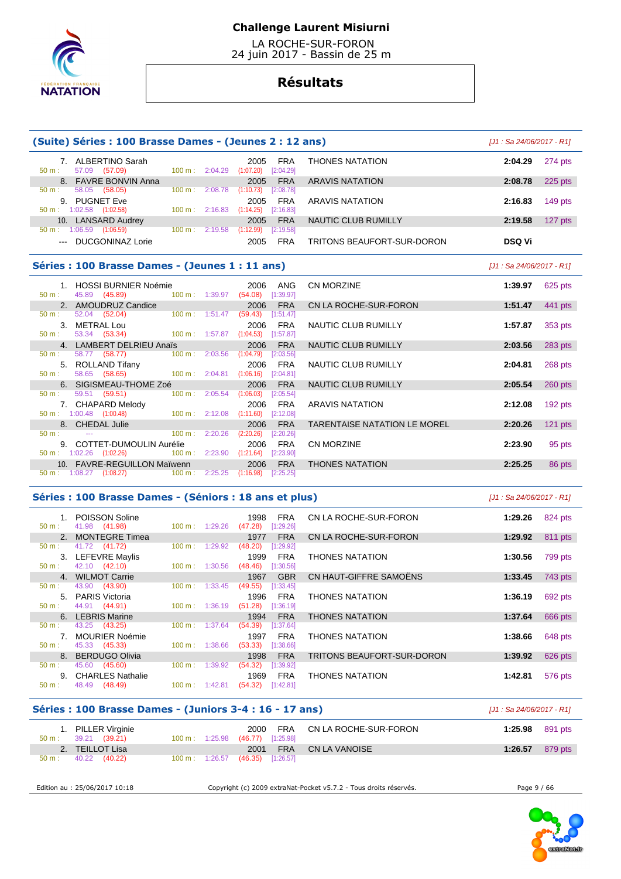# Challenge Laurent Misiurni

LA ROCHE-SUR-FORON
24 juin 2017 - Bassin de 25 m

## Résultats

### (Suite) Séries : 100 Brasse Dames - (Jeunes 2 : 12 ans)

*[J1 : Sa 24/06/2017 - R1]*

| Rang | Nom | Année | Nat. | Club | Temps | Points |
|---|---|---|---|---|---|---|
| 7. | ALBERTINO Sarah | 2005 | FRA | THONES NATATION | 2:04.29 | 274 pts |
| | 50 m : 57.09 (57.09) — 100 m : 2:04.29 (1:07.20) [2:04.29] | | | | | |
| 8. | FAVRE BONVIN Anna | 2005 | FRA | ARAVIS NATATION | 2:08.78 | 225 pts |
| | 50 m : 58.05 (58.05) — 100 m : 2:08.78 (1:10.73) [2:08.78] | | | | | |
| 9. | PUGNET Eve | 2005 | FRA | ARAVIS NATATION | 2:16.83 | 149 pts |
| | 50 m : 1:02.58 (1:02.58) — 100 m : 2:16.83 (1:14.25) [2:16.83] | | | | | |
| 10. | LANSARD Audrey | 2005 | FRA | NAUTIC CLUB RUMILLY | 2:19.58 | 127 pts |
| | 50 m : 1:06.59 (1:06.59) — 100 m : 2:19.58 (1:12.99) [2:19.58] | | | | | |
| --- | DUCGONINAZ Lorie | 2005 | FRA | TRITONS BEAUFORT-SUR-DORON | DSQ Vi | |

### Séries : 100 Brasse Dames - (Jeunes 1 : 11 ans)

*[J1 : Sa 24/06/2017 - R1]*

| Rang | Nom | Année | Nat. | Club | Temps | Points |
|---|---|---|---|---|---|---|
| 1. | HOSSI BURNIER Noémie | 2006 | ANG | CN MORZINE | 1:39.97 | 625 pts |
| | 50 m : 45.89 (45.89) — 100 m : 1:39.97 (54.08) [1:39.97] | | | | | |
| 2. | AMOUDRUZ Candice | 2006 | FRA | CN LA ROCHE-SUR-FORON | 1:51.47 | 441 pts |
| | 50 m : 52.04 (52.04) — 100 m : 1:51.47 (59.43) [1:51.47] | | | | | |
| 3. | METRAL Lou | 2006 | FRA | NAUTIC CLUB RUMILLY | 1:57.87 | 353 pts |
| | 50 m : 53.34 (53.34) — 100 m : 1:57.87 (1:04.53) [1:57.87] | | | | | |
| 4. | LAMBERT DELRIEU Anaïs | 2006 | FRA | NAUTIC CLUB RUMILLY | 2:03.56 | 283 pts |
| | 50 m : 58.77 (58.77) — 100 m : 2:03.56 (1:04.79) [2:03.56] | | | | | |
| 5. | ROLLAND Tifany | 2006 | FRA | NAUTIC CLUB RUMILLY | 2:04.81 | 268 pts |
| | 50 m : 58.65 (58.65) — 100 m : 2:04.81 (1:06.16) [2:04.81] | | | | | |
| 6. | SIGISMEAU-THOME Zoé | 2006 | FRA | NAUTIC CLUB RUMILLY | 2:05.54 | 260 pts |
| | 50 m : 59.51 (59.51) — 100 m : 2:05.54 (1:06.03) [2:05.54] | | | | | |
| 7. | CHAPARD Melody | 2006 | FRA | ARAVIS NATATION | 2:12.08 | 192 pts |
| | 50 m : 1:00.48 (1:00.48) — 100 m : 2:12.08 (1:11.60) [2:12.08] | | | | | |
| 8. | CHEDAL Julie | 2006 | FRA | TARENTAISE NATATION LE MOREL | 2:20.26 | 121 pts |
| | 50 m : --- — 100 m : 2:20.26 (2:20.26) [2:20.26] | | | | | |
| 9. | COTTET-DUMOULIN Aurélie | 2006 | FRA | CN MORZINE | 2:23.90 | 95 pts |
| | 50 m : 1:02.26 (1:02.26) — 100 m : 2:23.90 (1:21.64) [2:23.90] | | | | | |
| 10. | FAVRE-REGUILLON Maïwenn | 2006 | FRA | THONES NATATION | 2:25.25 | 86 pts |
| | 50 m : 1:08.27 (1:08.27) — 100 m : 2:25.25 (1:16.98) [2:25.25] | | | | | |

### Séries : 100 Brasse Dames - (Séniors : 18 ans et plus)

*[J1 : Sa 24/06/2017 - R1]*

| Rang | Nom | Année | Nat. | Club | Temps | Points |
|---|---|---|---|---|---|---|
| 1. | POISSON Soline | 1998 | FRA | CN LA ROCHE-SUR-FORON | 1:29.26 | 824 pts |
| | 50 m : 41.98 (41.98) — 100 m : 1:29.26 (47.28) [1:29.26] | | | | | |
| 2. | MONTEGRE Timea | 1977 | FRA | CN LA ROCHE-SUR-FORON | 1:29.92 | 811 pts |
| | 50 m : 41.72 (41.72) — 100 m : 1:29.92 (48.20) [1:29.92] | | | | | |
| 3. | LEFEVRE Maylis | 1999 | FRA | THONES NATATION | 1:30.56 | 799 pts |
| | 50 m : 42.10 (42.10) — 100 m : 1:30.56 (48.46) [1:30.56] | | | | | |
| 4. | WILMOT Carrie | 1967 | GBR | CN HAUT-GIFFRE SAMOËNS | 1:33.45 | 743 pts |
| | 50 m : 43.90 (43.90) — 100 m : 1:33.45 (49.55) [1:33.45] | | | | | |
| 5. | PARIS Victoria | 1996 | FRA | THONES NATATION | 1:36.19 | 692 pts |
| | 50 m : 44.91 (44.91) — 100 m : 1:36.19 (51.28) [1:36.19] | | | | | |
| 6. | LEBRIS Marine | 1994 | FRA | THONES NATATION | 1:37.64 | 666 pts |
| | 50 m : 43.25 (43.25) — 100 m : 1:37.64 (54.39) [1:37.64] | | | | | |
| 7. | MOURIER Noémie | 1997 | FRA | THONES NATATION | 1:38.66 | 648 pts |
| | 50 m : 45.33 (45.33) — 100 m : 1:38.66 (53.33) [1:38.66] | | | | | |
| 8. | BERDUGO Olivia | 1998 | FRA | TRITONS BEAUFORT-SUR-DORON | 1:39.92 | 626 pts |
| | 50 m : 45.60 (45.60) — 100 m : 1:39.92 (54.32) [1:39.92] | | | | | |
| 9. | CHARLES Nathalie | 1969 | FRA | THONES NATATION | 1:42.81 | 576 pts |
| | 50 m : 48.49 (48.49) — 100 m : 1:42.81 (54.32) [1:42.81] | | | | | |

### Séries : 100 Brasse Dames - (Juniors 3-4 : 16 - 17 ans)

*[J1 : Sa 24/06/2017 - R1]*

| Rang | Nom | Année | Nat. | Club | Temps | Points |
|---|---|---|---|---|---|---|
| 1. | PILLER Virginie | 2000 | FRA | CN LA ROCHE-SUR-FORON | 1:25.98 | 891 pts |
| | 50 m : 39.21 (39.21) — 100 m : 1:25.98 (46.77) [1:25.98] | | | | | |
| 2. | TEILLOT Lisa | 2001 | FRA | CN LA VANOISE | 1:26.57 | 879 pts |
| | 50 m : 40.22 (40.22) — 100 m : 1:26.57 (46.35) [1:26.57] | | | | | |

Edition au : 25/06/2017 10:18 — Copyright (c) 2009 extraNat-Pocket v5.7.2 - Tous droits réservés.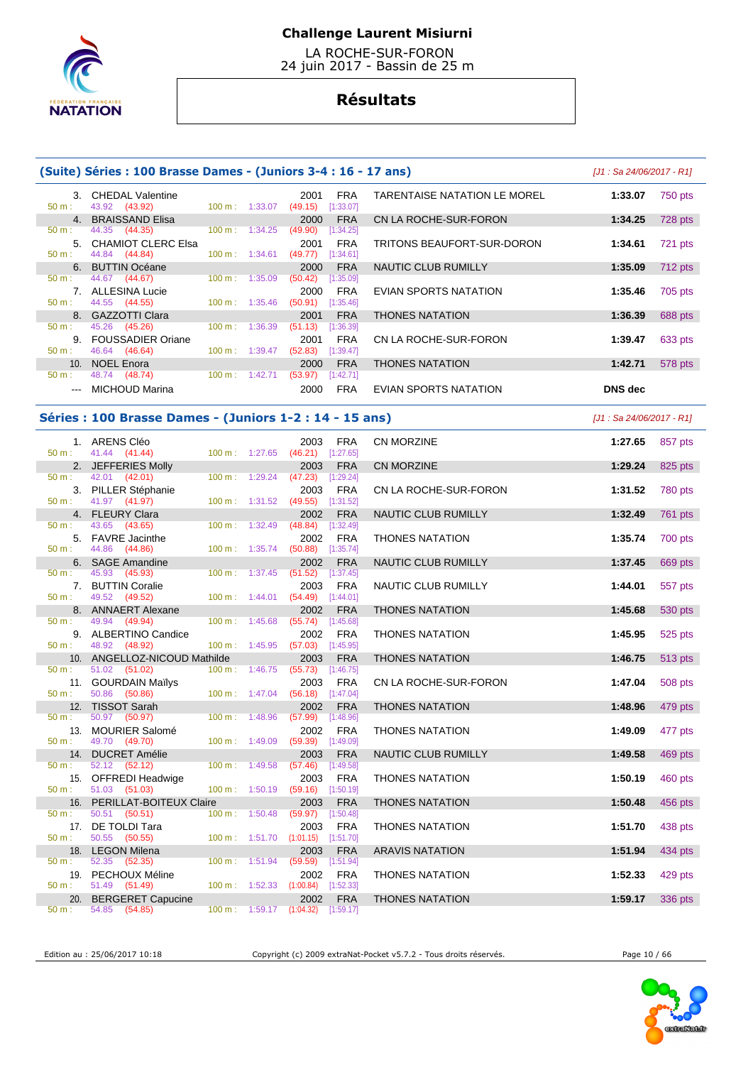# Challenge Laurent Misiurni

LA ROCHE-SUR-FORON
24 juin 2017 - Bassin de 25 m

## Résultats

### (Suite) Séries : 100 Brasse Dames - (Juniors 3-4 : 16 - 17 ans)

[J1 : Sa 24/06/2017 - R1]

| Rang | Nom | Année | Nat. | Club | Temps | Points |
|---|---|---|---|---|---|---|
| 3. | CHEDAL Valentine | 2001 | FRA | TARENTAISE NATATION LE MOREL | 1:33.07 | 750 pts |
| | 50 m : 43.92 (43.92) 100 m : 1:33.07 (49.15) [1:33.07] | | | | | |
| 4. | BRAISSAND Elisa | 2000 | FRA | CN LA ROCHE-SUR-FORON | 1:34.25 | 728 pts |
| | 50 m : 44.35 (44.35) 100 m : 1:34.25 (49.90) [1:34.25] | | | | | |
| 5. | CHAMIOT CLERC Elsa | 2001 | FRA | TRITONS BEAUFORT-SUR-DORON | 1:34.61 | 721 pts |
| | 50 m : 44.84 (44.84) 100 m : 1:34.61 (49.77) [1:34.61] | | | | | |
| 6. | BUTTIN Océane | 2000 | FRA | NAUTIC CLUB RUMILLY | 1:35.09 | 712 pts |
| | 50 m : 44.67 (44.67) 100 m : 1:35.09 (50.42) [1:35.09] | | | | | |
| 7. | ALLESINA Lucie | 2000 | FRA | EVIAN SPORTS NATATION | 1:35.46 | 705 pts |
| | 50 m : 44.55 (44.55) 100 m : 1:35.46 (50.91) [1:35.46] | | | | | |
| 8. | GAZZOTTI Clara | 2001 | FRA | THONES NATATION | 1:36.39 | 688 pts |
| | 50 m : 45.26 (45.26) 100 m : 1:36.39 (51.13) [1:36.39] | | | | | |
| 9. | FOUSSADIER Oriane | 2001 | FRA | CN LA ROCHE-SUR-FORON | 1:39.47 | 633 pts |
| | 50 m : 46.64 (46.64) 100 m : 1:39.47 (52.83) [1:39.47] | | | | | |
| 10. | NOEL Enora | 2000 | FRA | THONES NATATION | 1:42.71 | 578 pts |
| | 50 m : 48.74 (48.74) 100 m : 1:42.71 (53.97) [1:42.71] | | | | | |
| --- | MICHOUD Marina | 2000 | FRA | EVIAN SPORTS NATATION | DNS dec | |

### Séries : 100 Brasse Dames - (Juniors 1-2 : 14 - 15 ans)

[J1 : Sa 24/06/2017 - R1]

| Rang | Nom | Année | Nat. | Club | Temps | Points |
|---|---|---|---|---|---|---|
| 1. | ARENS Cléo | 2003 | FRA | CN MORZINE | 1:27.65 | 857 pts |
| | 50 m : 41.44 (41.44) 100 m : 1:27.65 (46.21) [1:27.65] | | | | | |
| 2. | JEFFERIES Molly | 2003 | FRA | CN MORZINE | 1:29.24 | 825 pts |
| | 50 m : 42.01 (42.01) 100 m : 1:29.24 (47.23) [1:29.24] | | | | | |
| 3. | PILLER Stéphanie | 2003 | FRA | CN LA ROCHE-SUR-FORON | 1:31.52 | 780 pts |
| | 50 m : 41.97 (41.97) 100 m : 1:31.52 (49.55) [1:31.52] | | | | | |
| 4. | FLEURY Clara | 2002 | FRA | NAUTIC CLUB RUMILLY | 1:32.49 | 761 pts |
| | 50 m : 43.65 (43.65) 100 m : 1:32.49 (48.84) [1:32.49] | | | | | |
| 5. | FAVRE Jacinthe | 2002 | FRA | THONES NATATION | 1:35.74 | 700 pts |
| | 50 m : 44.86 (44.86) 100 m : 1:35.74 (50.88) [1:35.74] | | | | | |
| 6. | SAGE Amandine | 2002 | FRA | NAUTIC CLUB RUMILLY | 1:37.45 | 669 pts |
| | 50 m : 45.93 (45.93) 100 m : 1:37.45 (51.52) [1:37.45] | | | | | |
| 7. | BUTTIN Coralie | 2003 | FRA | NAUTIC CLUB RUMILLY | 1:44.01 | 557 pts |
| | 50 m : 49.52 (49.52) 100 m : 1:44.01 (54.49) [1:44.01] | | | | | |
| 8. | ANNAERT Alexane | 2002 | FRA | THONES NATATION | 1:45.68 | 530 pts |
| | 50 m : 49.94 (49.94) 100 m : 1:45.68 (55.74) [1:45.68] | | | | | |
| 9. | ALBERTINO Candice | 2002 | FRA | THONES NATATION | 1:45.95 | 525 pts |
| | 50 m : 48.92 (48.92) 100 m : 1:45.95 (57.03) [1:45.95] | | | | | |
| 10. | ANGELLOZ-NICOUD Mathilde | 2003 | FRA | THONES NATATION | 1:46.75 | 513 pts |
| | 50 m : 51.02 (51.02) 100 m : 1:46.75 (55.73) [1:46.75] | | | | | |
| 11. | GOURDAIN Maïlys | 2003 | FRA | CN LA ROCHE-SUR-FORON | 1:47.04 | 508 pts |
| | 50 m : 50.86 (50.86) 100 m : 1:47.04 (56.18) [1:47.04] | | | | | |
| 12. | TISSOT Sarah | 2002 | FRA | THONES NATATION | 1:48.96 | 479 pts |
| | 50 m : 50.97 (50.97) 100 m : 1:48.96 (57.99) [1:48.96] | | | | | |
| 13. | MOURIER Salomé | 2002 | FRA | THONES NATATION | 1:49.09 | 477 pts |
| | 50 m : 49.70 (49.70) 100 m : 1:49.09 (59.39) [1:49.09] | | | | | |
| 14. | DUCRET Amélie | 2003 | FRA | NAUTIC CLUB RUMILLY | 1:49.58 | 469 pts |
| | 50 m : 52.12 (52.12) 100 m : 1:49.58 (57.46) [1:49.58] | | | | | |
| 15. | OFFREDI Headwige | 2003 | FRA | THONES NATATION | 1:50.19 | 460 pts |
| | 50 m : 51.03 (51.03) 100 m : 1:50.19 (59.16) [1:50.19] | | | | | |
| 16. | PERILLAT-BOITEUX Claire | 2003 | FRA | THONES NATATION | 1:50.48 | 456 pts |
| | 50 m : 50.51 (50.51) 100 m : 1:50.48 (59.97) [1:50.48] | | | | | |
| 17. | DE TOLDI Tara | 2003 | FRA | THONES NATATION | 1:51.70 | 438 pts |
| | 50 m : 50.55 (50.55) 100 m : 1:51.70 (1:01.15) [1:51.70] | | | | | |
| 18. | LEGON Milena | 2003 | FRA | ARAVIS NATATION | 1:51.94 | 434 pts |
| | 50 m : 52.35 (52.35) 100 m : 1:51.94 (59.59) [1:51.94] | | | | | |
| 19. | PECHOUX Méline | 2002 | FRA | THONES NATATION | 1:52.33 | 429 pts |
| | 50 m : 51.49 (51.49) 100 m : 1:52.33 (1:00.84) [1:52.33] | | | | | |
| 20. | BERGERET Capucine | 2002 | FRA | THONES NATATION | 1:59.17 | 336 pts |
| | 50 m : 54.85 (54.85) 100 m : 1:59.17 (1:04.32) [1:59.17] | | | | | |

Edition au : 25/06/2017 10:18 — Copyright (c) 2009 extraNat-Pocket v5.7.2 - Tous droits réservés.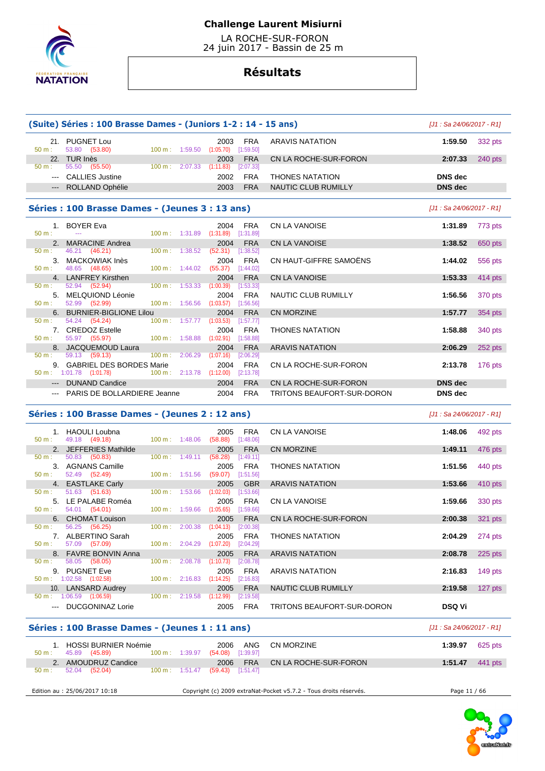**Challenge Laurent Misiurni**

LA ROCHE-SUR-FORON
24 juin 2017 - Bassin de 25 m

# Résultats

## (Suite) Séries : 100 Brasse Dames - (Juniors 1-2 : 14 - 15 ans)

*[J1 : Sa 24/06/2017 - R1]*

| Rg | Nom | Année | Nat. | Club | Temps | Points |
|---|---|---|---|---|---|---|
| 21. | PUGNET Lou | 2003 | FRA | ARAVIS NATATION | 1:59.50 | 332 pts |
| | 50 m : 53.80 (53.80) — 100 m : 1:59.50 (1:05.70) [1:59.50] | | | | | |
| 22. | TUR Inès | 2003 | FRA | CN LA ROCHE-SUR-FORON | 2:07.33 | 240 pts |
| | 50 m : 55.50 (55.50) — 100 m : 2:07.33 (1:11.83) [2:07.33] | | | | | |
| --- | CALLIES Justine | 2002 | FRA | THONES NATATION | DNS dec | |
| --- | ROLLAND Ophélie | 2003 | FRA | NAUTIC CLUB RUMILLY | DNS dec | |

## Séries : 100 Brasse Dames - (Jeunes 3 : 13 ans)

*[J1 : Sa 24/06/2017 - R1]*

| Rg | Nom | Année | Nat. | Club | Temps | Points |
|---|---|---|---|---|---|---|
| 1. | BOYER Eva | 2004 | FRA | CN LA VANOISE | 1:31.89 | 773 pts |
| | 50 m : --- — 100 m : 1:31.89 (1:31.89) [1:31.89] | | | | | |
| 2. | MARACINE Andrea | 2004 | FRA | CN LA VANOISE | 1:38.52 | 650 pts |
| | 50 m : 46.21 (46.21) — 100 m : 1:38.52 (52.31) [1:38.52] | | | | | |
| 3. | MACKOWIAK Inès | 2004 | FRA | CN HAUT-GIFFRE SAMOËNS | 1:44.02 | 556 pts |
| | 50 m : 48.65 (48.65) — 100 m : 1:44.02 (55.37) [1:44.02] | | | | | |
| 4. | LANFREY Kirsthen | 2004 | FRA | CN LA VANOISE | 1:53.33 | 414 pts |
| | 50 m : 52.94 (52.94) — 100 m : 1:53.33 (1:00.39) [1:53.33] | | | | | |
| 5. | MELQUIOND Léonie | 2004 | FRA | NAUTIC CLUB RUMILLY | 1:56.56 | 370 pts |
| | 50 m : 52.99 (52.99) — 100 m : 1:56.56 (1:03.57) [1:56.56] | | | | | |
| 6. | BURNIER-BIGLIONE Lilou | 2004 | FRA | CN MORZINE | 1:57.77 | 354 pts |
| | 50 m : 54.24 (54.24) — 100 m : 1:57.77 (1:03.53) [1:57.77] | | | | | |
| 7. | CREDOZ Estelle | 2004 | FRA | THONES NATATION | 1:58.88 | 340 pts |
| | 50 m : 55.97 (55.97) — 100 m : 1:58.88 (1:02.91) [1:58.88] | | | | | |
| 8. | JACQUEMOUD Laura | 2004 | FRA | ARAVIS NATATION | 2:06.29 | 252 pts |
| | 50 m : 59.13 (59.13) — 100 m : 2:06.29 (1:07.16) [2:06.29] | | | | | |
| 9. | GABRIEL DES BORDES Marie | 2004 | FRA | CN LA ROCHE-SUR-FORON | 2:13.78 | 176 pts |
| | 50 m : 1:01.78 (1:01.78) — 100 m : 2:13.78 (1:12.00) [2:13.78] | | | | | |
| --- | DUNAND Candice | 2004 | FRA | CN LA ROCHE-SUR-FORON | DNS dec | |
| --- | PARIS DE BOLLARDIERE Jeanne | 2004 | FRA | TRITONS BEAUFORT-SUR-DORON | DNS dec | |

## Séries : 100 Brasse Dames - (Jeunes 2 : 12 ans)

*[J1 : Sa 24/06/2017 - R1]*

| Rg | Nom | Année | Nat. | Club | Temps | Points |
|---|---|---|---|---|---|---|
| 1. | HAOULI Loubna | 2005 | FRA | CN LA VANOISE | 1:48.06 | 492 pts |
| | 50 m : 49.18 (49.18) — 100 m : 1:48.06 (58.88) [1:48.06] | | | | | |
| 2. | JEFFERIES Mathilde | 2005 | FRA | CN MORZINE | 1:49.11 | 476 pts |
| | 50 m : 50.83 (50.83) — 100 m : 1:49.11 (58.28) [1:49.11] | | | | | |
| 3. | AGNANS Camille | 2005 | FRA | THONES NATATION | 1:51.56 | 440 pts |
| | 50 m : 52.49 (52.49) — 100 m : 1:51.56 (59.07) [1:51.56] | | | | | |
| 4. | EASTLAKE Carly | 2005 | GBR | ARAVIS NATATION | 1:53.66 | 410 pts |
| | 50 m : 51.63 (51.63) — 100 m : 1:53.66 (1:02.03) [1:53.66] | | | | | |
| 5. | LE PALABE Roméa | 2005 | FRA | CN LA VANOISE | 1:59.66 | 330 pts |
| | 50 m : 54.01 (54.01) — 100 m : 1:59.66 (1:05.65) [1:59.66] | | | | | |
| 6. | CHOMAT Louison | 2005 | FRA | CN LA ROCHE-SUR-FORON | 2:00.38 | 321 pts |
| | 50 m : 56.25 (56.25) — 100 m : 2:00.38 (1:04.13) [2:00.38] | | | | | |
| 7. | ALBERTINO Sarah | 2005 | FRA | THONES NATATION | 2:04.29 | 274 pts |
| | 50 m : 57.09 (57.09) — 100 m : 2:04.29 (1:07.20) [2:04.29] | | | | | |
| 8. | FAVRE BONVIN Anna | 2005 | FRA | ARAVIS NATATION | 2:08.78 | 225 pts |
| | 50 m : 58.05 (58.05) — 100 m : 2:08.78 (1:10.73) [2:08.78] | | | | | |
| 9. | PUGNET Eve | 2005 | FRA | ARAVIS NATATION | 2:16.83 | 149 pts |
| | 50 m : 1:02.58 (1:02.58) — 100 m : 2:16.83 (1:14.25) [2:16.83] | | | | | |
| 10. | LANSARD Audrey | 2005 | FRA | NAUTIC CLUB RUMILLY | 2:19.58 | 127 pts |
| | 50 m : 1:06.59 (1:06.59) — 100 m : 2:19.58 (1:12.99) [2:19.58] | | | | | |
| --- | DUCGONINAZ Lorie | 2005 | FRA | TRITONS BEAUFORT-SUR-DORON | DSQ Vi | |

## Séries : 100 Brasse Dames - (Jeunes 1 : 11 ans)

*[J1 : Sa 24/06/2017 - R1]*

| Rg | Nom | Année | Nat. | Club | Temps | Points |
|---|---|---|---|---|---|---|
| 1. | HOSSI BURNIER Noémie | 2006 | ANG | CN MORZINE | 1:39.97 | 625 pts |
| | 50 m : 45.89 (45.89) — 100 m : 1:39.97 (54.08) [1:39.97] | | | | | |
| 2. | AMOUDRUZ Candice | 2006 | FRA | CN LA ROCHE-SUR-FORON | 1:51.47 | 441 pts |
| | 50 m : 52.04 (52.04) — 100 m : 1:51.47 (59.43) [1:51.47] | | | | | |

Edition au : 25/06/2017 10:18 — Copyright (c) 2009 extraNat-Pocket v5.7.2 - Tous droits réservés.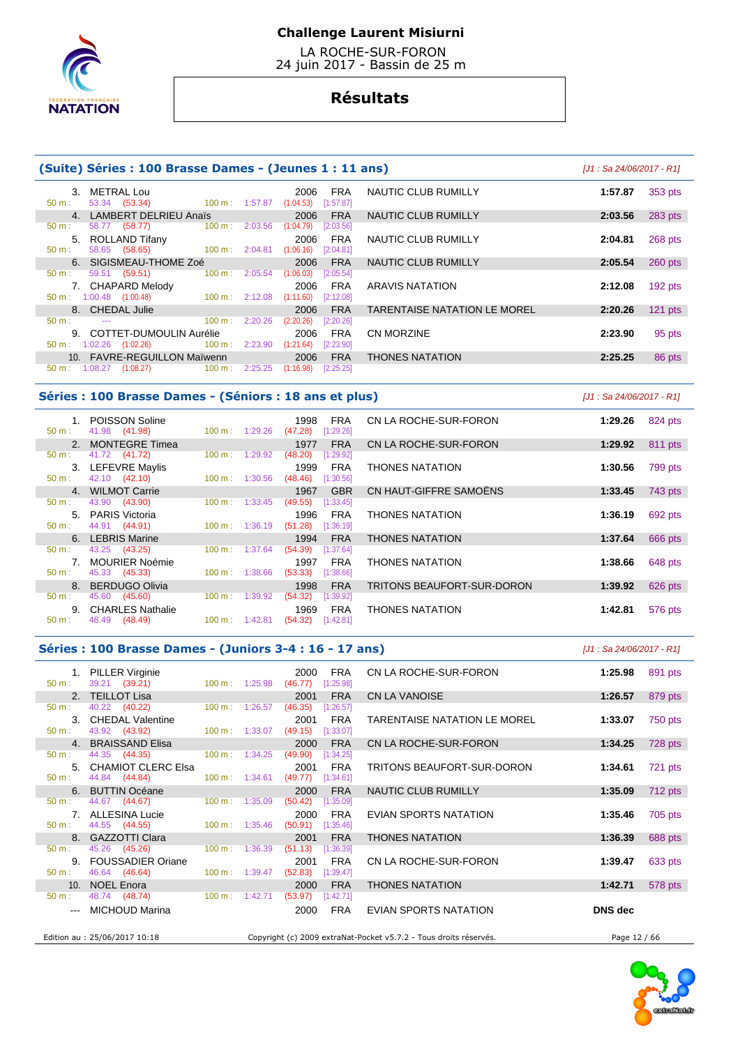# Challenge Laurent Misiurni

LA ROCHE-SUR-FORON
24 juin 2017 - Bassin de 25 m

## Résultats

### (Suite) Séries : 100 Brasse Dames - (Jeunes 1 : 11 ans)

[J1 : Sa 24/06/2017 - R1]

| Rang | Nom | Année | Nat. | Club | Temps | Points |
|---|---|---|---|---|---|---|
| 3. | METRAL Lou | 2006 | FRA | NAUTIC CLUB RUMILLY | 1:57.87 | 353 pts |
| | 50 m : 53.34 (53.34) 100 m : 1:57.87 (1:04.53) [1:57.87] | | | | | |
| 4. | LAMBERT DELRIEU Anaïs | 2006 | FRA | NAUTIC CLUB RUMILLY | 2:03.56 | 283 pts |
| | 50 m : 58.77 (58.77) 100 m : 2:03.56 (1:04.79) [2:03.56] | | | | | |
| 5. | ROLLAND Tifany | 2006 | FRA | NAUTIC CLUB RUMILLY | 2:04.81 | 268 pts |
| | 50 m : 58.65 (58.65) 100 m : 2:04.81 (1:06.16) [2:04.81] | | | | | |
| 6. | SIGISMEAU-THOME Zoé | 2006 | FRA | NAUTIC CLUB RUMILLY | 2:05.54 | 260 pts |
| | 50 m : 59.51 (59.51) 100 m : 2:05.54 (1:06.03) [2:05.54] | | | | | |
| 7. | CHAPARD Melody | 2006 | FRA | ARAVIS NATATION | 2:12.08 | 192 pts |
| | 50 m : 1:00.48 (1:00.48) 100 m : 2:12.08 (1:11.60) [2:12.08] | | | | | |
| 8. | CHEDAL Julie | 2006 | FRA | TARENTAISE NATATION LE MOREL | 2:20.26 | 121 pts |
| | 50 m : --- 100 m : 2:20.26 (2:20.26) [2:20.26] | | | | | |
| 9. | COTTET-DUMOULIN Aurélie | 2006 | FRA | CN MORZINE | 2:23.90 | 95 pts |
| | 50 m : 1:02.26 (1:02.26) 100 m : 2:23.90 (1:21.64) [2:23.90] | | | | | |
| 10. | FAVRE-REGUILLON Maïwenn | 2006 | FRA | THONES NATATION | 2:25.25 | 86 pts |
| | 50 m : 1:08.27 (1:08.27) 100 m : 2:25.25 (1:16.98) [2:25.25] | | | | | |

### Séries : 100 Brasse Dames - (Séniors : 18 ans et plus)

[J1 : Sa 24/06/2017 - R1]

| Rang | Nom | Année | Nat. | Club | Temps | Points |
|---|---|---|---|---|---|---|
| 1. | POISSON Soline | 1998 | FRA | CN LA ROCHE-SUR-FORON | 1:29.26 | 824 pts |
| | 50 m : 41.98 (41.98) 100 m : 1:29.26 (47.28) [1:29.26] | | | | | |
| 2. | MONTEGRE Timea | 1977 | FRA | CN LA ROCHE-SUR-FORON | 1:29.92 | 811 pts |
| | 50 m : 41.72 (41.72) 100 m : 1:29.92 (48.20) [1:29.92] | | | | | |
| 3. | LEFEVRE Maylis | 1999 | FRA | THONES NATATION | 1:30.56 | 799 pts |
| | 50 m : 42.10 (42.10) 100 m : 1:30.56 (48.46) [1:30.56] | | | | | |
| 4. | WILMOT Carrie | 1967 | GBR | CN HAUT-GIFFRE SAMOËNS | 1:33.45 | 743 pts |
| | 50 m : 43.90 (43.90) 100 m : 1:33.45 (49.55) [1:33.45] | | | | | |
| 5. | PARIS Victoria | 1996 | FRA | THONES NATATION | 1:36.19 | 692 pts |
| | 50 m : 44.91 (44.91) 100 m : 1:36.19 (51.28) [1:36.19] | | | | | |
| 6. | LEBRIS Marine | 1994 | FRA | THONES NATATION | 1:37.64 | 666 pts |
| | 50 m : 43.25 (43.25) 100 m : 1:37.64 (54.39) [1:37.64] | | | | | |
| 7. | MOURIER Noémie | 1997 | FRA | THONES NATATION | 1:38.66 | 648 pts |
| | 50 m : 45.33 (45.33) 100 m : 1:38.66 (53.33) [1:38.66] | | | | | |
| 8. | BERDUGO Olivia | 1998 | FRA | TRITONS BEAUFORT-SUR-DORON | 1:39.92 | 626 pts |
| | 50 m : 45.60 (45.60) 100 m : 1:39.92 (54.32) [1:39.92] | | | | | |
| 9. | CHARLES Nathalie | 1969 | FRA | THONES NATATION | 1:42.81 | 576 pts |
| | 50 m : 48.49 (48.49) 100 m : 1:42.81 (54.32) [1:42.81] | | | | | |

### Séries : 100 Brasse Dames - (Juniors 3-4 : 16 - 17 ans)

[J1 : Sa 24/06/2017 - R1]

| Rang | Nom | Année | Nat. | Club | Temps | Points |
|---|---|---|---|---|---|---|
| 1. | PILLER Virginie | 2000 | FRA | CN LA ROCHE-SUR-FORON | 1:25.98 | 891 pts |
| | 50 m : 39.21 (39.21) 100 m : 1:25.98 (46.77) [1:25.98] | | | | | |
| 2. | TEILLOT Lisa | 2001 | FRA | CN LA VANOISE | 1:26.57 | 879 pts |
| | 50 m : 40.22 (40.22) 100 m : 1:26.57 (46.35) [1:26.57] | | | | | |
| 3. | CHEDAL Valentine | 2001 | FRA | TARENTAISE NATATION LE MOREL | 1:33.07 | 750 pts |
| | 50 m : 43.92 (43.92) 100 m : 1:33.07 (49.15) [1:33.07] | | | | | |
| 4. | BRAISSAND Elisa | 2000 | FRA | CN LA ROCHE-SUR-FORON | 1:34.25 | 728 pts |
| | 50 m : 44.35 (44.35) 100 m : 1:34.25 (49.90) [1:34.25] | | | | | |
| 5. | CHAMIOT CLERC Elsa | 2001 | FRA | TRITONS BEAUFORT-SUR-DORON | 1:34.61 | 721 pts |
| | 50 m : 44.84 (44.84) 100 m : 1:34.61 (49.77) [1:34.61] | | | | | |
| 6. | BUTTIN Océane | 2000 | FRA | NAUTIC CLUB RUMILLY | 1:35.09 | 712 pts |
| | 50 m : 44.67 (44.67) 100 m : 1:35.09 (50.42) [1:35.09] | | | | | |
| 7. | ALLESINA Lucie | 2000 | FRA | EVIAN SPORTS NATATION | 1:35.46 | 705 pts |
| | 50 m : 44.55 (44.55) 100 m : 1:35.46 (50.91) [1:35.46] | | | | | |
| 8. | GAZZOTTI Clara | 2001 | FRA | THONES NATATION | 1:36.39 | 688 pts |
| | 50 m : 45.26 (45.26) 100 m : 1:36.39 (51.13) [1:36.39] | | | | | |
| 9. | FOUSSADIER Oriane | 2001 | FRA | CN LA ROCHE-SUR-FORON | 1:39.47 | 633 pts |
| | 50 m : 46.64 (46.64) 100 m : 1:39.47 (52.83) [1:39.47] | | | | | |
| 10. | NOEL Enora | 2000 | FRA | THONES NATATION | 1:42.71 | 578 pts |
| | 50 m : 48.74 (48.74) 100 m : 1:42.71 (53.97) [1:42.71] | | | | | |
| --- | MICHOUD Marina | 2000 | FRA | EVIAN SPORTS NATATION | DNS dec | |

Edition au : 25/06/2017 10:18 — Copyright (c) 2009 extraNat-Pocket v5.7.2 - Tous droits réservés.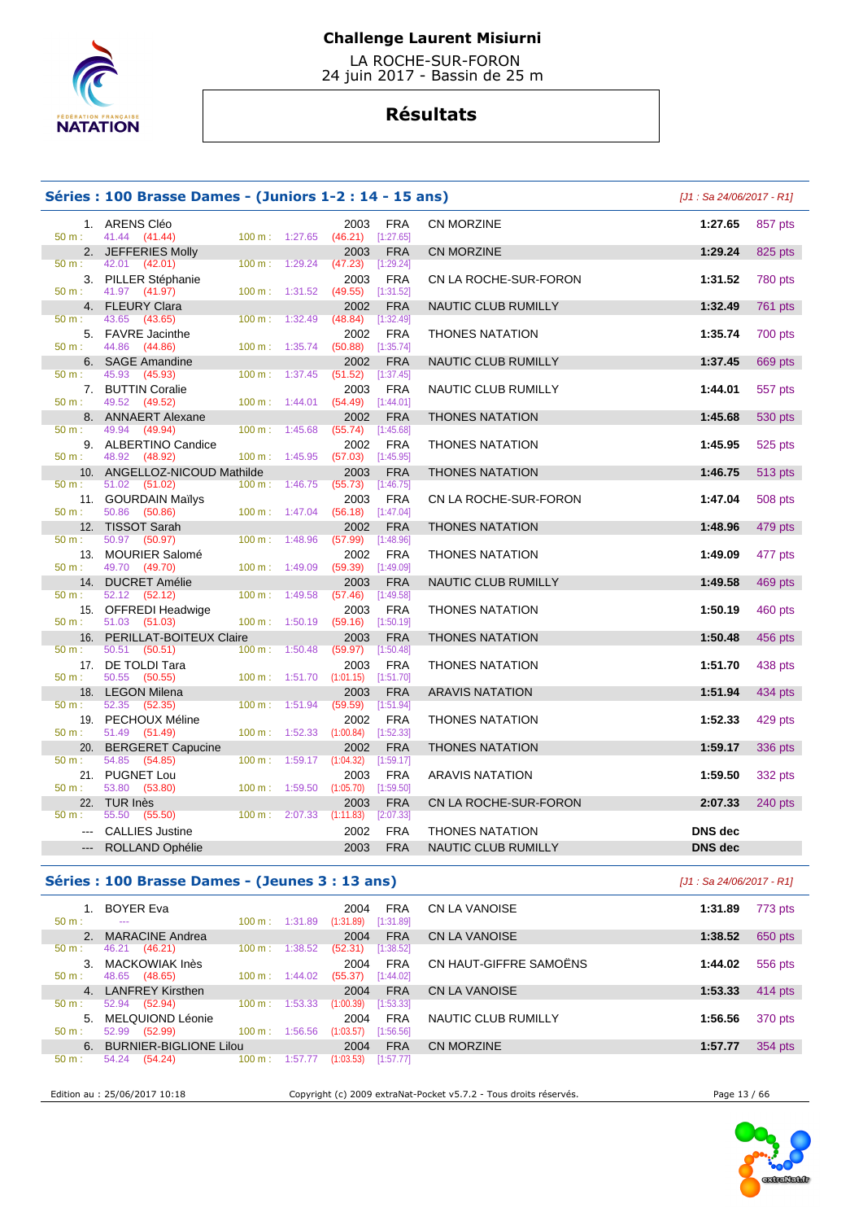# Challenge Laurent Misiurni

LA ROCHE-SUR-FORON
24 juin 2017 - Bassin de 25 m

## Résultats

### Séries : 100 Brasse Dames - (Juniors 1-2 : 14 - 15 ans)

[J1 : Sa 24/06/2017 - R1]

| Rang | Nom | Année | Nat. | Club | Temps | Points |
|---|---|---|---|---|---|---|
| 1. | ARENS Cléo | 2003 | FRA | CN MORZINE | 1:27.65 | 857 pts |
| | 50 m : 41.44 (41.44) — 100 m : 1:27.65 (46.21) [1:27.65] | | | | | |
| 2. | JEFFERIES Molly | 2003 | FRA | CN MORZINE | 1:29.24 | 825 pts |
| | 50 m : 42.01 (42.01) — 100 m : 1:29.24 (47.23) [1:29.24] | | | | | |
| 3. | PILLER Stéphanie | 2003 | FRA | CN LA ROCHE-SUR-FORON | 1:31.52 | 780 pts |
| | 50 m : 41.97 (41.97) — 100 m : 1:31.52 (49.55) [1:31.52] | | | | | |
| 4. | FLEURY Clara | 2002 | FRA | NAUTIC CLUB RUMILLY | 1:32.49 | 761 pts |
| | 50 m : 43.65 (43.65) — 100 m : 1:32.49 (48.84) [1:32.49] | | | | | |
| 5. | FAVRE Jacinthe | 2002 | FRA | THONES NATATION | 1:35.74 | 700 pts |
| | 50 m : 44.86 (44.86) — 100 m : 1:35.74 (50.88) [1:35.74] | | | | | |
| 6. | SAGE Amandine | 2002 | FRA | NAUTIC CLUB RUMILLY | 1:37.45 | 669 pts |
| | 50 m : 45.93 (45.93) — 100 m : 1:37.45 (51.52) [1:37.45] | | | | | |
| 7. | BUTTIN Coralie | 2003 | FRA | NAUTIC CLUB RUMILLY | 1:44.01 | 557 pts |
| | 50 m : 49.52 (49.52) — 100 m : 1:44.01 (54.49) [1:44.01] | | | | | |
| 8. | ANNAERT Alexane | 2002 | FRA | THONES NATATION | 1:45.68 | 530 pts |
| | 50 m : 49.94 (49.94) — 100 m : 1:45.68 (55.74) [1:45.68] | | | | | |
| 9. | ALBERTINO Candice | 2002 | FRA | THONES NATATION | 1:45.95 | 525 pts |
| | 50 m : 48.92 (48.92) — 100 m : 1:45.95 (57.03) [1:45.95] | | | | | |
| 10. | ANGELLOZ-NICOUD Mathilde | 2003 | FRA | THONES NATATION | 1:46.75 | 513 pts |
| | 50 m : 51.02 (51.02) — 100 m : 1:46.75 (55.73) [1:46.75] | | | | | |
| 11. | GOURDAIN Maïlys | 2003 | FRA | CN LA ROCHE-SUR-FORON | 1:47.04 | 508 pts |
| | 50 m : 50.86 (50.86) — 100 m : 1:47.04 (56.18) [1:47.04] | | | | | |
| 12. | TISSOT Sarah | 2002 | FRA | THONES NATATION | 1:48.96 | 479 pts |
| | 50 m : 50.97 (50.97) — 100 m : 1:48.96 (57.99) [1:48.96] | | | | | |
| 13. | MOURIER Salomé | 2002 | FRA | THONES NATATION | 1:49.09 | 477 pts |
| | 50 m : 49.70 (49.70) — 100 m : 1:49.09 (59.39) [1:49.09] | | | | | |
| 14. | DUCRET Amélie | 2003 | FRA | NAUTIC CLUB RUMILLY | 1:49.58 | 469 pts |
| | 50 m : 52.12 (52.12) — 100 m : 1:49.58 (57.46) [1:49.58] | | | | | |
| 15. | OFFREDI Headwige | 2003 | FRA | THONES NATATION | 1:50.19 | 460 pts |
| | 50 m : 51.03 (51.03) — 100 m : 1:50.19 (59.16) [1:50.19] | | | | | |
| 16. | PERILLAT-BOITEUX Claire | 2003 | FRA | THONES NATATION | 1:50.48 | 456 pts |
| | 50 m : 50.51 (50.51) — 100 m : 1:50.48 (59.97) [1:50.48] | | | | | |
| 17. | DE TOLDI Tara | 2003 | FRA | THONES NATATION | 1:51.70 | 438 pts |
| | 50 m : 50.55 (50.55) — 100 m : 1:51.70 (1:01.15) [1:51.70] | | | | | |
| 18. | LEGON Milena | 2003 | FRA | ARAVIS NATATION | 1:51.94 | 434 pts |
| | 50 m : 52.35 (52.35) — 100 m : 1:51.94 (59.59) [1:51.94] | | | | | |
| 19. | PECHOUX Méline | 2002 | FRA | THONES NATATION | 1:52.33 | 429 pts |
| | 50 m : 51.49 (51.49) — 100 m : 1:52.33 (1:00.84) [1:52.33] | | | | | |
| 20. | BERGERET Capucine | 2002 | FRA | THONES NATATION | 1:59.17 | 336 pts |
| | 50 m : 54.85 (54.85) — 100 m : 1:59.17 (1:04.32) [1:59.17] | | | | | |
| 21. | PUGNET Lou | 2003 | FRA | ARAVIS NATATION | 1:59.50 | 332 pts |
| | 50 m : 53.80 (53.80) — 100 m : 1:59.50 (1:05.70) [1:59.50] | | | | | |
| 22. | TUR Inès | 2003 | FRA | CN LA ROCHE-SUR-FORON | 2:07.33 | 240 pts |
| | 50 m : 55.50 (55.50) — 100 m : 2:07.33 (1:11.83) [2:07.33] | | | | | |
| --- | CALLIES Justine | 2002 | FRA | THONES NATATION | DNS dec | |
| --- | ROLLAND Ophélie | 2003 | FRA | NAUTIC CLUB RUMILLY | DNS dec | |

### Séries : 100 Brasse Dames - (Jeunes 3 : 13 ans)

[J1 : Sa 24/06/2017 - R1]

| Rang | Nom | Année | Nat. | Club | Temps | Points |
|---|---|---|---|---|---|---|
| 1. | BOYER Eva | 2004 | FRA | CN LA VANOISE | 1:31.89 | 773 pts |
| | 50 m : --- — 100 m : 1:31.89 (1:31.89) [1:31.89] | | | | | |
| 2. | MARACINE Andrea | 2004 | FRA | CN LA VANOISE | 1:38.52 | 650 pts |
| | 50 m : 46.21 (46.21) — 100 m : 1:38.52 (52.31) [1:38.52] | | | | | |
| 3. | MACKOWIAK Inès | 2004 | FRA | CN HAUT-GIFFRE SAMOËNS | 1:44.02 | 556 pts |
| | 50 m : 48.65 (48.65) — 100 m : 1:44.02 (55.37) [1:44.02] | | | | | |
| 4. | LANFREY Kirsthen | 2004 | FRA | CN LA VANOISE | 1:53.33 | 414 pts |
| | 50 m : 52.94 (52.94) — 100 m : 1:53.33 (1:00.39) [1:53.33] | | | | | |
| 5. | MELQUIOND Léonie | 2004 | FRA | NAUTIC CLUB RUMILLY | 1:56.56 | 370 pts |
| | 50 m : 52.99 (52.99) — 100 m : 1:56.56 (1:03.57) [1:56.56] | | | | | |
| 6. | BURNIER-BIGLIONE Lilou | 2004 | FRA | CN MORZINE | 1:57.77 | 354 pts |
| | 50 m : 54.24 (54.24) — 100 m : 1:57.77 (1:03.53) [1:57.77] | | | | | |

Edition au : 25/06/2017 10:18 — Copyright (c) 2009 extraNat-Pocket v5.7.2 - Tous droits réservés.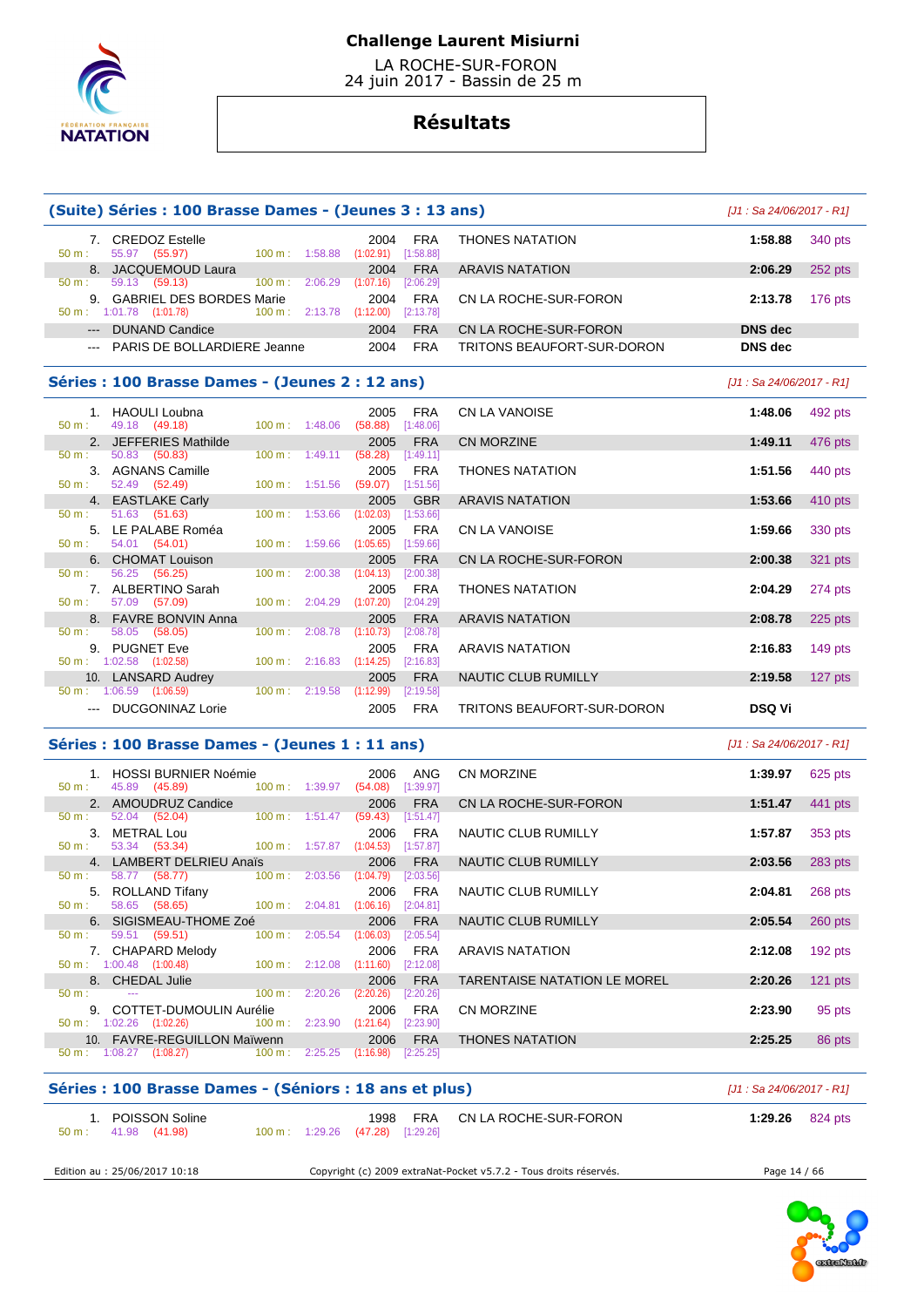# Challenge Laurent Misiurni

LA ROCHE-SUR-FORON
24 juin 2017 - Bassin de 25 m

## Résultats

### (Suite) Séries : 100 Brasse Dames - (Jeunes 3 : 13 ans)

*[J1 : Sa 24/06/2017 - R1]*

| Rang | Nom | Année | Nat. | Club | Temps | Points |
|---|---|---|---|---|---|---|
| 7. | CREDOZ Estelle | 2004 | FRA | THONES NATATION | 1:58.88 | 340 pts |
| | 50 m : 55.97 (55.97) — 100 m : 1:58.88 (1:02.91) [1:58.88] | | | | | |
| 8. | JACQUEMOUD Laura | 2004 | FRA | ARAVIS NATATION | 2:06.29 | 252 pts |
| | 50 m : 59.13 (59.13) — 100 m : 2:06.29 (1:07.16) [2:06.29] | | | | | |
| 9. | GABRIEL DES BORDES Marie | 2004 | FRA | CN LA ROCHE-SUR-FORON | 2:13.78 | 176 pts |
| | 50 m : 1:01.78 (1:01.78) — 100 m : 2:13.78 (1:12.00) [2:13.78] | | | | | |
| --- | DUNAND Candice | 2004 | FRA | CN LA ROCHE-SUR-FORON | DNS dec | |
| --- | PARIS DE BOLLARDIERE Jeanne | 2004 | FRA | TRITONS BEAUFORT-SUR-DORON | DNS dec | |

### Séries : 100 Brasse Dames - (Jeunes 2 : 12 ans)

*[J1 : Sa 24/06/2017 - R1]*

| Rang | Nom | Année | Nat. | Club | Temps | Points |
|---|---|---|---|---|---|---|
| 1. | HAOULI Loubna | 2005 | FRA | CN LA VANOISE | 1:48.06 | 492 pts |
| | 50 m : 49.18 (49.18) — 100 m : 1:48.06 (58.88) [1:48.06] | | | | | |
| 2. | JEFFERIES Mathilde | 2005 | FRA | CN MORZINE | 1:49.11 | 476 pts |
| | 50 m : 50.83 (50.83) — 100 m : 1:49.11 (58.28) [1:49.11] | | | | | |
| 3. | AGNANS Camille | 2005 | FRA | THONES NATATION | 1:51.56 | 440 pts |
| | 50 m : 52.49 (52.49) — 100 m : 1:51.56 (59.07) [1:51.56] | | | | | |
| 4. | EASTLAKE Carly | 2005 | GBR | ARAVIS NATATION | 1:53.66 | 410 pts |
| | 50 m : 51.63 (51.63) — 100 m : 1:53.66 (1:02.03) [1:53.66] | | | | | |
| 5. | LE PALABE Roméa | 2005 | FRA | CN LA VANOISE | 1:59.66 | 330 pts |
| | 50 m : 54.01 (54.01) — 100 m : 1:59.66 (1:05.65) [1:59.66] | | | | | |
| 6. | CHOMAT Louison | 2005 | FRA | CN LA ROCHE-SUR-FORON | 2:00.38 | 321 pts |
| | 50 m : 56.25 (56.25) — 100 m : 2:00.38 (1:04.13) [2:00.38] | | | | | |
| 7. | ALBERTINO Sarah | 2005 | FRA | THONES NATATION | 2:04.29 | 274 pts |
| | 50 m : 57.09 (57.09) — 100 m : 2:04.29 (1:07.20) [2:04.29] | | | | | |
| 8. | FAVRE BONVIN Anna | 2005 | FRA | ARAVIS NATATION | 2:08.78 | 225 pts |
| | 50 m : 58.05 (58.05) — 100 m : 2:08.78 (1:10.73) [2:08.78] | | | | | |
| 9. | PUGNET Eve | 2005 | FRA | ARAVIS NATATION | 2:16.83 | 149 pts |
| | 50 m : 1:02.58 (1:02.58) — 100 m : 2:16.83 (1:14.25) [2:16.83] | | | | | |
| 10. | LANSARD Audrey | 2005 | FRA | NAUTIC CLUB RUMILLY | 2:19.58 | 127 pts |
| | 50 m : 1:06.59 (1:06.59) — 100 m : 2:19.58 (1:12.99) [2:19.58] | | | | | |
| --- | DUCGONINAZ Lorie | 2005 | FRA | TRITONS BEAUFORT-SUR-DORON | DSQ Vi | |

### Séries : 100 Brasse Dames - (Jeunes 1 : 11 ans)

*[J1 : Sa 24/06/2017 - R1]*

| Rang | Nom | Année | Nat. | Club | Temps | Points |
|---|---|---|---|---|---|---|
| 1. | HOSSI BURNIER Noémie | 2006 | ANG | CN MORZINE | 1:39.97 | 625 pts |
| | 50 m : 45.89 (45.89) — 100 m : 1:39.97 (54.08) [1:39.97] | | | | | |
| 2. | AMOUDRUZ Candice | 2006 | FRA | CN LA ROCHE-SUR-FORON | 1:51.47 | 441 pts |
| | 50 m : 52.04 (52.04) — 100 m : 1:51.47 (59.43) [1:51.47] | | | | | |
| 3. | METRAL Lou | 2006 | FRA | NAUTIC CLUB RUMILLY | 1:57.87 | 353 pts |
| | 50 m : 53.34 (53.34) — 100 m : 1:57.87 (1:04.53) [1:57.87] | | | | | |
| 4. | LAMBERT DELRIEU Anaïs | 2006 | FRA | NAUTIC CLUB RUMILLY | 2:03.56 | 283 pts |
| | 50 m : 58.77 (58.77) — 100 m : 2:03.56 (1:04.79) [2:03.56] | | | | | |
| 5. | ROLLAND Tifany | 2006 | FRA | NAUTIC CLUB RUMILLY | 2:04.81 | 268 pts |
| | 50 m : 58.65 (58.65) — 100 m : 2:04.81 (1:06.16) [2:04.81] | | | | | |
| 6. | SIGISMEAU-THOME Zoé | 2006 | FRA | NAUTIC CLUB RUMILLY | 2:05.54 | 260 pts |
| | 50 m : 59.51 (59.51) — 100 m : 2:05.54 (1:06.03) [2:05.54] | | | | | |
| 7. | CHAPARD Melody | 2006 | FRA | ARAVIS NATATION | 2:12.08 | 192 pts |
| | 50 m : 1:00.48 (1:00.48) — 100 m : 2:12.08 (1:11.60) [2:12.08] | | | | | |
| 8. | CHEDAL Julie | 2006 | FRA | TARENTAISE NATATION LE MOREL | 2:20.26 | 121 pts |
| | 50 m : --- — 100 m : 2:20.26 (2:20.26) [2:20.26] | | | | | |
| 9. | COTTET-DUMOULIN Aurélie | 2006 | FRA | CN MORZINE | 2:23.90 | 95 pts |
| | 50 m : 1:02.26 (1:02.26) — 100 m : 2:23.90 (1:21.64) [2:23.90] | | | | | |
| 10. | FAVRE-REGUILLON Maïwenn | 2006 | FRA | THONES NATATION | 2:25.25 | 86 pts |
| | 50 m : 1:08.27 (1:08.27) — 100 m : 2:25.25 (1:16.98) [2:25.25] | | | | | |

### Séries : 100 Brasse Dames - (Séniors : 18 ans et plus)

*[J1 : Sa 24/06/2017 - R1]*

| Rang | Nom | Année | Nat. | Club | Temps | Points |
|---|---|---|---|---|---|---|
| 1. | POISSON Soline | 1998 | FRA | CN LA ROCHE-SUR-FORON | 1:29.26 | 824 pts |
| | 50 m : 41.98 (41.98) — 100 m : 1:29.26 (47.28) [1:29.26] | | | | | |

Edition au : 25/06/2017 10:18 — Copyright (c) 2009 extraNat-Pocket v5.7.2 - Tous droits réservés.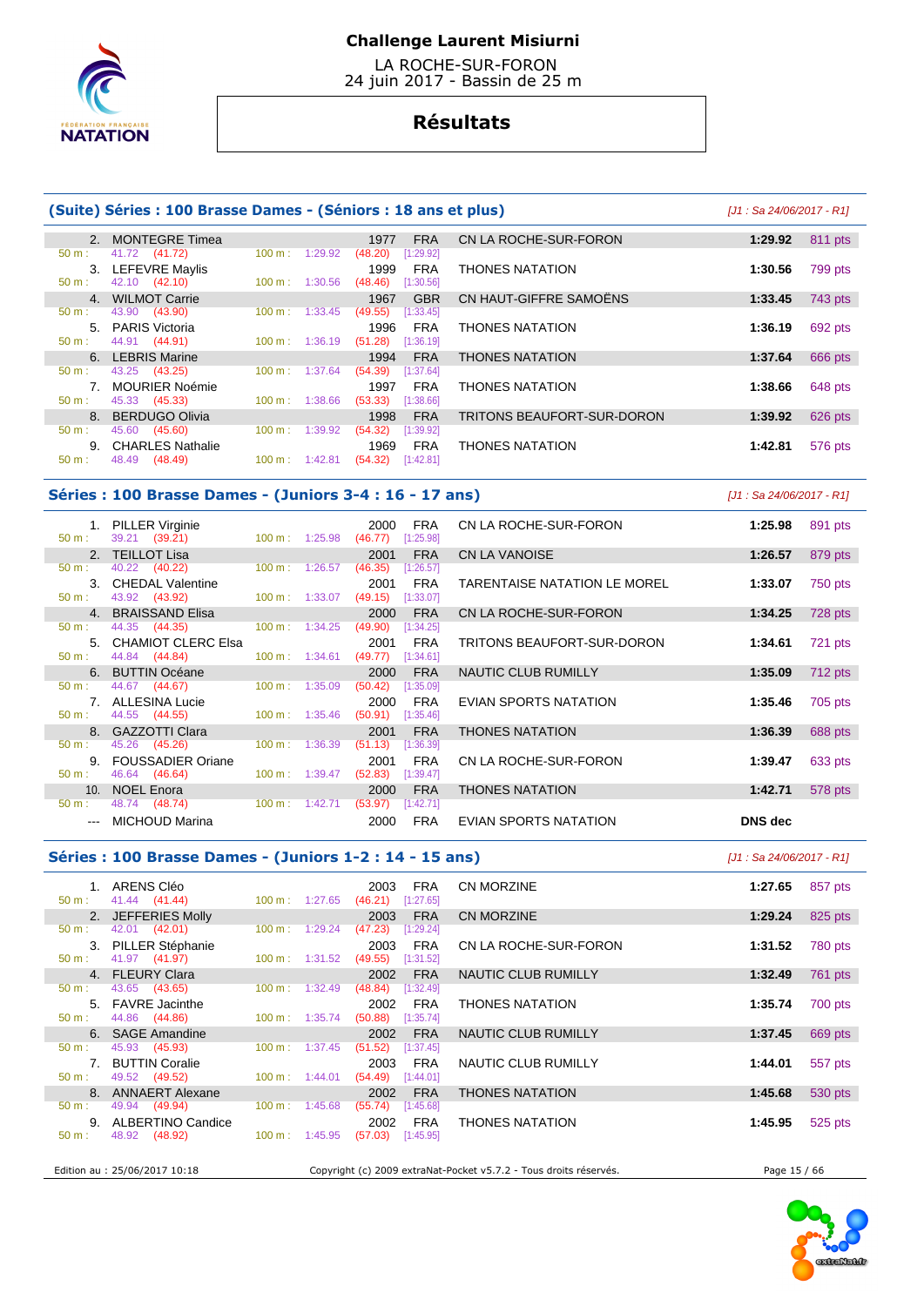# Challenge Laurent Misiurni

LA ROCHE-SUR-FORON
24 juin 2017 - Bassin de 25 m

## Résultats

### (Suite) Séries : 100 Brasse Dames - (Séniors : 18 ans et plus)

*[J1 : Sa 24/06/2017 - R1]*

| Place | Nom | Année | Nat. | Club | Temps | Points |
|---|---|---|---|---|---|---|
| 2. | MONTEGRE Timea | 1977 | FRA | CN LA ROCHE-SUR-FORON | **1:29.92** | 811 pts |
| | 50 m : 41.72 (41.72) — 100 m : 1:29.92 (48.20) [1:29.92] | | | | | |
| 3. | LEFEVRE Maylis | 1999 | FRA | THONES NATATION | **1:30.56** | 799 pts |
| | 50 m : 42.10 (42.10) — 100 m : 1:30.56 (48.46) [1:30.56] | | | | | |
| 4. | WILMOT Carrie | 1967 | GBR | CN HAUT-GIFFRE SAMOËNS | **1:33.45** | 743 pts |
| | 50 m : 43.90 (43.90) — 100 m : 1:33.45 (49.55) [1:33.45] | | | | | |
| 5. | PARIS Victoria | 1996 | FRA | THONES NATATION | **1:36.19** | 692 pts |
| | 50 m : 44.91 (44.91) — 100 m : 1:36.19 (51.28) [1:36.19] | | | | | |
| 6. | LEBRIS Marine | 1994 | FRA | THONES NATATION | **1:37.64** | 666 pts |
| | 50 m : 43.25 (43.25) — 100 m : 1:37.64 (54.39) [1:37.64] | | | | | |
| 7. | MOURIER Noémie | 1997 | FRA | THONES NATATION | **1:38.66** | 648 pts |
| | 50 m : 45.33 (45.33) — 100 m : 1:38.66 (53.33) [1:38.66] | | | | | |
| 8. | BERDUGO Olivia | 1998 | FRA | TRITONS BEAUFORT-SUR-DORON | **1:39.92** | 626 pts |
| | 50 m : 45.60 (45.60) — 100 m : 1:39.92 (54.32) [1:39.92] | | | | | |
| 9. | CHARLES Nathalie | 1969 | FRA | THONES NATATION | **1:42.81** | 576 pts |
| | 50 m : 48.49 (48.49) — 100 m : 1:42.81 (54.32) [1:42.81] | | | | | |

### Séries : 100 Brasse Dames - (Juniors 3-4 : 16 - 17 ans)

*[J1 : Sa 24/06/2017 - R1]*

| Place | Nom | Année | Nat. | Club | Temps | Points |
|---|---|---|---|---|---|---|
| 1. | PILLER Virginie | 2000 | FRA | CN LA ROCHE-SUR-FORON | **1:25.98** | 891 pts |
| | 50 m : 39.21 (39.21) — 100 m : 1:25.98 (46.77) [1:25.98] | | | | | |
| 2. | TEILLOT Lisa | 2001 | FRA | CN LA VANOISE | **1:26.57** | 879 pts |
| | 50 m : 40.22 (40.22) — 100 m : 1:26.57 (46.35) [1:26.57] | | | | | |
| 3. | CHEDAL Valentine | 2001 | FRA | TARENTAISE NATATION LE MOREL | **1:33.07** | 750 pts |
| | 50 m : 43.92 (43.92) — 100 m : 1:33.07 (49.15) [1:33.07] | | | | | |
| 4. | BRAISSAND Elisa | 2000 | FRA | CN LA ROCHE-SUR-FORON | **1:34.25** | 728 pts |
| | 50 m : 44.35 (44.35) — 100 m : 1:34.25 (49.90) [1:34.25] | | | | | |
| 5. | CHAMIOT CLERC Elsa | 2001 | FRA | TRITONS BEAUFORT-SUR-DORON | **1:34.61** | 721 pts |
| | 50 m : 44.84 (44.84) — 100 m : 1:34.61 (49.77) [1:34.61] | | | | | |
| 6. | BUTTIN Océane | 2000 | FRA | NAUTIC CLUB RUMILLY | **1:35.09** | 712 pts |
| | 50 m : 44.67 (44.67) — 100 m : 1:35.09 (50.42) [1:35.09] | | | | | |
| 7. | ALLESINA Lucie | 2000 | FRA | EVIAN SPORTS NATATION | **1:35.46** | 705 pts |
| | 50 m : 44.55 (44.55) — 100 m : 1:35.46 (50.91) [1:35.46] | | | | | |
| 8. | GAZZOTTI Clara | 2001 | FRA | THONES NATATION | **1:36.39** | 688 pts |
| | 50 m : 45.26 (45.26) — 100 m : 1:36.39 (51.13) [1:36.39] | | | | | |
| 9. | FOUSSADIER Oriane | 2001 | FRA | CN LA ROCHE-SUR-FORON | **1:39.47** | 633 pts |
| | 50 m : 46.64 (46.64) — 100 m : 1:39.47 (52.83) [1:39.47] | | | | | |
| 10. | NOEL Enora | 2000 | FRA | THONES NATATION | **1:42.71** | 578 pts |
| | 50 m : 48.74 (48.74) — 100 m : 1:42.71 (53.97) [1:42.71] | | | | | |
| --- | MICHOUD Marina | 2000 | FRA | EVIAN SPORTS NATATION | **DNS dec** | |

### Séries : 100 Brasse Dames - (Juniors 1-2 : 14 - 15 ans)

*[J1 : Sa 24/06/2017 - R1]*

| Place | Nom | Année | Nat. | Club | Temps | Points |
|---|---|---|---|---|---|---|
| 1. | ARENS Cléo | 2003 | FRA | CN MORZINE | **1:27.65** | 857 pts |
| | 50 m : 41.44 (41.44) — 100 m : 1:27.65 (46.21) [1:27.65] | | | | | |
| 2. | JEFFERIES Molly | 2003 | FRA | CN MORZINE | **1:29.24** | 825 pts |
| | 50 m : 42.01 (42.01) — 100 m : 1:29.24 (47.23) [1:29.24] | | | | | |
| 3. | PILLER Stéphanie | 2003 | FRA | CN LA ROCHE-SUR-FORON | **1:31.52** | 780 pts |
| | 50 m : 41.97 (41.97) — 100 m : 1:31.52 (49.55) [1:31.52] | | | | | |
| 4. | FLEURY Clara | 2002 | FRA | NAUTIC CLUB RUMILLY | **1:32.49** | 761 pts |
| | 50 m : 43.65 (43.65) — 100 m : 1:32.49 (48.84) [1:32.49] | | | | | |
| 5. | FAVRE Jacinthe | 2002 | FRA | THONES NATATION | **1:35.74** | 700 pts |
| | 50 m : 44.86 (44.86) — 100 m : 1:35.74 (50.88) [1:35.74] | | | | | |
| 6. | SAGE Amandine | 2002 | FRA | NAUTIC CLUB RUMILLY | **1:37.45** | 669 pts |
| | 50 m : 45.93 (45.93) — 100 m : 1:37.45 (51.52) [1:37.45] | | | | | |
| 7. | BUTTIN Coralie | 2003 | FRA | NAUTIC CLUB RUMILLY | **1:44.01** | 557 pts |
| | 50 m : 49.52 (49.52) — 100 m : 1:44.01 (54.49) [1:44.01] | | | | | |
| 8. | ANNAERT Alexane | 2002 | FRA | THONES NATATION | **1:45.68** | 530 pts |
| | 50 m : 49.94 (49.94) — 100 m : 1:45.68 (55.74) [1:45.68] | | | | | |
| 9. | ALBERTINO Candice | 2002 | FRA | THONES NATATION | **1:45.95** | 525 pts |
| | 50 m : 48.92 (48.92) — 100 m : 1:45.95 (57.03) [1:45.95] | | | | | |

Edition au : 25/06/2017 10:18 — Copyright (c) 2009 extraNat-Pocket v5.7.2 - Tous droits réservés.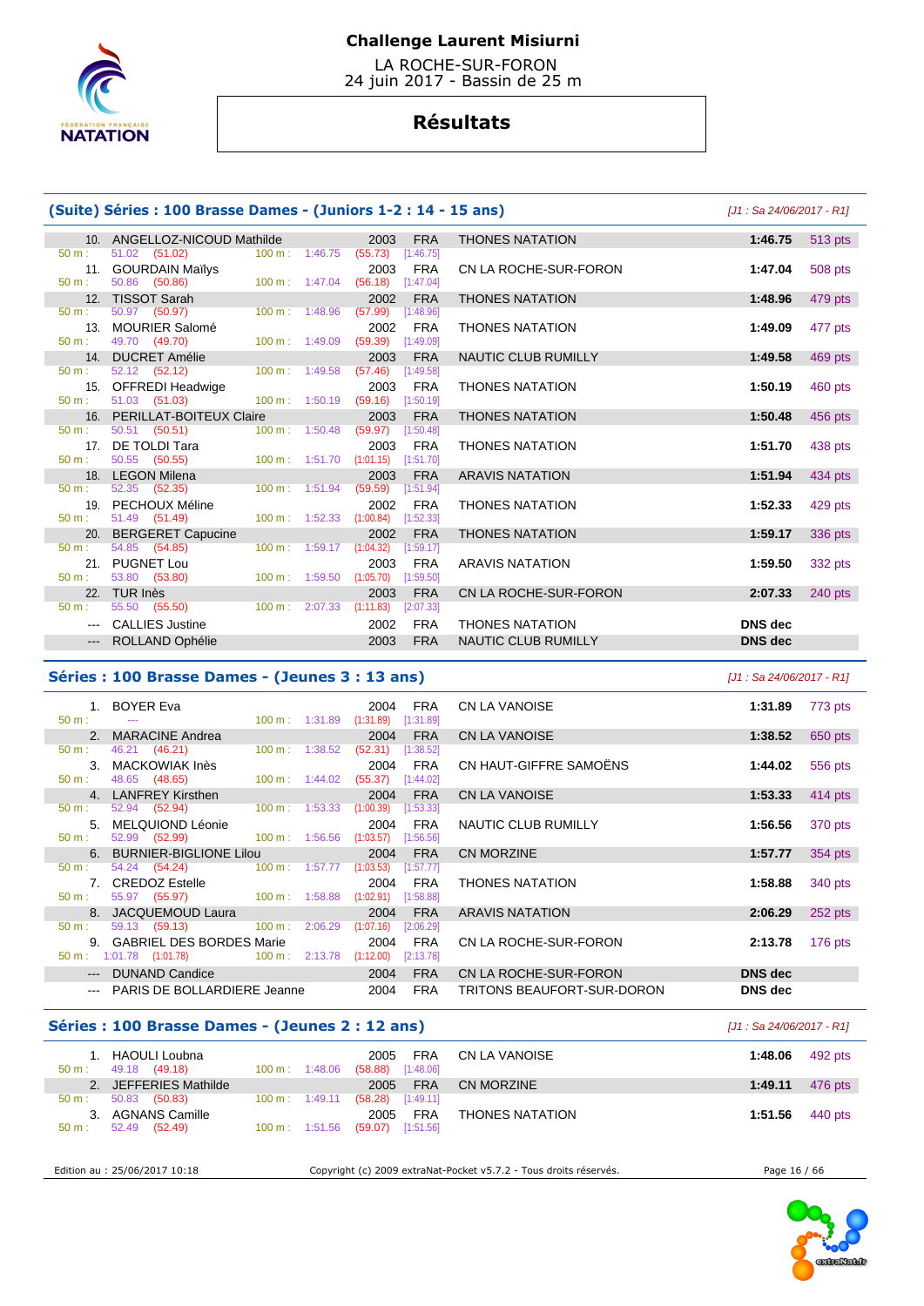# Challenge Laurent Misiurni

LA ROCHE-SUR-FORON
24 juin 2017 - Bassin de 25 m

## Résultats

### (Suite) Séries : 100 Brasse Dames - (Juniors 1-2 : 14 - 15 ans)

*[J1 : Sa 24/06/2017 - R1]*

| Rang | Nom | Année | Nat. | Club | Temps | Points |
|---|---|---|---|---|---|---|
| 10. | ANGELLOZ-NICOUD Mathilde | 2003 | FRA | THONES NATATION | 1:46.75 | 513 pts |
| | 50 m : 51.02 (51.02) 100 m : 1:46.75 (55.73) [1:46.75] | | | | | |
| 11. | GOURDAIN Maïlys | 2003 | FRA | CN LA ROCHE-SUR-FORON | 1:47.04 | 508 pts |
| | 50 m : 50.86 (50.86) 100 m : 1:47.04 (56.18) [1:47.04] | | | | | |
| 12. | TISSOT Sarah | 2002 | FRA | THONES NATATION | 1:48.96 | 479 pts |
| | 50 m : 50.97 (50.97) 100 m : 1:48.96 (57.99) [1:48.96] | | | | | |
| 13. | MOURIER Salomé | 2002 | FRA | THONES NATATION | 1:49.09 | 477 pts |
| | 50 m : 49.70 (49.70) 100 m : 1:49.09 (59.39) [1:49.09] | | | | | |
| 14. | DUCRET Amélie | 2003 | FRA | NAUTIC CLUB RUMILLY | 1:49.58 | 469 pts |
| | 50 m : 52.12 (52.12) 100 m : 1:49.58 (57.46) [1:49.58] | | | | | |
| 15. | OFFREDI Headwige | 2003 | FRA | THONES NATATION | 1:50.19 | 460 pts |
| | 50 m : 51.03 (51.03) 100 m : 1:50.19 (59.16) [1:50.19] | | | | | |
| 16. | PERILLAT-BOITEUX Claire | 2003 | FRA | THONES NATATION | 1:50.48 | 456 pts |
| | 50 m : 50.51 (50.51) 100 m : 1:50.48 (59.97) [1:50.48] | | | | | |
| 17. | DE TOLDI Tara | 2003 | FRA | THONES NATATION | 1:51.70 | 438 pts |
| | 50 m : 50.55 (50.55) 100 m : 1:51.70 (1:01.15) [1:51.70] | | | | | |
| 18. | LEGON Milena | 2003 | FRA | ARAVIS NATATION | 1:51.94 | 434 pts |
| | 50 m : 52.35 (52.35) 100 m : 1:51.94 (59.59) [1:51.94] | | | | | |
| 19. | PECHOUX Méline | 2002 | FRA | THONES NATATION | 1:52.33 | 429 pts |
| | 50 m : 51.49 (51.49) 100 m : 1:52.33 (1:00.84) [1:52.33] | | | | | |
| 20. | BERGERET Capucine | 2002 | FRA | THONES NATATION | 1:59.17 | 336 pts |
| | 50 m : 54.85 (54.85) 100 m : 1:59.17 (1:04.32) [1:59.17] | | | | | |
| 21. | PUGNET Lou | 2003 | FRA | ARAVIS NATATION | 1:59.50 | 332 pts |
| | 50 m : 53.80 (53.80) 100 m : 1:59.50 (1:05.70) [1:59.50] | | | | | |
| 22. | TUR Inès | 2003 | FRA | CN LA ROCHE-SUR-FORON | 2:07.33 | 240 pts |
| | 50 m : 55.50 (55.50) 100 m : 2:07.33 (1:11.83) [2:07.33] | | | | | |
| --- | CALLIES Justine | 2002 | FRA | THONES NATATION | DNS dec | |
| --- | ROLLAND Ophélie | 2003 | FRA | NAUTIC CLUB RUMILLY | DNS dec | |

### Séries : 100 Brasse Dames - (Jeunes 3 : 13 ans)

*[J1 : Sa 24/06/2017 - R1]*

| Rang | Nom | Année | Nat. | Club | Temps | Points |
|---|---|---|---|---|---|---|
| 1. | BOYER Eva | 2004 | FRA | CN LA VANOISE | 1:31.89 | 773 pts |
| | 50 m : --- 100 m : 1:31.89 (1:31.89) [1:31.89] | | | | | |
| 2. | MARACINE Andrea | 2004 | FRA | CN LA VANOISE | 1:38.52 | 650 pts |
| | 50 m : 46.21 (46.21) 100 m : 1:38.52 (52.31) [1:38.52] | | | | | |
| 3. | MACKOWIAK Inès | 2004 | FRA | CN HAUT-GIFFRE SAMOËNS | 1:44.02 | 556 pts |
| | 50 m : 48.65 (48.65) 100 m : 1:44.02 (55.37) [1:44.02] | | | | | |
| 4. | LANFREY Kirsthen | 2004 | FRA | CN LA VANOISE | 1:53.33 | 414 pts |
| | 50 m : 52.94 (52.94) 100 m : 1:53.33 (1:00.39) [1:53.33] | | | | | |
| 5. | MELQUIOND Léonie | 2004 | FRA | NAUTIC CLUB RUMILLY | 1:56.56 | 370 pts |
| | 50 m : 52.99 (52.99) 100 m : 1:56.56 (1:03.57) [1:56.56] | | | | | |
| 6. | BURNIER-BIGLIONE Lilou | 2004 | FRA | CN MORZINE | 1:57.77 | 354 pts |
| | 50 m : 54.24 (54.24) 100 m : 1:57.77 (1:03.53) [1:57.77] | | | | | |
| 7. | CREDOZ Estelle | 2004 | FRA | THONES NATATION | 1:58.88 | 340 pts |
| | 50 m : 55.97 (55.97) 100 m : 1:58.88 (1:02.91) [1:58.88] | | | | | |
| 8. | JACQUEMOUD Laura | 2004 | FRA | ARAVIS NATATION | 2:06.29 | 252 pts |
| | 50 m : 59.13 (59.13) 100 m : 2:06.29 (1:07.16) [2:06.29] | | | | | |
| 9. | GABRIEL DES BORDES Marie | 2004 | FRA | CN LA ROCHE-SUR-FORON | 2:13.78 | 176 pts |
| | 50 m : 1:01.78 (1:01.78) 100 m : 2:13.78 (1:12.00) [2:13.78] | | | | | |
| --- | DUNAND Candice | 2004 | FRA | CN LA ROCHE-SUR-FORON | DNS dec | |
| --- | PARIS DE BOLLARDIERE Jeanne | 2004 | FRA | TRITONS BEAUFORT-SUR-DORON | DNS dec | |

### Séries : 100 Brasse Dames - (Jeunes 2 : 12 ans)

*[J1 : Sa 24/06/2017 - R1]*

| Rang | Nom | Année | Nat. | Club | Temps | Points |
|---|---|---|---|---|---|---|
| 1. | HAOULI Loubna | 2005 | FRA | CN LA VANOISE | 1:48.06 | 492 pts |
| | 50 m : 49.18 (49.18) 100 m : 1:48.06 (58.88) [1:48.06] | | | | | |
| 2. | JEFFERIES Mathilde | 2005 | FRA | CN MORZINE | 1:49.11 | 476 pts |
| | 50 m : 50.83 (50.83) 100 m : 1:49.11 (58.28) [1:49.11] | | | | | |
| 3. | AGNANS Camille | 2005 | FRA | THONES NATATION | 1:51.56 | 440 pts |
| | 50 m : 52.49 (52.49) 100 m : 1:51.56 (59.07) [1:51.56] | | | | | |

Edition au : 25/06/2017 10:18 — Copyright (c) 2009 extraNat-Pocket v5.7.2 - Tous droits réservés.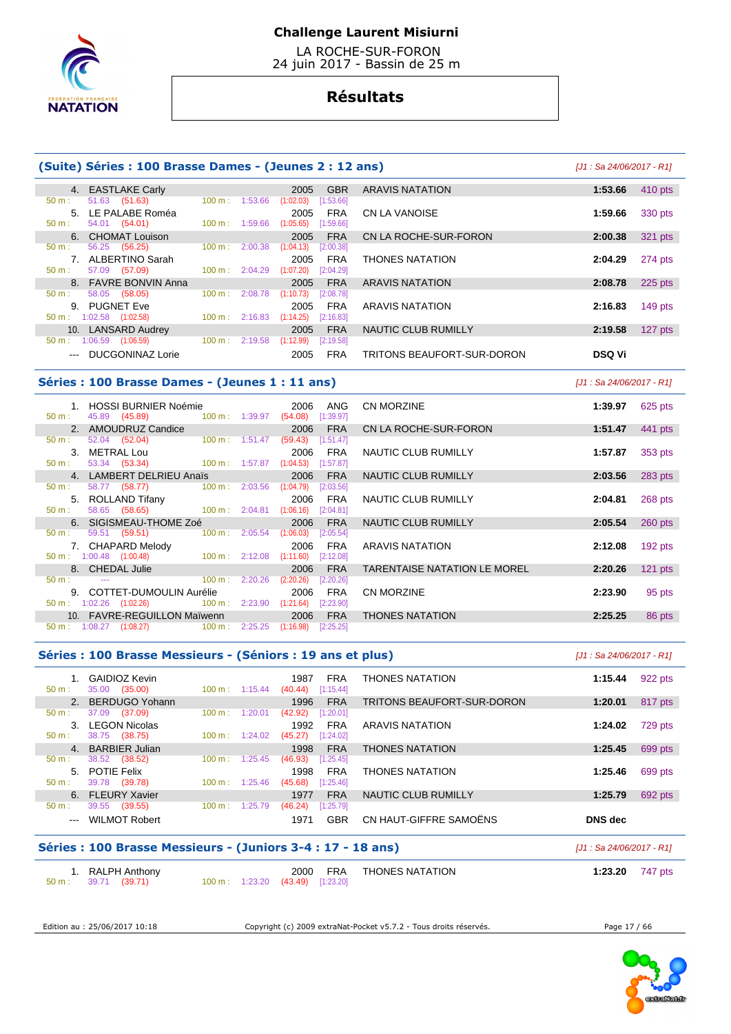# Challenge Laurent Misiurni

LA ROCHE-SUR-FORON
24 juin 2017 - Bassin de 25 m

## Résultats

### (Suite) Séries : 100 Brasse Dames - (Jeunes 2 : 12 ans)

*[J1 : Sa 24/06/2017 - R1]*

| Rang | Nom | Année | Nat. | Club | Temps | Points |
|---|---|---|---|---|---|---|
| 4. | EASTLAKE Carly | 2005 | GBR | ARAVIS NATATION | 1:53.66 | 410 pts |
| | 50 m : 51.63 (51.63) 100 m : 1:53.66 (1:02.03) [1:53.66] | | | | | |
| 5. | LE PALABE Roméa | 2005 | FRA | CN LA VANOISE | 1:59.66 | 330 pts |
| | 50 m : 54.01 (54.01) 100 m : 1:59.66 (1:05.65) [1:59.66] | | | | | |
| 6. | CHOMAT Louison | 2005 | FRA | CN LA ROCHE-SUR-FORON | 2:00.38 | 321 pts |
| | 50 m : 56.25 (56.25) 100 m : 2:00.38 (1:04.13) [2:00.38] | | | | | |
| 7. | ALBERTINO Sarah | 2005 | FRA | THONES NATATION | 2:04.29 | 274 pts |
| | 50 m : 57.09 (57.09) 100 m : 2:04.29 (1:07.20) [2:04.29] | | | | | |
| 8. | FAVRE BONVIN Anna | 2005 | FRA | ARAVIS NATATION | 2:08.78 | 225 pts |
| | 50 m : 58.05 (58.05) 100 m : 2:08.78 (1:10.73) [2:08.78] | | | | | |
| 9. | PUGNET Eve | 2005 | FRA | ARAVIS NATATION | 2:16.83 | 149 pts |
| | 50 m : 1:02.58 (1:02.58) 100 m : 2:16.83 (1:14.25) [2:16.83] | | | | | |
| 10. | LANSARD Audrey | 2005 | FRA | NAUTIC CLUB RUMILLY | 2:19.58 | 127 pts |
| | 50 m : 1:06.59 (1:06.59) 100 m : 2:19.58 (1:12.99) [2:19.58] | | | | | |
| --- | DUCGONINAZ Lorie | 2005 | FRA | TRITONS BEAUFORT-SUR-DORON | DSQ Vi | |

### Séries : 100 Brasse Dames - (Jeunes 1 : 11 ans)

*[J1 : Sa 24/06/2017 - R1]*

| Rang | Nom | Année | Nat. | Club | Temps | Points |
|---|---|---|---|---|---|---|
| 1. | HOSSI BURNIER Noémie | 2006 | ANG | CN MORZINE | 1:39.97 | 625 pts |
| | 50 m : 45.89 (45.89) 100 m : 1:39.97 (54.08) [1:39.97] | | | | | |
| 2. | AMOUDRUZ Candice | 2006 | FRA | CN LA ROCHE-SUR-FORON | 1:51.47 | 441 pts |
| | 50 m : 52.04 (52.04) 100 m : 1:51.47 (59.43) [1:51.47] | | | | | |
| 3. | METRAL Lou | 2006 | FRA | NAUTIC CLUB RUMILLY | 1:57.87 | 353 pts |
| | 50 m : 53.34 (53.34) 100 m : 1:57.87 (1:04.53) [1:57.87] | | | | | |
| 4. | LAMBERT DELRIEU Anaïs | 2006 | FRA | NAUTIC CLUB RUMILLY | 2:03.56 | 283 pts |
| | 50 m : 58.77 (58.77) 100 m : 2:03.56 (1:04.79) [2:03.56] | | | | | |
| 5. | ROLLAND Tifany | 2006 | FRA | NAUTIC CLUB RUMILLY | 2:04.81 | 268 pts |
| | 50 m : 58.65 (58.65) 100 m : 2:04.81 (1:06.16) [2:04.81] | | | | | |
| 6. | SIGISMEAU-THOME Zoé | 2006 | FRA | NAUTIC CLUB RUMILLY | 2:05.54 | 260 pts |
| | 50 m : 59.51 (59.51) 100 m : 2:05.54 (1:06.03) [2:05.54] | | | | | |
| 7. | CHAPARD Melody | 2006 | FRA | ARAVIS NATATION | 2:12.08 | 192 pts |
| | 50 m : 1:00.48 (1:00.48) 100 m : 2:12.08 (1:11.60) [2:12.08] | | | | | |
| 8. | CHEDAL Julie | 2006 | FRA | TARENTAISE NATATION LE MOREL | 2:20.26 | 121 pts |
| | 50 m : --- 100 m : 2:20.26 (2:20.26) [2:20.26] | | | | | |
| 9. | COTTET-DUMOULIN Aurélie | 2006 | FRA | CN MORZINE | 2:23.90 | 95 pts |
| | 50 m : 1:02.26 (1:02.26) 100 m : 2:23.90 (1:21.64) [2:23.90] | | | | | |
| 10. | FAVRE-REGUILLON Maïwenn | 2006 | FRA | THONES NATATION | 2:25.25 | 86 pts |
| | 50 m : 1:08.27 (1:08.27) 100 m : 2:25.25 (1:16.98) [2:25.25] | | | | | |

### Séries : 100 Brasse Messieurs - (Séniors : 19 ans et plus)

*[J1 : Sa 24/06/2017 - R1]*

| Rang | Nom | Année | Nat. | Club | Temps | Points |
|---|---|---|---|---|---|---|
| 1. | GAIDIOZ Kevin | 1987 | FRA | THONES NATATION | 1:15.44 | 922 pts |
| | 50 m : 35.00 (35.00) 100 m : 1:15.44 (40.44) [1:15.44] | | | | | |
| 2. | BERDUGO Yohann | 1996 | FRA | TRITONS BEAUFORT-SUR-DORON | 1:20.01 | 817 pts |
| | 50 m : 37.09 (37.09) 100 m : 1:20.01 (42.92) [1:20.01] | | | | | |
| 3. | LEGON Nicolas | 1992 | FRA | ARAVIS NATATION | 1:24.02 | 729 pts |
| | 50 m : 38.75 (38.75) 100 m : 1:24.02 (45.27) [1:24.02] | | | | | |
| 4. | BARBIER Julian | 1998 | FRA | THONES NATATION | 1:25.45 | 699 pts |
| | 50 m : 38.52 (38.52) 100 m : 1:25.45 (46.93) [1:25.45] | | | | | |
| 5. | POTIE Felix | 1998 | FRA | THONES NATATION | 1:25.46 | 699 pts |
| | 50 m : 39.78 (39.78) 100 m : 1:25.46 (45.68) [1:25.46] | | | | | |
| 6. | FLEURY Xavier | 1977 | FRA | NAUTIC CLUB RUMILLY | 1:25.79 | 692 pts |
| | 50 m : 39.55 (39.55) 100 m : 1:25.79 (46.24) [1:25.79] | | | | | |
| --- | WILMOT Robert | 1971 | GBR | CN HAUT-GIFFRE SAMOËNS | DNS dec | |

### Séries : 100 Brasse Messieurs - (Juniors 3-4 : 17 - 18 ans)

*[J1 : Sa 24/06/2017 - R1]*

| Rang | Nom | Année | Nat. | Club | Temps | Points |
|---|---|---|---|---|---|---|
| 1. | RALPH Anthony | 2000 | FRA | THONES NATATION | 1:23.20 | 747 pts |
| | 50 m : 39.71 (39.71) 100 m : 1:23.20 (43.49) [1:23.20] | | | | | |

Edition au : 25/06/2017 10:18 — Copyright (c) 2009 extraNat-Pocket v5.7.2 - Tous droits réservés.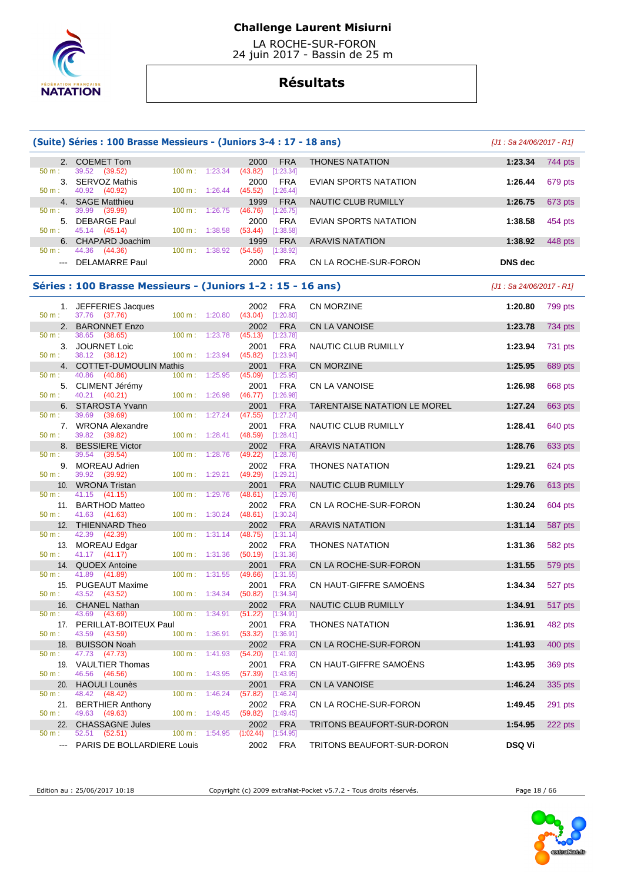# Challenge Laurent Misiurni

LA ROCHE-SUR-FORON
24 juin 2017 - Bassin de 25 m

## Résultats

### (Suite) Séries : 100 Brasse Messieurs - (Juniors 3-4 : 17 - 18 ans)

[J1 : Sa 24/06/2017 - R1]

| Place | Nom | Année | Nat. | Club | Temps | Points |
|---|---|---|---|---|---|---|
| 2. | COMMET Tom | 2000 | FRA | THONES NATATION | 1:23.34 | 744 pts |
| | 50 m : 39.52 (39.52) 100 m : 1:23.34 (43.82) [1:23.34] | | | | | |
| 3. | SERVOZ Mathis | 2000 | FRA | EVIAN SPORTS NATATION | 1:26.44 | 679 pts |
| | 50 m : 40.92 (40.92) 100 m : 1:26.44 (45.52) [1:26.44] | | | | | |
| 4. | SAGE Matthieu | 1999 | FRA | NAUTIC CLUB RUMILLY | 1:26.75 | 673 pts |
| | 50 m : 39.99 (39.99) 100 m : 1:26.75 (46.76) [1:26.75] | | | | | |
| 5. | DEBARGE Paul | 2000 | FRA | EVIAN SPORTS NATATION | 1:38.58 | 454 pts |
| | 50 m : 45.14 (45.14) 100 m : 1:38.58 (53.44) [1:38.58] | | | | | |
| 6. | CHAPARD Joachim | 1999 | FRA | ARAVIS NATATION | 1:38.92 | 448 pts |
| | 50 m : 44.36 (44.36) 100 m : 1:38.92 (54.56) [1:38.92] | | | | | |
| --- | DELAMARRE Paul | 2000 | FRA | CN LA ROCHE-SUR-FORON | DNS dec | |

### Séries : 100 Brasse Messieurs - (Juniors 1-2 : 15 - 16 ans)

[J1 : Sa 24/06/2017 - R1]

| Place | Nom | Année | Nat. | Club | Temps | Points |
|---|---|---|---|---|---|---|
| 1. | JEFFERIES Jacques | 2002 | FRA | CN MORZINE | 1:20.80 | 799 pts |
| | 50 m : 37.76 (37.76) 100 m : 1:20.80 (43.04) [1:20.80] | | | | | |
| 2. | BARONNET Enzo | 2002 | FRA | CN LA VANOISE | 1:23.78 | 734 pts |
| | 50 m : 38.65 (38.65) 100 m : 1:23.78 (45.13) [1:23.78] | | | | | |
| 3. | JOURNET Loic | 2001 | FRA | NAUTIC CLUB RUMILLY | 1:23.94 | 731 pts |
| | 50 m : 38.12 (38.12) 100 m : 1:23.94 (45.82) [1:23.94] | | | | | |
| 4. | COTTET-DUMOULIN Mathis | 2001 | FRA | CN MORZINE | 1:25.95 | 689 pts |
| | 50 m : 40.86 (40.86) 100 m : 1:25.95 (45.09) [1:25.95] | | | | | |
| 5. | CLIMENT Jérémy | 2001 | FRA | CN LA VANOISE | 1:26.98 | 668 pts |
| | 50 m : 40.21 (40.21) 100 m : 1:26.98 (46.77) [1:26.98] | | | | | |
| 6. | STAROSTA Yvann | 2001 | FRA | TARENTAISE NATATION LE MOREL | 1:27.24 | 663 pts |
| | 50 m : 39.69 (39.69) 100 m : 1:27.24 (47.55) [1:27.24] | | | | | |
| 7. | WRONA Alexandre | 2001 | FRA | NAUTIC CLUB RUMILLY | 1:28.41 | 640 pts |
| | 50 m : 39.82 (39.82) 100 m : 1:28.41 (48.59) [1:28.41] | | | | | |
| 8. | BESSIERE Victor | 2002 | FRA | ARAVIS NATATION | 1:28.76 | 633 pts |
| | 50 m : 39.54 (39.54) 100 m : 1:28.76 (49.22) [1:28.76] | | | | | |
| 9. | MOREAU Adrien | 2002 | FRA | THONES NATATION | 1:29.21 | 624 pts |
| | 50 m : 39.92 (39.92) 100 m : 1:29.21 (49.29) [1:29.21] | | | | | |
| 10. | WRONA Tristan | 2001 | FRA | NAUTIC CLUB RUMILLY | 1:29.76 | 613 pts |
| | 50 m : 41.15 (41.15) 100 m : 1:29.76 (48.61) [1:29.76] | | | | | |
| 11. | BARTHOD Matteo | 2002 | FRA | CN LA ROCHE-SUR-FORON | 1:30.24 | 604 pts |
| | 50 m : 41.63 (41.63) 100 m : 1:30.24 (48.61) [1:30.24] | | | | | |
| 12. | THIENNARD Theo | 2002 | FRA | ARAVIS NATATION | 1:31.14 | 587 pts |
| | 50 m : 42.39 (42.39) 100 m : 1:31.14 (48.75) [1:31.14] | | | | | |
| 13. | MOREAU Edgar | 2002 | FRA | THONES NATATION | 1:31.36 | 582 pts |
| | 50 m : 41.17 (41.17) 100 m : 1:31.36 (50.19) [1:31.36] | | | | | |
| 14. | QUOEX Antoine | 2001 | FRA | CN LA ROCHE-SUR-FORON | 1:31.55 | 579 pts |
| | 50 m : 41.89 (41.89) 100 m : 1:31.55 (49.66) [1:31.55] | | | | | |
| 15. | PUGEAUT Maxime | 2001 | FRA | CN HAUT-GIFFRE SAMOËNS | 1:34.34 | 527 pts |
| | 50 m : 43.52 (43.52) 100 m : 1:34.34 (50.82) [1:34.34] | | | | | |
| 16. | CHANEL Nathan | 2002 | FRA | NAUTIC CLUB RUMILLY | 1:34.91 | 517 pts |
| | 50 m : 43.69 (43.69) 100 m : 1:34.91 (51.22) [1:34.91] | | | | | |
| 17. | PERILLAT-BOITEUX Paul | 2001 | FRA | THONES NATATION | 1:36.91 | 482 pts |
| | 50 m : 43.59 (43.59) 100 m : 1:36.91 (53.32) [1:36.91] | | | | | |
| 18. | BUISSON Noah | 2002 | FRA | CN LA ROCHE-SUR-FORON | 1:41.93 | 400 pts |
| | 50 m : 47.73 (47.73) 100 m : 1:41.93 (54.20) [1:41.93] | | | | | |
| 19. | VAULTIER Thomas | 2001 | FRA | CN HAUT-GIFFRE SAMOËNS | 1:43.95 | 369 pts |
| | 50 m : 46.56 (46.56) 100 m : 1:43.95 (57.39) [1:43.95] | | | | | |
| 20. | HAOULI Lounès | 2001 | FRA | CN LA VANOISE | 1:46.24 | 335 pts |
| | 50 m : 48.42 (48.42) 100 m : 1:46.24 (57.82) [1:46.24] | | | | | |
| 21. | BERTHIER Anthony | 2002 | FRA | CN LA ROCHE-SUR-FORON | 1:49.45 | 291 pts |
| | 50 m : 49.63 (49.63) 100 m : 1:49.45 (59.82) [1:49.45] | | | | | |
| 22. | CHASSAGNE Jules | 2002 | FRA | TRITONS BEAUFORT-SUR-DORON | 1:54.95 | 222 pts |
| | 50 m : 52.51 (52.51) 100 m : 1:54.95 (1:02.44) [1:54.95] | | | | | |
| --- | PARIS DE BOLLARDIERE Louis | 2002 | FRA | TRITONS BEAUFORT-SUR-DORON | DSQ Vi | |

Edition au : 25/06/2017 10:18 — Copyright (c) 2009 extraNat-Pocket v5.7.2 - Tous droits réservés.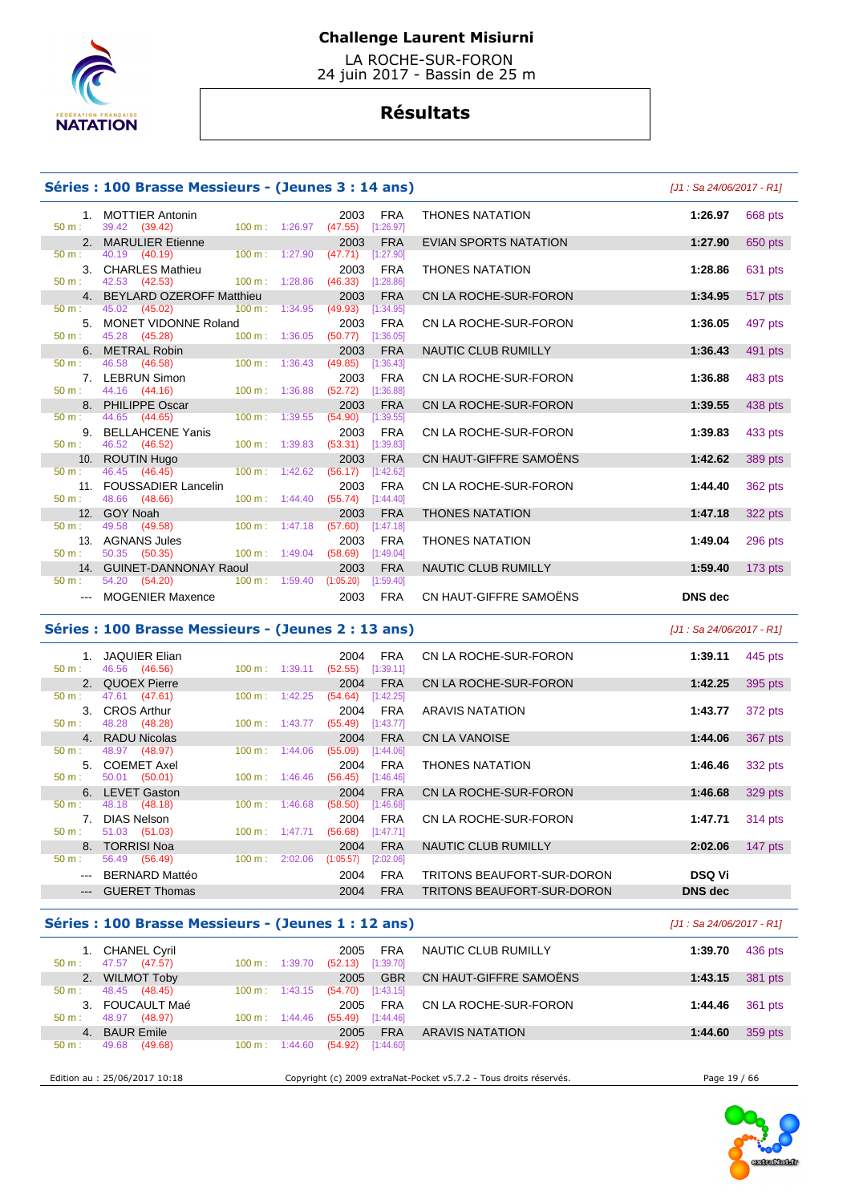# Challenge Laurent Misiurni

LA ROCHE-SUR-FORON
24 juin 2017 - Bassin de 25 m

## Résultats

### Séries : 100 Brasse Messieurs - (Jeunes 3 : 14 ans)

*[J1 : Sa 24/06/2017 - R1]*

| Rang | Nom | Année | Nation | Club | Temps | Points |
|---|---|---|---|---|---|---|
| 1. | MOTTIER Antonin | 2003 | FRA | THONES NATATION | 1:26.97 | 668 pts |
| | 50 m : 39.42 (39.42) — 100 m : 1:26.97 (47.55) [1:26.97] | | | | | |
| 2. | MARULIER Etienne | 2003 | FRA | EVIAN SPORTS NATATION | 1:27.90 | 650 pts |
| | 50 m : 40.19 (40.19) — 100 m : 1:27.90 (47.71) [1:27.90] | | | | | |
| 3. | CHARLES Mathieu | 2003 | FRA | THONES NATATION | 1:28.86 | 631 pts |
| | 50 m : 42.53 (42.53) — 100 m : 1:28.86 (46.33) [1:28.86] | | | | | |
| 4. | BEYLARD OZEROFF Matthieu | 2003 | FRA | CN LA ROCHE-SUR-FORON | 1:34.95 | 517 pts |
| | 50 m : 45.02 (45.02) — 100 m : 1:34.95 (49.93) [1:34.95] | | | | | |
| 5. | MONET VIDONNE Roland | 2003 | FRA | CN LA ROCHE-SUR-FORON | 1:36.05 | 497 pts |
| | 50 m : 45.28 (45.28) — 100 m : 1:36.05 (50.77) [1:36.05] | | | | | |
| 6. | METRAL Robin | 2003 | FRA | NAUTIC CLUB RUMILLY | 1:36.43 | 491 pts |
| | 50 m : 46.58 (46.58) — 100 m : 1:36.43 (49.85) [1:36.43] | | | | | |
| 7. | LEBRUN Simon | 2003 | FRA | CN LA ROCHE-SUR-FORON | 1:36.88 | 483 pts |
| | 50 m : 44.16 (44.16) — 100 m : 1:36.88 (52.72) [1:36.88] | | | | | |
| 8. | PHILIPPE Oscar | 2003 | FRA | CN LA ROCHE-SUR-FORON | 1:39.55 | 438 pts |
| | 50 m : 44.65 (44.65) — 100 m : 1:39.55 (54.90) [1:39.55] | | | | | |
| 9. | BELLAHCENE Yanis | 2003 | FRA | CN LA ROCHE-SUR-FORON | 1:39.83 | 433 pts |
| | 50 m : 46.52 (46.52) — 100 m : 1:39.83 (53.31) [1:39.83] | | | | | |
| 10. | ROUTIN Hugo | 2003 | FRA | CN HAUT-GIFFRE SAMOËNS | 1:42.62 | 389 pts |
| | 50 m : 46.45 (46.45) — 100 m : 1:42.62 (56.17) [1:42.62] | | | | | |
| 11. | FOUSSADIER Lancelin | 2003 | FRA | CN LA ROCHE-SUR-FORON | 1:44.40 | 362 pts |
| | 50 m : 48.66 (48.66) — 100 m : 1:44.40 (55.74) [1:44.40] | | | | | |
| 12. | GOY Noah | 2003 | FRA | THONES NATATION | 1:47.18 | 322 pts |
| | 50 m : 49.58 (49.58) — 100 m : 1:47.18 (57.60) [1:47.18] | | | | | |
| 13. | AGNANS Jules | 2003 | FRA | THONES NATATION | 1:49.04 | 296 pts |
| | 50 m : 50.35 (50.35) — 100 m : 1:49.04 (58.69) [1:49.04] | | | | | |
| 14. | GUINET-DANNONAY Raoul | 2003 | FRA | NAUTIC CLUB RUMILLY | 1:59.40 | 173 pts |
| | 50 m : 54.20 (54.20) — 100 m : 1:59.40 (1:05.20) [1:59.40] | | | | | |
| --- | MOGENIER Maxence | 2003 | FRA | CN HAUT-GIFFRE SAMOËNS | DNS dec | |

### Séries : 100 Brasse Messieurs - (Jeunes 2 : 13 ans)

*[J1 : Sa 24/06/2017 - R1]*

| Rang | Nom | Année | Nation | Club | Temps | Points |
|---|---|---|---|---|---|---|
| 1. | JAQUIER Elian | 2004 | FRA | CN LA ROCHE-SUR-FORON | 1:39.11 | 445 pts |
| | 50 m : 46.56 (46.56) — 100 m : 1:39.11 (52.55) [1:39.11] | | | | | |
| 2. | QUOEX Pierre | 2004 | FRA | CN LA ROCHE-SUR-FORON | 1:42.25 | 395 pts |
| | 50 m : 47.61 (47.61) — 100 m : 1:42.25 (54.64) [1:42.25] | | | | | |
| 3. | CROS Arthur | 2004 | FRA | ARAVIS NATATION | 1:43.77 | 372 pts |
| | 50 m : 48.28 (48.28) — 100 m : 1:43.77 (55.49) [1:43.77] | | | | | |
| 4. | RADU Nicolas | 2004 | FRA | CN LA VANOISE | 1:44.06 | 367 pts |
| | 50 m : 48.97 (48.97) — 100 m : 1:44.06 (55.09) [1:44.06] | | | | | |
| 5. | COEMET Axel | 2004 | FRA | THONES NATATION | 1:46.46 | 332 pts |
| | 50 m : 50.01 (50.01) — 100 m : 1:46.46 (56.45) [1:46.46] | | | | | |
| 6. | LEVET Gaston | 2004 | FRA | CN LA ROCHE-SUR-FORON | 1:46.68 | 329 pts |
| | 50 m : 48.18 (48.18) — 100 m : 1:46.68 (58.50) [1:46.68] | | | | | |
| 7. | DIAS Nelson | 2004 | FRA | CN LA ROCHE-SUR-FORON | 1:47.71 | 314 pts |
| | 50 m : 51.03 (51.03) — 100 m : 1:47.71 (56.68) [1:47.71] | | | | | |
| 8. | TORRISI Noa | 2004 | FRA | NAUTIC CLUB RUMILLY | 2:02.06 | 147 pts |
| | 50 m : 56.49 (56.49) — 100 m : 2:02.06 (1:05.57) [2:02.06] | | | | | |
| --- | BERNARD Mattéo | 2004 | FRA | TRITONS BEAUFORT-SUR-DORON | DSQ Vi | |
| --- | GUERET Thomas | 2004 | FRA | TRITONS BEAUFORT-SUR-DORON | DNS dec | |

### Séries : 100 Brasse Messieurs - (Jeunes 1 : 12 ans)

*[J1 : Sa 24/06/2017 - R1]*

| Rang | Nom | Année | Nation | Club | Temps | Points |
|---|---|---|---|---|---|---|
| 1. | CHANEL Cyril | 2005 | FRA | NAUTIC CLUB RUMILLY | 1:39.70 | 436 pts |
| | 50 m : 47.57 (47.57) — 100 m : 1:39.70 (52.13) [1:39.70] | | | | | |
| 2. | WILMOT Toby | 2005 | GBR | CN HAUT-GIFFRE SAMOËNS | 1:43.15 | 381 pts |
| | 50 m : 48.45 (48.45) — 100 m : 1:43.15 (54.70) [1:43.15] | | | | | |
| 3. | FOUCAULT Maé | 2005 | FRA | CN LA ROCHE-SUR-FORON | 1:44.46 | 361 pts |
| | 50 m : 48.97 (48.97) — 100 m : 1:44.46 (55.49) [1:44.46] | | | | | |
| 4. | BAUR Emile | 2005 | FRA | ARAVIS NATATION | 1:44.60 | 359 pts |
| | 50 m : 49.68 (49.68) — 100 m : 1:44.60 (54.92) [1:44.60] | | | | | |

Edition au : 25/06/2017 10:18 — Copyright (c) 2009 extraNat-Pocket v5.7.2 - Tous droits réservés.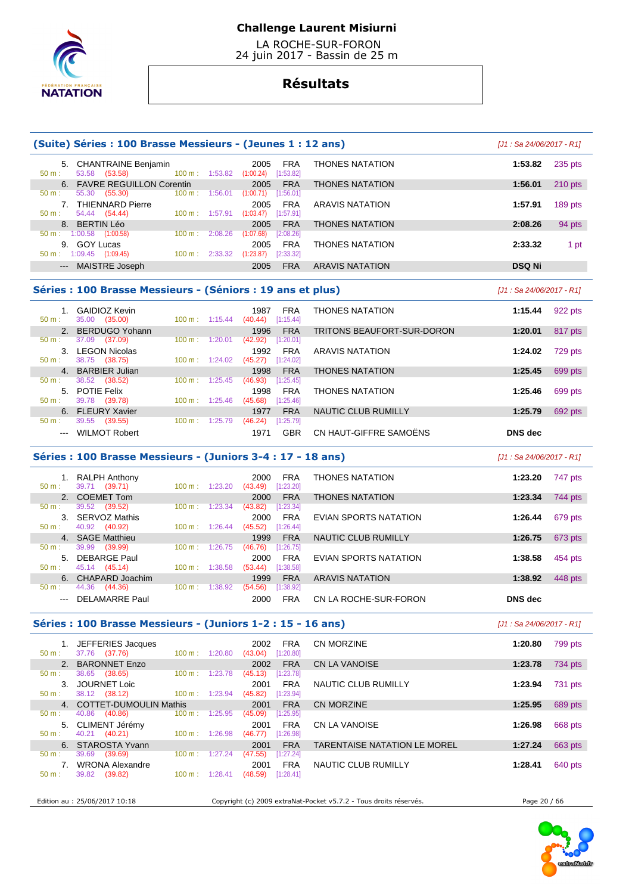**Challenge Laurent Misiurni**

LA ROCHE-SUR-FORON
24 juin 2017 - Bassin de 25 m

# Résultats

## (Suite) Séries : 100 Brasse Messieurs - (Jeunes 1 : 12 ans)

*[J1 : Sa 24/06/2017 - R1]*

| Rg | Nom | Année | Nat | Club | Temps | Points |
|---|---|---|---|---|---|---|
| 5. | CHANTRAINE Benjamin | 2005 | FRA | THONES NATATION | 1:53.82 | 235 pts |
| | 50 m : 53.58 (53.58) — 100 m : 1:53.82 (1:00.24) [1:53.82] | | | | | |
| 6. | FAVRE REGUILLON Corentin | 2005 | FRA | THONES NATATION | 1:56.01 | 210 pts |
| | 50 m : 55.30 (55.30) — 100 m : 1:56.01 (1:00.71) [1:56.01] | | | | | |
| 7. | THIENNARD Pierre | 2005 | FRA | ARAVIS NATATION | 1:57.91 | 189 pts |
| | 50 m : 54.44 (54.44) — 100 m : 1:57.91 (1:03.47) [1:57.91] | | | | | |
| 8. | BERTIN Léo | 2005 | FRA | THONES NATATION | 2:08.26 | 94 pts |
| | 50 m : 1:00.58 (1:00.58) — 100 m : 2:08.26 (1:07.68) [2:08.26] | | | | | |
| 9. | GOY Lucas | 2005 | FRA | THONES NATATION | 2:33.32 | 1 pt |
| | 50 m : 1:09.45 (1:09.45) — 100 m : 2:33.32 (1:23.87) [2:33.32] | | | | | |
| --- | MAISTRE Joseph | 2005 | FRA | ARAVIS NATATION | DSQ Ni | |

## Séries : 100 Brasse Messieurs - (Séniors : 19 ans et plus)

*[J1 : Sa 24/06/2017 - R1]*

| Rg | Nom | Année | Nat | Club | Temps | Points |
|---|---|---|---|---|---|---|
| 1. | GAIDIOZ Kevin | 1987 | FRA | THONES NATATION | 1:15.44 | 922 pts |
| | 50 m : 35.00 (35.00) — 100 m : 1:15.44 (40.44) [1:15.44] | | | | | |
| 2. | BERDUGO Yohann | 1996 | FRA | TRITONS BEAUFORT-SUR-DORON | 1:20.01 | 817 pts |
| | 50 m : 37.09 (37.09) — 100 m : 1:20.01 (42.92) [1:20.01] | | | | | |
| 3. | LEGON Nicolas | 1992 | FRA | ARAVIS NATATION | 1:24.02 | 729 pts |
| | 50 m : 38.75 (38.75) — 100 m : 1:24.02 (45.27) [1:24.02] | | | | | |
| 4. | BARBIER Julian | 1998 | FRA | THONES NATATION | 1:25.45 | 699 pts |
| | 50 m : 38.52 (38.52) — 100 m : 1:25.45 (46.93) [1:25.45] | | | | | |
| 5. | POTIE Felix | 1998 | FRA | THONES NATATION | 1:25.46 | 699 pts |
| | 50 m : 39.78 (39.78) — 100 m : 1:25.46 (45.68) [1:25.46] | | | | | |
| 6. | FLEURY Xavier | 1977 | FRA | NAUTIC CLUB RUMILLY | 1:25.79 | 692 pts |
| | 50 m : 39.55 (39.55) — 100 m : 1:25.79 (46.24) [1:25.79] | | | | | |
| --- | WILMOT Robert | 1971 | GBR | CN HAUT-GIFFRE SAMOËNS | DNS dec | |

## Séries : 100 Brasse Messieurs - (Juniors 3-4 : 17 - 18 ans)

*[J1 : Sa 24/06/2017 - R1]*

| Rg | Nom | Année | Nat | Club | Temps | Points |
|---|---|---|---|---|---|---|
| 1. | RALPH Anthony | 2000 | FRA | THONES NATATION | 1:23.20 | 747 pts |
| | 50 m : 39.71 (39.71) — 100 m : 1:23.20 (43.49) [1:23.20] | | | | | |
| 2. | COEMET Tom | 2000 | FRA | THONES NATATION | 1:23.34 | 744 pts |
| | 50 m : 39.52 (39.52) — 100 m : 1:23.34 (43.82) [1:23.34] | | | | | |
| 3. | SERVOZ Mathis | 2000 | FRA | EVIAN SPORTS NATATION | 1:26.44 | 679 pts |
| | 50 m : 40.92 (40.92) — 100 m : 1:26.44 (45.52) [1:26.44] | | | | | |
| 4. | SAGE Matthieu | 1999 | FRA | NAUTIC CLUB RUMILLY | 1:26.75 | 673 pts |
| | 50 m : 39.99 (39.99) — 100 m : 1:26.75 (46.76) [1:26.75] | | | | | |
| 5. | DEBARGE Paul | 2000 | FRA | EVIAN SPORTS NATATION | 1:38.58 | 454 pts |
| | 50 m : 45.14 (45.14) — 100 m : 1:38.58 (53.44) [1:38.58] | | | | | |
| 6. | CHAPARD Joachim | 1999 | FRA | ARAVIS NATATION | 1:38.92 | 448 pts |
| | 50 m : 44.36 (44.36) — 100 m : 1:38.92 (54.56) [1:38.92] | | | | | |
| --- | DELAMARRE Paul | 2000 | FRA | CN LA ROCHE-SUR-FORON | DNS dec | |

## Séries : 100 Brasse Messieurs - (Juniors 1-2 : 15 - 16 ans)

*[J1 : Sa 24/06/2017 - R1]*

| Rg | Nom | Année | Nat | Club | Temps | Points |
|---|---|---|---|---|---|---|
| 1. | JEFFERIES Jacques | 2002 | FRA | CN MORZINE | 1:20.80 | 799 pts |
| | 50 m : 37.76 (37.76) — 100 m : 1:20.80 (43.04) [1:20.80] | | | | | |
| 2. | BARONNET Enzo | 2002 | FRA | CN LA VANOISE | 1:23.78 | 734 pts |
| | 50 m : 38.65 (38.65) — 100 m : 1:23.78 (45.13) [1:23.78] | | | | | |
| 3. | JOURNET Loic | 2001 | FRA | NAUTIC CLUB RUMILLY | 1:23.94 | 731 pts |
| | 50 m : 38.12 (38.12) — 100 m : 1:23.94 (45.82) [1:23.94] | | | | | |
| 4. | COTTET-DUMOULIN Mathis | 2001 | FRA | CN MORZINE | 1:25.95 | 689 pts |
| | 50 m : 40.86 (40.86) — 100 m : 1:25.95 (45.09) [1:25.95] | | | | | |
| 5. | CLIMENT Jérémy | 2001 | FRA | CN LA VANOISE | 1:26.98 | 668 pts |
| | 50 m : 40.21 (40.21) — 100 m : 1:26.98 (46.77) [1:26.98] | | | | | |
| 6. | STAROSTA Yvann | 2001 | FRA | TARENTAISE NATATION LE MOREL | 1:27.24 | 663 pts |
| | 50 m : 39.69 (39.69) — 100 m : 1:27.24 (47.55) [1:27.24] | | | | | |
| 7. | WRONA Alexandre | 2001 | FRA | NAUTIC CLUB RUMILLY | 1:28.41 | 640 pts |
| | 50 m : 39.82 (39.82) — 100 m : 1:28.41 (48.59) [1:28.41] | | | | | |

Edition au : 25/06/2017 10:18 — Copyright (c) 2009 extraNat-Pocket v5.7.2 - Tous droits réservés.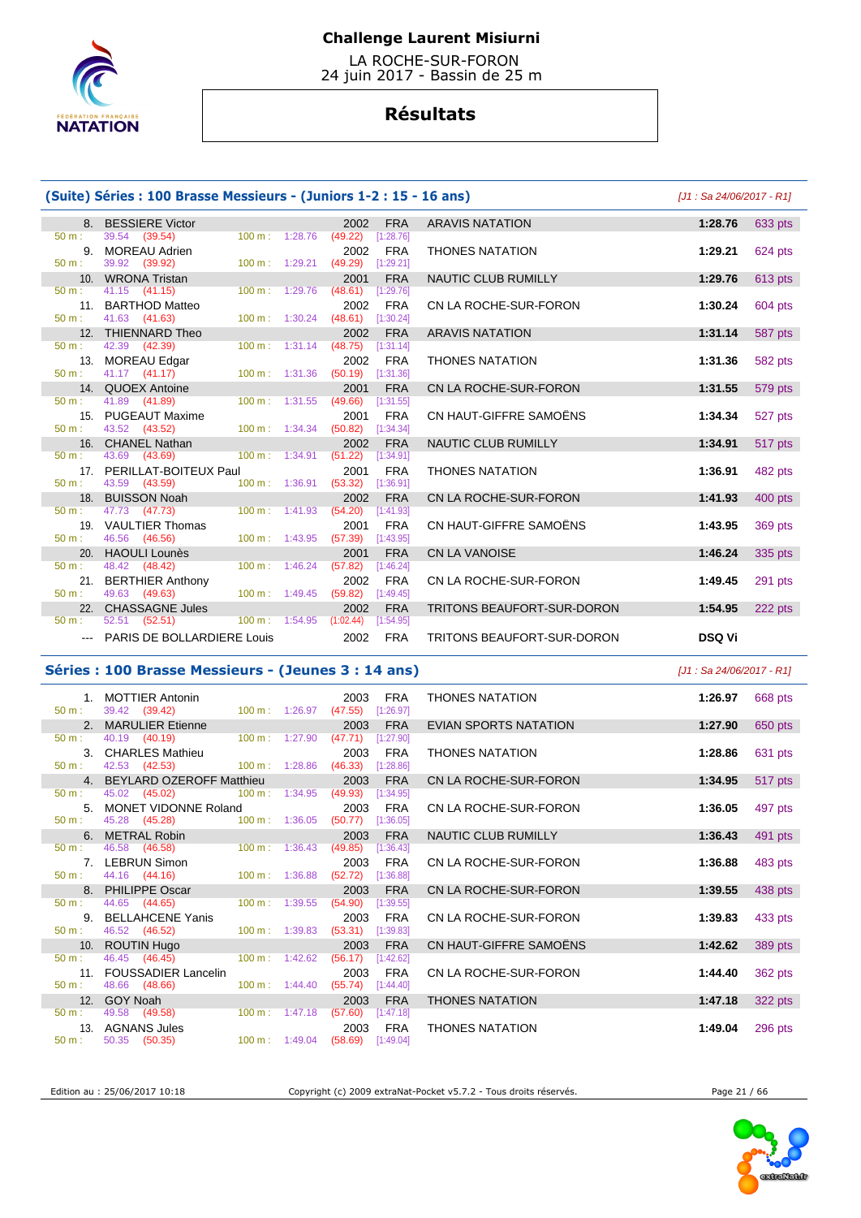# Challenge Laurent Misiurni

LA ROCHE-SUR-FORON
24 juin 2017 - Bassin de 25 m

## Résultats

### (Suite) Séries : 100 Brasse Messieurs - (Juniors 1-2 : 15 - 16 ans)

[J1 : Sa 24/06/2017 - R1]

| Rang | Nom | Année | Nat. | Club | Temps | Points |
|---|---|---|---|---|---|---|
| 8. | BESSIERE Victor | 2002 | FRA | ARAVIS NATATION | 1:28.76 | 633 pts |
| | 50 m : 39.54 (39.54) — 100 m : 1:28.76 (49.22) [1:28.76] | | | | | |
| 9. | MOREAU Adrien | 2002 | FRA | THONES NATATION | 1:29.21 | 624 pts |
| | 50 m : 39.92 (39.92) — 100 m : 1:29.21 (49.29) [1:29.21] | | | | | |
| 10. | WRONA Tristan | 2001 | FRA | NAUTIC CLUB RUMILLY | 1:29.76 | 613 pts |
| | 50 m : 41.15 (41.15) — 100 m : 1:29.76 (48.61) [1:29.76] | | | | | |
| 11. | BARTHOD Matteo | 2002 | FRA | CN LA ROCHE-SUR-FORON | 1:30.24 | 604 pts |
| | 50 m : 41.63 (41.63) — 100 m : 1:30.24 (48.61) [1:30.24] | | | | | |
| 12. | THIENNARD Theo | 2002 | FRA | ARAVIS NATATION | 1:31.14 | 587 pts |
| | 50 m : 42.39 (42.39) — 100 m : 1:31.14 (48.75) [1:31.14] | | | | | |
| 13. | MOREAU Edgar | 2002 | FRA | THONES NATATION | 1:31.36 | 582 pts |
| | 50 m : 41.17 (41.17) — 100 m : 1:31.36 (50.19) [1:31.36] | | | | | |
| 14. | QUOEX Antoine | 2001 | FRA | CN LA ROCHE-SUR-FORON | 1:31.55 | 579 pts |
| | 50 m : 41.89 (41.89) — 100 m : 1:31.55 (49.66) [1:31.55] | | | | | |
| 15. | PUGEAUT Maxime | 2001 | FRA | CN HAUT-GIFFRE SAMOËNS | 1:34.34 | 527 pts |
| | 50 m : 43.52 (43.52) — 100 m : 1:34.34 (50.82) [1:34.34] | | | | | |
| 16. | CHANEL Nathan | 2002 | FRA | NAUTIC CLUB RUMILLY | 1:34.91 | 517 pts |
| | 50 m : 43.69 (43.69) — 100 m : 1:34.91 (51.22) [1:34.91] | | | | | |
| 17. | PERILLAT-BOITEUX Paul | 2001 | FRA | THONES NATATION | 1:36.91 | 482 pts |
| | 50 m : 43.59 (43.59) — 100 m : 1:36.91 (53.32) [1:36.91] | | | | | |
| 18. | BUISSON Noah | 2002 | FRA | CN LA ROCHE-SUR-FORON | 1:41.93 | 400 pts |
| | 50 m : 47.73 (47.73) — 100 m : 1:41.93 (54.20) [1:41.93] | | | | | |
| 19. | VAULTIER Thomas | 2001 | FRA | CN HAUT-GIFFRE SAMOËNS | 1:43.95 | 369 pts |
| | 50 m : 46.56 (46.56) — 100 m : 1:43.95 (57.39) [1:43.95] | | | | | |
| 20. | HAOULI Lounès | 2001 | FRA | CN LA VANOISE | 1:46.24 | 335 pts |
| | 50 m : 48.42 (48.42) — 100 m : 1:46.24 (57.82) [1:46.24] | | | | | |
| 21. | BERTHIER Anthony | 2002 | FRA | CN LA ROCHE-SUR-FORON | 1:49.45 | 291 pts |
| | 50 m : 49.63 (49.63) — 100 m : 1:49.45 (59.82) [1:49.45] | | | | | |
| 22. | CHASSAGNE Jules | 2002 | FRA | TRITONS BEAUFORT-SUR-DORON | 1:54.95 | 222 pts |
| | 50 m : 52.51 (52.51) — 100 m : 1:54.95 (1:02.44) [1:54.95] | | | | | |
| --- | PARIS DE BOLLARDIERE Louis | 2002 | FRA | TRITONS BEAUFORT-SUR-DORON | DSQ Vi | |

### Séries : 100 Brasse Messieurs - (Jeunes 3 : 14 ans)

[J1 : Sa 24/06/2017 - R1]

| Rang | Nom | Année | Nat. | Club | Temps | Points |
|---|---|---|---|---|---|---|
| 1. | MOTTIER Antonin | 2003 | FRA | THONES NATATION | 1:26.97 | 668 pts |
| | 50 m : 39.42 (39.42) — 100 m : 1:26.97 (47.55) [1:26.97] | | | | | |
| 2. | MARULIER Etienne | 2003 | FRA | EVIAN SPORTS NATATION | 1:27.90 | 650 pts |
| | 50 m : 40.19 (40.19) — 100 m : 1:27.90 (47.71) [1:27.90] | | | | | |
| 3. | CHARLES Mathieu | 2003 | FRA | THONES NATATION | 1:28.86 | 631 pts |
| | 50 m : 42.53 (42.53) — 100 m : 1:28.86 (46.33) [1:28.86] | | | | | |
| 4. | BEYLARD OZEROFF Matthieu | 2003 | FRA | CN LA ROCHE-SUR-FORON | 1:34.95 | 517 pts |
| | 50 m : 45.02 (45.02) — 100 m : 1:34.95 (49.93) [1:34.95] | | | | | |
| 5. | MONET VIDONNE Roland | 2003 | FRA | CN LA ROCHE-SUR-FORON | 1:36.05 | 497 pts |
| | 50 m : 45.28 (45.28) — 100 m : 1:36.05 (50.77) [1:36.05] | | | | | |
| 6. | METRAL Robin | 2003 | FRA | NAUTIC CLUB RUMILLY | 1:36.43 | 491 pts |
| | 50 m : 46.58 (46.58) — 100 m : 1:36.43 (49.85) [1:36.43] | | | | | |
| 7. | LEBRUN Simon | 2003 | FRA | CN LA ROCHE-SUR-FORON | 1:36.88 | 483 pts |
| | 50 m : 44.16 (44.16) — 100 m : 1:36.88 (52.72) [1:36.88] | | | | | |
| 8. | PHILIPPE Oscar | 2003 | FRA | CN LA ROCHE-SUR-FORON | 1:39.55 | 438 pts |
| | 50 m : 44.65 (44.65) — 100 m : 1:39.55 (54.90) [1:39.55] | | | | | |
| 9. | BELLAHCENE Yanis | 2003 | FRA | CN LA ROCHE-SUR-FORON | 1:39.83 | 433 pts |
| | 50 m : 46.52 (46.52) — 100 m : 1:39.83 (53.31) [1:39.83] | | | | | |
| 10. | ROUTIN Hugo | 2003 | FRA | CN HAUT-GIFFRE SAMOËNS | 1:42.62 | 389 pts |
| | 50 m : 46.45 (46.45) — 100 m : 1:42.62 (56.17) [1:42.62] | | | | | |
| 11. | FOUSSADIER Lancelin | 2003 | FRA | CN LA ROCHE-SUR-FORON | 1:44.40 | 362 pts |
| | 50 m : 48.66 (48.66) — 100 m : 1:44.40 (55.74) [1:44.40] | | | | | |
| 12. | GOY Noah | 2003 | FRA | THONES NATATION | 1:47.18 | 322 pts |
| | 50 m : 49.58 (49.58) — 100 m : 1:47.18 (57.60) [1:47.18] | | | | | |
| 13. | AGNANS Jules | 2003 | FRA | THONES NATATION | 1:49.04 | 296 pts |
| | 50 m : 50.35 (50.35) — 100 m : 1:49.04 (58.69) [1:49.04] | | | | | |

Edition au : 25/06/2017 10:18 — Copyright (c) 2009 extraNat-Pocket v5.7.2 - Tous droits réservés.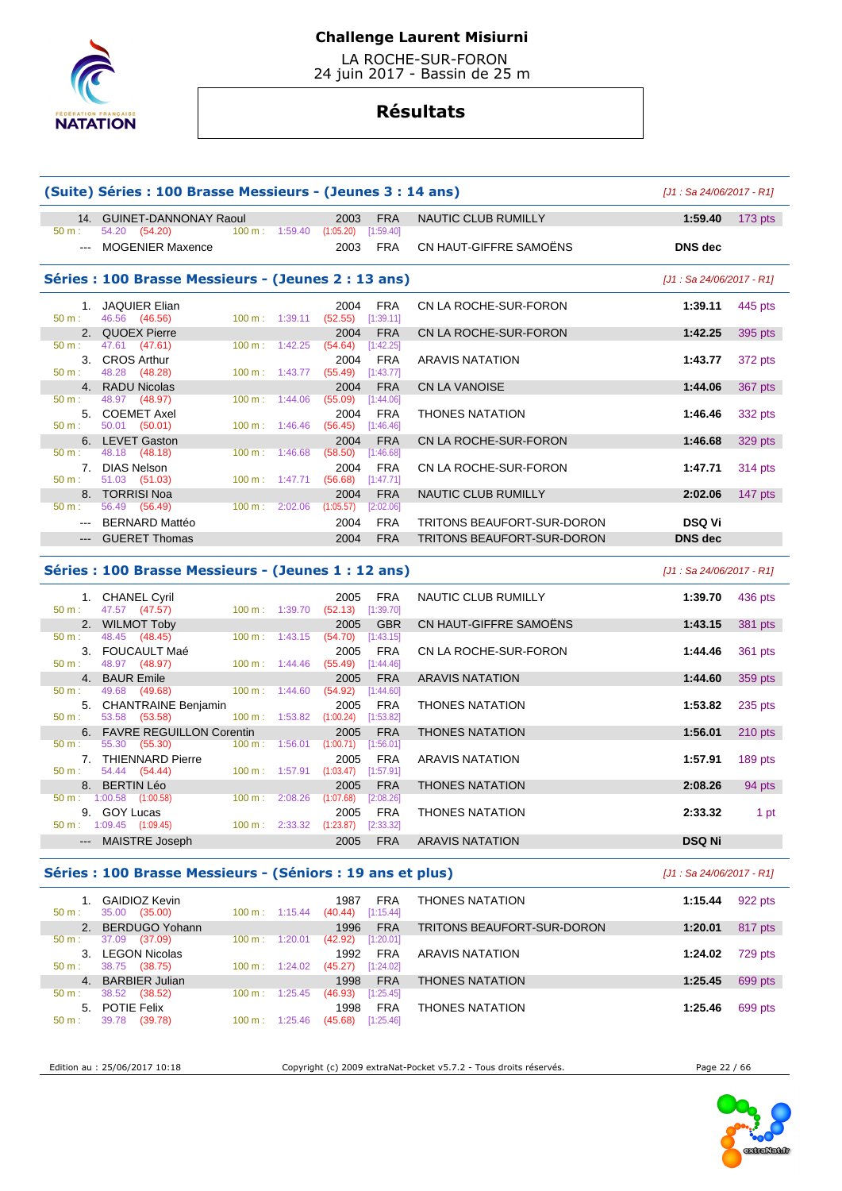# Challenge Laurent Misiurni

LA ROCHE-SUR-FORON
24 juin 2017 - Bassin de 25 m

## Résultats

### (Suite) Séries : 100 Brasse Messieurs - (Jeunes 3 : 14 ans)

*[J1 : Sa 24/06/2017 - R1]*

| Rang | Nom | Année | Nat. | Club | Temps | Points |
|---|---|---|---|---|---|---|
| 14. | GUINET-DANNONAY Raoul | 2003 | FRA | NAUTIC CLUB RUMILLY | **1:59.40** | 173 pts |
| | 50 m : 54.20 (54.20) 100 m : 1:59.40 (1:05.20) [1:59.40] | | | | | |
| --- | MOGENIER Maxence | 2003 | FRA | CN HAUT-GIFFRE SAMOËNS | **DNS dec** | |

### Séries : 100 Brasse Messieurs - (Jeunes 2 : 13 ans)

*[J1 : Sa 24/06/2017 - R1]*

| Rang | Nom | Année | Nat. | Club | Temps | Points |
|---|---|---|---|---|---|---|
| 1. | JAQUIER Elian | 2004 | FRA | CN LA ROCHE-SUR-FORON | **1:39.11** | 445 pts |
| | 50 m : 46.56 (46.56) 100 m : 1:39.11 (52.55) [1:39.11] | | | | | |
| 2. | QUOEX Pierre | 2004 | FRA | CN LA ROCHE-SUR-FORON | **1:42.25** | 395 pts |
| | 50 m : 47.61 (47.61) 100 m : 1:42.25 (54.64) [1:42.25] | | | | | |
| 3. | CROS Arthur | 2004 | FRA | ARAVIS NATATION | **1:43.77** | 372 pts |
| | 50 m : 48.28 (48.28) 100 m : 1:43.77 (55.49) [1:43.77] | | | | | |
| 4. | RADU Nicolas | 2004 | FRA | CN LA VANOISE | **1:44.06** | 367 pts |
| | 50 m : 48.97 (48.97) 100 m : 1:44.06 (55.09) [1:44.06] | | | | | |
| 5. | COEMET Axel | 2004 | FRA | THONES NATATION | **1:46.46** | 332 pts |
| | 50 m : 50.01 (50.01) 100 m : 1:46.46 (56.45) [1:46.46] | | | | | |
| 6. | LEVET Gaston | 2004 | FRA | CN LA ROCHE-SUR-FORON | **1:46.68** | 329 pts |
| | 50 m : 48.18 (48.18) 100 m : 1:46.68 (58.50) [1:46.68] | | | | | |
| 7. | DIAS Nelson | 2004 | FRA | CN LA ROCHE-SUR-FORON | **1:47.71** | 314 pts |
| | 50 m : 51.03 (51.03) 100 m : 1:47.71 (56.68) [1:47.71] | | | | | |
| 8. | TORRISI Noa | 2004 | FRA | NAUTIC CLUB RUMILLY | **2:02.06** | 147 pts |
| | 50 m : 56.49 (56.49) 100 m : 2:02.06 (1:05.57) [2:02.06] | | | | | |
| --- | BERNARD Mattéo | 2004 | FRA | TRITONS BEAUFORT-SUR-DORON | **DSQ Vi** | |
| --- | GUERET Thomas | 2004 | FRA | TRITONS BEAUFORT-SUR-DORON | **DNS dec** | |

### Séries : 100 Brasse Messieurs - (Jeunes 1 : 12 ans)

*[J1 : Sa 24/06/2017 - R1]*

| Rang | Nom | Année | Nat. | Club | Temps | Points |
|---|---|---|---|---|---|---|
| 1. | CHANEL Cyril | 2005 | FRA | NAUTIC CLUB RUMILLY | **1:39.70** | 436 pts |
| | 50 m : 47.57 (47.57) 100 m : 1:39.70 (52.13) [1:39.70] | | | | | |
| 2. | WILMOT Toby | 2005 | GBR | CN HAUT-GIFFRE SAMOËNS | **1:43.15** | 381 pts |
| | 50 m : 48.45 (48.45) 100 m : 1:43.15 (54.70) [1:43.15] | | | | | |
| 3. | FOUCAULT Maé | 2005 | FRA | CN LA ROCHE-SUR-FORON | **1:44.46** | 361 pts |
| | 50 m : 48.97 (48.97) 100 m : 1:44.46 (55.49) [1:44.46] | | | | | |
| 4. | BAUR Emile | 2005 | FRA | ARAVIS NATATION | **1:44.60** | 359 pts |
| | 50 m : 49.68 (49.68) 100 m : 1:44.60 (54.92) [1:44.60] | | | | | |
| 5. | CHANTRAINE Benjamin | 2005 | FRA | THONES NATATION | **1:53.82** | 235 pts |
| | 50 m : 53.58 (53.58) 100 m : 1:53.82 (1:00.24) [1:53.82] | | | | | |
| 6. | FAVRE REGUILLON Corentin | 2005 | FRA | THONES NATATION | **1:56.01** | 210 pts |
| | 50 m : 55.30 (55.30) 100 m : 1:56.01 (1:00.71) [1:56.01] | | | | | |
| 7. | THIENNARD Pierre | 2005 | FRA | ARAVIS NATATION | **1:57.91** | 189 pts |
| | 50 m : 54.44 (54.44) 100 m : 1:57.91 (1:03.47) [1:57.91] | | | | | |
| 8. | BERTIN Léo | 2005 | FRA | THONES NATATION | **2:08.26** | 94 pts |
| | 50 m : 1:00.58 (1:00.58) 100 m : 2:08.26 (1:07.68) [2:08.26] | | | | | |
| 9. | GOY Lucas | 2005 | FRA | THONES NATATION | **2:33.32** | 1 pt |
| | 50 m : 1:09.45 (1:09.45) 100 m : 2:33.32 (1:23.87) [2:33.32] | | | | | |
| --- | MAISTRE Joseph | 2005 | FRA | ARAVIS NATATION | **DSQ Ni** | |

### Séries : 100 Brasse Messieurs - (Séniors : 19 ans et plus)

*[J1 : Sa 24/06/2017 - R1]*

| Rang | Nom | Année | Nat. | Club | Temps | Points |
|---|---|---|---|---|---|---|
| 1. | GAIDIOZ Kevin | 1987 | FRA | THONES NATATION | **1:15.44** | 922 pts |
| | 50 m : 35.00 (35.00) 100 m : 1:15.44 (40.44) [1:15.44] | | | | | |
| 2. | BERDUGO Yohann | 1996 | FRA | TRITONS BEAUFORT-SUR-DORON | **1:20.01** | 817 pts |
| | 50 m : 37.09 (37.09) 100 m : 1:20.01 (42.92) [1:20.01] | | | | | |
| 3. | LEGON Nicolas | 1992 | FRA | ARAVIS NATATION | **1:24.02** | 729 pts |
| | 50 m : 38.75 (38.75) 100 m : 1:24.02 (45.27) [1:24.02] | | | | | |
| 4. | BARBIER Julian | 1998 | FRA | THONES NATATION | **1:25.45** | 699 pts |
| | 50 m : 38.52 (38.52) 100 m : 1:25.45 (46.93) [1:25.45] | | | | | |
| 5. | POTIE Felix | 1998 | FRA | THONES NATATION | **1:25.46** | 699 pts |
| | 50 m : 39.78 (39.78) 100 m : 1:25.46 (45.68) [1:25.46] | | | | | |

Edition au : 25/06/2017 10:18 — Copyright (c) 2009 extraNat-Pocket v5.7.2 - Tous droits réservés.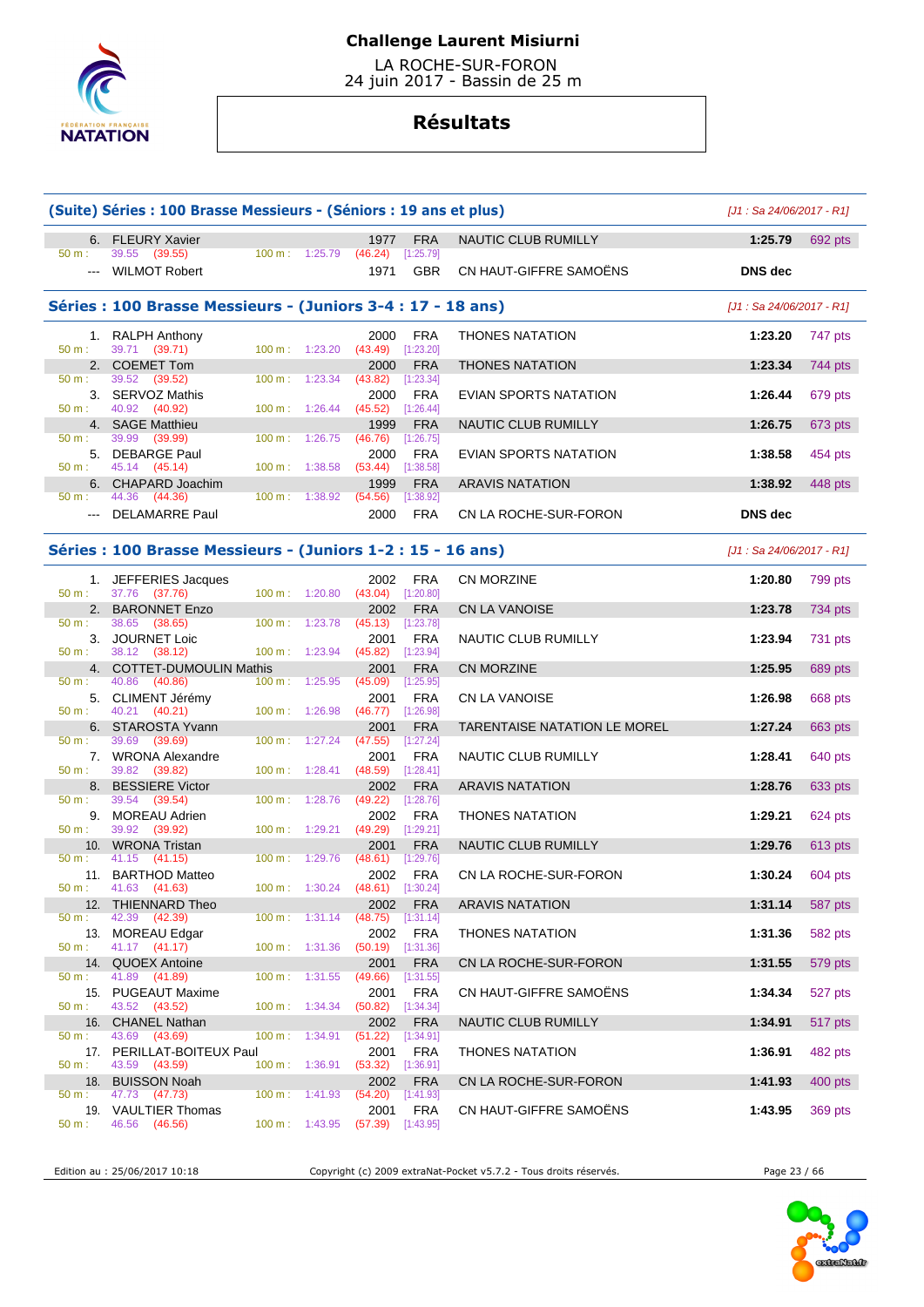# Challenge Laurent Misiurni

LA ROCHE-SUR-FORON
24 juin 2017 - Bassin de 25 m

## Résultats

### (Suite) Séries : 100 Brasse Messieurs - (Séniors : 19 ans et plus)

*[J1 : Sa 24/06/2017 - R1]*

| Rang | Nom | Année | Nat. | Club | Temps | Points |
|---|---|---|---|---|---|---|
| 6. | FLEURY Xavier | 1977 | FRA | NAUTIC CLUB RUMILLY | 1:25.79 | 692 pts |
| | 50 m : 39.55 (39.55) 100 m : 1:25.79 (46.24) [1:25.79] | | | | | |
| --- | WILMOT Robert | 1971 | GBR | CN HAUT-GIFFRE SAMOËNS | DNS dec | |

### Séries : 100 Brasse Messieurs - (Juniors 3-4 : 17 - 18 ans)

*[J1 : Sa 24/06/2017 - R1]*

| Rang | Nom | Année | Nat. | Club | Temps | Points |
|---|---|---|---|---|---|---|
| 1. | RALPH Anthony | 2000 | FRA | THONES NATATION | 1:23.20 | 747 pts |
| | 50 m : 39.71 (39.71) 100 m : 1:23.20 (43.49) [1:23.20] | | | | | |
| 2. | COEMET Tom | 2000 | FRA | THONES NATATION | 1:23.34 | 744 pts |
| | 50 m : 39.52 (39.52) 100 m : 1:23.34 (43.82) [1:23.34] | | | | | |
| 3. | SERVOZ Mathis | 2000 | FRA | EVIAN SPORTS NATATION | 1:26.44 | 679 pts |
| | 50 m : 40.92 (40.92) 100 m : 1:26.44 (45.52) [1:26.44] | | | | | |
| 4. | SAGE Matthieu | 1999 | FRA | NAUTIC CLUB RUMILLY | 1:26.75 | 673 pts |
| | 50 m : 39.99 (39.99) 100 m : 1:26.75 (46.76) [1:26.75] | | | | | |
| 5. | DEBARGE Paul | 2000 | FRA | EVIAN SPORTS NATATION | 1:38.58 | 454 pts |
| | 50 m : 45.14 (45.14) 100 m : 1:38.58 (53.44) [1:38.58] | | | | | |
| 6. | CHAPARD Joachim | 1999 | FRA | ARAVIS NATATION | 1:38.92 | 448 pts |
| | 50 m : 44.36 (44.36) 100 m : 1:38.92 (54.56) [1:38.92] | | | | | |
| --- | DELAMARRE Paul | 2000 | FRA | CN LA ROCHE-SUR-FORON | DNS dec | |

### Séries : 100 Brasse Messieurs - (Juniors 1-2 : 15 - 16 ans)

*[J1 : Sa 24/06/2017 - R1]*

| Rang | Nom | Année | Nat. | Club | Temps | Points |
|---|---|---|---|---|---|---|
| 1. | JEFFERIES Jacques | 2002 | FRA | CN MORZINE | 1:20.80 | 799 pts |
| | 50 m : 37.76 (37.76) 100 m : 1:20.80 (43.04) [1:20.80] | | | | | |
| 2. | BARONNET Enzo | 2002 | FRA | CN LA VANOISE | 1:23.78 | 734 pts |
| | 50 m : 38.65 (38.65) 100 m : 1:23.78 (45.13) [1:23.78] | | | | | |
| 3. | JOURNET Loic | 2001 | FRA | NAUTIC CLUB RUMILLY | 1:23.94 | 731 pts |
| | 50 m : 38.12 (38.12) 100 m : 1:23.94 (45.82) [1:23.94] | | | | | |
| 4. | COTTET-DUMOULIN Mathis | 2001 | FRA | CN MORZINE | 1:25.95 | 689 pts |
| | 50 m : 40.86 (40.86) 100 m : 1:25.95 (45.09) [1:25.95] | | | | | |
| 5. | CLIMENT Jérémy | 2001 | FRA | CN LA VANOISE | 1:26.98 | 668 pts |
| | 50 m : 40.21 (40.21) 100 m : 1:26.98 (46.77) [1:26.98] | | | | | |
| 6. | STAROSTA Yvann | 2001 | FRA | TARENTAISE NATATION LE MOREL | 1:27.24 | 663 pts |
| | 50 m : 39.69 (39.69) 100 m : 1:27.24 (47.55) [1:27.24] | | | | | |
| 7. | WRONA Alexandre | 2001 | FRA | NAUTIC CLUB RUMILLY | 1:28.41 | 640 pts |
| | 50 m : 39.82 (39.82) 100 m : 1:28.41 (48.59) [1:28.41] | | | | | |
| 8. | BESSIERE Victor | 2002 | FRA | ARAVIS NATATION | 1:28.76 | 633 pts |
| | 50 m : 39.54 (39.54) 100 m : 1:28.76 (49.22) [1:28.76] | | | | | |
| 9. | MOREAU Adrien | 2002 | FRA | THONES NATATION | 1:29.21 | 624 pts |
| | 50 m : 39.92 (39.92) 100 m : 1:29.21 (49.29) [1:29.21] | | | | | |
| 10. | WRONA Tristan | 2001 | FRA | NAUTIC CLUB RUMILLY | 1:29.76 | 613 pts |
| | 50 m : 41.15 (41.15) 100 m : 1:29.76 (48.61) [1:29.76] | | | | | |
| 11. | BARTHOD Matteo | 2002 | FRA | CN LA ROCHE-SUR-FORON | 1:30.24 | 604 pts |
| | 50 m : 41.63 (41.63) 100 m : 1:30.24 (48.61) [1:30.24] | | | | | |
| 12. | THIENNARD Theo | 2002 | FRA | ARAVIS NATATION | 1:31.14 | 587 pts |
| | 50 m : 42.39 (42.39) 100 m : 1:31.14 (48.75) [1:31.14] | | | | | |
| 13. | MOREAU Edgar | 2002 | FRA | THONES NATATION | 1:31.36 | 582 pts |
| | 50 m : 41.17 (41.17) 100 m : 1:31.36 (50.19) [1:31.36] | | | | | |
| 14. | QUOEX Antoine | 2001 | FRA | CN LA ROCHE-SUR-FORON | 1:31.55 | 579 pts |
| | 50 m : 41.89 (41.89) 100 m : 1:31.55 (49.66) [1:31.55] | | | | | |
| 15. | PUGEAUT Maxime | 2001 | FRA | CN HAUT-GIFFRE SAMOËNS | 1:34.34 | 527 pts |
| | 50 m : 43.52 (43.52) 100 m : 1:34.34 (50.82) [1:34.34] | | | | | |
| 16. | CHANEL Nathan | 2002 | FRA | NAUTIC CLUB RUMILLY | 1:34.91 | 517 pts |
| | 50 m : 43.69 (43.69) 100 m : 1:34.91 (51.22) [1:34.91] | | | | | |
| 17. | PERILLAT-BOITEUX Paul | 2001 | FRA | THONES NATATION | 1:36.91 | 482 pts |
| | 50 m : 43.59 (43.59) 100 m : 1:36.91 (53.32) [1:36.91] | | | | | |
| 18. | BUISSON Noah | 2002 | FRA | CN LA ROCHE-SUR-FORON | 1:41.93 | 400 pts |
| | 50 m : 47.73 (47.73) 100 m : 1:41.93 (54.20) [1:41.93] | | | | | |
| 19. | VAULTIER Thomas | 2001 | FRA | CN HAUT-GIFFRE SAMOËNS | 1:43.95 | 369 pts |
| | 50 m : 46.56 (46.56) 100 m : 1:43.95 (57.39) [1:43.95] | | | | | |

Edition au : 25/06/2017 10:18 — Copyright (c) 2009 extraNat-Pocket v5.7.2 - Tous droits réservés.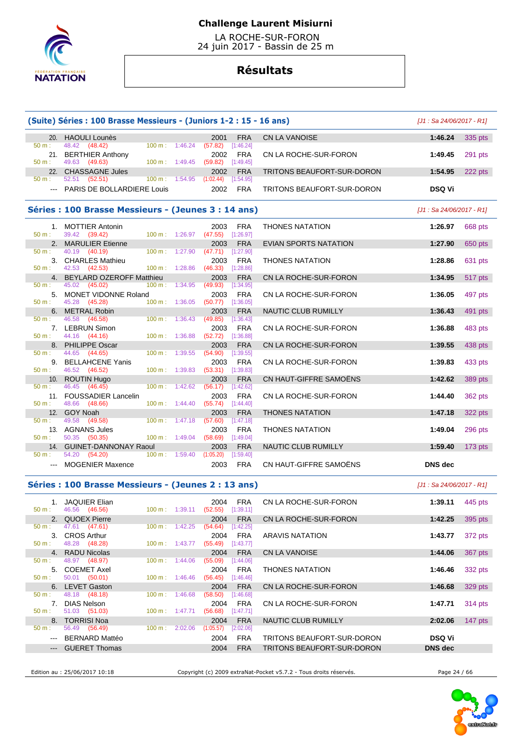# Challenge Laurent Misiurni

LA ROCHE-SUR-FORON
24 juin 2017 - Bassin de 25 m

## Résultats

### (Suite) Séries : 100 Brasse Messieurs - (Juniors 1-2 : 15 - 16 ans)

[J1 : Sa 24/06/2017 - R1]

| Rang | Nom | Année | Nat. | Club | Temps | Points |
|---|---|---|---|---|---|---|
| 20. | HAOULI Lounès | 2001 | FRA | CN LA VANOISE | 1:46.24 | 335 pts |
| | 50 m : 48.42 (48.42) 100 m : 1:46.24 (57.82) [1:46.24] | | | | | |
| 21. | BERTHIER Anthony | 2002 | FRA | CN LA ROCHE-SUR-FORON | 1:49.45 | 291 pts |
| | 50 m : 49.63 (49.63) 100 m : 1:49.45 (59.82) [1:49.45] | | | | | |
| 22. | CHASSAGNE Jules | 2002 | FRA | TRITONS BEAUFORT-SUR-DORON | 1:54.95 | 222 pts |
| | 50 m : 52.51 (52.51) 100 m : 1:54.95 (1:02.44) [1:54.95] | | | | | |
| --- | PARIS DE BOLLARDIERE Louis | 2002 | FRA | TRITONS BEAUFORT-SUR-DORON | DSQ Vi | |

### Séries : 100 Brasse Messieurs - (Jeunes 3 : 14 ans)

[J1 : Sa 24/06/2017 - R1]

| Rang | Nom | Année | Nat. | Club | Temps | Points |
|---|---|---|---|---|---|---|
| 1. | MOTTIER Antonin | 2003 | FRA | THONES NATATION | 1:26.97 | 668 pts |
| | 50 m : 39.42 (39.42) 100 m : 1:26.97 (47.55) [1:26.97] | | | | | |
| 2. | MARULIER Etienne | 2003 | FRA | EVIAN SPORTS NATATION | 1:27.90 | 650 pts |
| | 50 m : 40.19 (40.19) 100 m : 1:27.90 (47.71) [1:27.90] | | | | | |
| 3. | CHARLES Mathieu | 2003 | FRA | THONES NATATION | 1:28.86 | 631 pts |
| | 50 m : 42.53 (42.53) 100 m : 1:28.86 (46.33) [1:28.86] | | | | | |
| 4. | BEYLARD OZEROFF Matthieu | 2003 | FRA | CN LA ROCHE-SUR-FORON | 1:34.95 | 517 pts |
| | 50 m : 45.02 (45.02) 100 m : 1:34.95 (49.93) [1:34.95] | | | | | |
| 5. | MONET VIDONNE Roland | 2003 | FRA | CN LA ROCHE-SUR-FORON | 1:36.05 | 497 pts |
| | 50 m : 45.28 (45.28) 100 m : 1:36.05 (50.77) [1:36.05] | | | | | |
| 6. | METRAL Robin | 2003 | FRA | NAUTIC CLUB RUMILLY | 1:36.43 | 491 pts |
| | 50 m : 46.58 (46.58) 100 m : 1:36.43 (49.85) [1:36.43] | | | | | |
| 7. | LEBRUN Simon | 2003 | FRA | CN LA ROCHE-SUR-FORON | 1:36.88 | 483 pts |
| | 50 m : 44.16 (44.16) 100 m : 1:36.88 (52.72) [1:36.88] | | | | | |
| 8. | PHILIPPE Oscar | 2003 | FRA | CN LA ROCHE-SUR-FORON | 1:39.55 | 438 pts |
| | 50 m : 44.65 (44.65) 100 m : 1:39.55 (54.90) [1:39.55] | | | | | |
| 9. | BELLAHCENE Yanis | 2003 | FRA | CN LA ROCHE-SUR-FORON | 1:39.83 | 433 pts |
| | 50 m : 46.52 (46.52) 100 m : 1:39.83 (53.31) [1:39.83] | | | | | |
| 10. | ROUTIN Hugo | 2003 | FRA | CN HAUT-GIFFRE SAMOËNS | 1:42.62 | 389 pts |
| | 50 m : 46.45 (46.45) 100 m : 1:42.62 (56.17) [1:42.62] | | | | | |
| 11. | FOUSSADIER Lancelin | 2003 | FRA | CN LA ROCHE-SUR-FORON | 1:44.40 | 362 pts |
| | 50 m : 48.66 (48.66) 100 m : 1:44.40 (55.74) [1:44.40] | | | | | |
| 12. | GOY Noah | 2003 | FRA | THONES NATATION | 1:47.18 | 322 pts |
| | 50 m : 49.58 (49.58) 100 m : 1:47.18 (57.60) [1:47.18] | | | | | |
| 13. | AGNANS Jules | 2003 | FRA | THONES NATATION | 1:49.04 | 296 pts |
| | 50 m : 50.35 (50.35) 100 m : 1:49.04 (58.69) [1:49.04] | | | | | |
| 14. | GUINET-DANNONAY Raoul | 2003 | FRA | NAUTIC CLUB RUMILLY | 1:59.40 | 173 pts |
| | 50 m : 54.20 (54.20) 100 m : 1:59.40 (1:05.20) [1:59.40] | | | | | |
| --- | MOGENIER Maxence | 2003 | FRA | CN HAUT-GIFFRE SAMOËNS | DNS dec | |

### Séries : 100 Brasse Messieurs - (Jeunes 2 : 13 ans)

[J1 : Sa 24/06/2017 - R1]

| Rang | Nom | Année | Nat. | Club | Temps | Points |
|---|---|---|---|---|---|---|
| 1. | JAQUIER Elian | 2004 | FRA | CN LA ROCHE-SUR-FORON | 1:39.11 | 445 pts |
| | 50 m : 46.56 (46.56) 100 m : 1:39.11 (52.55) [1:39.11] | | | | | |
| 2. | QUOEX Pierre | 2004 | FRA | CN LA ROCHE-SUR-FORON | 1:42.25 | 395 pts |
| | 50 m : 47.61 (47.61) 100 m : 1:42.25 (54.64) [1:42.25] | | | | | |
| 3. | CROS Arthur | 2004 | FRA | ARAVIS NATATION | 1:43.77 | 372 pts |
| | 50 m : 48.28 (48.28) 100 m : 1:43.77 (55.49) [1:43.77] | | | | | |
| 4. | RADU Nicolas | 2004 | FRA | CN LA VANOISE | 1:44.06 | 367 pts |
| | 50 m : 48.97 (48.97) 100 m : 1:44.06 (55.09) [1:44.06] | | | | | |
| 5. | COEMET Axel | 2004 | FRA | THONES NATATION | 1:46.46 | 332 pts |
| | 50 m : 50.01 (50.01) 100 m : 1:46.46 (56.45) [1:46.46] | | | | | |
| 6. | LEVET Gaston | 2004 | FRA | CN LA ROCHE-SUR-FORON | 1:46.68 | 329 pts |
| | 50 m : 48.18 (48.18) 100 m : 1:46.68 (58.50) [1:46.68] | | | | | |
| 7. | DIAS Nelson | 2004 | FRA | CN LA ROCHE-SUR-FORON | 1:47.71 | 314 pts |
| | 50 m : 51.03 (51.03) 100 m : 1:47.71 (56.68) [1:47.71] | | | | | |
| 8. | TORRISI Noa | 2004 | FRA | NAUTIC CLUB RUMILLY | 2:02.06 | 147 pts |
| | 50 m : 56.49 (56.49) 100 m : 2:02.06 (1:05.57) [2:02.06] | | | | | |
| --- | BERNARD Mattéo | 2004 | FRA | TRITONS BEAUFORT-SUR-DORON | DSQ Vi | |
| --- | GUERET Thomas | 2004 | FRA | TRITONS BEAUFORT-SUR-DORON | DNS dec | |

Edition au : 25/06/2017 10:18 — Copyright (c) 2009 extraNat-Pocket v5.7.2 - Tous droits réservés.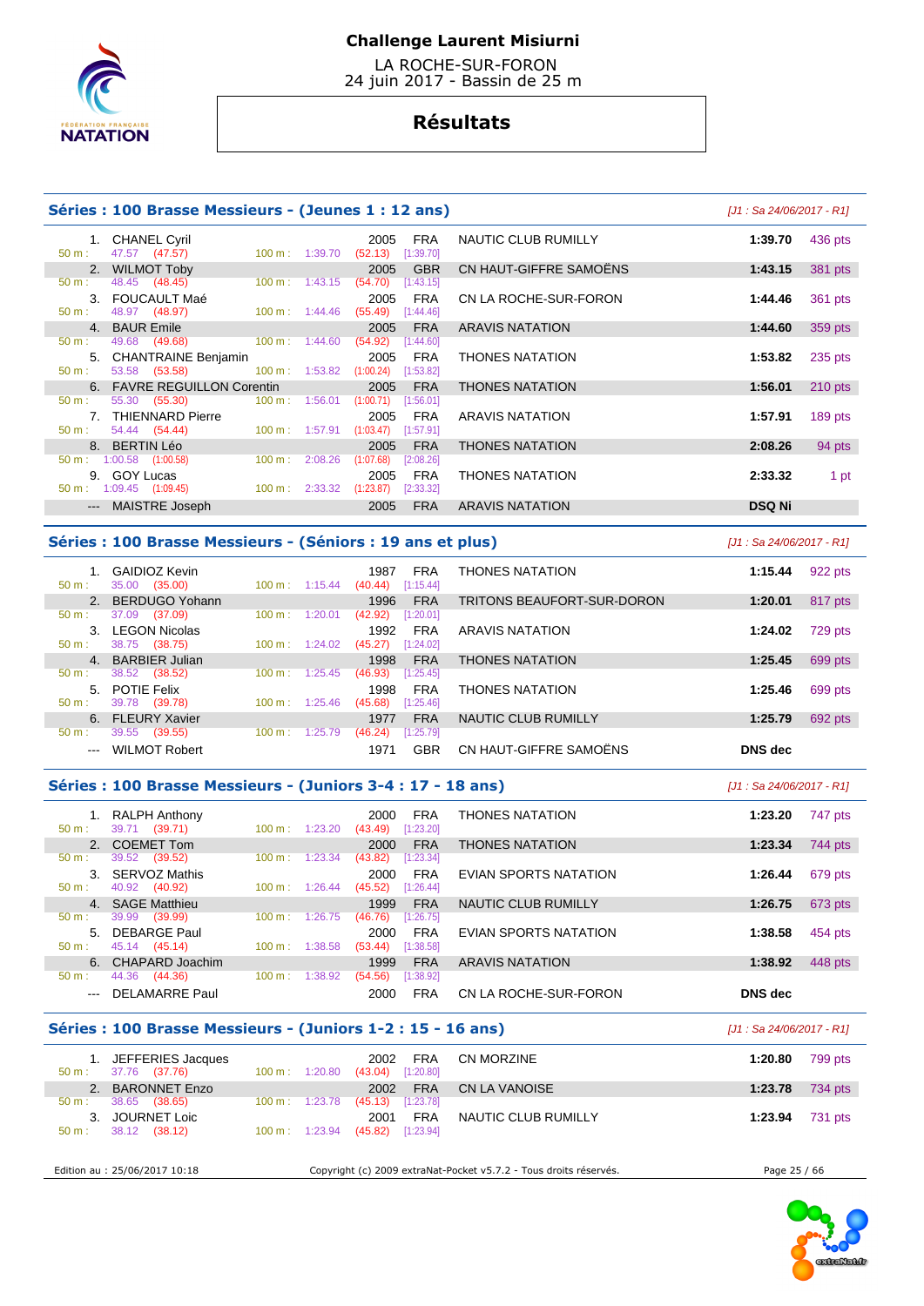# Challenge Laurent Misiurni

LA ROCHE-SUR-FORON
24 juin 2017 - Bassin de 25 m

## Résultats

### Séries : 100 Brasse Messieurs - (Jeunes 1 : 12 ans)

*[J1 : Sa 24/06/2017 - R1]*

| Place | Nom | Année | Nat. | Club | Temps | Points |
|---|---|---|---|---|---|---|
| 1. | CHANEL Cyril | 2005 | FRA | NAUTIC CLUB RUMILLY | 1:39.70 | 436 pts |
| | 50 m : 47.57 (47.57) — 100 m : 1:39.70 (52.13) [1:39.70] | | | | | |
| 2. | WILMOT Toby | 2005 | GBR | CN HAUT-GIFFRE SAMOËNS | 1:43.15 | 381 pts |
| | 50 m : 48.45 (48.45) — 100 m : 1:43.15 (54.70) [1:43.15] | | | | | |
| 3. | FOUCAULT Maé | 2005 | FRA | CN LA ROCHE-SUR-FORON | 1:44.46 | 361 pts |
| | 50 m : 48.97 (48.97) — 100 m : 1:44.46 (55.49) [1:44.46] | | | | | |
| 4. | BAUR Emile | 2005 | FRA | ARAVIS NATATION | 1:44.60 | 359 pts |
| | 50 m : 49.68 (49.68) — 100 m : 1:44.60 (54.92) [1:44.60] | | | | | |
| 5. | CHANTRAINE Benjamin | 2005 | FRA | THONES NATATION | 1:53.82 | 235 pts |
| | 50 m : 53.58 (53.58) — 100 m : 1:53.82 (1:00.24) [1:53.82] | | | | | |
| 6. | FAVRE REGUILLON Corentin | 2005 | FRA | THONES NATATION | 1:56.01 | 210 pts |
| | 50 m : 55.30 (55.30) — 100 m : 1:56.01 (1:00.71) [1:56.01] | | | | | |
| 7. | THIENNARD Pierre | 2005 | FRA | ARAVIS NATATION | 1:57.91 | 189 pts |
| | 50 m : 54.44 (54.44) — 100 m : 1:57.91 (1:03.47) [1:57.91] | | | | | |
| 8. | BERTIN Léo | 2005 | FRA | THONES NATATION | 2:08.26 | 94 pts |
| | 50 m : 1:00.58 (1:00.58) — 100 m : 2:08.26 (1:07.68) [2:08.26] | | | | | |
| 9. | GOY Lucas | 2005 | FRA | THONES NATATION | 2:33.32 | 1 pt |
| | 50 m : 1:09.45 (1:09.45) — 100 m : 2:33.32 (1:23.87) [2:33.32] | | | | | |
| --- | MAISTRE Joseph | 2005 | FRA | ARAVIS NATATION | DSQ Ni | |

### Séries : 100 Brasse Messieurs - (Séniors : 19 ans et plus)

*[J1 : Sa 24/06/2017 - R1]*

| Place | Nom | Année | Nat. | Club | Temps | Points |
|---|---|---|---|---|---|---|
| 1. | GAIDIOZ Kevin | 1987 | FRA | THONES NATATION | 1:15.44 | 922 pts |
| | 50 m : 35.00 (35.00) — 100 m : 1:15.44 (40.44) [1:15.44] | | | | | |
| 2. | BERDUGO Yohann | 1996 | FRA | TRITONS BEAUFORT-SUR-DORON | 1:20.01 | 817 pts |
| | 50 m : 37.09 (37.09) — 100 m : 1:20.01 (42.92) [1:20.01] | | | | | |
| 3. | LEGON Nicolas | 1992 | FRA | ARAVIS NATATION | 1:24.02 | 729 pts |
| | 50 m : 38.75 (38.75) — 100 m : 1:24.02 (45.27) [1:24.02] | | | | | |
| 4. | BARBIER Julian | 1998 | FRA | THONES NATATION | 1:25.45 | 699 pts |
| | 50 m : 38.52 (38.52) — 100 m : 1:25.45 (46.93) [1:25.45] | | | | | |
| 5. | POTIE Felix | 1998 | FRA | THONES NATATION | 1:25.46 | 699 pts |
| | 50 m : 39.78 (39.78) — 100 m : 1:25.46 (45.68) [1:25.46] | | | | | |
| 6. | FLEURY Xavier | 1977 | FRA | NAUTIC CLUB RUMILLY | 1:25.79 | 692 pts |
| | 50 m : 39.55 (39.55) — 100 m : 1:25.79 (46.24) [1:25.79] | | | | | |
| --- | WILMOT Robert | 1971 | GBR | CN HAUT-GIFFRE SAMOËNS | DNS dec | |

### Séries : 100 Brasse Messieurs - (Juniors 3-4 : 17 - 18 ans)

*[J1 : Sa 24/06/2017 - R1]*

| Place | Nom | Année | Nat. | Club | Temps | Points |
|---|---|---|---|---|---|---|
| 1. | RALPH Anthony | 2000 | FRA | THONES NATATION | 1:23.20 | 747 pts |
| | 50 m : 39.71 (39.71) — 100 m : 1:23.20 (43.49) [1:23.20] | | | | | |
| 2. | COEMET Tom | 2000 | FRA | THONES NATATION | 1:23.34 | 744 pts |
| | 50 m : 39.52 (39.52) — 100 m : 1:23.34 (43.82) [1:23.34] | | | | | |
| 3. | SERVOZ Mathis | 2000 | FRA | EVIAN SPORTS NATATION | 1:26.44 | 679 pts |
| | 50 m : 40.92 (40.92) — 100 m : 1:26.44 (45.52) [1:26.44] | | | | | |
| 4. | SAGE Matthieu | 1999 | FRA | NAUTIC CLUB RUMILLY | 1:26.75 | 673 pts |
| | 50 m : 39.99 (39.99) — 100 m : 1:26.75 (46.76) [1:26.75] | | | | | |
| 5. | DEBARGE Paul | 2000 | FRA | EVIAN SPORTS NATATION | 1:38.58 | 454 pts |
| | 50 m : 45.14 (45.14) — 100 m : 1:38.58 (53.44) [1:38.58] | | | | | |
| 6. | CHAPARD Joachim | 1999 | FRA | ARAVIS NATATION | 1:38.92 | 448 pts |
| | 50 m : 44.36 (44.36) — 100 m : 1:38.92 (54.56) [1:38.92] | | | | | |
| --- | DELAMARRE Paul | 2000 | FRA | CN LA ROCHE-SUR-FORON | DNS dec | |

### Séries : 100 Brasse Messieurs - (Juniors 1-2 : 15 - 16 ans)

*[J1 : Sa 24/06/2017 - R1]*

| Place | Nom | Année | Nat. | Club | Temps | Points |
|---|---|---|---|---|---|---|
| 1. | JEFFERIES Jacques | 2002 | FRA | CN MORZINE | 1:20.80 | 799 pts |
| | 50 m : 37.76 (37.76) — 100 m : 1:20.80 (43.04) [1:20.80] | | | | | |
| 2. | BARONNET Enzo | 2002 | FRA | CN LA VANOISE | 1:23.78 | 734 pts |
| | 50 m : 38.65 (38.65) — 100 m : 1:23.78 (45.13) [1:23.78] | | | | | |
| 3. | JOURNET Loic | 2001 | FRA | NAUTIC CLUB RUMILLY | 1:23.94 | 731 pts |
| | 50 m : 38.12 (38.12) — 100 m : 1:23.94 (45.82) [1:23.94] | | | | | |

Edition au : 25/06/2017 10:18 — Copyright (c) 2009 extraNat-Pocket v5.7.2 - Tous droits réservés.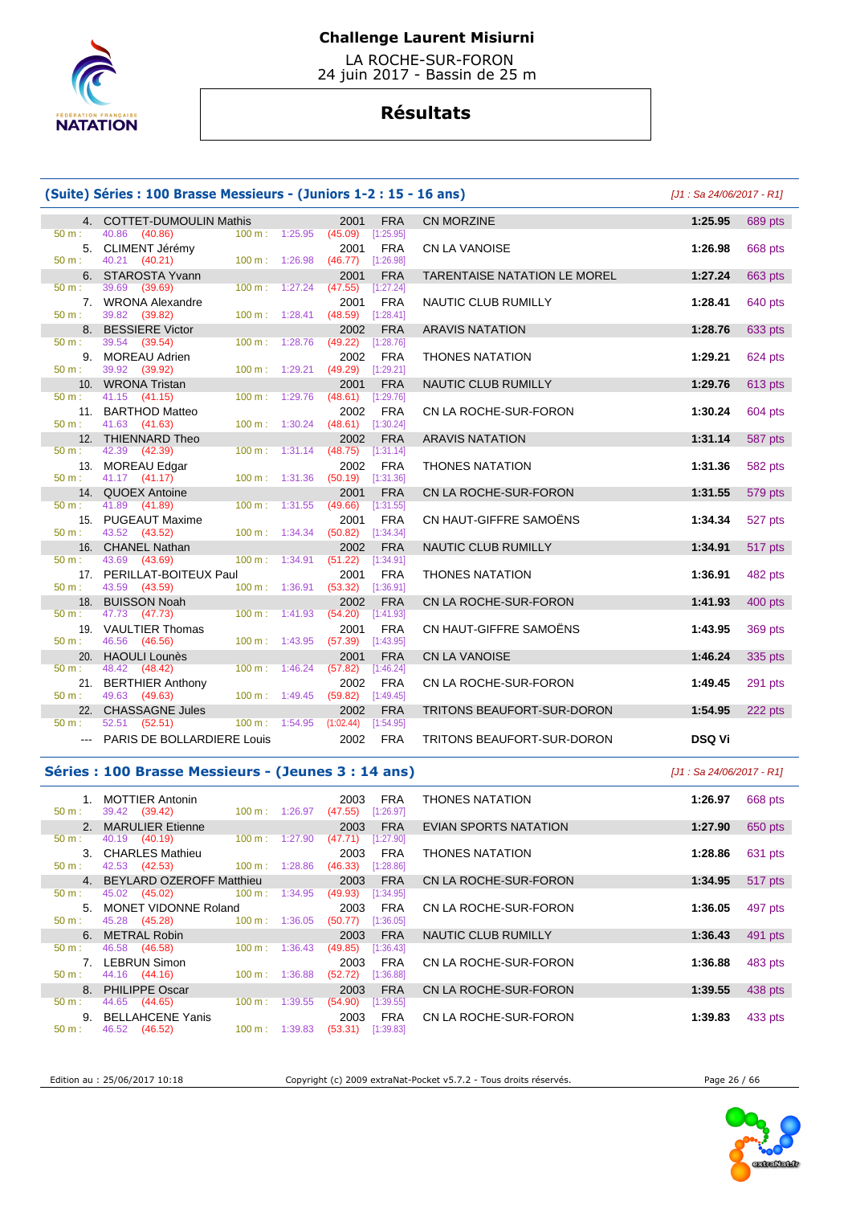# Challenge Laurent Misiurni

LA ROCHE-SUR-FORON
24 juin 2017 - Bassin de 25 m

## Résultats

### (Suite) Séries : 100 Brasse Messieurs - (Juniors 1-2 : 15 - 16 ans)

[J1 : Sa 24/06/2017 - R1]

| Rang | Nom | Année | Nat. | Club | Temps | Points |
|---|---|---|---|---|---|---|
| 4. | COTTET-DUMOULIN Mathis | 2001 | FRA | CN MORZINE | 1:25.95 | 689 pts |
| | 50 m : 40.86 (40.86) 100 m : 1:25.95 (45.09) [1:25.95] | | | | | |
| 5. | CLIMENT Jérémy | 2001 | FRA | CN LA VANOISE | 1:26.98 | 668 pts |
| | 50 m : 40.21 (40.21) 100 m : 1:26.98 (46.77) [1:26.98] | | | | | |
| 6. | STAROSTA Yvann | 2001 | FRA | TARENTAISE NATATION LE MOREL | 1:27.24 | 663 pts |
| | 50 m : 39.69 (39.69) 100 m : 1:27.24 (47.55) [1:27.24] | | | | | |
| 7. | WRONA Alexandre | 2001 | FRA | NAUTIC CLUB RUMILLY | 1:28.41 | 640 pts |
| | 50 m : 39.82 (39.82) 100 m : 1:28.41 (48.59) [1:28.41] | | | | | |
| 8. | BESSIERE Victor | 2002 | FRA | ARAVIS NATATION | 1:28.76 | 633 pts |
| | 50 m : 39.54 (39.54) 100 m : 1:28.76 (49.22) [1:28.76] | | | | | |
| 9. | MOREAU Adrien | 2002 | FRA | THONES NATATION | 1:29.21 | 624 pts |
| | 50 m : 39.92 (39.92) 100 m : 1:29.21 (49.29) [1:29.21] | | | | | |
| 10. | WRONA Tristan | 2001 | FRA | NAUTIC CLUB RUMILLY | 1:29.76 | 613 pts |
| | 50 m : 41.15 (41.15) 100 m : 1:29.76 (48.61) [1:29.76] | | | | | |
| 11. | BARTHOD Matteo | 2002 | FRA | CN LA ROCHE-SUR-FORON | 1:30.24 | 604 pts |
| | 50 m : 41.63 (41.63) 100 m : 1:30.24 (48.61) [1:30.24] | | | | | |
| 12. | THIENNARD Theo | 2002 | FRA | ARAVIS NATATION | 1:31.14 | 587 pts |
| | 50 m : 42.39 (42.39) 100 m : 1:31.14 (48.75) [1:31.14] | | | | | |
| 13. | MOREAU Edgar | 2002 | FRA | THONES NATATION | 1:31.36 | 582 pts |
| | 50 m : 41.17 (41.17) 100 m : 1:31.36 (50.19) [1:31.36] | | | | | |
| 14. | QUOEX Antoine | 2001 | FRA | CN LA ROCHE-SUR-FORON | 1:31.55 | 579 pts |
| | 50 m : 41.89 (41.89) 100 m : 1:31.55 (49.66) [1:31.55] | | | | | |
| 15. | PUGEAUT Maxime | 2001 | FRA | CN HAUT-GIFFRE SAMOËNS | 1:34.34 | 527 pts |
| | 50 m : 43.52 (43.52) 100 m : 1:34.34 (50.82) [1:34.34] | | | | | |
| 16. | CHANEL Nathan | 2002 | FRA | NAUTIC CLUB RUMILLY | 1:34.91 | 517 pts |
| | 50 m : 43.69 (43.69) 100 m : 1:34.91 (51.22) [1:34.91] | | | | | |
| 17. | PERILLAT-BOITEUX Paul | 2001 | FRA | THONES NATATION | 1:36.91 | 482 pts |
| | 50 m : 43.59 (43.59) 100 m : 1:36.91 (53.32) [1:36.91] | | | | | |
| 18. | BUISSON Noah | 2002 | FRA | CN LA ROCHE-SUR-FORON | 1:41.93 | 400 pts |
| | 50 m : 47.73 (47.73) 100 m : 1:41.93 (54.20) [1:41.93] | | | | | |
| 19. | VAULTIER Thomas | 2001 | FRA | CN HAUT-GIFFRE SAMOËNS | 1:43.95 | 369 pts |
| | 50 m : 46.56 (46.56) 100 m : 1:43.95 (57.39) [1:43.95] | | | | | |
| 20. | HAOULI Lounès | 2001 | FRA | CN LA VANOISE | 1:46.24 | 335 pts |
| | 50 m : 48.42 (48.42) 100 m : 1:46.24 (57.82) [1:46.24] | | | | | |
| 21. | BERTHIER Anthony | 2002 | FRA | CN LA ROCHE-SUR-FORON | 1:49.45 | 291 pts |
| | 50 m : 49.63 (49.63) 100 m : 1:49.45 (59.82) [1:49.45] | | | | | |
| 22. | CHASSAGNE Jules | 2002 | FRA | TRITONS BEAUFORT-SUR-DORON | 1:54.95 | 222 pts |
| | 50 m : 52.51 (52.51) 100 m : 1:54.95 (1:02.44) [1:54.95] | | | | | |
| --- | PARIS DE BOLLARDIERE Louis | 2002 | FRA | TRITONS BEAUFORT-SUR-DORON | DSQ Vi | |

### Séries : 100 Brasse Messieurs - (Jeunes 3 : 14 ans)

[J1 : Sa 24/06/2017 - R1]

| Rang | Nom | Année | Nat. | Club | Temps | Points |
|---|---|---|---|---|---|---|
| 1. | MOTTIER Antonin | 2003 | FRA | THONES NATATION | 1:26.97 | 668 pts |
| | 50 m : 39.42 (39.42) 100 m : 1:26.97 (47.55) [1:26.97] | | | | | |
| 2. | MARULIER Etienne | 2003 | FRA | EVIAN SPORTS NATATION | 1:27.90 | 650 pts |
| | 50 m : 40.19 (40.19) 100 m : 1:27.90 (47.71) [1:27.90] | | | | | |
| 3. | CHARLES Mathieu | 2003 | FRA | THONES NATATION | 1:28.86 | 631 pts |
| | 50 m : 42.53 (42.53) 100 m : 1:28.86 (46.33) [1:28.86] | | | | | |
| 4. | BEYLARD OZEROFF Matthieu | 2003 | FRA | CN LA ROCHE-SUR-FORON | 1:34.95 | 517 pts |
| | 50 m : 45.02 (45.02) 100 m : 1:34.95 (49.93) [1:34.95] | | | | | |
| 5. | MONET VIDONNE Roland | 2003 | FRA | CN LA ROCHE-SUR-FORON | 1:36.05 | 497 pts |
| | 50 m : 45.28 (45.28) 100 m : 1:36.05 (50.77) [1:36.05] | | | | | |
| 6. | METRAL Robin | 2003 | FRA | NAUTIC CLUB RUMILLY | 1:36.43 | 491 pts |
| | 50 m : 46.58 (46.58) 100 m : 1:36.43 (49.85) [1:36.43] | | | | | |
| 7. | LEBRUN Simon | 2003 | FRA | CN LA ROCHE-SUR-FORON | 1:36.88 | 483 pts |
| | 50 m : 44.16 (44.16) 100 m : 1:36.88 (52.72) [1:36.88] | | | | | |
| 8. | PHILIPPE Oscar | 2003 | FRA | CN LA ROCHE-SUR-FORON | 1:39.55 | 438 pts |
| | 50 m : 44.65 (44.65) 100 m : 1:39.55 (54.90) [1:39.55] | | | | | |
| 9. | BELLAHCENE Yanis | 2003 | FRA | CN LA ROCHE-SUR-FORON | 1:39.83 | 433 pts |
| | 50 m : 46.52 (46.52) 100 m : 1:39.83 (53.31) [1:39.83] | | | | | |

Edition au : 25/06/2017 10:18 — Copyright (c) 2009 extraNat-Pocket v5.7.2 - Tous droits réservés.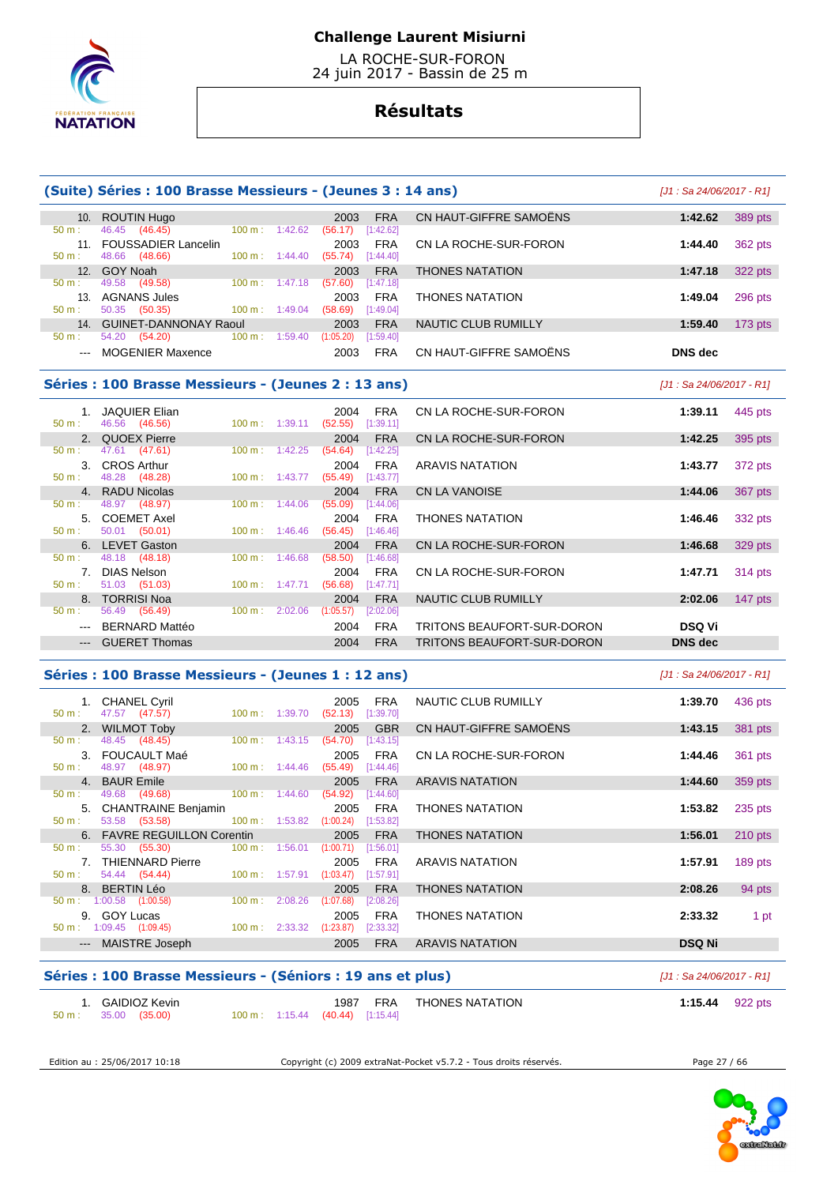# Challenge Laurent Misiurni

LA ROCHE-SUR-FORON
24 juin 2017 - Bassin de 25 m

## Résultats

### (Suite) Séries : 100 Brasse Messieurs - (Jeunes 3 : 14 ans)

*[J1 : Sa 24/06/2017 - R1]*

| Rang | Nom | Année | Nat. | Club | Temps | Points |
|---|---|---|---|---|---|---|
| 10. | ROUTIN Hugo | 2003 | FRA | CN HAUT-GIFFRE SAMOËNS | 1:42.62 | 389 pts |
| | 50 m : 46.45 (46.45) — 100 m : 1:42.62 (56.17) [1:42.62] | | | | | |
| 11. | FOUSSADIER Lancelin | 2003 | FRA | CN LA ROCHE-SUR-FORON | 1:44.40 | 362 pts |
| | 50 m : 48.66 (48.66) — 100 m : 1:44.40 (55.74) [1:44.40] | | | | | |
| 12. | GOY Noah | 2003 | FRA | THONES NATATION | 1:47.18 | 322 pts |
| | 50 m : 49.58 (49.58) — 100 m : 1:47.18 (57.60) [1:47.18] | | | | | |
| 13. | AGNANS Jules | 2003 | FRA | THONES NATATION | 1:49.04 | 296 pts |
| | 50 m : 50.35 (50.35) — 100 m : 1:49.04 (58.69) [1:49.04] | | | | | |
| 14. | GUINET-DANNONAY Raoul | 2003 | FRA | NAUTIC CLUB RUMILLY | 1:59.40 | 173 pts |
| | 50 m : 54.20 (54.20) — 100 m : 1:59.40 (1:05.20) [1:59.40] | | | | | |
| --- | MOGENIER Maxence | 2003 | FRA | CN HAUT-GIFFRE SAMOËNS | DNS dec | |

### Séries : 100 Brasse Messieurs - (Jeunes 2 : 13 ans)

*[J1 : Sa 24/06/2017 - R1]*

| Rang | Nom | Année | Nat. | Club | Temps | Points |
|---|---|---|---|---|---|---|
| 1. | JAQUIER Elian | 2004 | FRA | CN LA ROCHE-SUR-FORON | 1:39.11 | 445 pts |
| | 50 m : 46.56 (46.56) — 100 m : 1:39.11 (52.55) [1:39.11] | | | | | |
| 2. | QUOEX Pierre | 2004 | FRA | CN LA ROCHE-SUR-FORON | 1:42.25 | 395 pts |
| | 50 m : 47.61 (47.61) — 100 m : 1:42.25 (54.64) [1:42.25] | | | | | |
| 3. | CROS Arthur | 2004 | FRA | ARAVIS NATATION | 1:43.77 | 372 pts |
| | 50 m : 48.28 (48.28) — 100 m : 1:43.77 (55.49) [1:43.77] | | | | | |
| 4. | RADU Nicolas | 2004 | FRA | CN LA VANOISE | 1:44.06 | 367 pts |
| | 50 m : 48.97 (48.97) — 100 m : 1:44.06 (55.09) [1:44.06] | | | | | |
| 5. | COEMET Axel | 2004 | FRA | THONES NATATION | 1:46.46 | 332 pts |
| | 50 m : 50.01 (50.01) — 100 m : 1:46.46 (56.45) [1:46.46] | | | | | |
| 6. | LEVET Gaston | 2004 | FRA | CN LA ROCHE-SUR-FORON | 1:46.68 | 329 pts |
| | 50 m : 48.18 (48.18) — 100 m : 1:46.68 (58.50) [1:46.68] | | | | | |
| 7. | DIAS Nelson | 2004 | FRA | CN LA ROCHE-SUR-FORON | 1:47.71 | 314 pts |
| | 50 m : 51.03 (51.03) — 100 m : 1:47.71 (56.68) [1:47.71] | | | | | |
| 8. | TORRISI Noa | 2004 | FRA | NAUTIC CLUB RUMILLY | 2:02.06 | 147 pts |
| | 50 m : 56.49 (56.49) — 100 m : 2:02.06 (1:05.57) [2:02.06] | | | | | |
| --- | BERNARD Mattéo | 2004 | FRA | TRITONS BEAUFORT-SUR-DORON | DSQ Vi | |
| --- | GUERET Thomas | 2004 | FRA | TRITONS BEAUFORT-SUR-DORON | DNS dec | |

### Séries : 100 Brasse Messieurs - (Jeunes 1 : 12 ans)

*[J1 : Sa 24/06/2017 - R1]*

| Rang | Nom | Année | Nat. | Club | Temps | Points |
|---|---|---|---|---|---|---|
| 1. | CHANEL Cyril | 2005 | FRA | NAUTIC CLUB RUMILLY | 1:39.70 | 436 pts |
| | 50 m : 47.57 (47.57) — 100 m : 1:39.70 (52.13) [1:39.70] | | | | | |
| 2. | WILMOT Toby | 2005 | GBR | CN HAUT-GIFFRE SAMOËNS | 1:43.15 | 381 pts |
| | 50 m : 48.45 (48.45) — 100 m : 1:43.15 (54.70) [1:43.15] | | | | | |
| 3. | FOUCAULT Maé | 2005 | FRA | CN LA ROCHE-SUR-FORON | 1:44.46 | 361 pts |
| | 50 m : 48.97 (48.97) — 100 m : 1:44.46 (55.49) [1:44.46] | | | | | |
| 4. | BAUR Emile | 2005 | FRA | ARAVIS NATATION | 1:44.60 | 359 pts |
| | 50 m : 49.68 (49.68) — 100 m : 1:44.60 (54.92) [1:44.60] | | | | | |
| 5. | CHANTRAINE Benjamin | 2005 | FRA | THONES NATATION | 1:53.82 | 235 pts |
| | 50 m : 53.58 (53.58) — 100 m : 1:53.82 (1:00.24) [1:53.82] | | | | | |
| 6. | FAVRE REGUILLON Corentin | 2005 | FRA | THONES NATATION | 1:56.01 | 210 pts |
| | 50 m : 55.30 (55.30) — 100 m : 1:56.01 (1:00.71) [1:56.01] | | | | | |
| 7. | THIENNARD Pierre | 2005 | FRA | ARAVIS NATATION | 1:57.91 | 189 pts |
| | 50 m : 54.44 (54.44) — 100 m : 1:57.91 (1:03.47) [1:57.91] | | | | | |
| 8. | BERTIN Léo | 2005 | FRA | THONES NATATION | 2:08.26 | 94 pts |
| | 50 m : 1:00.58 (1:00.58) — 100 m : 2:08.26 (1:07.68) [2:08.26] | | | | | |
| 9. | GOY Lucas | 2005 | FRA | THONES NATATION | 2:33.32 | 1 pt |
| | 50 m : 1:09.45 (1:09.45) — 100 m : 2:33.32 (1:23.87) [2:33.32] | | | | | |
| --- | MAISTRE Joseph | 2005 | FRA | ARAVIS NATATION | DSQ Ni | |

### Séries : 100 Brasse Messieurs - (Séniors : 19 ans et plus)

*[J1 : Sa 24/06/2017 - R1]*

| Rang | Nom | Année | Nat. | Club | Temps | Points |
|---|---|---|---|---|---|---|
| 1. | GAIDIOZ Kevin | 1987 | FRA | THONES NATATION | 1:15.44 | 922 pts |
| | 50 m : 35.00 (35.00) — 100 m : 1:15.44 (40.44) [1:15.44] | | | | | |

Edition au : 25/06/2017 10:18 — Copyright (c) 2009 extraNat-Pocket v5.7.2 - Tous droits réservés.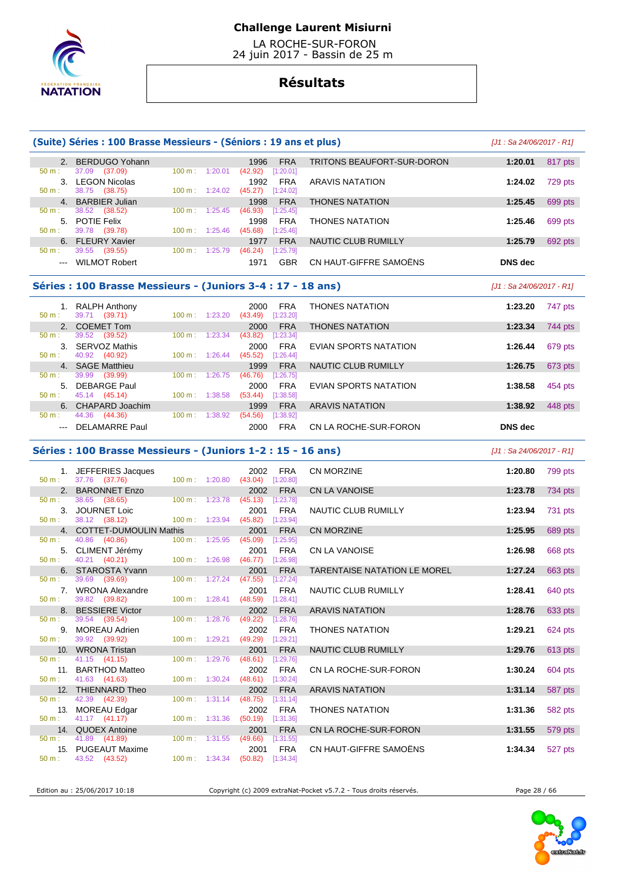# Challenge Laurent Misiurni

LA ROCHE-SUR-FORON
24 juin 2017 - Bassin de 25 m

## Résultats

### (Suite) Séries : 100 Brasse Messieurs - (Séniors : 19 ans et plus)

*[J1 : Sa 24/06/2017 - R1]*

| Place | Nom | Année | Nat. | Club | Temps | Points |
|---|---|---|---|---|---|---|
| 2. | BERDUGO Yohann | 1996 | FRA | TRITONS BEAUFORT-SUR-DORON | 1:20.01 | 817 pts |
| | 50 m : 37.09 (37.09) 100 m : 1:20.01 (42.92) [1:20.01] | | | | | |
| 3. | LEGON Nicolas | 1992 | FRA | ARAVIS NATATION | 1:24.02 | 729 pts |
| | 50 m : 38.75 (38.75) 100 m : 1:24.02 (45.27) [1:24.02] | | | | | |
| 4. | BARBIER Julian | 1998 | FRA | THONES NATATION | 1:25.45 | 699 pts |
| | 50 m : 38.52 (38.52) 100 m : 1:25.45 (46.93) [1:25.45] | | | | | |
| 5. | POTIE Felix | 1998 | FRA | THONES NATATION | 1:25.46 | 699 pts |
| | 50 m : 39.78 (39.78) 100 m : 1:25.46 (45.68) [1:25.46] | | | | | |
| 6. | FLEURY Xavier | 1977 | FRA | NAUTIC CLUB RUMILLY | 1:25.79 | 692 pts |
| | 50 m : 39.55 (39.55) 100 m : 1:25.79 (46.24) [1:25.79] | | | | | |
| --- | WILMOT Robert | 1971 | GBR | CN HAUT-GIFFRE SAMOËNS | DNS dec | |

### Séries : 100 Brasse Messieurs - (Juniors 3-4 : 17 - 18 ans)

*[J1 : Sa 24/06/2017 - R1]*

| Place | Nom | Année | Nat. | Club | Temps | Points |
|---|---|---|---|---|---|---|
| 1. | RALPH Anthony | 2000 | FRA | THONES NATATION | 1:23.20 | 747 pts |
| | 50 m : 39.71 (39.71) 100 m : 1:23.20 (43.49) [1:23.20] | | | | | |
| 2. | COEMET Tom | 2000 | FRA | THONES NATATION | 1:23.34 | 744 pts |
| | 50 m : 39.52 (39.52) 100 m : 1:23.34 (43.82) [1:23.34] | | | | | |
| 3. | SERVOZ Mathis | 2000 | FRA | EVIAN SPORTS NATATION | 1:26.44 | 679 pts |
| | 50 m : 40.92 (40.92) 100 m : 1:26.44 (45.52) [1:26.44] | | | | | |
| 4. | SAGE Matthieu | 1999 | FRA | NAUTIC CLUB RUMILLY | 1:26.75 | 673 pts |
| | 50 m : 39.99 (39.99) 100 m : 1:26.75 (46.76) [1:26.75] | | | | | |
| 5. | DEBARGE Paul | 2000 | FRA | EVIAN SPORTS NATATION | 1:38.58 | 454 pts |
| | 50 m : 45.14 (45.14) 100 m : 1:38.58 (53.44) [1:38.58] | | | | | |
| 6. | CHAPARD Joachim | 1999 | FRA | ARAVIS NATATION | 1:38.92 | 448 pts |
| | 50 m : 44.36 (44.36) 100 m : 1:38.92 (54.56) [1:38.92] | | | | | |
| --- | DELAMARRE Paul | 2000 | FRA | CN LA ROCHE-SUR-FORON | DNS dec | |

### Séries : 100 Brasse Messieurs - (Juniors 1-2 : 15 - 16 ans)

*[J1 : Sa 24/06/2017 - R1]*

| Place | Nom | Année | Nat. | Club | Temps | Points |
|---|---|---|---|---|---|---|
| 1. | JEFFERIES Jacques | 2002 | FRA | CN MORZINE | 1:20.80 | 799 pts |
| | 50 m : 37.76 (37.76) 100 m : 1:20.80 (43.04) [1:20.80] | | | | | |
| 2. | BARONNET Enzo | 2002 | FRA | CN LA VANOISE | 1:23.78 | 734 pts |
| | 50 m : 38.65 (38.65) 100 m : 1:23.78 (45.13) [1:23.78] | | | | | |
| 3. | JOURNET Loic | 2001 | FRA | NAUTIC CLUB RUMILLY | 1:23.94 | 731 pts |
| | 50 m : 38.12 (38.12) 100 m : 1:23.94 (45.82) [1:23.94] | | | | | |
| 4. | COTTET-DUMOULIN Mathis | 2001 | FRA | CN MORZINE | 1:25.95 | 689 pts |
| | 50 m : 40.86 (40.86) 100 m : 1:25.95 (45.09) [1:25.95] | | | | | |
| 5. | CLIMENT Jérémy | 2001 | FRA | CN LA VANOISE | 1:26.98 | 668 pts |
| | 50 m : 40.21 (40.21) 100 m : 1:26.98 (46.77) [1:26.98] | | | | | |
| 6. | STAROSTA Yvann | 2001 | FRA | TARENTAISE NATATION LE MOREL | 1:27.24 | 663 pts |
| | 50 m : 39.69 (39.69) 100 m : 1:27.24 (47.55) [1:27.24] | | | | | |
| 7. | WRONA Alexandre | 2001 | FRA | NAUTIC CLUB RUMILLY | 1:28.41 | 640 pts |
| | 50 m : 39.82 (39.82) 100 m : 1:28.41 (48.59) [1:28.41] | | | | | |
| 8. | BESSIERE Victor | 2002 | FRA | ARAVIS NATATION | 1:28.76 | 633 pts |
| | 50 m : 39.54 (39.54) 100 m : 1:28.76 (49.22) [1:28.76] | | | | | |
| 9. | MOREAU Adrien | 2002 | FRA | THONES NATATION | 1:29.21 | 624 pts |
| | 50 m : 39.92 (39.92) 100 m : 1:29.21 (49.29) [1:29.21] | | | | | |
| 10. | WRONA Tristan | 2001 | FRA | NAUTIC CLUB RUMILLY | 1:29.76 | 613 pts |
| | 50 m : 41.15 (41.15) 100 m : 1:29.76 (48.61) [1:29.76] | | | | | |
| 11. | BARTHOD Matteo | 2002 | FRA | CN LA ROCHE-SUR-FORON | 1:30.24 | 604 pts |
| | 50 m : 41.63 (41.63) 100 m : 1:30.24 (48.61) [1:30.24] | | | | | |
| 12. | THIENNARD Theo | 2002 | FRA | ARAVIS NATATION | 1:31.14 | 587 pts |
| | 50 m : 42.39 (42.39) 100 m : 1:31.14 (48.75) [1:31.14] | | | | | |
| 13. | MOREAU Edgar | 2002 | FRA | THONES NATATION | 1:31.36 | 582 pts |
| | 50 m : 41.17 (41.17) 100 m : 1:31.36 (50.19) [1:31.36] | | | | | |
| 14. | QUOEX Antoine | 2001 | FRA | CN LA ROCHE-SUR-FORON | 1:31.55 | 579 pts |
| | 50 m : 41.89 (41.89) 100 m : 1:31.55 (49.66) [1:31.55] | | | | | |
| 15. | PUGEAUT Maxime | 2001 | FRA | CN HAUT-GIFFRE SAMOËNS | 1:34.34 | 527 pts |
| | 50 m : 43.52 (43.52) 100 m : 1:34.34 (50.82) [1:34.34] | | | | | |

Edition au : 25/06/2017 10:18 — Copyright (c) 2009 extraNat-Pocket v5.7.2 - Tous droits réservés.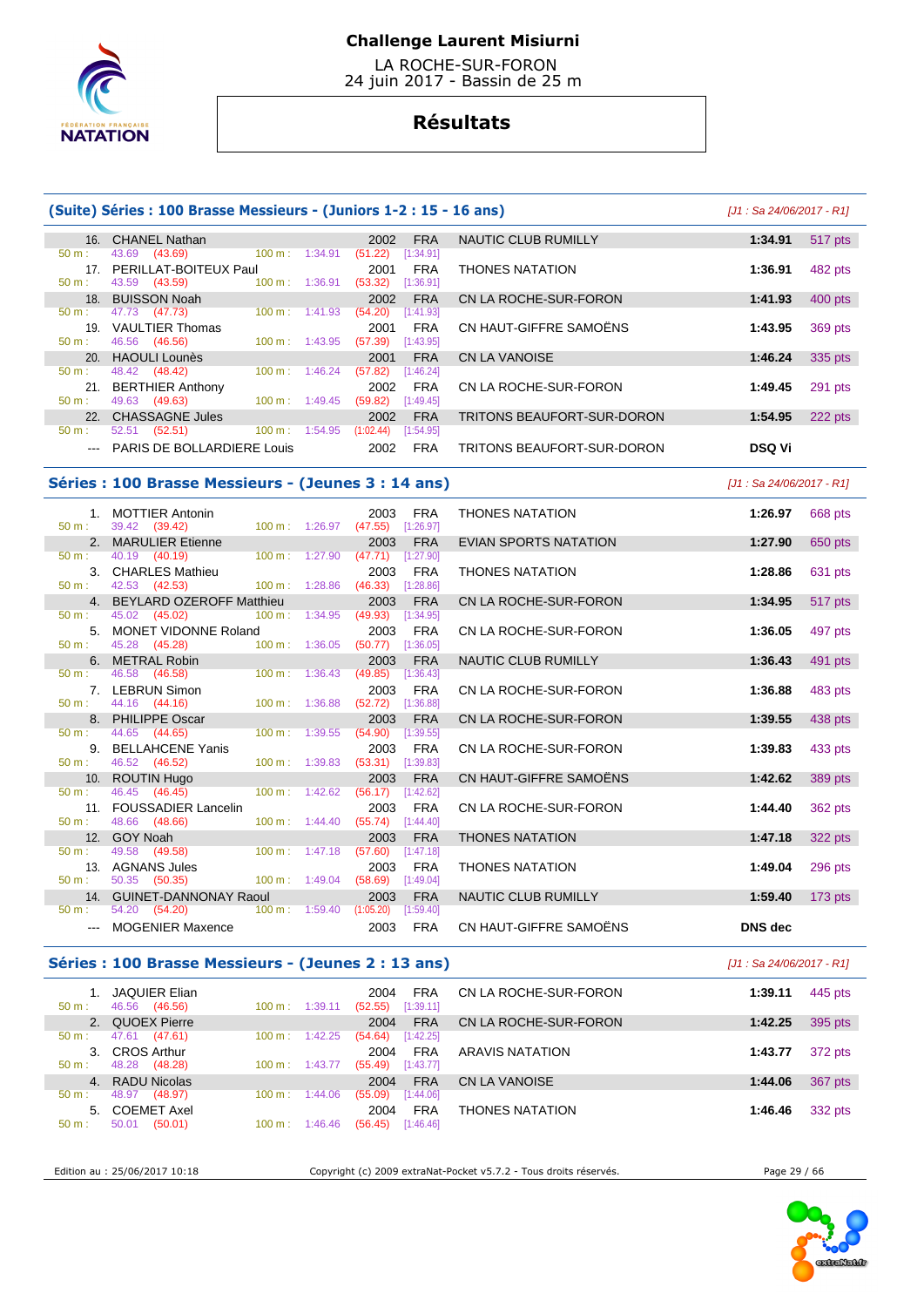# Challenge Laurent Misiurni

LA ROCHE-SUR-FORON
24 juin 2017 - Bassin de 25 m

## Résultats

### (Suite) Séries : 100 Brasse Messieurs - (Juniors 1-2 : 15 - 16 ans)

*[J1 : Sa 24/06/2017 - R1]*

| Rang | Nom | Année | Nat. | Club | Temps | Points |
|---|---|---|---|---|---|---|
| 16. | CHANEL Nathan | 2002 | FRA | NAUTIC CLUB RUMILLY | 1:34.91 | 517 pts |
| | 50 m : 43.69 (43.69) 100 m : 1:34.91 (51.22) [1:34.91] | | | | | |
| 17. | PERILLAT-BOITEUX Paul | 2001 | FRA | THONES NATATION | 1:36.91 | 482 pts |
| | 50 m : 43.59 (43.59) 100 m : 1:36.91 (53.32) [1:36.91] | | | | | |
| 18. | BUISSON Noah | 2002 | FRA | CN LA ROCHE-SUR-FORON | 1:41.93 | 400 pts |
| | 50 m : 47.73 (47.73) 100 m : 1:41.93 (54.20) [1:41.93] | | | | | |
| 19. | VAULTIER Thomas | 2001 | FRA | CN HAUT-GIFFRE SAMOËNS | 1:43.95 | 369 pts |
| | 50 m : 46.56 (46.56) 100 m : 1:43.95 (57.39) [1:43.95] | | | | | |
| 20. | HAOULI Lounès | 2001 | FRA | CN LA VANOISE | 1:46.24 | 335 pts |
| | 50 m : 48.42 (48.42) 100 m : 1:46.24 (57.82) [1:46.24] | | | | | |
| 21. | BERTHIER Anthony | 2002 | FRA | CN LA ROCHE-SUR-FORON | 1:49.45 | 291 pts |
| | 50 m : 49.63 (49.63) 100 m : 1:49.45 (59.82) [1:49.45] | | | | | |
| 22. | CHASSAGNE Jules | 2002 | FRA | TRITONS BEAUFORT-SUR-DORON | 1:54.95 | 222 pts |
| | 50 m : 52.51 (52.51) 100 m : 1:54.95 (1:02.44) [1:54.95] | | | | | |
| --- | PARIS DE BOLLARDIERE Louis | 2002 | FRA | TRITONS BEAUFORT-SUR-DORON | DSQ Vi | |

### Séries : 100 Brasse Messieurs - (Jeunes 3 : 14 ans)

*[J1 : Sa 24/06/2017 - R1]*

| Rang | Nom | Année | Nat. | Club | Temps | Points |
|---|---|---|---|---|---|---|
| 1. | MOTTIER Antonin | 2003 | FRA | THONES NATATION | 1:26.97 | 668 pts |
| | 50 m : 39.42 (39.42) 100 m : 1:26.97 (47.55) [1:26.97] | | | | | |
| 2. | MARULIER Etienne | 2003 | FRA | EVIAN SPORTS NATATION | 1:27.90 | 650 pts |
| | 50 m : 40.19 (40.19) 100 m : 1:27.90 (47.71) [1:27.90] | | | | | |
| 3. | CHARLES Mathieu | 2003 | FRA | THONES NATATION | 1:28.86 | 631 pts |
| | 50 m : 42.53 (42.53) 100 m : 1:28.86 (46.33) [1:28.86] | | | | | |
| 4. | BEYLARD OZEROFF Matthieu | 2003 | FRA | CN LA ROCHE-SUR-FORON | 1:34.95 | 517 pts |
| | 50 m : 45.02 (45.02) 100 m : 1:34.95 (49.93) [1:34.95] | | | | | |
| 5. | MONET VIDONNE Roland | 2003 | FRA | CN LA ROCHE-SUR-FORON | 1:36.05 | 497 pts |
| | 50 m : 45.28 (45.28) 100 m : 1:36.05 (50.77) [1:36.05] | | | | | |
| 6. | METRAL Robin | 2003 | FRA | NAUTIC CLUB RUMILLY | 1:36.43 | 491 pts |
| | 50 m : 46.58 (46.58) 100 m : 1:36.43 (49.85) [1:36.43] | | | | | |
| 7. | LEBRUN Simon | 2003 | FRA | CN LA ROCHE-SUR-FORON | 1:36.88 | 483 pts |
| | 50 m : 44.16 (44.16) 100 m : 1:36.88 (52.72) [1:36.88] | | | | | |
| 8. | PHILIPPE Oscar | 2003 | FRA | CN LA ROCHE-SUR-FORON | 1:39.55 | 438 pts |
| | 50 m : 44.65 (44.65) 100 m : 1:39.55 (54.90) [1:39.55] | | | | | |
| 9. | BELLAHCENE Yanis | 2003 | FRA | CN LA ROCHE-SUR-FORON | 1:39.83 | 433 pts |
| | 50 m : 46.52 (46.52) 100 m : 1:39.83 (53.31) [1:39.83] | | | | | |
| 10. | ROUTIN Hugo | 2003 | FRA | CN HAUT-GIFFRE SAMOËNS | 1:42.62 | 389 pts |
| | 50 m : 46.45 (46.45) 100 m : 1:42.62 (56.17) [1:42.62] | | | | | |
| 11. | FOUSSADIER Lancelin | 2003 | FRA | CN LA ROCHE-SUR-FORON | 1:44.40 | 362 pts |
| | 50 m : 48.66 (48.66) 100 m : 1:44.40 (55.74) [1:44.40] | | | | | |
| 12. | GOY Noah | 2003 | FRA | THONES NATATION | 1:47.18 | 322 pts |
| | 50 m : 49.58 (49.58) 100 m : 1:47.18 (57.60) [1:47.18] | | | | | |
| 13. | AGNANS Jules | 2003 | FRA | THONES NATATION | 1:49.04 | 296 pts |
| | 50 m : 50.35 (50.35) 100 m : 1:49.04 (58.69) [1:49.04] | | | | | |
| 14. | GUINET-DANNONAY Raoul | 2003 | FRA | NAUTIC CLUB RUMILLY | 1:59.40 | 173 pts |
| | 50 m : 54.20 (54.20) 100 m : 1:59.40 (1:05.20) [1:59.40] | | | | | |
| --- | MOGENIER Maxence | 2003 | FRA | CN HAUT-GIFFRE SAMOËNS | DNS dec | |

### Séries : 100 Brasse Messieurs - (Jeunes 2 : 13 ans)

*[J1 : Sa 24/06/2017 - R1]*

| Rang | Nom | Année | Nat. | Club | Temps | Points |
|---|---|---|---|---|---|---|
| 1. | JAQUIER Elian | 2004 | FRA | CN LA ROCHE-SUR-FORON | 1:39.11 | 445 pts |
| | 50 m : 46.56 (46.56) 100 m : 1:39.11 (52.55) [1:39.11] | | | | | |
| 2. | QUOEX Pierre | 2004 | FRA | CN LA ROCHE-SUR-FORON | 1:42.25 | 395 pts |
| | 50 m : 47.61 (47.61) 100 m : 1:42.25 (54.64) [1:42.25] | | | | | |
| 3. | CROS Arthur | 2004 | FRA | ARAVIS NATATION | 1:43.77 | 372 pts |
| | 50 m : 48.28 (48.28) 100 m : 1:43.77 (55.49) [1:43.77] | | | | | |
| 4. | RADU Nicolas | 2004 | FRA | CN LA VANOISE | 1:44.06 | 367 pts |
| | 50 m : 48.97 (48.97) 100 m : 1:44.06 (55.09) [1:44.06] | | | | | |
| 5. | COEMET Axel | 2004 | FRA | THONES NATATION | 1:46.46 | 332 pts |
| | 50 m : 50.01 (50.01) 100 m : 1:46.46 (56.45) [1:46.46] | | | | | |

Edition au : 25/06/2017 10:18 — Copyright (c) 2009 extraNat-Pocket v5.7.2 - Tous droits réservés.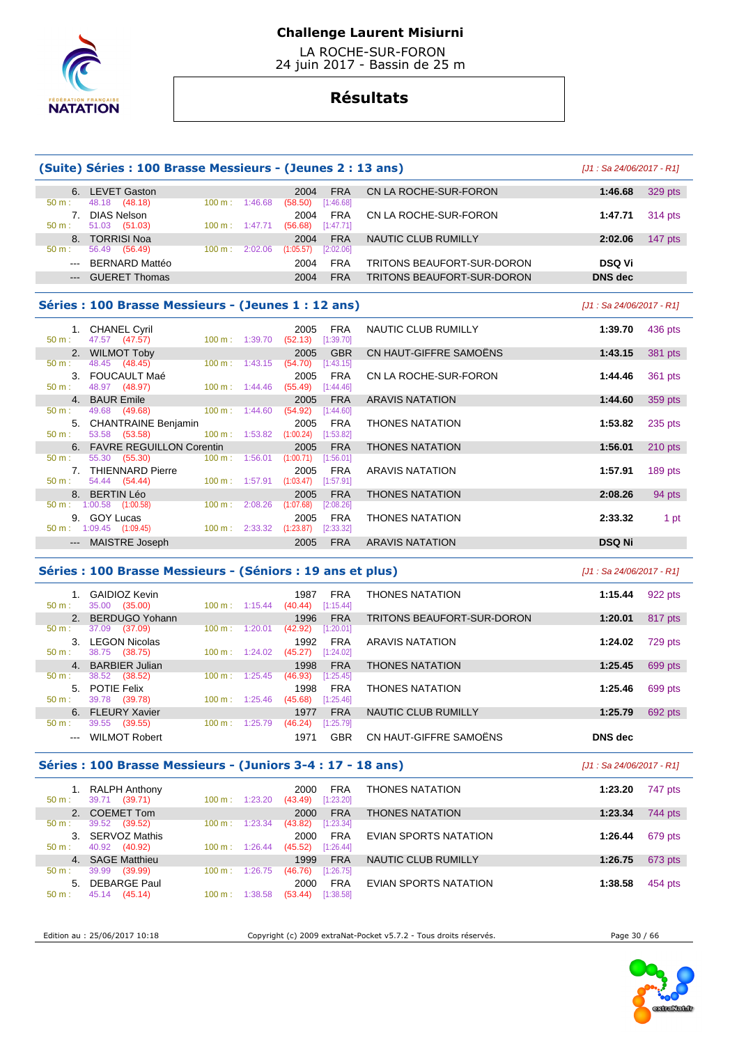**Challenge Laurent Misiurni**

LA ROCHE-SUR-FORON
24 juin 2017 - Bassin de 25 m

# Résultats

## (Suite) Séries : 100 Brasse Messieurs - (Jeunes 2 : 13 ans)

*[J1 : Sa 24/06/2017 - R1]*

| Pl. | Nom | Année | Nat. | Club | Temps | Points |
|---|---|---|---|---|---|---|
| 6. | LEVET Gaston | 2004 | FRA | CN LA ROCHE-SUR-FORON | 1:46.68 | 329 pts |
| | 50 m : 48.18 (48.18) — 100 m : 1:46.68 (58.50) [1:46.68] | | | | | |
| 7. | DIAS Nelson | 2004 | FRA | CN LA ROCHE-SUR-FORON | 1:47.71 | 314 pts |
| | 50 m : 51.03 (51.03) — 100 m : 1:47.71 (56.68) [1:47.71] | | | | | |
| 8. | TORRISI Noa | 2004 | FRA | NAUTIC CLUB RUMILLY | 2:02.06 | 147 pts |
| | 50 m : 56.49 (56.49) — 100 m : 2:02.06 (1:05.57) [2:02.06] | | | | | |
| --- | BERNARD Mattéo | 2004 | FRA | TRITONS BEAUFORT-SUR-DORON | DSQ Vi | |
| --- | GUERET Thomas | 2004 | FRA | TRITONS BEAUFORT-SUR-DORON | DNS dec | |

## Séries : 100 Brasse Messieurs - (Jeunes 1 : 12 ans)

*[J1 : Sa 24/06/2017 - R1]*

| Pl. | Nom | Année | Nat. | Club | Temps | Points |
|---|---|---|---|---|---|---|
| 1. | CHANEL Cyril | 2005 | FRA | NAUTIC CLUB RUMILLY | 1:39.70 | 436 pts |
| | 50 m : 47.57 (47.57) — 100 m : 1:39.70 (52.13) [1:39.70] | | | | | |
| 2. | WILMOT Toby | 2005 | GBR | CN HAUT-GIFFRE SAMOËNS | 1:43.15 | 381 pts |
| | 50 m : 48.45 (48.45) — 100 m : 1:43.15 (54.70) [1:43.15] | | | | | |
| 3. | FOUCAULT Maé | 2005 | FRA | CN LA ROCHE-SUR-FORON | 1:44.46 | 361 pts |
| | 50 m : 48.97 (48.97) — 100 m : 1:44.46 (55.49) [1:44.46] | | | | | |
| 4. | BAUR Emile | 2005 | FRA | ARAVIS NATATION | 1:44.60 | 359 pts |
| | 50 m : 49.68 (49.68) — 100 m : 1:44.60 (54.92) [1:44.60] | | | | | |
| 5. | CHANTRAINE Benjamin | 2005 | FRA | THONES NATATION | 1:53.82 | 235 pts |
| | 50 m : 53.58 (53.58) — 100 m : 1:53.82 (1:00.24) [1:53.82] | | | | | |
| 6. | FAVRE REGUILLON Corentin | 2005 | FRA | THONES NATATION | 1:56.01 | 210 pts |
| | 50 m : 55.30 (55.30) — 100 m : 1:56.01 (1:00.71) [1:56.01] | | | | | |
| 7. | THIENNARD Pierre | 2005 | FRA | ARAVIS NATATION | 1:57.91 | 189 pts |
| | 50 m : 54.44 (54.44) — 100 m : 1:57.91 (1:03.47) [1:57.91] | | | | | |
| 8. | BERTIN Léo | 2005 | FRA | THONES NATATION | 2:08.26 | 94 pts |
| | 50 m : 1:00.58 (1:00.58) — 100 m : 2:08.26 (1:07.68) [2:08.26] | | | | | |
| 9. | GOY Lucas | 2005 | FRA | THONES NATATION | 2:33.32 | 1 pt |
| | 50 m : 1:09.45 (1:09.45) — 100 m : 2:33.32 (1:23.87) [2:33.32] | | | | | |
| --- | MAISTRE Joseph | 2005 | FRA | ARAVIS NATATION | DSQ Ni | |

## Séries : 100 Brasse Messieurs - (Séniors : 19 ans et plus)

*[J1 : Sa 24/06/2017 - R1]*

| Pl. | Nom | Année | Nat. | Club | Temps | Points |
|---|---|---|---|---|---|---|
| 1. | GAIDIOZ Kevin | 1987 | FRA | THONES NATATION | 1:15.44 | 922 pts |
| | 50 m : 35.00 (35.00) — 100 m : 1:15.44 (40.44) [1:15.44] | | | | | |
| 2. | BERDUGO Yohann | 1996 | FRA | TRITONS BEAUFORT-SUR-DORON | 1:20.01 | 817 pts |
| | 50 m : 37.09 (37.09) — 100 m : 1:20.01 (42.92) [1:20.01] | | | | | |
| 3. | LEGON Nicolas | 1992 | FRA | ARAVIS NATATION | 1:24.02 | 729 pts |
| | 50 m : 38.75 (38.75) — 100 m : 1:24.02 (45.27) [1:24.02] | | | | | |
| 4. | BARBIER Julian | 1998 | FRA | THONES NATATION | 1:25.45 | 699 pts |
| | 50 m : 38.52 (38.52) — 100 m : 1:25.45 (46.93) [1:25.45] | | | | | |
| 5. | POTIE Felix | 1998 | FRA | THONES NATATION | 1:25.46 | 699 pts |
| | 50 m : 39.78 (39.78) — 100 m : 1:25.46 (45.68) [1:25.46] | | | | | |
| 6. | FLEURY Xavier | 1977 | FRA | NAUTIC CLUB RUMILLY | 1:25.79 | 692 pts |
| | 50 m : 39.55 (39.55) — 100 m : 1:25.79 (46.24) [1:25.79] | | | | | |
| --- | WILMOT Robert | 1971 | GBR | CN HAUT-GIFFRE SAMOËNS | DNS dec | |

## Séries : 100 Brasse Messieurs - (Juniors 3-4 : 17 - 18 ans)

*[J1 : Sa 24/06/2017 - R1]*

| Pl. | Nom | Année | Nat. | Club | Temps | Points |
|---|---|---|---|---|---|---|
| 1. | RALPH Anthony | 2000 | FRA | THONES NATATION | 1:23.20 | 747 pts |
| | 50 m : 39.71 (39.71) — 100 m : 1:23.20 (43.49) [1:23.20] | | | | | |
| 2. | COEMET Tom | 2000 | FRA | THONES NATATION | 1:23.34 | 744 pts |
| | 50 m : 39.52 (39.52) — 100 m : 1:23.34 (43.82) [1:23.34] | | | | | |
| 3. | SERVOZ Mathis | 2000 | FRA | EVIAN SPORTS NATATION | 1:26.44 | 679 pts |
| | 50 m : 40.92 (40.92) — 100 m : 1:26.44 (45.52) [1:26.44] | | | | | |
| 4. | SAGE Matthieu | 1999 | FRA | NAUTIC CLUB RUMILLY | 1:26.75 | 673 pts |
| | 50 m : 39.99 (39.99) — 100 m : 1:26.75 (46.76) [1:26.75] | | | | | |
| 5. | DEBARGE Paul | 2000 | FRA | EVIAN SPORTS NATATION | 1:38.58 | 454 pts |
| | 50 m : 45.14 (45.14) — 100 m : 1:38.58 (53.44) [1:38.58] | | | | | |

Edition au : 25/06/2017 10:18 — Copyright (c) 2009 extraNat-Pocket v5.7.2 - Tous droits réservés.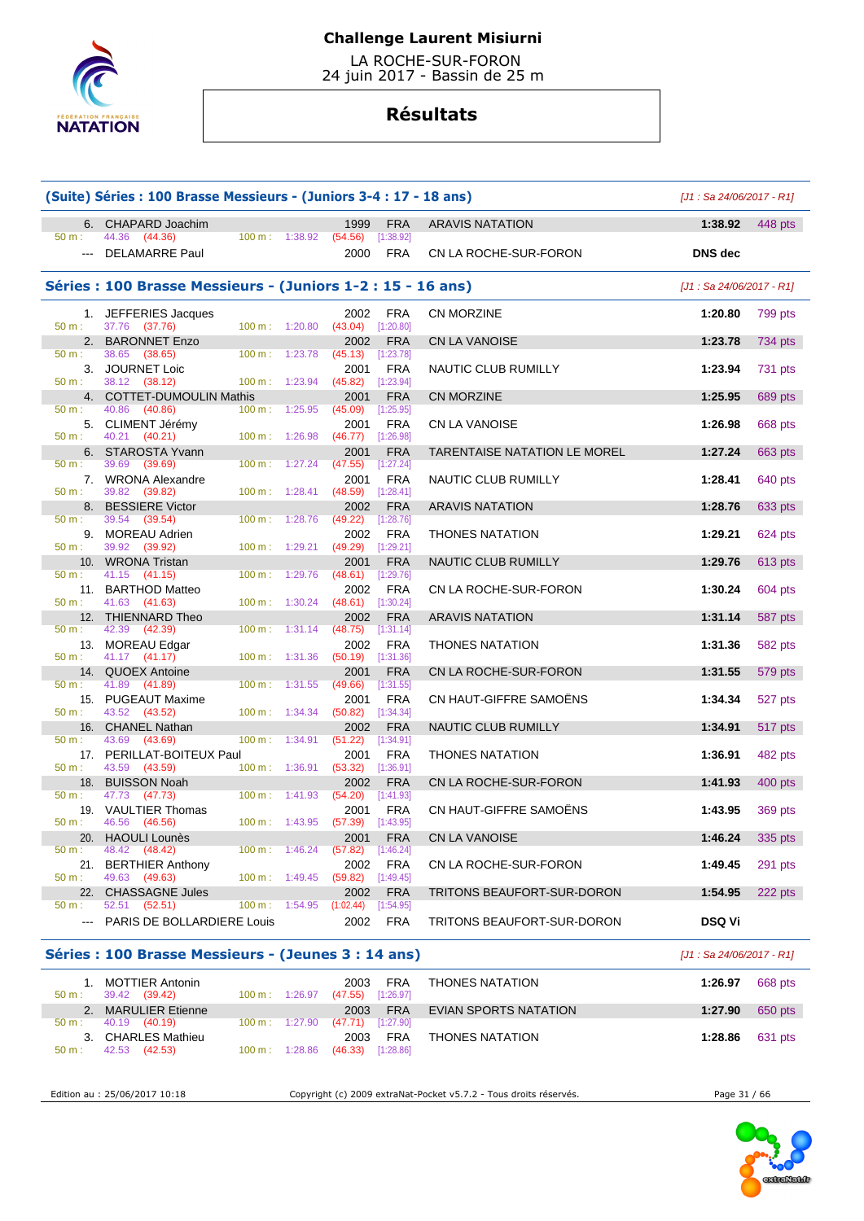# Challenge Laurent Misiurni

LA ROCHE-SUR-FORON
24 juin 2017 - Bassin de 25 m

## Résultats

### (Suite) Séries : 100 Brasse Messieurs - (Juniors 3-4 : 17 - 18 ans)

[J1 : Sa 24/06/2017 - R1]

| Rang | Nom | Année | Nat. | Club | Temps | Points |
|---|---|---|---|---|---|---|
| 6. | CHAPARD Joachim | 1999 | FRA | ARAVIS NATATION | 1:38.92 | 448 pts |
| | 50 m : 44.36 (44.36) 100 m : 1:38.92 (54.56) [1:38.92] | | | | | |
| --- | DELAMARRE Paul | 2000 | FRA | CN LA ROCHE-SUR-FORON | DNS dec | |

### Séries : 100 Brasse Messieurs - (Juniors 1-2 : 15 - 16 ans)

[J1 : Sa 24/06/2017 - R1]

| Rang | Nom | Année | Nat. | Club | Temps | Points |
|---|---|---|---|---|---|---|
| 1. | JEFFERIES Jacques | 2002 | FRA | CN MORZINE | 1:20.80 | 799 pts |
| | 50 m : 37.76 (37.76) 100 m : 1:20.80 (43.04) [1:20.80] | | | | | |
| 2. | BARONNET Enzo | 2002 | FRA | CN LA VANOISE | 1:23.78 | 734 pts |
| | 50 m : 38.65 (38.65) 100 m : 1:23.78 (45.13) [1:23.78] | | | | | |
| 3. | JOURNET Loic | 2001 | FRA | NAUTIC CLUB RUMILLY | 1:23.94 | 731 pts |
| | 50 m : 38.12 (38.12) 100 m : 1:23.94 (45.82) [1:23.94] | | | | | |
| 4. | COTTET-DUMOULIN Mathis | 2001 | FRA | CN MORZINE | 1:25.95 | 689 pts |
| | 50 m : 40.86 (40.86) 100 m : 1:25.95 (45.09) [1:25.95] | | | | | |
| 5. | CLIMENT Jérémy | 2001 | FRA | CN LA VANOISE | 1:26.98 | 668 pts |
| | 50 m : 40.21 (40.21) 100 m : 1:26.98 (46.77) [1:26.98] | | | | | |
| 6. | STAROSTA Yvann | 2001 | FRA | TARENTAISE NATATION LE MOREL | 1:27.24 | 663 pts |
| | 50 m : 39.69 (39.69) 100 m : 1:27.24 (47.55) [1:27.24] | | | | | |
| 7. | WRONA Alexandre | 2001 | FRA | NAUTIC CLUB RUMILLY | 1:28.41 | 640 pts |
| | 50 m : 39.82 (39.82) 100 m : 1:28.41 (48.59) [1:28.41] | | | | | |
| 8. | BESSIERE Victor | 2002 | FRA | ARAVIS NATATION | 1:28.76 | 633 pts |
| | 50 m : 39.54 (39.54) 100 m : 1:28.76 (49.22) [1:28.76] | | | | | |
| 9. | MOREAU Adrien | 2002 | FRA | THONES NATATION | 1:29.21 | 624 pts |
| | 50 m : 39.92 (39.92) 100 m : 1:29.21 (49.29) [1:29.21] | | | | | |
| 10. | WRONA Tristan | 2001 | FRA | NAUTIC CLUB RUMILLY | 1:29.76 | 613 pts |
| | 50 m : 41.15 (41.15) 100 m : 1:29.76 (48.61) [1:29.76] | | | | | |
| 11. | BARTHOD Matteo | 2002 | FRA | CN LA ROCHE-SUR-FORON | 1:30.24 | 604 pts |
| | 50 m : 41.63 (41.63) 100 m : 1:30.24 (48.61) [1:30.24] | | | | | |
| 12. | THIENNARD Theo | 2002 | FRA | ARAVIS NATATION | 1:31.14 | 587 pts |
| | 50 m : 42.39 (42.39) 100 m : 1:31.14 (48.75) [1:31.14] | | | | | |
| 13. | MOREAU Edgar | 2002 | FRA | THONES NATATION | 1:31.36 | 582 pts |
| | 50 m : 41.17 (41.17) 100 m : 1:31.36 (50.19) [1:31.36] | | | | | |
| 14. | QUOEX Antoine | 2001 | FRA | CN LA ROCHE-SUR-FORON | 1:31.55 | 579 pts |
| | 50 m : 41.89 (41.89) 100 m : 1:31.55 (49.66) [1:31.55] | | | | | |
| 15. | PUGEAUT Maxime | 2001 | FRA | CN HAUT-GIFFRE SAMOËNS | 1:34.34 | 527 pts |
| | 50 m : 43.52 (43.52) 100 m : 1:34.34 (50.82) [1:34.34] | | | | | |
| 16. | CHANEL Nathan | 2002 | FRA | NAUTIC CLUB RUMILLY | 1:34.91 | 517 pts |
| | 50 m : 43.69 (43.69) 100 m : 1:34.91 (51.22) [1:34.91] | | | | | |
| 17. | PERILLAT-BOITEUX Paul | 2001 | FRA | THONES NATATION | 1:36.91 | 482 pts |
| | 50 m : 43.59 (43.59) 100 m : 1:36.91 (53.32) [1:36.91] | | | | | |
| 18. | BUISSON Noah | 2002 | FRA | CN LA ROCHE-SUR-FORON | 1:41.93 | 400 pts |
| | 50 m : 47.73 (47.73) 100 m : 1:41.93 (54.20) [1:41.93] | | | | | |
| 19. | VAULTIER Thomas | 2001 | FRA | CN HAUT-GIFFRE SAMOËNS | 1:43.95 | 369 pts |
| | 50 m : 46.56 (46.56) 100 m : 1:43.95 (57.39) [1:43.95] | | | | | |
| 20. | HAOULI Lounès | 2001 | FRA | CN LA VANOISE | 1:46.24 | 335 pts |
| | 50 m : 48.42 (48.42) 100 m : 1:46.24 (57.82) [1:46.24] | | | | | |
| 21. | BERTHIER Anthony | 2002 | FRA | CN LA ROCHE-SUR-FORON | 1:49.45 | 291 pts |
| | 50 m : 49.63 (49.63) 100 m : 1:49.45 (59.82) [1:49.45] | | | | | |
| 22. | CHASSAGNE Jules | 2002 | FRA | TRITONS BEAUFORT-SUR-DORON | 1:54.95 | 222 pts |
| | 50 m : 52.51 (52.51) 100 m : 1:54.95 (1:02.44) [1:54.95] | | | | | |
| --- | PARIS DE BOLLARDIERE Louis | 2002 | FRA | TRITONS BEAUFORT-SUR-DORON | DSQ Vi | |

### Séries : 100 Brasse Messieurs - (Jeunes 3 : 14 ans)

[J1 : Sa 24/06/2017 - R1]

| Rang | Nom | Année | Nat. | Club | Temps | Points |
|---|---|---|---|---|---|---|
| 1. | MOTTIER Antonin | 2003 | FRA | THONES NATATION | 1:26.97 | 668 pts |
| | 50 m : 39.42 (39.42) 100 m : 1:26.97 (47.55) [1:26.97] | | | | | |
| 2. | MARULIER Etienne | 2003 | FRA | EVIAN SPORTS NATATION | 1:27.90 | 650 pts |
| | 50 m : 40.19 (40.19) 100 m : 1:27.90 (47.71) [1:27.90] | | | | | |
| 3. | CHARLES Mathieu | 2003 | FRA | THONES NATATION | 1:28.86 | 631 pts |
| | 50 m : 42.53 (42.53) 100 m : 1:28.86 (46.33) [1:28.86] | | | | | |

Edition au : 25/06/2017 10:18 — Copyright (c) 2009 extraNat-Pocket v5.7.2 - Tous droits réservés.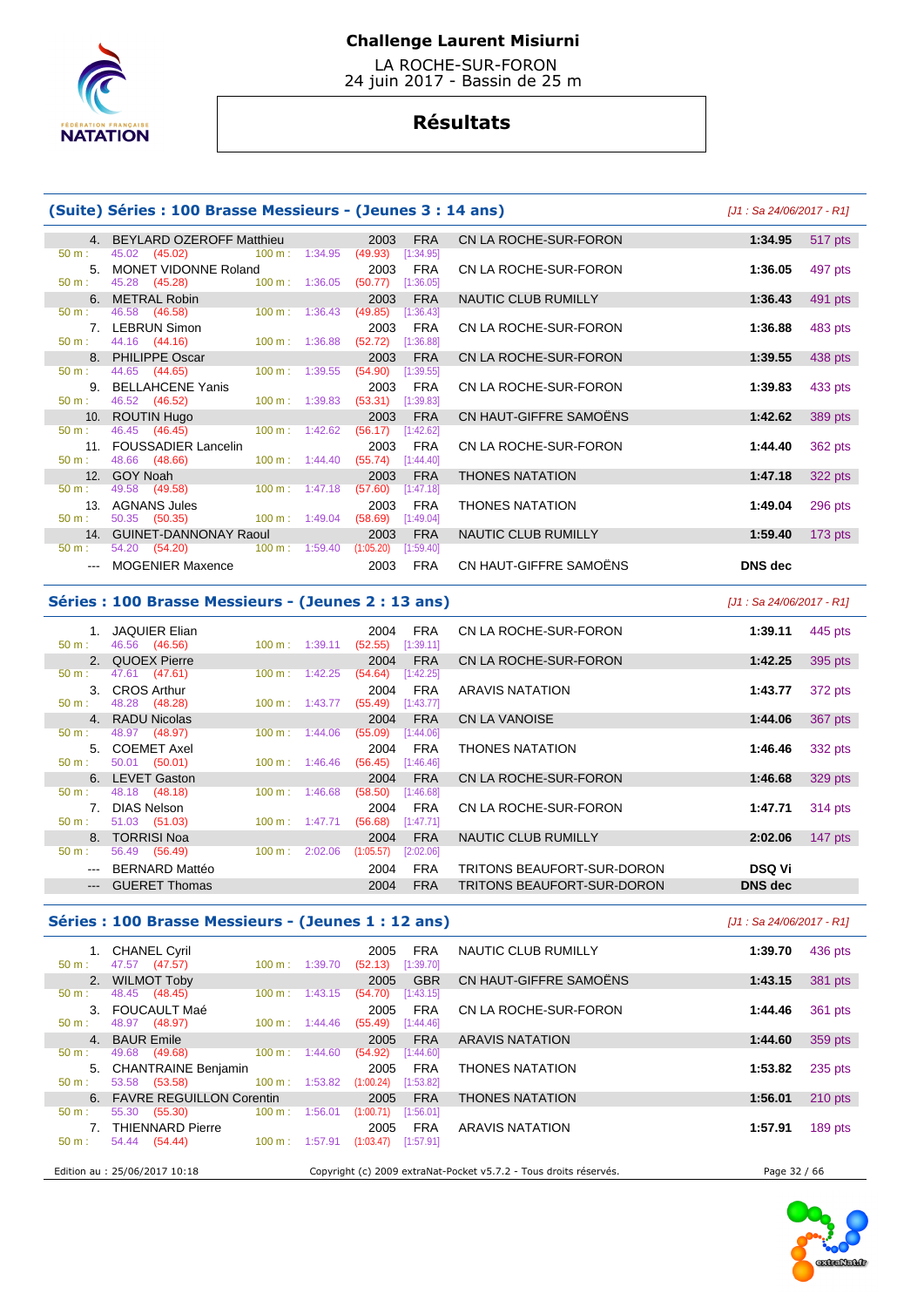**Challenge Laurent Misiurni**

LA ROCHE-SUR-FORON
24 juin 2017 - Bassin de 25 m

# Résultats

## (Suite) Séries : 100 Brasse Messieurs - (Jeunes 3 : 14 ans)

*[J1 : Sa 24/06/2017 - R1]*

| Rang | Nom | Année | Nat. | Club | Temps | Points |
|---|---|---|---|---|---|---|
| 4. | BEYLARD OZEROFF Matthieu | 2003 | FRA | CN LA ROCHE-SUR-FORON | 1:34.95 | 517 pts |
| | 50 m : 45.02 (45.02) 100 m : 1:34.95 (49.93) [1:34.95] | | | | | |
| 5. | MONET VIDONNE Roland | 2003 | FRA | CN LA ROCHE-SUR-FORON | 1:36.05 | 497 pts |
| | 50 m : 45.28 (45.28) 100 m : 1:36.05 (50.77) [1:36.05] | | | | | |
| 6. | METRAL Robin | 2003 | FRA | NAUTIC CLUB RUMILLY | 1:36.43 | 491 pts |
| | 50 m : 46.58 (46.58) 100 m : 1:36.43 (49.85) [1:36.43] | | | | | |
| 7. | LEBRUN Simon | 2003 | FRA | CN LA ROCHE-SUR-FORON | 1:36.88 | 483 pts |
| | 50 m : 44.16 (44.16) 100 m : 1:36.88 (52.72) [1:36.88] | | | | | |
| 8. | PHILIPPE Oscar | 2003 | FRA | CN LA ROCHE-SUR-FORON | 1:39.55 | 438 pts |
| | 50 m : 44.65 (44.65) 100 m : 1:39.55 (54.90) [1:39.55] | | | | | |
| 9. | BELLAHCENE Yanis | 2003 | FRA | CN LA ROCHE-SUR-FORON | 1:39.83 | 433 pts |
| | 50 m : 46.52 (46.52) 100 m : 1:39.83 (53.31) [1:39.83] | | | | | |
| 10. | ROUTIN Hugo | 2003 | FRA | CN HAUT-GIFFRE SAMOËNS | 1:42.62 | 389 pts |
| | 50 m : 46.45 (46.45) 100 m : 1:42.62 (56.17) [1:42.62] | | | | | |
| 11. | FOUSSADIER Lancelin | 2003 | FRA | CN LA ROCHE-SUR-FORON | 1:44.40 | 362 pts |
| | 50 m : 48.66 (48.66) 100 m : 1:44.40 (55.74) [1:44.40] | | | | | |
| 12. | GOY Noah | 2003 | FRA | THONES NATATION | 1:47.18 | 322 pts |
| | 50 m : 49.58 (49.58) 100 m : 1:47.18 (57.60) [1:47.18] | | | | | |
| 13. | AGNANS Jules | 2003 | FRA | THONES NATATION | 1:49.04 | 296 pts |
| | 50 m : 50.35 (50.35) 100 m : 1:49.04 (58.69) [1:49.04] | | | | | |
| 14. | GUINET-DANNONAY Raoul | 2003 | FRA | NAUTIC CLUB RUMILLY | 1:59.40 | 173 pts |
| | 50 m : 54.20 (54.20) 100 m : 1:59.40 (1:05.20) [1:59.40] | | | | | |
| --- | MOGENIER Maxence | 2003 | FRA | CN HAUT-GIFFRE SAMOËNS | DNS dec | |

## Séries : 100 Brasse Messieurs - (Jeunes 2 : 13 ans)

*[J1 : Sa 24/06/2017 - R1]*

| Rang | Nom | Année | Nat. | Club | Temps | Points |
|---|---|---|---|---|---|---|
| 1. | JAQUIER Elian | 2004 | FRA | CN LA ROCHE-SUR-FORON | 1:39.11 | 445 pts |
| | 50 m : 46.56 (46.56) 100 m : 1:39.11 (52.55) [1:39.11] | | | | | |
| 2. | QUOEX Pierre | 2004 | FRA | CN LA ROCHE-SUR-FORON | 1:42.25 | 395 pts |
| | 50 m : 47.61 (47.61) 100 m : 1:42.25 (54.64) [1:42.25] | | | | | |
| 3. | CROS Arthur | 2004 | FRA | ARAVIS NATATION | 1:43.77 | 372 pts |
| | 50 m : 48.28 (48.28) 100 m : 1:43.77 (55.49) [1:43.77] | | | | | |
| 4. | RADU Nicolas | 2004 | FRA | CN LA VANOISE | 1:44.06 | 367 pts |
| | 50 m : 48.97 (48.97) 100 m : 1:44.06 (55.09) [1:44.06] | | | | | |
| 5. | COEMET Axel | 2004 | FRA | THONES NATATION | 1:46.46 | 332 pts |
| | 50 m : 50.01 (50.01) 100 m : 1:46.46 (56.45) [1:46.46] | | | | | |
| 6. | LEVET Gaston | 2004 | FRA | CN LA ROCHE-SUR-FORON | 1:46.68 | 329 pts |
| | 50 m : 48.18 (48.18) 100 m : 1:46.68 (58.50) [1:46.68] | | | | | |
| 7. | DIAS Nelson | 2004 | FRA | CN LA ROCHE-SUR-FORON | 1:47.71 | 314 pts |
| | 50 m : 51.03 (51.03) 100 m : 1:47.71 (56.68) [1:47.71] | | | | | |
| 8. | TORRISI Noa | 2004 | FRA | NAUTIC CLUB RUMILLY | 2:02.06 | 147 pts |
| | 50 m : 56.49 (56.49) 100 m : 2:02.06 (1:05.57) [2:02.06] | | | | | |
| --- | BERNARD Mattéo | 2004 | FRA | TRITONS BEAUFORT-SUR-DORON | DSQ Vi | |
| --- | GUERET Thomas | 2004 | FRA | TRITONS BEAUFORT-SUR-DORON | DNS dec | |

## Séries : 100 Brasse Messieurs - (Jeunes 1 : 12 ans)

*[J1 : Sa 24/06/2017 - R1]*

| Rang | Nom | Année | Nat. | Club | Temps | Points |
|---|---|---|---|---|---|---|
| 1. | CHANEL Cyril | 2005 | FRA | NAUTIC CLUB RUMILLY | 1:39.70 | 436 pts |
| | 50 m : 47.57 (47.57) 100 m : 1:39.70 (52.13) [1:39.70] | | | | | |
| 2. | WILMOT Toby | 2005 | GBR | CN HAUT-GIFFRE SAMOËNS | 1:43.15 | 381 pts |
| | 50 m : 48.45 (48.45) 100 m : 1:43.15 (54.70) [1:43.15] | | | | | |
| 3. | FOUCAULT Maé | 2005 | FRA | CN LA ROCHE-SUR-FORON | 1:44.46 | 361 pts |
| | 50 m : 48.97 (48.97) 100 m : 1:44.46 (55.49) [1:44.46] | | | | | |
| 4. | BAUR Emile | 2005 | FRA | ARAVIS NATATION | 1:44.60 | 359 pts |
| | 50 m : 49.68 (49.68) 100 m : 1:44.60 (54.92) [1:44.60] | | | | | |
| 5. | CHANTRAINE Benjamin | 2005 | FRA | THONES NATATION | 1:53.82 | 235 pts |
| | 50 m : 53.58 (53.58) 100 m : 1:53.82 (1:00.24) [1:53.82] | | | | | |
| 6. | FAVRE REGUILLON Corentin | 2005 | FRA | THONES NATATION | 1:56.01 | 210 pts |
| | 50 m : 55.30 (55.30) 100 m : 1:56.01 (1:00.71) [1:56.01] | | | | | |
| 7. | THIENNARD Pierre | 2005 | FRA | ARAVIS NATATION | 1:57.91 | 189 pts |
| | 50 m : 54.44 (54.44) 100 m : 1:57.91 (1:03.47) [1:57.91] | | | | | |

Edition au : 25/06/2017 10:18 — Copyright (c) 2009 extraNat-Pocket v5.7.2 - Tous droits réservés.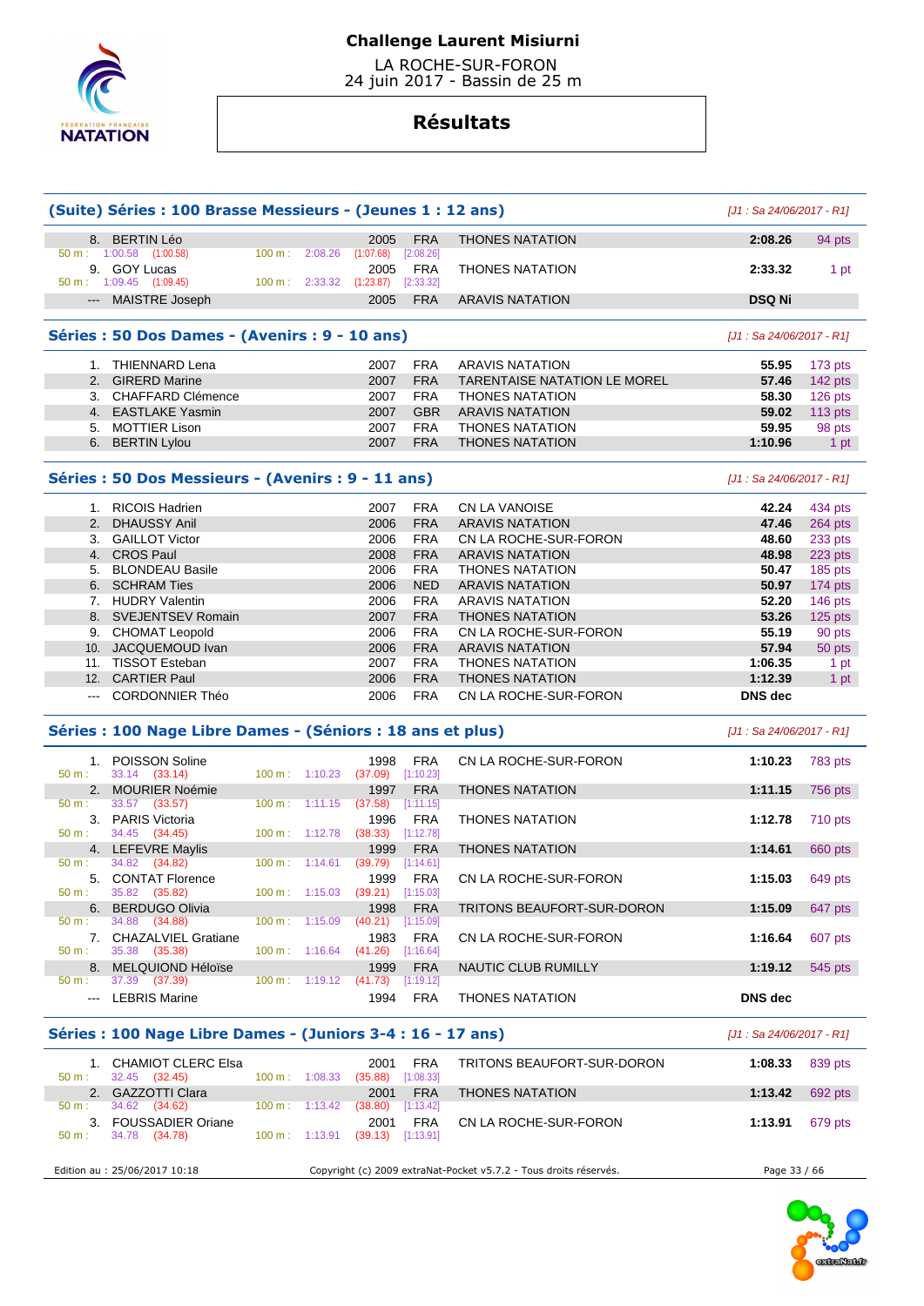# Challenge Laurent Misiurni

LA ROCHE-SUR-FORON
24 juin 2017 - Bassin de 25 m

## Résultats

### (Suite) Séries : 100 Brasse Messieurs - (Jeunes 1 : 12 ans)

*[J1 : Sa 24/06/2017 - R1]*

| Rang | Nom | Année | Nat. | Club | Temps | Points |
|---|---|---|---|---|---|---|
| 8. | BERTIN Léo | 2005 | FRA | THONES NATATION | 2:08.26 | 94 pts |
| | 50 m : 1:00.58 (1:00.58) — 100 m : 2:08.26 (1:07.68) [2:08.26] | | | | | |
| 9. | GOY Lucas | 2005 | FRA | THONES NATATION | 2:33.32 | 1 pt |
| | 50 m : 1:09.45 (1:09.45) — 100 m : 2:33.32 (1:23.87) [2:33.32] | | | | | |
| --- | MAISTRE Joseph | 2005 | FRA | ARAVIS NATATION | DSQ Ni | |

### Séries : 50 Dos Dames - (Avenirs : 9 - 10 ans)

*[J1 : Sa 24/06/2017 - R1]*

| Rang | Nom | Année | Nat. | Club | Temps | Points |
|---|---|---|---|---|---|---|
| 1. | THIENNARD Lena | 2007 | FRA | ARAVIS NATATION | 55.95 | 173 pts |
| 2. | GIRERD Marine | 2007 | FRA | TARENTAISE NATATION LE MOREL | 57.46 | 142 pts |
| 3. | CHAFFARD Clémence | 2007 | FRA | THONES NATATION | 58.30 | 126 pts |
| 4. | EASTLAKE Yasmin | 2007 | GBR | ARAVIS NATATION | 59.02 | 113 pts |
| 5. | MOTTIER Lison | 2007 | FRA | THONES NATATION | 59.95 | 98 pts |
| 6. | BERTIN Lylou | 2007 | FRA | THONES NATATION | 1:10.96 | 1 pt |

### Séries : 50 Dos Messieurs - (Avenirs : 9 - 11 ans)

*[J1 : Sa 24/06/2017 - R1]*

| Rang | Nom | Année | Nat. | Club | Temps | Points |
|---|---|---|---|---|---|---|
| 1. | RICOIS Hadrien | 2007 | FRA | CN LA VANOISE | 42.24 | 434 pts |
| 2. | DHAUSSY Anil | 2006 | FRA | ARAVIS NATATION | 47.46 | 264 pts |
| 3. | GAILLOT Victor | 2006 | FRA | CN LA ROCHE-SUR-FORON | 48.60 | 233 pts |
| 4. | CROS Paul | 2008 | FRA | ARAVIS NATATION | 48.98 | 223 pts |
| 5. | BLONDEAU Basile | 2006 | FRA | THONES NATATION | 50.47 | 185 pts |
| 6. | SCHRAM Ties | 2006 | NED | ARAVIS NATATION | 50.97 | 174 pts |
| 7. | HUDRY Valentin | 2006 | FRA | ARAVIS NATATION | 52.20 | 146 pts |
| 8. | SVEJENTSEV Romain | 2007 | FRA | THONES NATATION | 53.26 | 125 pts |
| 9. | CHOMAT Leopold | 2006 | FRA | CN LA ROCHE-SUR-FORON | 55.19 | 90 pts |
| 10. | JACQUEMOUD Ivan | 2006 | FRA | ARAVIS NATATION | 57.94 | 50 pts |
| 11. | TISSOT Esteban | 2007 | FRA | THONES NATATION | 1:06.35 | 1 pt |
| 12. | CARTIER Paul | 2006 | FRA | THONES NATATION | 1:12.39 | 1 pt |
| --- | CORDONNIER Théo | 2006 | FRA | CN LA ROCHE-SUR-FORON | DNS dec | |

### Séries : 100 Nage Libre Dames - (Séniors : 18 ans et plus)

*[J1 : Sa 24/06/2017 - R1]*

| Rang | Nom | Année | Nat. | Club | Temps | Points |
|---|---|---|---|---|---|---|
| 1. | POISSON Soline | 1998 | FRA | CN LA ROCHE-SUR-FORON | 1:10.23 | 783 pts |
| | 50 m : 33.14 (33.14) — 100 m : 1:10.23 (37.09) [1:10.23] | | | | | |
| 2. | MOURIER Noémie | 1997 | FRA | THONES NATATION | 1:11.15 | 756 pts |
| | 50 m : 33.57 (33.57) — 100 m : 1:11.15 (37.58) [1:11.15] | | | | | |
| 3. | PARIS Victoria | 1996 | FRA | THONES NATATION | 1:12.78 | 710 pts |
| | 50 m : 34.45 (34.45) — 100 m : 1:12.78 (38.33) [1:12.78] | | | | | |
| 4. | LEFEVRE Maylis | 1999 | FRA | THONES NATATION | 1:14.61 | 660 pts |
| | 50 m : 34.82 (34.82) — 100 m : 1:14.61 (39.79) [1:14.61] | | | | | |
| 5. | CONTAT Florence | 1999 | FRA | CN LA ROCHE-SUR-FORON | 1:15.03 | 649 pts |
| | 50 m : 35.82 (35.82) — 100 m : 1:15.03 (39.21) [1:15.03] | | | | | |
| 6. | BERDUGO Olivia | 1998 | FRA | TRITONS BEAUFORT-SUR-DORON | 1:15.09 | 647 pts |
| | 50 m : 34.88 (34.88) — 100 m : 1:15.09 (40.21) [1:15.09] | | | | | |
| 7. | CHAZALVIEL Gratiane | 1983 | FRA | CN LA ROCHE-SUR-FORON | 1:16.64 | 607 pts |
| | 50 m : 35.38 (35.38) — 100 m : 1:16.64 (41.26) [1:16.64] | | | | | |
| 8. | MELQUIOND Héloïse | 1999 | FRA | NAUTIC CLUB RUMILLY | 1:19.12 | 545 pts |
| | 50 m : 37.39 (37.39) — 100 m : 1:19.12 (41.73) [1:19.12] | | | | | |
| --- | LEBRIS Marine | 1994 | FRA | THONES NATATION | DNS dec | |

### Séries : 100 Nage Libre Dames - (Juniors 3-4 : 16 - 17 ans)

*[J1 : Sa 24/06/2017 - R1]*

| Rang | Nom | Année | Nat. | Club | Temps | Points |
|---|---|---|---|---|---|---|
| 1. | CHAMIOT CLERC Elsa | 2001 | FRA | TRITONS BEAUFORT-SUR-DORON | 1:08.33 | 839 pts |
| | 50 m : 32.45 (32.45) — 100 m : 1:08.33 (35.88) [1:08.33] | | | | | |
| 2. | GAZZOTTI Clara | 2001 | FRA | THONES NATATION | 1:13.42 | 692 pts |
| | 50 m : 34.62 (34.62) — 100 m : 1:13.42 (38.80) [1:13.42] | | | | | |
| 3. | FOUSSADIER Oriane | 2001 | FRA | CN LA ROCHE-SUR-FORON | 1:13.91 | 679 pts |
| | 50 m : 34.78 (34.78) — 100 m : 1:13.91 (39.13) [1:13.91] | | | | | |

Edition au : 25/06/2017 10:18 — Copyright (c) 2009 extraNat-Pocket v5.7.2 - Tous droits réservés.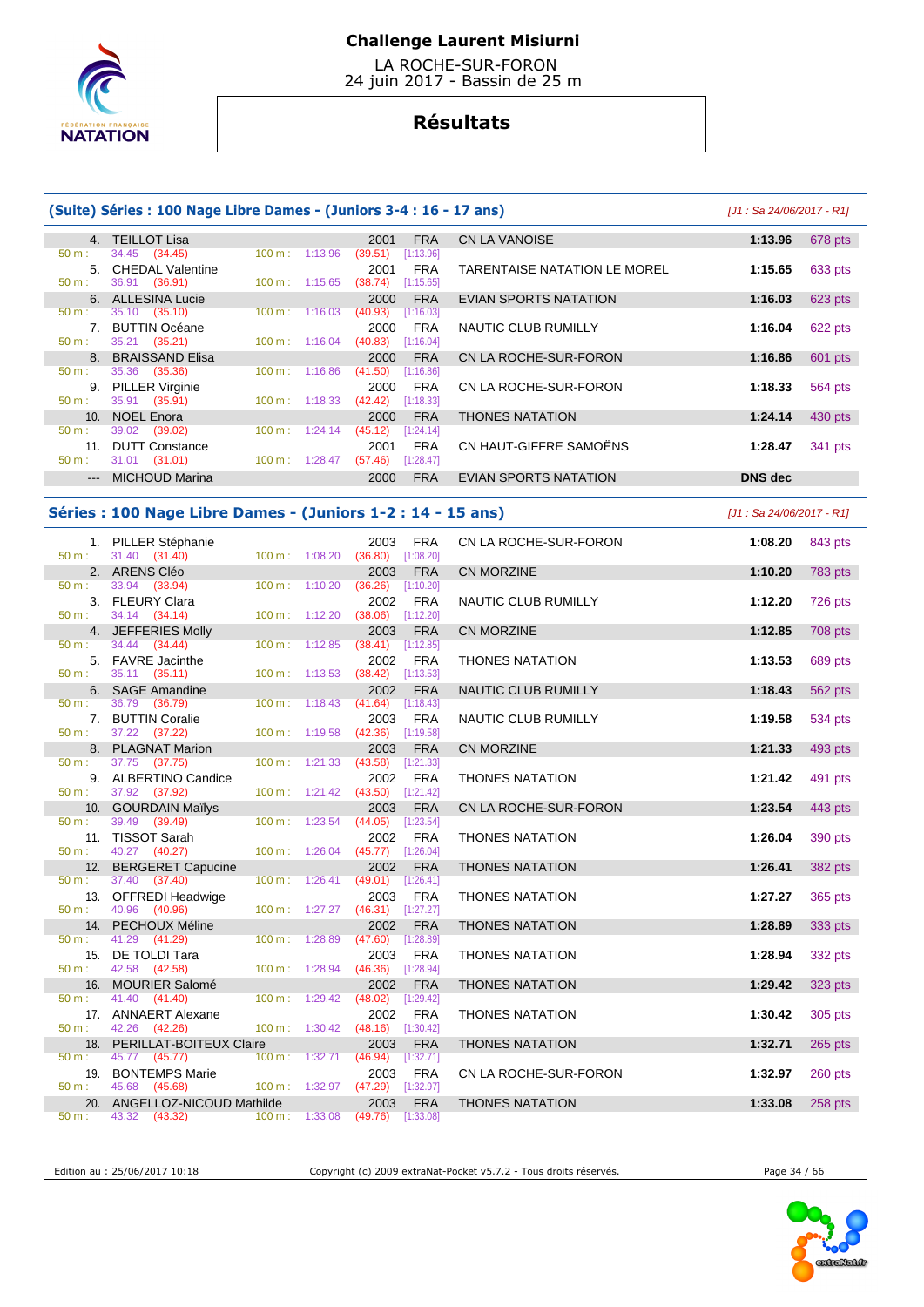**Challenge Laurent Misiurni**

LA ROCHE-SUR-FORON
24 juin 2017 - Bassin de 25 m

# Résultats

## (Suite) Séries : 100 Nage Libre Dames - (Juniors 3-4 : 16 - 17 ans)

*[J1 : Sa 24/06/2017 - R1]*

| Place | Nom | Année | Nat. | Club | Temps | Points |
|---|---|---|---|---|---|---|
| 4. | TEILLOT Lisa | 2001 | FRA | CN LA VANOISE | 1:13.96 | 678 pts |
| | 50 m : 34.45 (34.45) — 100 m : 1:13.96 (39.51) [1:13.96] | | | | | |
| 5. | CHEDAL Valentine | 2001 | FRA | TARENTAISE NATATION LE MOREL | 1:15.65 | 633 pts |
| | 50 m : 36.91 (36.91) — 100 m : 1:15.65 (38.74) [1:15.65] | | | | | |
| 6. | ALLESINA Lucie | 2000 | FRA | EVIAN SPORTS NATATION | 1:16.03 | 623 pts |
| | 50 m : 35.10 (35.10) — 100 m : 1:16.03 (40.93) [1:16.03] | | | | | |
| 7. | BUTTIN Océane | 2000 | FRA | NAUTIC CLUB RUMILLY | 1:16.04 | 622 pts |
| | 50 m : 35.21 (35.21) — 100 m : 1:16.04 (40.83) [1:16.04] | | | | | |
| 8. | BRAISSAND Elisa | 2000 | FRA | CN LA ROCHE-SUR-FORON | 1:16.86 | 601 pts |
| | 50 m : 35.36 (35.36) — 100 m : 1:16.86 (41.50) [1:16.86] | | | | | |
| 9. | PILLER Virginie | 2000 | FRA | CN LA ROCHE-SUR-FORON | 1:18.33 | 564 pts |
| | 50 m : 35.91 (35.91) — 100 m : 1:18.33 (42.42) [1:18.33] | | | | | |
| 10. | NOEL Enora | 2000 | FRA | THONES NATATION | 1:24.14 | 430 pts |
| | 50 m : 39.02 (39.02) — 100 m : 1:24.14 (45.12) [1:24.14] | | | | | |
| 11. | DUTT Constance | 2001 | FRA | CN HAUT-GIFFRE SAMOËNS | 1:28.47 | 341 pts |
| | 50 m : 31.01 (31.01) — 100 m : 1:28.47 (57.46) [1:28.47] | | | | | |
| --- | MICHOUD Marina | 2000 | FRA | EVIAN SPORTS NATATION | DNS dec | |

## Séries : 100 Nage Libre Dames - (Juniors 1-2 : 14 - 15 ans)

*[J1 : Sa 24/06/2017 - R1]*

| Place | Nom | Année | Nat. | Club | Temps | Points |
|---|---|---|---|---|---|---|
| 1. | PILLER Stéphanie | 2003 | FRA | CN LA ROCHE-SUR-FORON | 1:08.20 | 843 pts |
| | 50 m : 31.40 (31.40) — 100 m : 1:08.20 (36.80) [1:08.20] | | | | | |
| 2. | ARENS Cléo | 2003 | FRA | CN MORZINE | 1:10.20 | 783 pts |
| | 50 m : 33.94 (33.94) — 100 m : 1:10.20 (36.26) [1:10.20] | | | | | |
| 3. | FLEURY Clara | 2002 | FRA | NAUTIC CLUB RUMILLY | 1:12.20 | 726 pts |
| | 50 m : 34.14 (34.14) — 100 m : 1:12.20 (38.06) [1:12.20] | | | | | |
| 4. | JEFFERIES Molly | 2003 | FRA | CN MORZINE | 1:12.85 | 708 pts |
| | 50 m : 34.44 (34.44) — 100 m : 1:12.85 (38.41) [1:12.85] | | | | | |
| 5. | FAVRE Jacinthe | 2002 | FRA | THONES NATATION | 1:13.53 | 689 pts |
| | 50 m : 35.11 (35.11) — 100 m : 1:13.53 (38.42) [1:13.53] | | | | | |
| 6. | SAGE Amandine | 2002 | FRA | NAUTIC CLUB RUMILLY | 1:18.43 | 562 pts |
| | 50 m : 36.79 (36.79) — 100 m : 1:18.43 (41.64) [1:18.43] | | | | | |
| 7. | BUTTIN Coralie | 2003 | FRA | NAUTIC CLUB RUMILLY | 1:19.58 | 534 pts |
| | 50 m : 37.22 (37.22) — 100 m : 1:19.58 (42.36) [1:19.58] | | | | | |
| 8. | PLAGNAT Marion | 2003 | FRA | CN MORZINE | 1:21.33 | 493 pts |
| | 50 m : 37.75 (37.75) — 100 m : 1:21.33 (43.58) [1:21.33] | | | | | |
| 9. | ALBERTINO Candice | 2002 | FRA | THONES NATATION | 1:21.42 | 491 pts |
| | 50 m : 37.92 (37.92) — 100 m : 1:21.42 (43.50) [1:21.42] | | | | | |
| 10. | GOURDAIN Maïlys | 2003 | FRA | CN LA ROCHE-SUR-FORON | 1:23.54 | 443 pts |
| | 50 m : 39.49 (39.49) — 100 m : 1:23.54 (44.05) [1:23.54] | | | | | |
| 11. | TISSOT Sarah | 2002 | FRA | THONES NATATION | 1:26.04 | 390 pts |
| | 50 m : 40.27 (40.27) — 100 m : 1:26.04 (45.77) [1:26.04] | | | | | |
| 12. | BERGERET Capucine | 2002 | FRA | THONES NATATION | 1:26.41 | 382 pts |
| | 50 m : 37.40 (37.40) — 100 m : 1:26.41 (49.01) [1:26.41] | | | | | |
| 13. | OFFREDI Headwige | 2003 | FRA | THONES NATATION | 1:27.27 | 365 pts |
| | 50 m : 40.96 (40.96) — 100 m : 1:27.27 (46.31) [1:27.27] | | | | | |
| 14. | PECHOUX Méline | 2002 | FRA | THONES NATATION | 1:28.89 | 333 pts |
| | 50 m : 41.29 (41.29) — 100 m : 1:28.89 (47.60) [1:28.89] | | | | | |
| 15. | DE TOLDI Tara | 2003 | FRA | THONES NATATION | 1:28.94 | 332 pts |
| | 50 m : 42.58 (42.58) — 100 m : 1:28.94 (46.36) [1:28.94] | | | | | |
| 16. | MOURIER Salomé | 2002 | FRA | THONES NATATION | 1:29.42 | 323 pts |
| | 50 m : 41.40 (41.40) — 100 m : 1:29.42 (48.02) [1:29.42] | | | | | |
| 17. | ANNAERT Alexane | 2002 | FRA | THONES NATATION | 1:30.42 | 305 pts |
| | 50 m : 42.26 (42.26) — 100 m : 1:30.42 (48.16) [1:30.42] | | | | | |
| 18. | PERILLAT-BOITEUX Claire | 2003 | FRA | THONES NATATION | 1:32.71 | 265 pts |
| | 50 m : 45.77 (45.77) — 100 m : 1:32.71 (46.94) [1:32.71] | | | | | |
| 19. | BONTEMPS Marie | 2003 | FRA | CN LA ROCHE-SUR-FORON | 1:32.97 | 260 pts |
| | 50 m : 45.68 (45.68) — 100 m : 1:32.97 (47.29) [1:32.97] | | | | | |
| 20. | ANGELLOZ-NICOUD Mathilde | 2003 | FRA | THONES NATATION | 1:33.08 | 258 pts |
| | 50 m : 43.32 (43.32) — 100 m : 1:33.08 (49.76) [1:33.08] | | | | | |

Edition au : 25/06/2017 10:18 — Copyright (c) 2009 extraNat-Pocket v5.7.2 - Tous droits réservés.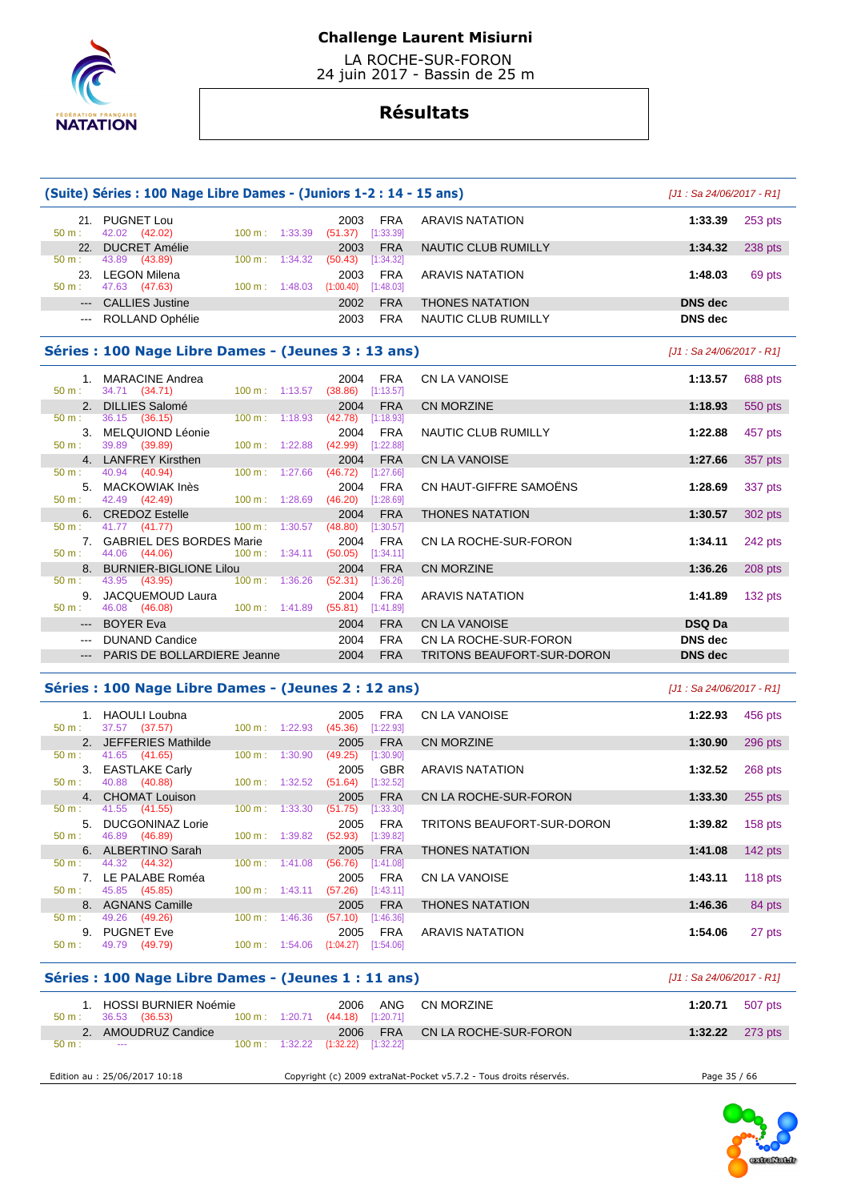# Challenge Laurent Misiurni

LA ROCHE-SUR-FORON
24 juin 2017 - Bassin de 25 m

## Résultats

### (Suite) Séries : 100 Nage Libre Dames - (Juniors 1-2 : 14 - 15 ans)

*[J1 : Sa 24/06/2017 - R1]*

| Place | Nom | Année | Nat. | Club | Temps | Points |
|---|---|---|---|---|---|---|
| 21. | PUGNET Lou | 2003 | FRA | ARAVIS NATATION | 1:33.39 | 253 pts |
| | 50 m : 42.02 (42.02) — 100 m : 1:33.39 (51.37) [1:33.39] | | | | | |
| 22. | DUCRET Amélie | 2003 | FRA | NAUTIC CLUB RUMILLY | 1:34.32 | 238 pts |
| | 50 m : 43.89 (43.89) — 100 m : 1:34.32 (50.43) [1:34.32] | | | | | |
| 23. | LEGON Milena | 2003 | FRA | ARAVIS NATATION | 1:48.03 | 69 pts |
| | 50 m : 47.63 (47.63) — 100 m : 1:48.03 (1:00.40) [1:48.03] | | | | | |
| --- | CALLIES Justine | 2002 | FRA | THONES NATATION | DNS dec | |
| --- | ROLLAND Ophélie | 2003 | FRA | NAUTIC CLUB RUMILLY | DNS dec | |

### Séries : 100 Nage Libre Dames - (Jeunes 3 : 13 ans)

*[J1 : Sa 24/06/2017 - R1]*

| Place | Nom | Année | Nat. | Club | Temps | Points |
|---|---|---|---|---|---|---|
| 1. | MARACINE Andrea | 2004 | FRA | CN LA VANOISE | 1:13.57 | 688 pts |
| | 50 m : 34.71 (34.71) — 100 m : 1:13.57 (38.86) [1:13.57] | | | | | |
| 2. | DILLIES Salomé | 2004 | FRA | CN MORZINE | 1:18.93 | 550 pts |
| | 50 m : 36.15 (36.15) — 100 m : 1:18.93 (42.78) [1:18.93] | | | | | |
| 3. | MELQUIOND Léonie | 2004 | FRA | NAUTIC CLUB RUMILLY | 1:22.88 | 457 pts |
| | 50 m : 39.89 (39.89) — 100 m : 1:22.88 (42.99) [1:22.88] | | | | | |
| 4. | LANFREY Kirsthen | 2004 | FRA | CN LA VANOISE | 1:27.66 | 357 pts |
| | 50 m : 40.94 (40.94) — 100 m : 1:27.66 (46.72) [1:27.66] | | | | | |
| 5. | MACKOWIAK Inès | 2004 | FRA | CN HAUT-GIFFRE SAMOËNS | 1:28.69 | 337 pts |
| | 50 m : 42.49 (42.49) — 100 m : 1:28.69 (46.20) [1:28.69] | | | | | |
| 6. | CREDOZ Estelle | 2004 | FRA | THONES NATATION | 1:30.57 | 302 pts |
| | 50 m : 41.77 (41.77) — 100 m : 1:30.57 (48.80) [1:30.57] | | | | | |
| 7. | GABRIEL DES BORDES Marie | 2004 | FRA | CN LA ROCHE-SUR-FORON | 1:34.11 | 242 pts |
| | 50 m : 44.06 (44.06) — 100 m : 1:34.11 (50.05) [1:34.11] | | | | | |
| 8. | BURNIER-BIGLIONE Lilou | 2004 | FRA | CN MORZINE | 1:36.26 | 208 pts |
| | 50 m : 43.95 (43.95) — 100 m : 1:36.26 (52.31) [1:36.26] | | | | | |
| 9. | JACQUEMOUD Laura | 2004 | FRA | ARAVIS NATATION | 1:41.89 | 132 pts |
| | 50 m : 46.08 (46.08) — 100 m : 1:41.89 (55.81) [1:41.89] | | | | | |
| --- | BOYER Eva | 2004 | FRA | CN LA VANOISE | DSQ Da | |
| --- | DUNAND Candice | 2004 | FRA | CN LA ROCHE-SUR-FORON | DNS dec | |
| --- | PARIS DE BOLLARDIERE Jeanne | 2004 | FRA | TRITONS BEAUFORT-SUR-DORON | DNS dec | |

### Séries : 100 Nage Libre Dames - (Jeunes 2 : 12 ans)

*[J1 : Sa 24/06/2017 - R1]*

| Place | Nom | Année | Nat. | Club | Temps | Points |
|---|---|---|---|---|---|---|
| 1. | HAOULI Loubna | 2005 | FRA | CN LA VANOISE | 1:22.93 | 456 pts |
| | 50 m : 37.57 (37.57) — 100 m : 1:22.93 (45.36) [1:22.93] | | | | | |
| 2. | JEFFERIES Mathilde | 2005 | FRA | CN MORZINE | 1:30.90 | 296 pts |
| | 50 m : 41.65 (41.65) — 100 m : 1:30.90 (49.25) [1:30.90] | | | | | |
| 3. | EASTLAKE Carly | 2005 | GBR | ARAVIS NATATION | 1:32.52 | 268 pts |
| | 50 m : 40.88 (40.88) — 100 m : 1:32.52 (51.64) [1:32.52] | | | | | |
| 4. | CHOMAT Louison | 2005 | FRA | CN LA ROCHE-SUR-FORON | 1:33.30 | 255 pts |
| | 50 m : 41.55 (41.55) — 100 m : 1:33.30 (51.75) [1:33.30] | | | | | |
| 5. | DUCGONINAZ Lorie | 2005 | FRA | TRITONS BEAUFORT-SUR-DORON | 1:39.82 | 158 pts |
| | 50 m : 46.89 (46.89) — 100 m : 1:39.82 (52.93) [1:39.82] | | | | | |
| 6. | ALBERTINO Sarah | 2005 | FRA | THONES NATATION | 1:41.08 | 142 pts |
| | 50 m : 44.32 (44.32) — 100 m : 1:41.08 (56.76) [1:41.08] | | | | | |
| 7. | LE PALABE Roméa | 2005 | FRA | CN LA VANOISE | 1:43.11 | 118 pts |
| | 50 m : 45.85 (45.85) — 100 m : 1:43.11 (57.26) [1:43.11] | | | | | |
| 8. | AGNANS Camille | 2005 | FRA | THONES NATATION | 1:46.36 | 84 pts |
| | 50 m : 49.26 (49.26) — 100 m : 1:46.36 (57.10) [1:46.36] | | | | | |
| 9. | PUGNET Eve | 2005 | FRA | ARAVIS NATATION | 1:54.06 | 27 pts |
| | 50 m : 49.79 (49.79) — 100 m : 1:54.06 (1:04.27) [1:54.06] | | | | | |

### Séries : 100 Nage Libre Dames - (Jeunes 1 : 11 ans)

*[J1 : Sa 24/06/2017 - R1]*

| Place | Nom | Année | Nat. | Club | Temps | Points |
|---|---|---|---|---|---|---|
| 1. | HOSSI BURNIER Noémie | 2006 | ANG | CN MORZINE | 1:20.71 | 507 pts |
| | 50 m : 36.53 (36.53) — 100 m : 1:20.71 (44.18) [1:20.71] | | | | | |
| 2. | AMOUDRUZ Candice | 2006 | FRA | CN LA ROCHE-SUR-FORON | 1:32.22 | 273 pts |
| | 50 m : --- — 100 m : 1:32.22 (1:32.22) [1:32.22] | | | | | |

Edition au : 25/06/2017 10:18 — Copyright (c) 2009 extraNat-Pocket v5.7.2 - Tous droits réservés.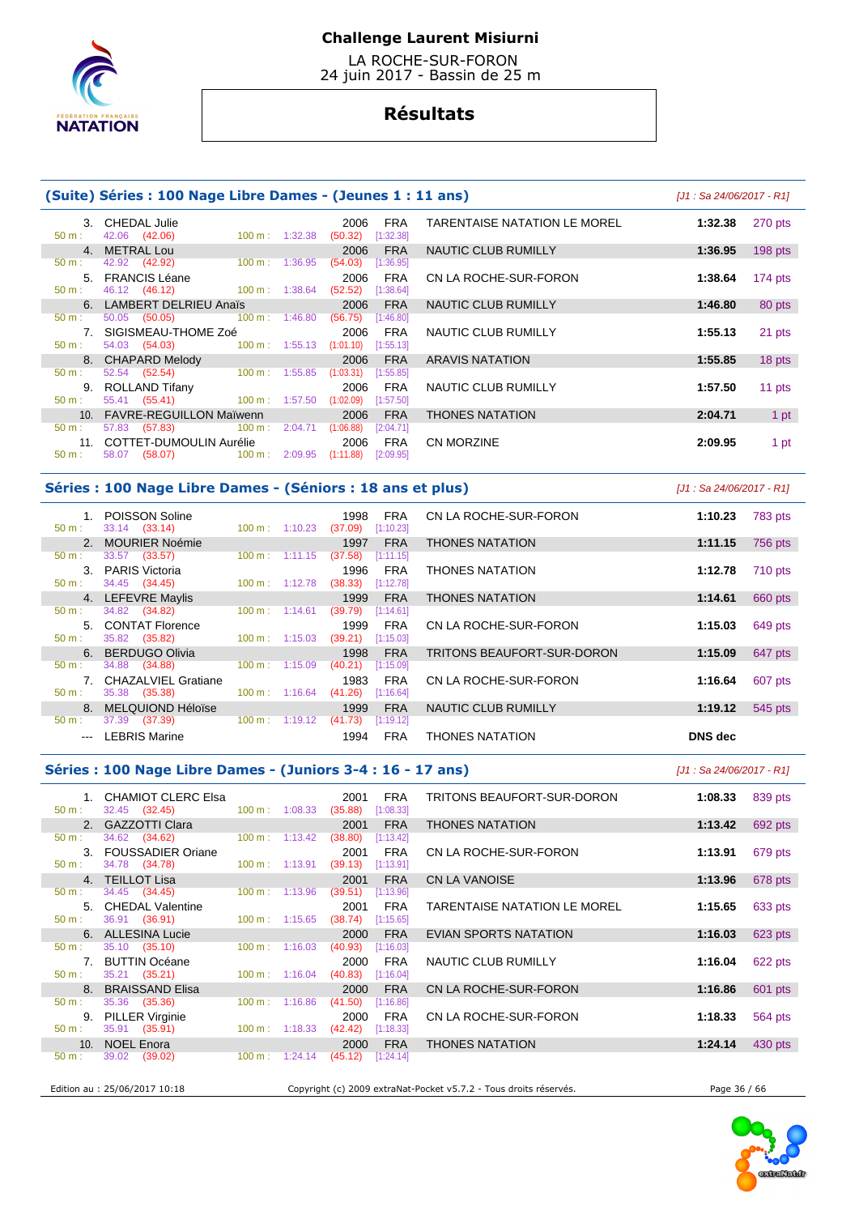# Challenge Laurent Misiurni

LA ROCHE-SUR-FORON
24 juin 2017 - Bassin de 25 m

## Résultats

### (Suite) Séries : 100 Nage Libre Dames - (Jeunes 1 : 11 ans)

*[J1 : Sa 24/06/2017 - R1]*

| Rang | Nom | Année | Nat. | Club | Temps | Points |
|---|---|---|---|---|---|---|
| 3. | CHEDAL Julie | 2006 | FRA | TARENTAISE NATATION LE MOREL | 1:32.38 | 270 pts |
| | 50 m : 42.06 (42.06) — 100 m : 1:32.38 (50.32) [1:32.38] | | | | | |
| 4. | METRAL Lou | 2006 | FRA | NAUTIC CLUB RUMILLY | 1:36.95 | 198 pts |
| | 50 m : 42.92 (42.92) — 100 m : 1:36.95 (54.03) [1:36.95] | | | | | |
| 5. | FRANCIS Léane | 2006 | FRA | CN LA ROCHE-SUR-FORON | 1:38.64 | 174 pts |
| | 50 m : 46.12 (46.12) — 100 m : 1:38.64 (52.52) [1:38.64] | | | | | |
| 6. | LAMBERT DELRIEU Anaïs | 2006 | FRA | NAUTIC CLUB RUMILLY | 1:46.80 | 80 pts |
| | 50 m : 50.05 (50.05) — 100 m : 1:46.80 (56.75) [1:46.80] | | | | | |
| 7. | SIGISMEAU-THOME Zoé | 2006 | FRA | NAUTIC CLUB RUMILLY | 1:55.13 | 21 pts |
| | 50 m : 54.03 (54.03) — 100 m : 1:55.13 (1:01.10) [1:55.13] | | | | | |
| 8. | CHAPARD Melody | 2006 | FRA | ARAVIS NATATION | 1:55.85 | 18 pts |
| | 50 m : 52.54 (52.54) — 100 m : 1:55.85 (1:03.31) [1:55.85] | | | | | |
| 9. | ROLLAND Tifany | 2006 | FRA | NAUTIC CLUB RUMILLY | 1:57.50 | 11 pts |
| | 50 m : 55.41 (55.41) — 100 m : 1:57.50 (1:02.09) [1:57.50] | | | | | |
| 10. | FAVRE-REGUILLON Maïwenn | 2006 | FRA | THONES NATATION | 2:04.71 | 1 pt |
| | 50 m : 57.83 (57.83) — 100 m : 2:04.71 (1:06.88) [2:04.71] | | | | | |
| 11. | COTTET-DUMOULIN Aurélie | 2006 | FRA | CN MORZINE | 2:09.95 | 1 pt |
| | 50 m : 58.07 (58.07) — 100 m : 2:09.95 (1:11.88) [2:09.95] | | | | | |

### Séries : 100 Nage Libre Dames - (Séniors : 18 ans et plus)

*[J1 : Sa 24/06/2017 - R1]*

| Rang | Nom | Année | Nat. | Club | Temps | Points |
|---|---|---|---|---|---|---|
| 1. | POISSON Soline | 1998 | FRA | CN LA ROCHE-SUR-FORON | 1:10.23 | 783 pts |
| | 50 m : 33.14 (33.14) — 100 m : 1:10.23 (37.09) [1:10.23] | | | | | |
| 2. | MOURIER Noémie | 1997 | FRA | THONES NATATION | 1:11.15 | 756 pts |
| | 50 m : 33.57 (33.57) — 100 m : 1:11.15 (37.58) [1:11.15] | | | | | |
| 3. | PARIS Victoria | 1996 | FRA | THONES NATATION | 1:12.78 | 710 pts |
| | 50 m : 34.45 (34.45) — 100 m : 1:12.78 (38.33) [1:12.78] | | | | | |
| 4. | LEFEVRE Maylis | 1999 | FRA | THONES NATATION | 1:14.61 | 660 pts |
| | 50 m : 34.82 (34.82) — 100 m : 1:14.61 (39.79) [1:14.61] | | | | | |
| 5. | CONTAT Florence | 1999 | FRA | CN LA ROCHE-SUR-FORON | 1:15.03 | 649 pts |
| | 50 m : 35.82 (35.82) — 100 m : 1:15.03 (39.21) [1:15.03] | | | | | |
| 6. | BERDUGO Olivia | 1998 | FRA | TRITONS BEAUFORT-SUR-DORON | 1:15.09 | 647 pts |
| | 50 m : 34.88 (34.88) — 100 m : 1:15.09 (40.21) [1:15.09] | | | | | |
| 7. | CHAZALVIEL Gratiane | 1983 | FRA | CN LA ROCHE-SUR-FORON | 1:16.64 | 607 pts |
| | 50 m : 35.38 (35.38) — 100 m : 1:16.64 (41.26) [1:16.64] | | | | | |
| 8. | MELQUIOND Héloïse | 1999 | FRA | NAUTIC CLUB RUMILLY | 1:19.12 | 545 pts |
| | 50 m : 37.39 (37.39) — 100 m : 1:19.12 (41.73) [1:19.12] | | | | | |
| --- | LEBRIS Marine | 1994 | FRA | THONES NATATION | DNS dec | |

### Séries : 100 Nage Libre Dames - (Juniors 3-4 : 16 - 17 ans)

*[J1 : Sa 24/06/2017 - R1]*

| Rang | Nom | Année | Nat. | Club | Temps | Points |
|---|---|---|---|---|---|---|
| 1. | CHAMIOT CLERC Elsa | 2001 | FRA | TRITONS BEAUFORT-SUR-DORON | 1:08.33 | 839 pts |
| | 50 m : 32.45 (32.45) — 100 m : 1:08.33 (35.88) [1:08.33] | | | | | |
| 2. | GAZZOTTI Clara | 2001 | FRA | THONES NATATION | 1:13.42 | 692 pts |
| | 50 m : 34.62 (34.62) — 100 m : 1:13.42 (38.80) [1:13.42] | | | | | |
| 3. | FOUSSADIER Oriane | 2001 | FRA | CN LA ROCHE-SUR-FORON | 1:13.91 | 679 pts |
| | 50 m : 34.78 (34.78) — 100 m : 1:13.91 (39.13) [1:13.91] | | | | | |
| 4. | TEILLOT Lisa | 2001 | FRA | CN LA VANOISE | 1:13.96 | 678 pts |
| | 50 m : 34.45 (34.45) — 100 m : 1:13.96 (39.51) [1:13.96] | | | | | |
| 5. | CHEDAL Valentine | 2001 | FRA | TARENTAISE NATATION LE MOREL | 1:15.65 | 633 pts |
| | 50 m : 36.91 (36.91) — 100 m : 1:15.65 (38.74) [1:15.65] | | | | | |
| 6. | ALLESINA Lucie | 2000 | FRA | EVIAN SPORTS NATATION | 1:16.03 | 623 pts |
| | 50 m : 35.10 (35.10) — 100 m : 1:16.03 (40.93) [1:16.03] | | | | | |
| 7. | BUTTIN Océane | 2000 | FRA | NAUTIC CLUB RUMILLY | 1:16.04 | 622 pts |
| | 50 m : 35.21 (35.21) — 100 m : 1:16.04 (40.83) [1:16.04] | | | | | |
| 8. | BRAISSAND Elisa | 2000 | FRA | CN LA ROCHE-SUR-FORON | 1:16.86 | 601 pts |
| | 50 m : 35.36 (35.36) — 100 m : 1:16.86 (41.50) [1:16.86] | | | | | |
| 9. | PILLER Virginie | 2000 | FRA | CN LA ROCHE-SUR-FORON | 1:18.33 | 564 pts |
| | 50 m : 35.91 (35.91) — 100 m : 1:18.33 (42.42) [1:18.33] | | | | | |
| 10. | NOEL Enora | 2000 | FRA | THONES NATATION | 1:24.14 | 430 pts |
| | 50 m : 39.02 (39.02) — 100 m : 1:24.14 (45.12) [1:24.14] | | | | | |

Edition au : 25/06/2017 10:18 — Copyright (c) 2009 extraNat-Pocket v5.7.2 - Tous droits réservés.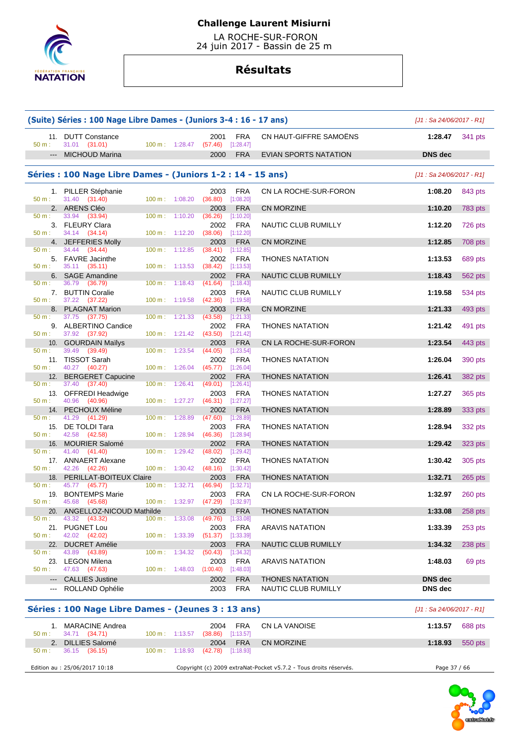# Challenge Laurent Misiurni

LA ROCHE-SUR-FORON
24 juin 2017 - Bassin de 25 m

## Résultats

### (Suite) Séries : 100 Nage Libre Dames - (Juniors 3-4 : 16 - 17 ans)

[J1 : Sa 24/06/2017 - R1]

| Rang | Nom | Année | Nat. | Club | Temps | Points |
|---|---|---|---|---|---|---|
| 11. | DUTT Constance | 2001 | FRA | CN HAUT-GIFFRE SAMOËNS | 1:28.47 | 341 pts |
| | 50 m : 31.01 (31.01) — 100 m : 1:28.47 (57.46) [1:28.47] | | | | | |
| --- | MICHOUD Marina | 2000 | FRA | EVIAN SPORTS NATATION | DNS dec | |

### Séries : 100 Nage Libre Dames - (Juniors 1-2 : 14 - 15 ans)

[J1 : Sa 24/06/2017 - R1]

| Rang | Nom | Année | Nat. | Club | Temps | Points |
|---|---|---|---|---|---|---|
| 1. | PILLER Stéphanie | 2003 | FRA | CN LA ROCHE-SUR-FORON | 1:08.20 | 843 pts |
| | 50 m : 31.40 (31.40) — 100 m : 1:08.20 (36.80) [1:08.20] | | | | | |
| 2. | ARENS Cléo | 2003 | FRA | CN MORZINE | 1:10.20 | 783 pts |
| | 50 m : 33.94 (33.94) — 100 m : 1:10.20 (36.26) [1:10.20] | | | | | |
| 3. | FLEURY Clara | 2002 | FRA | NAUTIC CLUB RUMILLY | 1:12.20 | 726 pts |
| | 50 m : 34.14 (34.14) — 100 m : 1:12.20 (38.06) [1:12.20] | | | | | |
| 4. | JEFFERIES Molly | 2003 | FRA | CN MORZINE | 1:12.85 | 708 pts |
| | 50 m : 34.44 (34.44) — 100 m : 1:12.85 (38.41) [1:12.85] | | | | | |
| 5. | FAVRE Jacinthe | 2002 | FRA | THONES NATATION | 1:13.53 | 689 pts |
| | 50 m : 35.11 (35.11) — 100 m : 1:13.53 (38.42) [1:13.53] | | | | | |
| 6. | SAGE Amandine | 2002 | FRA | NAUTIC CLUB RUMILLY | 1:18.43 | 562 pts |
| | 50 m : 36.79 (36.79) — 100 m : 1:18.43 (41.64) [1:18.43] | | | | | |
| 7. | BUTTIN Coralie | 2003 | FRA | NAUTIC CLUB RUMILLY | 1:19.58 | 534 pts |
| | 50 m : 37.22 (37.22) — 100 m : 1:19.58 (42.36) [1:19.58] | | | | | |
| 8. | PLAGNAT Marion | 2003 | FRA | CN MORZINE | 1:21.33 | 493 pts |
| | 50 m : 37.75 (37.75) — 100 m : 1:21.33 (43.58) [1:21.33] | | | | | |
| 9. | ALBERTINO Candice | 2002 | FRA | THONES NATATION | 1:21.42 | 491 pts |
| | 50 m : 37.92 (37.92) — 100 m : 1:21.42 (43.50) [1:21.42] | | | | | |
| 10. | GOURDAIN Maïlys | 2003 | FRA | CN LA ROCHE-SUR-FORON | 1:23.54 | 443 pts |
| | 50 m : 39.49 (39.49) — 100 m : 1:23.54 (44.05) [1:23.54] | | | | | |
| 11. | TISSOT Sarah | 2002 | FRA | THONES NATATION | 1:26.04 | 390 pts |
| | 50 m : 40.27 (40.27) — 100 m : 1:26.04 (45.77) [1:26.04] | | | | | |
| 12. | BERGERET Capucine | 2002 | FRA | THONES NATATION | 1:26.41 | 382 pts |
| | 50 m : 37.40 (37.40) — 100 m : 1:26.41 (49.01) [1:26.41] | | | | | |
| 13. | OFFREDI Headwige | 2003 | FRA | THONES NATATION | 1:27.27 | 365 pts |
| | 50 m : 40.96 (40.96) — 100 m : 1:27.27 (46.31) [1:27.27] | | | | | |
| 14. | PECHOUX Méline | 2002 | FRA | THONES NATATION | 1:28.89 | 333 pts |
| | 50 m : 41.29 (41.29) — 100 m : 1:28.89 (47.60) [1:28.89] | | | | | |
| 15. | DE TOLDI Tara | 2003 | FRA | THONES NATATION | 1:28.94 | 332 pts |
| | 50 m : 42.58 (42.58) — 100 m : 1:28.94 (46.36) [1:28.94] | | | | | |
| 16. | MOURIER Salomé | 2002 | FRA | THONES NATATION | 1:29.42 | 323 pts |
| | 50 m : 41.40 (41.40) — 100 m : 1:29.42 (48.02) [1:29.42] | | | | | |
| 17. | ANNAERT Alexane | 2002 | FRA | THONES NATATION | 1:30.42 | 305 pts |
| | 50 m : 42.26 (42.26) — 100 m : 1:30.42 (48.16) [1:30.42] | | | | | |
| 18. | PERILLAT-BOITEUX Claire | 2003 | FRA | THONES NATATION | 1:32.71 | 265 pts |
| | 50 m : 45.77 (45.77) — 100 m : 1:32.71 (46.94) [1:32.71] | | | | | |
| 19. | BONTEMPS Marie | 2003 | FRA | CN LA ROCHE-SUR-FORON | 1:32.97 | 260 pts |
| | 50 m : 45.68 (45.68) — 100 m : 1:32.97 (47.29) [1:32.97] | | | | | |
| 20. | ANGELLOZ-NICOUD Mathilde | 2003 | FRA | THONES NATATION | 1:33.08 | 258 pts |
| | 50 m : 43.32 (43.32) — 100 m : 1:33.08 (49.76) [1:33.08] | | | | | |
| 21. | PUGNET Lou | 2003 | FRA | ARAVIS NATATION | 1:33.39 | 253 pts |
| | 50 m : 42.02 (42.02) — 100 m : 1:33.39 (51.37) [1:33.39] | | | | | |
| 22. | DUCRET Amélie | 2003 | FRA | NAUTIC CLUB RUMILLY | 1:34.32 | 238 pts |
| | 50 m : 43.89 (43.89) — 100 m : 1:34.32 (50.43) [1:34.32] | | | | | |
| 23. | LEGON Milena | 2003 | FRA | ARAVIS NATATION | 1:48.03 | 69 pts |
| | 50 m : 47.63 (47.63) — 100 m : 1:48.03 (1:00.40) [1:48.03] | | | | | |
| --- | CALLIES Justine | 2002 | FRA | THONES NATATION | DNS dec | |
| --- | ROLLAND Ophélie | 2003 | FRA | NAUTIC CLUB RUMILLY | DNS dec | |

### Séries : 100 Nage Libre Dames - (Jeunes 3 : 13 ans)

[J1 : Sa 24/06/2017 - R1]

| Rang | Nom | Année | Nat. | Club | Temps | Points |
|---|---|---|---|---|---|---|
| 1. | MARACINE Andrea | 2004 | FRA | CN LA VANOISE | 1:13.57 | 688 pts |
| | 50 m : 34.71 (34.71) — 100 m : 1:13.57 (38.86) [1:13.57] | | | | | |
| 2. | DILLIES Salomé | 2004 | FRA | CN MORZINE | 1:18.93 | 550 pts |
| | 50 m : 36.15 (36.15) — 100 m : 1:18.93 (42.78) [1:18.93] | | | | | |

Edition au : 25/06/2017 10:18 — Copyright (c) 2009 extraNat-Pocket v5.7.2 - Tous droits réservés.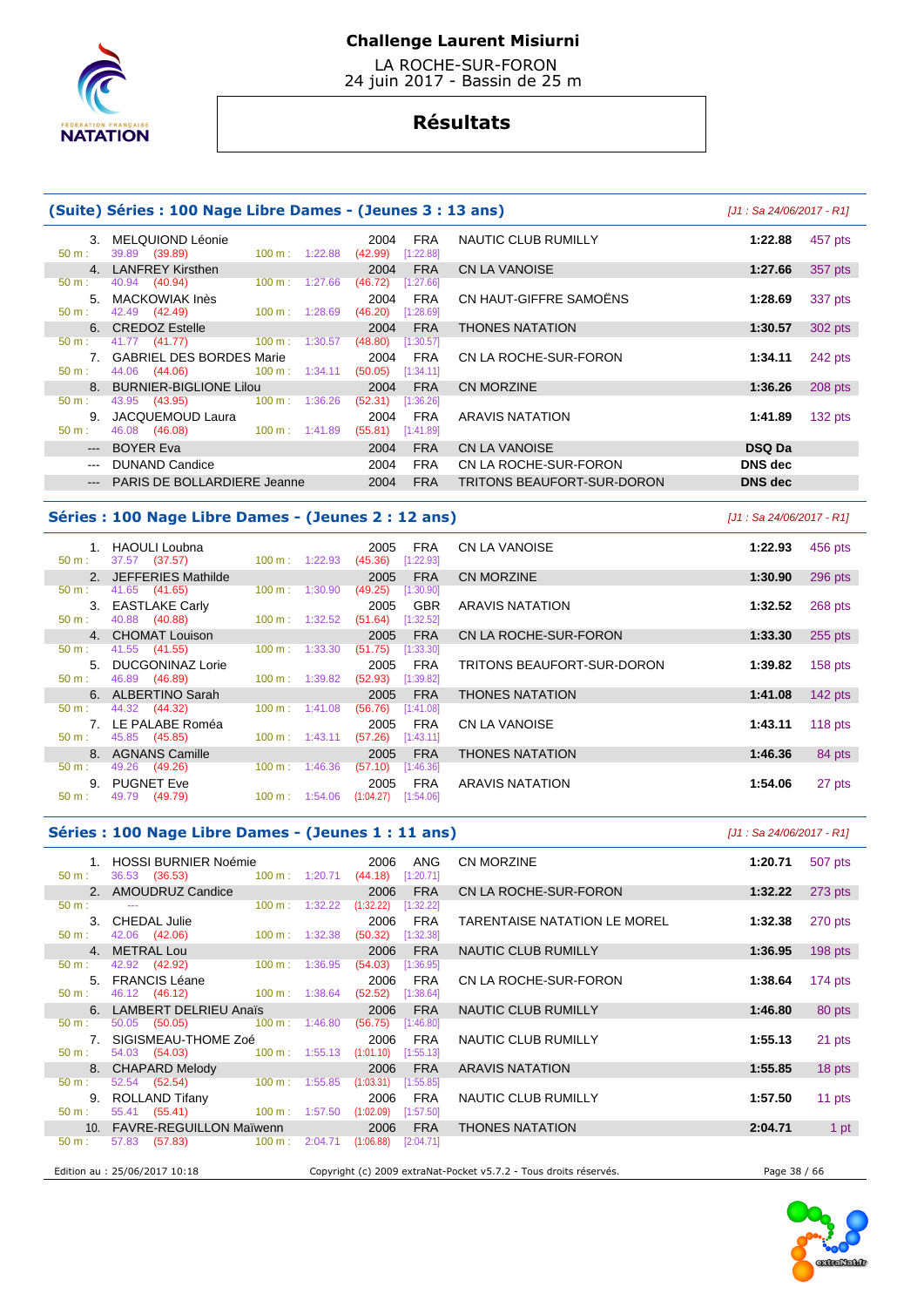# Challenge Laurent Misiurni

LA ROCHE-SUR-FORON
24 juin 2017 - Bassin de 25 m

## Résultats

### (Suite) Séries : 100 Nage Libre Dames - (Jeunes 3 : 13 ans)

*[J1 : Sa 24/06/2017 - R1]*

| Rang | Nom | Année | Nat. | Club | Temps | Points |
|---|---|---|---|---|---|---|
| 3. | MELQUIOND Léonie | 2004 | FRA | NAUTIC CLUB RUMILLY | 1:22.88 | 457 pts |
| | 50 m : 39.89 (39.89) — 100 m : 1:22.88 (42.99) [1:22.88] | | | | | |
| 4. | LANFREY Kirsthen | 2004 | FRA | CN LA VANOISE | 1:27.66 | 357 pts |
| | 50 m : 40.94 (40.94) — 100 m : 1:27.66 (46.72) [1:27.66] | | | | | |
| 5. | MACKOWIAK Inès | 2004 | FRA | CN HAUT-GIFFRE SAMOËNS | 1:28.69 | 337 pts |
| | 50 m : 42.49 (42.49) — 100 m : 1:28.69 (46.20) [1:28.69] | | | | | |
| 6. | CREDOZ Estelle | 2004 | FRA | THONES NATATION | 1:30.57 | 302 pts |
| | 50 m : 41.77 (41.77) — 100 m : 1:30.57 (48.80) [1:30.57] | | | | | |
| 7. | GABRIEL DES BORDES Marie | 2004 | FRA | CN LA ROCHE-SUR-FORON | 1:34.11 | 242 pts |
| | 50 m : 44.06 (44.06) — 100 m : 1:34.11 (50.05) [1:34.11] | | | | | |
| 8. | BURNIER-BIGLIONE Lilou | 2004 | FRA | CN MORZINE | 1:36.26 | 208 pts |
| | 50 m : 43.95 (43.95) — 100 m : 1:36.26 (52.31) [1:36.26] | | | | | |
| 9. | JACQUEMOUD Laura | 2004 | FRA | ARAVIS NATATION | 1:41.89 | 132 pts |
| | 50 m : 46.08 (46.08) — 100 m : 1:41.89 (55.81) [1:41.89] | | | | | |
| --- | BOYER Eva | 2004 | FRA | CN LA VANOISE | DSQ Da | |
| --- | DUNAND Candice | 2004 | FRA | CN LA ROCHE-SUR-FORON | DNS dec | |
| --- | PARIS DE BOLLARDIERE Jeanne | 2004 | FRA | TRITONS BEAUFORT-SUR-DORON | DNS dec | |

### Séries : 100 Nage Libre Dames - (Jeunes 2 : 12 ans)

*[J1 : Sa 24/06/2017 - R1]*

| Rang | Nom | Année | Nat. | Club | Temps | Points |
|---|---|---|---|---|---|---|
| 1. | HAOULI Loubna | 2005 | FRA | CN LA VANOISE | 1:22.93 | 456 pts |
| | 50 m : 37.57 (37.57) — 100 m : 1:22.93 (45.36) [1:22.93] | | | | | |
| 2. | JEFFERIES Mathilde | 2005 | FRA | CN MORZINE | 1:30.90 | 296 pts |
| | 50 m : 41.65 (41.65) — 100 m : 1:30.90 (49.25) [1:30.90] | | | | | |
| 3. | EASTLAKE Carly | 2005 | GBR | ARAVIS NATATION | 1:32.52 | 268 pts |
| | 50 m : 40.88 (40.88) — 100 m : 1:32.52 (51.64) [1:32.52] | | | | | |
| 4. | CHOMAT Louison | 2005 | FRA | CN LA ROCHE-SUR-FORON | 1:33.30 | 255 pts |
| | 50 m : 41.55 (41.55) — 100 m : 1:33.30 (51.75) [1:33.30] | | | | | |
| 5. | DUCGONINAZ Lorie | 2005 | FRA | TRITONS BEAUFORT-SUR-DORON | 1:39.82 | 158 pts |
| | 50 m : 46.89 (46.89) — 100 m : 1:39.82 (52.93) [1:39.82] | | | | | |
| 6. | ALBERTINO Sarah | 2005 | FRA | THONES NATATION | 1:41.08 | 142 pts |
| | 50 m : 44.32 (44.32) — 100 m : 1:41.08 (56.76) [1:41.08] | | | | | |
| 7. | LE PALABE Roméa | 2005 | FRA | CN LA VANOISE | 1:43.11 | 118 pts |
| | 50 m : 45.85 (45.85) — 100 m : 1:43.11 (57.26) [1:43.11] | | | | | |
| 8. | AGNANS Camille | 2005 | FRA | THONES NATATION | 1:46.36 | 84 pts |
| | 50 m : 49.26 (49.26) — 100 m : 1:46.36 (57.10) [1:46.36] | | | | | |
| 9. | PUGNET Eve | 2005 | FRA | ARAVIS NATATION | 1:54.06 | 27 pts |
| | 50 m : 49.79 (49.79) — 100 m : 1:54.06 (1:04.27) [1:54.06] | | | | | |

### Séries : 100 Nage Libre Dames - (Jeunes 1 : 11 ans)

*[J1 : Sa 24/06/2017 - R1]*

| Rang | Nom | Année | Nat. | Club | Temps | Points |
|---|---|---|---|---|---|---|
| 1. | HOSSI BURNIER Noémie | 2006 | ANG | CN MORZINE | 1:20.71 | 507 pts |
| | 50 m : 36.53 (36.53) — 100 m : 1:20.71 (44.18) [1:20.71] | | | | | |
| 2. | AMOUDRUZ Candice | 2006 | FRA | CN LA ROCHE-SUR-FORON | 1:32.22 | 273 pts |
| | 50 m : --- — 100 m : 1:32.22 (1:32.22) [1:32.22] | | | | | |
| 3. | CHEDAL Julie | 2006 | FRA | TARENTAISE NATATION LE MOREL | 1:32.38 | 270 pts |
| | 50 m : 42.06 (42.06) — 100 m : 1:32.38 (50.32) [1:32.38] | | | | | |
| 4. | METRAL Lou | 2006 | FRA | NAUTIC CLUB RUMILLY | 1:36.95 | 198 pts |
| | 50 m : 42.92 (42.92) — 100 m : 1:36.95 (54.03) [1:36.95] | | | | | |
| 5. | FRANCIS Léane | 2006 | FRA | CN LA ROCHE-SUR-FORON | 1:38.64 | 174 pts |
| | 50 m : 46.12 (46.12) — 100 m : 1:38.64 (52.52) [1:38.64] | | | | | |
| 6. | LAMBERT DELRIEU Anaïs | 2006 | FRA | NAUTIC CLUB RUMILLY | 1:46.80 | 80 pts |
| | 50 m : 50.05 (50.05) — 100 m : 1:46.80 (56.75) [1:46.80] | | | | | |
| 7. | SIGISMEAU-THOME Zoé | 2006 | FRA | NAUTIC CLUB RUMILLY | 1:55.13 | 21 pts |
| | 50 m : 54.03 (54.03) — 100 m : 1:55.13 (1:01.10) [1:55.13] | | | | | |
| 8. | CHAPARD Melody | 2006 | FRA | ARAVIS NATATION | 1:55.85 | 18 pts |
| | 50 m : 52.54 (52.54) — 100 m : 1:55.85 (1:03.31) [1:55.85] | | | | | |
| 9. | ROLLAND Tifany | 2006 | FRA | NAUTIC CLUB RUMILLY | 1:57.50 | 11 pts |
| | 50 m : 55.41 (55.41) — 100 m : 1:57.50 (1:02.09) [1:57.50] | | | | | |
| 10. | FAVRE-REGUILLON Maïwenn | 2006 | FRA | THONES NATATION | 2:04.71 | 1 pt |
| | 50 m : 57.83 (57.83) — 100 m : 2:04.71 (1:06.88) [2:04.71] | | | | | |

Edition au : 25/06/2017 10:18 — Copyright (c) 2009 extraNat-Pocket v5.7.2 - Tous droits réservés.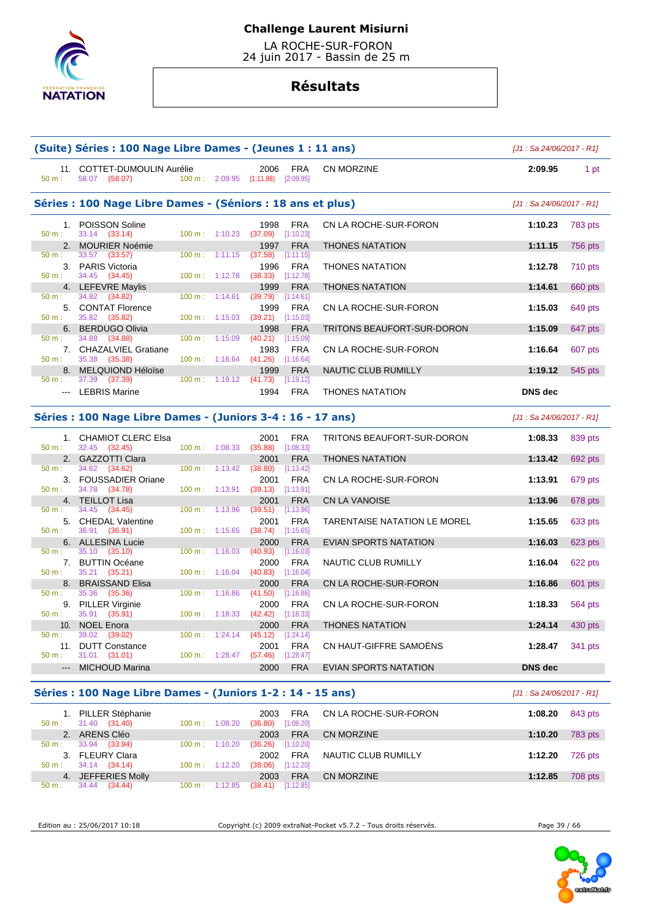# Challenge Laurent Misiurni

LA ROCHE-SUR-FORON
24 juin 2017 - Bassin de 25 m

## Résultats

### (Suite) Séries : 100 Nage Libre Dames - (Jeunes 1 : 11 ans)

[J1 : Sa 24/06/2017 - R1]

| Rang | Nom | Année | Nat. | Club | Temps | Points |
|---|---|---|---|---|---|---|
| 11. | COTTET-DUMOULIN Aurélie | 2006 | FRA | CN MORZINE | 2:09.95 | 1 pt |
| | 50 m : 58.07 (58.07) — 100 m : 2:09.95 (1:11.88) [2:09.95] | | | | | |

### Séries : 100 Nage Libre Dames - (Séniors : 18 ans et plus)

[J1 : Sa 24/06/2017 - R1]

| Rang | Nom | Année | Nat. | Club | Temps | Points |
|---|---|---|---|---|---|---|
| 1. | POISSON Soline | 1998 | FRA | CN LA ROCHE-SUR-FORON | 1:10.23 | 783 pts |
| | 50 m : 33.14 (33.14) — 100 m : 1:10.23 (37.09) [1:10.23] | | | | | |
| 2. | MOURIER Noémie | 1997 | FRA | THONES NATATION | 1:11.15 | 756 pts |
| | 50 m : 33.57 (33.57) — 100 m : 1:11.15 (37.58) [1:11.15] | | | | | |
| 3. | PARIS Victoria | 1996 | FRA | THONES NATATION | 1:12.78 | 710 pts |
| | 50 m : 34.45 (34.45) — 100 m : 1:12.78 (38.33) [1:12.78] | | | | | |
| 4. | LEFEVRE Maylis | 1999 | FRA | THONES NATATION | 1:14.61 | 660 pts |
| | 50 m : 34.82 (34.82) — 100 m : 1:14.61 (39.79) [1:14.61] | | | | | |
| 5. | CONTAT Florence | 1999 | FRA | CN LA ROCHE-SUR-FORON | 1:15.03 | 649 pts |
| | 50 m : 35.82 (35.82) — 100 m : 1:15.03 (39.21) [1:15.03] | | | | | |
| 6. | BERDUGO Olivia | 1998 | FRA | TRITONS BEAUFORT-SUR-DORON | 1:15.09 | 647 pts |
| | 50 m : 34.88 (34.88) — 100 m : 1:15.09 (40.21) [1:15.09] | | | | | |
| 7. | CHAZALVIEL Gratiane | 1983 | FRA | CN LA ROCHE-SUR-FORON | 1:16.64 | 607 pts |
| | 50 m : 35.38 (35.38) — 100 m : 1:16.64 (41.26) [1:16.64] | | | | | |
| 8. | MELQUIOND Héloïse | 1999 | FRA | NAUTIC CLUB RUMILLY | 1:19.12 | 545 pts |
| | 50 m : 37.39 (37.39) — 100 m : 1:19.12 (41.73) [1:19.12] | | | | | |
| --- | LEBRIS Marine | 1994 | FRA | THONES NATATION | DNS dec | |

### Séries : 100 Nage Libre Dames - (Juniors 3-4 : 16 - 17 ans)

[J1 : Sa 24/06/2017 - R1]

| Rang | Nom | Année | Nat. | Club | Temps | Points |
|---|---|---|---|---|---|---|
| 1. | CHAMIOT CLERC Elsa | 2001 | FRA | TRITONS BEAUFORT-SUR-DORON | 1:08.33 | 839 pts |
| | 50 m : 32.45 (32.45) — 100 m : 1:08.33 (35.88) [1:08.33] | | | | | |
| 2. | GAZZOTTI Clara | 2001 | FRA | THONES NATATION | 1:13.42 | 692 pts |
| | 50 m : 34.62 (34.62) — 100 m : 1:13.42 (38.80) [1:13.42] | | | | | |
| 3. | FOUSSADIER Oriane | 2001 | FRA | CN LA ROCHE-SUR-FORON | 1:13.91 | 679 pts |
| | 50 m : 34.78 (34.78) — 100 m : 1:13.91 (39.13) [1:13.91] | | | | | |
| 4. | TEILLOT Lisa | 2001 | FRA | CN LA VANOISE | 1:13.96 | 678 pts |
| | 50 m : 34.45 (34.45) — 100 m : 1:13.96 (39.51) [1:13.96] | | | | | |
| 5. | CHEDAL Valentine | 2001 | FRA | TARENTAISE NATATION LE MOREL | 1:15.65 | 633 pts |
| | 50 m : 36.91 (36.91) — 100 m : 1:15.65 (38.74) [1:15.65] | | | | | |
| 6. | ALLESINA Lucie | 2000 | FRA | EVIAN SPORTS NATATION | 1:16.03 | 623 pts |
| | 50 m : 35.10 (35.10) — 100 m : 1:16.03 (40.93) [1:16.03] | | | | | |
| 7. | BUTTIN Océane | 2000 | FRA | NAUTIC CLUB RUMILLY | 1:16.04 | 622 pts |
| | 50 m : 35.21 (35.21) — 100 m : 1:16.04 (40.83) [1:16.04] | | | | | |
| 8. | BRAISSAND Elisa | 2000 | FRA | CN LA ROCHE-SUR-FORON | 1:16.86 | 601 pts |
| | 50 m : 35.36 (35.36) — 100 m : 1:16.86 (41.50) [1:16.86] | | | | | |
| 9. | PILLER Virginie | 2000 | FRA | CN LA ROCHE-SUR-FORON | 1:18.33 | 564 pts |
| | 50 m : 35.91 (35.91) — 100 m : 1:18.33 (42.42) [1:18.33] | | | | | |
| 10. | NOEL Enora | 2000 | FRA | THONES NATATION | 1:24.14 | 430 pts |
| | 50 m : 39.02 (39.02) — 100 m : 1:24.14 (45.12) [1:24.14] | | | | | |
| 11. | DUTT Constance | 2001 | FRA | CN HAUT-GIFFRE SAMOËNS | 1:28.47 | 341 pts |
| | 50 m : 31.01 (31.01) — 100 m : 1:28.47 (57.46) [1:28.47] | | | | | |
| --- | MICHOUD Marina | 2000 | FRA | EVIAN SPORTS NATATION | DNS dec | |

### Séries : 100 Nage Libre Dames - (Juniors 1-2 : 14 - 15 ans)

[J1 : Sa 24/06/2017 - R1]

| Rang | Nom | Année | Nat. | Club | Temps | Points |
|---|---|---|---|---|---|---|
| 1. | PILLER Stéphanie | 2003 | FRA | CN LA ROCHE-SUR-FORON | 1:08.20 | 843 pts |
| | 50 m : 31.40 (31.40) — 100 m : 1:08.20 (36.80) [1:08.20] | | | | | |
| 2. | ARENS Cléo | 2003 | FRA | CN MORZINE | 1:10.20 | 783 pts |
| | 50 m : 33.94 (33.94) — 100 m : 1:10.20 (36.26) [1:10.20] | | | | | |
| 3. | FLEURY Clara | 2002 | FRA | NAUTIC CLUB RUMILLY | 1:12.20 | 726 pts |
| | 50 m : 34.14 (34.14) — 100 m : 1:12.20 (38.06) [1:12.20] | | | | | |
| 4. | JEFFERIES Molly | 2003 | FRA | CN MORZINE | 1:12.85 | 708 pts |
| | 50 m : 34.44 (34.44) — 100 m : 1:12.85 (38.41) [1:12.85] | | | | | |

Edition au : 25/06/2017 10:18 — Copyright (c) 2009 extraNat-Pocket v5.7.2 - Tous droits réservés.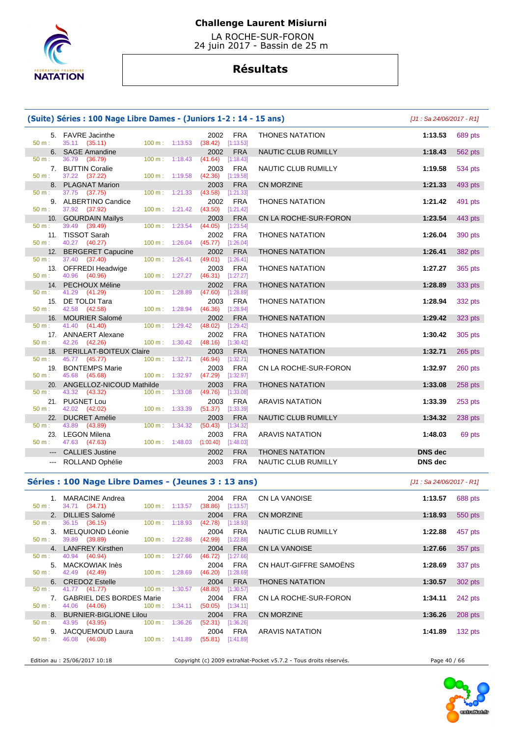# Challenge Laurent Misiurni

LA ROCHE-SUR-FORON
24 juin 2017 - Bassin de 25 m

## Résultats

### (Suite) Séries : 100 Nage Libre Dames - (Juniors 1-2 : 14 - 15 ans)

[J1 : Sa 24/06/2017 - R1]

| Place | Nom | Année | Nat. | Club | Temps | Points |
|---|---|---|---|---|---|---|
| 5. | FAVRE Jacinthe | 2002 | FRA | THONES NATATION | 1:13.53 | 689 pts |
| | 50 m : 35.11 (35.11) — 100 m : 1:13.53 (38.42) [1:13.53] | | | | | |
| 6. | SAGE Amandine | 2002 | FRA | NAUTIC CLUB RUMILLY | 1:18.43 | 562 pts |
| | 50 m : 36.79 (36.79) — 100 m : 1:18.43 (41.64) [1:18.43] | | | | | |
| 7. | BUTTIN Coralie | 2003 | FRA | NAUTIC CLUB RUMILLY | 1:19.58 | 534 pts |
| | 50 m : 37.22 (37.22) — 100 m : 1:19.58 (42.36) [1:19.58] | | | | | |
| 8. | PLAGNAT Marion | 2003 | FRA | CN MORZINE | 1:21.33 | 493 pts |
| | 50 m : 37.75 (37.75) — 100 m : 1:21.33 (43.58) [1:21.33] | | | | | |
| 9. | ALBERTINO Candice | 2002 | FRA | THONES NATATION | 1:21.42 | 491 pts |
| | 50 m : 37.92 (37.92) — 100 m : 1:21.42 (43.50) [1:21.42] | | | | | |
| 10. | GOURDAIN Maïlys | 2003 | FRA | CN LA ROCHE-SUR-FORON | 1:23.54 | 443 pts |
| | 50 m : 39.49 (39.49) — 100 m : 1:23.54 (44.05) [1:23.54] | | | | | |
| 11. | TISSOT Sarah | 2002 | FRA | THONES NATATION | 1:26.04 | 390 pts |
| | 50 m : 40.27 (40.27) — 100 m : 1:26.04 (45.77) [1:26.04] | | | | | |
| 12. | BERGERET Capucine | 2002 | FRA | THONES NATATION | 1:26.41 | 382 pts |
| | 50 m : 37.40 (37.40) — 100 m : 1:26.41 (49.01) [1:26.41] | | | | | |
| 13. | OFFREDI Headwige | 2003 | FRA | THONES NATATION | 1:27.27 | 365 pts |
| | 50 m : 40.96 (40.96) — 100 m : 1:27.27 (46.31) [1:27.27] | | | | | |
| 14. | PECHOUX Méline | 2002 | FRA | THONES NATATION | 1:28.89 | 333 pts |
| | 50 m : 41.29 (41.29) — 100 m : 1:28.89 (47.60) [1:28.89] | | | | | |
| 15. | DE TOLDI Tara | 2003 | FRA | THONES NATATION | 1:28.94 | 332 pts |
| | 50 m : 42.58 (42.58) — 100 m : 1:28.94 (46.36) [1:28.94] | | | | | |
| 16. | MOURIER Salomé | 2002 | FRA | THONES NATATION | 1:29.42 | 323 pts |
| | 50 m : 41.40 (41.40) — 100 m : 1:29.42 (48.02) [1:29.42] | | | | | |
| 17. | ANNAERT Alexane | 2002 | FRA | THONES NATATION | 1:30.42 | 305 pts |
| | 50 m : 42.26 (42.26) — 100 m : 1:30.42 (48.16) [1:30.42] | | | | | |
| 18. | PERILLAT-BOITEUX Claire | 2003 | FRA | THONES NATATION | 1:32.71 | 265 pts |
| | 50 m : 45.77 (45.77) — 100 m : 1:32.71 (46.94) [1:32.71] | | | | | |
| 19. | BONTEMPS Marie | 2003 | FRA | CN LA ROCHE-SUR-FORON | 1:32.97 | 260 pts |
| | 50 m : 45.68 (45.68) — 100 m : 1:32.97 (47.29) [1:32.97] | | | | | |
| 20. | ANGELLOZ-NICOUD Mathilde | 2003 | FRA | THONES NATATION | 1:33.08 | 258 pts |
| | 50 m : 43.32 (43.32) — 100 m : 1:33.08 (49.76) [1:33.08] | | | | | |
| 21. | PUGNET Lou | 2003 | FRA | ARAVIS NATATION | 1:33.39 | 253 pts |
| | 50 m : 42.02 (42.02) — 100 m : 1:33.39 (51.37) [1:33.39] | | | | | |
| 22. | DUCRET Amélie | 2003 | FRA | NAUTIC CLUB RUMILLY | 1:34.32 | 238 pts |
| | 50 m : 43.89 (43.89) — 100 m : 1:34.32 (50.43) [1:34.32] | | | | | |
| 23. | LEGON Milena | 2003 | FRA | ARAVIS NATATION | 1:48.03 | 69 pts |
| | 50 m : 47.63 (47.63) — 100 m : 1:48.03 (1:00.40) [1:48.03] | | | | | |
| --- | CALLIES Justine | 2002 | FRA | THONES NATATION | DNS dec | |
| --- | ROLLAND Ophélie | 2003 | FRA | NAUTIC CLUB RUMILLY | DNS dec | |

### Séries : 100 Nage Libre Dames - (Jeunes 3 : 13 ans)

[J1 : Sa 24/06/2017 - R1]

| Place | Nom | Année | Nat. | Club | Temps | Points |
|---|---|---|---|---|---|---|
| 1. | MARACINE Andrea | 2004 | FRA | CN LA VANOISE | 1:13.57 | 688 pts |
| | 50 m : 34.71 (34.71) — 100 m : 1:13.57 (38.86) [1:13.57] | | | | | |
| 2. | DILLIES Salomé | 2004 | FRA | CN MORZINE | 1:18.93 | 550 pts |
| | 50 m : 36.15 (36.15) — 100 m : 1:18.93 (42.78) [1:18.93] | | | | | |
| 3. | MELQUIOND Léonie | 2004 | FRA | NAUTIC CLUB RUMILLY | 1:22.88 | 457 pts |
| | 50 m : 39.89 (39.89) — 100 m : 1:22.88 (42.99) [1:22.88] | | | | | |
| 4. | LANFREY Kirsthen | 2004 | FRA | CN LA VANOISE | 1:27.66 | 357 pts |
| | 50 m : 40.94 (40.94) — 100 m : 1:27.66 (46.72) [1:27.66] | | | | | |
| 5. | MACKOWIAK Inès | 2004 | FRA | CN HAUT-GIFFRE SAMOËNS | 1:28.69 | 337 pts |
| | 50 m : 42.49 (42.49) — 100 m : 1:28.69 (46.20) [1:28.69] | | | | | |
| 6. | CREDOZ Estelle | 2004 | FRA | THONES NATATION | 1:30.57 | 302 pts |
| | 50 m : 41.77 (41.77) — 100 m : 1:30.57 (48.80) [1:30.57] | | | | | |
| 7. | GABRIEL DES BORDES Marie | 2004 | FRA | CN LA ROCHE-SUR-FORON | 1:34.11 | 242 pts |
| | 50 m : 44.06 (44.06) — 100 m : 1:34.11 (50.05) [1:34.11] | | | | | |
| 8. | BURNIER-BIGLIONE Lilou | 2004 | FRA | CN MORZINE | 1:36.26 | 208 pts |
| | 50 m : 43.95 (43.95) — 100 m : 1:36.26 (52.31) [1:36.26] | | | | | |
| 9. | JACQUEMOUD Laura | 2004 | FRA | ARAVIS NATATION | 1:41.89 | 132 pts |
| | 50 m : 46.08 (46.08) — 100 m : 1:41.89 (55.81) [1:41.89] | | | | | |

Edition au : 25/06/2017 10:18 — Copyright (c) 2009 extraNat-Pocket v5.7.2 - Tous droits réservés.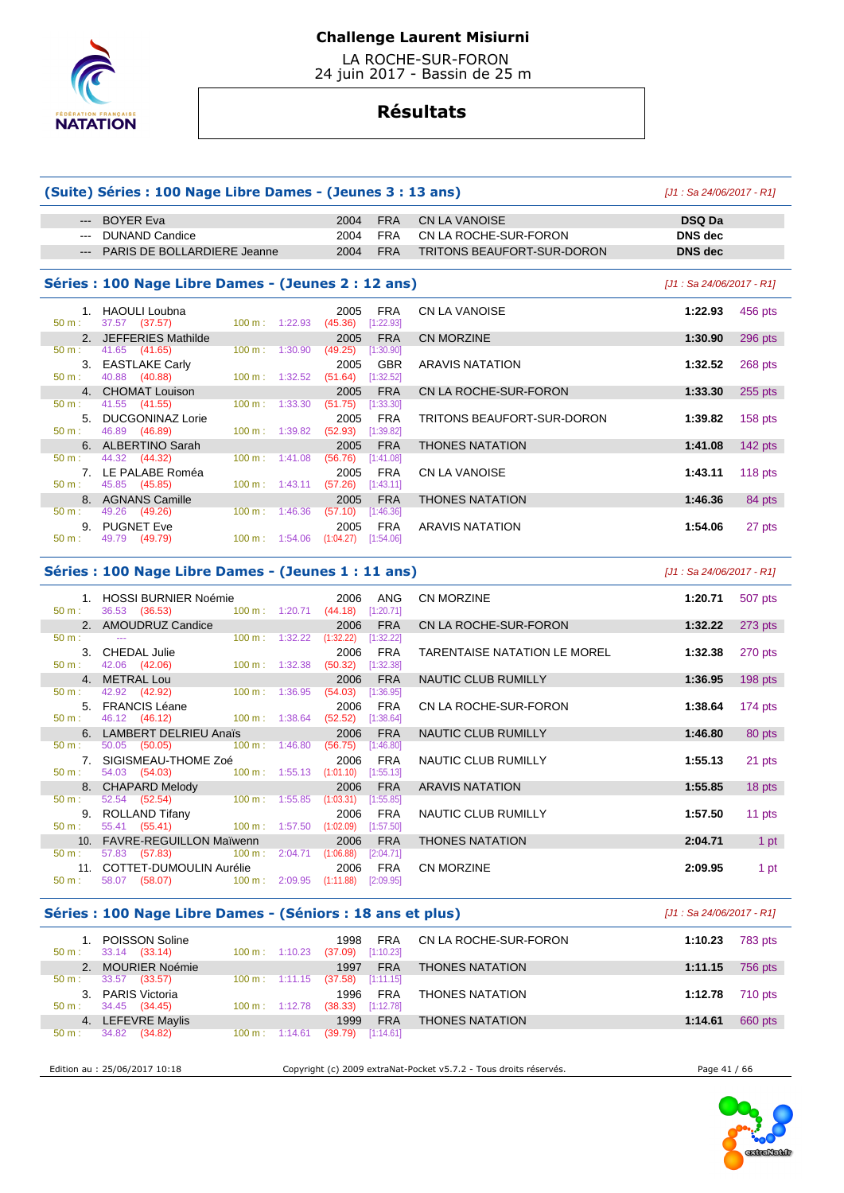# Challenge Laurent Misiurni

LA ROCHE-SUR-FORON
24 juin 2017 - Bassin de 25 m

## Résultats

### (Suite) Séries : 100 Nage Libre Dames - (Jeunes 3 : 13 ans)

*[J1 : Sa 24/06/2017 - R1]*

| Rang | Nom | Année | Nat. | Club | Temps | Points |
|---|---|---|---|---|---|---|
| --- | BOYER Eva | 2004 | FRA | CN LA VANOISE | **DSQ Da** | |
| --- | DUNAND Candice | 2004 | FRA | CN LA ROCHE-SUR-FORON | **DNS dec** | |
| --- | PARIS DE BOLLARDIERE Jeanne | 2004 | FRA | TRITONS BEAUFORT-SUR-DORON | **DNS dec** | |

### Séries : 100 Nage Libre Dames - (Jeunes 2 : 12 ans)

*[J1 : Sa 24/06/2017 - R1]*

| Rang | Nom | Année | Nat. | Club | Temps | Points | 50 m | 100 m |
|---|---|---|---|---|---|---|---|---|
| 1. | HAOULI Loubna | 2005 | FRA | CN LA VANOISE | **1:22.93** | 456 pts | 37.57 (37.57) | 1:22.93 (45.36) [1:22.93] |
| 2. | JEFFERIES Mathilde | 2005 | FRA | CN MORZINE | **1:30.90** | 296 pts | 41.65 (41.65) | 1:30.90 (49.25) [1:30.90] |
| 3. | EASTLAKE Carly | 2005 | GBR | ARAVIS NATATION | **1:32.52** | 268 pts | 40.88 (40.88) | 1:32.52 (51.64) [1:32.52] |
| 4. | CHOMAT Louison | 2005 | FRA | CN LA ROCHE-SUR-FORON | **1:33.30** | 255 pts | 41.55 (41.55) | 1:33.30 (51.75) [1:33.30] |
| 5. | DUCGONINAZ Lorie | 2005 | FRA | TRITONS BEAUFORT-SUR-DORON | **1:39.82** | 158 pts | 46.89 (46.89) | 1:39.82 (52.93) [1:39.82] |
| 6. | ALBERTINO Sarah | 2005 | FRA | THONES NATATION | **1:41.08** | 142 pts | 44.32 (44.32) | 1:41.08 (56.76) [1:41.08] |
| 7. | LE PALABE Roméa | 2005 | FRA | CN LA VANOISE | **1:43.11** | 118 pts | 45.85 (45.85) | 1:43.11 (57.26) [1:43.11] |
| 8. | AGNANS Camille | 2005 | FRA | THONES NATATION | **1:46.36** | 84 pts | 49.26 (49.26) | 1:46.36 (57.10) [1:46.36] |
| 9. | PUGNET Eve | 2005 | FRA | ARAVIS NATATION | **1:54.06** | 27 pts | 49.79 (49.79) | 1:54.06 (1:04.27) [1:54.06] |

### Séries : 100 Nage Libre Dames - (Jeunes 1 : 11 ans)

*[J1 : Sa 24/06/2017 - R1]*

| Rang | Nom | Année | Nat. | Club | Temps | Points | 50 m | 100 m |
|---|---|---|---|---|---|---|---|---|
| 1. | HOSSI BURNIER Noémie | 2006 | ANG | CN MORZINE | **1:20.71** | 507 pts | 36.53 (36.53) | 1:20.71 (44.18) [1:20.71] |
| 2. | AMOUDRUZ Candice | 2006 | FRA | CN LA ROCHE-SUR-FORON | **1:32.22** | 273 pts | --- | 1:32.22 (1:32.22) [1:32.22] |
| 3. | CHEDAL Julie | 2006 | FRA | TARENTAISE NATATION LE MOREL | **1:32.38** | 270 pts | 42.06 (42.06) | 1:32.38 (50.32) [1:32.38] |
| 4. | METRAL Lou | 2006 | FRA | NAUTIC CLUB RUMILLY | **1:36.95** | 198 pts | 42.92 (42.92) | 1:36.95 (54.03) [1:36.95] |
| 5. | FRANCIS Léane | 2006 | FRA | CN LA ROCHE-SUR-FORON | **1:38.64** | 174 pts | 46.12 (46.12) | 1:38.64 (52.52) [1:38.64] |
| 6. | LAMBERT DELRIEU Anaïs | 2006 | FRA | NAUTIC CLUB RUMILLY | **1:46.80** | 80 pts | 50.05 (50.05) | 1:46.80 (56.75) [1:46.80] |
| 7. | SIGISMEAU-THOME Zoé | 2006 | FRA | NAUTIC CLUB RUMILLY | **1:55.13** | 21 pts | 54.03 (54.03) | 1:55.13 (1:01.10) [1:55.13] |
| 8. | CHAPARD Melody | 2006 | FRA | ARAVIS NATATION | **1:55.85** | 18 pts | 52.54 (52.54) | 1:55.85 (1:03.31) [1:55.85] |
| 9. | ROLLAND Tifany | 2006 | FRA | NAUTIC CLUB RUMILLY | **1:57.50** | 11 pts | 55.41 (55.41) | 1:57.50 (1:02.09) [1:57.50] |
| 10. | FAVRE-REGUILLON Maïwenn | 2006 | FRA | THONES NATATION | **2:04.71** | 1 pt | 57.83 (57.83) | 2:04.71 (1:06.88) [2:04.71] |
| 11. | COTTET-DUMOULIN Aurélie | 2006 | FRA | CN MORZINE | **2:09.95** | 1 pt | 58.07 (58.07) | 2:09.95 (1:11.88) [2:09.95] |

### Séries : 100 Nage Libre Dames - (Séniors : 18 ans et plus)

*[J1 : Sa 24/06/2017 - R1]*

| Rang | Nom | Année | Nat. | Club | Temps | Points | 50 m | 100 m |
|---|---|---|---|---|---|---|---|---|
| 1. | POISSON Soline | 1998 | FRA | CN LA ROCHE-SUR-FORON | **1:10.23** | 783 pts | 33.14 (33.14) | 1:10.23 (37.09) [1:10.23] |
| 2. | MOURIER Noémie | 1997 | FRA | THONES NATATION | **1:11.15** | 756 pts | 33.57 (33.57) | 1:11.15 (37.58) [1:11.15] |
| 3. | PARIS Victoria | 1996 | FRA | THONES NATATION | **1:12.78** | 710 pts | 34.45 (34.45) | 1:12.78 (38.33) [1:12.78] |
| 4. | LEFEVRE Maylis | 1999 | FRA | THONES NATATION | **1:14.61** | 660 pts | 34.82 (34.82) | 1:14.61 (39.79) [1:14.61] |

Edition au : 25/06/2017 10:18 — Copyright (c) 2009 extraNat-Pocket v5.7.2 - Tous droits réservés.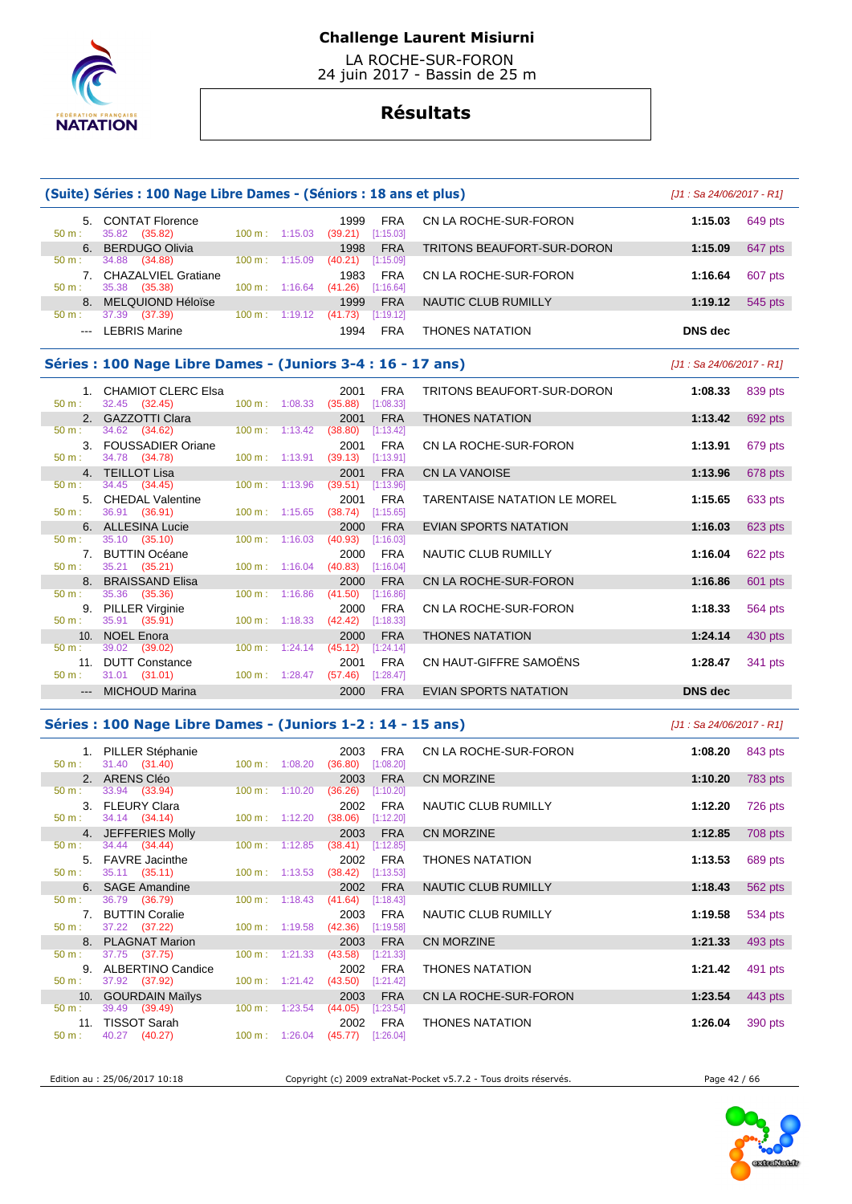**Challenge Laurent Misiurni**

LA ROCHE-SUR-FORON
24 juin 2017 - Bassin de 25 m

# Résultats

## (Suite) Séries : 100 Nage Libre Dames - (Séniors : 18 ans et plus)

*[J1 : Sa 24/06/2017 - R1]*

| Rang | Nom | Année | Nat. | Club | Temps | Points |
|---|---|---|---|---|---|---|
| 5. | CONTAT Florence | 1999 | FRA | CN LA ROCHE-SUR-FORON | 1:15.03 | 649 pts |
| | 50 m : 35.82 (35.82) — 100 m : 1:15.03 (39.21) [1:15.03] | | | | | |
| 6. | BERDUGO Olivia | 1998 | FRA | TRITONS BEAUFORT-SUR-DORON | 1:15.09 | 647 pts |
| | 50 m : 34.88 (34.88) — 100 m : 1:15.09 (40.21) [1:15.09] | | | | | |
| 7. | CHAZALVIEL Gratiane | 1983 | FRA | CN LA ROCHE-SUR-FORON | 1:16.64 | 607 pts |
| | 50 m : 35.38 (35.38) — 100 m : 1:16.64 (41.26) [1:16.64] | | | | | |
| 8. | MELQUIOND Héloïse | 1999 | FRA | NAUTIC CLUB RUMILLY | 1:19.12 | 545 pts |
| | 50 m : 37.39 (37.39) — 100 m : 1:19.12 (41.73) [1:19.12] | | | | | |
| --- | LEBRIS Marine | 1994 | FRA | THONES NATATION | DNS dec | |

## Séries : 100 Nage Libre Dames - (Juniors 3-4 : 16 - 17 ans)

*[J1 : Sa 24/06/2017 - R1]*

| Rang | Nom | Année | Nat. | Club | Temps | Points |
|---|---|---|---|---|---|---|
| 1. | CHAMIOT CLERC Elsa | 2001 | FRA | TRITONS BEAUFORT-SUR-DORON | 1:08.33 | 839 pts |
| | 50 m : 32.45 (32.45) — 100 m : 1:08.33 (35.88) [1:08.33] | | | | | |
| 2. | GAZZOTTI Clara | 2001 | FRA | THONES NATATION | 1:13.42 | 692 pts |
| | 50 m : 34.62 (34.62) — 100 m : 1:13.42 (38.80) [1:13.42] | | | | | |
| 3. | FOUSSADIER Oriane | 2001 | FRA | CN LA ROCHE-SUR-FORON | 1:13.91 | 679 pts |
| | 50 m : 34.78 (34.78) — 100 m : 1:13.91 (39.13) [1:13.91] | | | | | |
| 4. | TEILLOT Lisa | 2001 | FRA | CN LA VANOISE | 1:13.96 | 678 pts |
| | 50 m : 34.45 (34.45) — 100 m : 1:13.96 (39.51) [1:13.96] | | | | | |
| 5. | CHEDAL Valentine | 2001 | FRA | TARENTAISE NATATION LE MOREL | 1:15.65 | 633 pts |
| | 50 m : 36.91 (36.91) — 100 m : 1:15.65 (38.74) [1:15.65] | | | | | |
| 6. | ALLESINA Lucie | 2000 | FRA | EVIAN SPORTS NATATION | 1:16.03 | 623 pts |
| | 50 m : 35.10 (35.10) — 100 m : 1:16.03 (40.93) [1:16.03] | | | | | |
| 7. | BUTTIN Océane | 2000 | FRA | NAUTIC CLUB RUMILLY | 1:16.04 | 622 pts |
| | 50 m : 35.21 (35.21) — 100 m : 1:16.04 (40.83) [1:16.04] | | | | | |
| 8. | BRAISSAND Elisa | 2000 | FRA | CN LA ROCHE-SUR-FORON | 1:16.86 | 601 pts |
| | 50 m : 35.36 (35.36) — 100 m : 1:16.86 (41.50) [1:16.86] | | | | | |
| 9. | PILLER Virginie | 2000 | FRA | CN LA ROCHE-SUR-FORON | 1:18.33 | 564 pts |
| | 50 m : 35.91 (35.91) — 100 m : 1:18.33 (42.42) [1:18.33] | | | | | |
| 10. | NOEL Enora | 2000 | FRA | THONES NATATION | 1:24.14 | 430 pts |
| | 50 m : 39.02 (39.02) — 100 m : 1:24.14 (45.12) [1:24.14] | | | | | |
| 11. | DUTT Constance | 2001 | FRA | CN HAUT-GIFFRE SAMOËNS | 1:28.47 | 341 pts |
| | 50 m : 31.01 (31.01) — 100 m : 1:28.47 (57.46) [1:28.47] | | | | | |
| --- | MICHOUD Marina | 2000 | FRA | EVIAN SPORTS NATATION | DNS dec | |

## Séries : 100 Nage Libre Dames - (Juniors 1-2 : 14 - 15 ans)

*[J1 : Sa 24/06/2017 - R1]*

| Rang | Nom | Année | Nat. | Club | Temps | Points |
|---|---|---|---|---|---|---|
| 1. | PILLER Stéphanie | 2003 | FRA | CN LA ROCHE-SUR-FORON | 1:08.20 | 843 pts |
| | 50 m : 31.40 (31.40) — 100 m : 1:08.20 (36.80) [1:08.20] | | | | | |
| 2. | ARENS Cléo | 2003 | FRA | CN MORZINE | 1:10.20 | 783 pts |
| | 50 m : 33.94 (33.94) — 100 m : 1:10.20 (36.26) [1:10.20] | | | | | |
| 3. | FLEURY Clara | 2002 | FRA | NAUTIC CLUB RUMILLY | 1:12.20 | 726 pts |
| | 50 m : 34.14 (34.14) — 100 m : 1:12.20 (38.06) [1:12.20] | | | | | |
| 4. | JEFFERIES Molly | 2003 | FRA | CN MORZINE | 1:12.85 | 708 pts |
| | 50 m : 34.44 (34.44) — 100 m : 1:12.85 (38.41) [1:12.85] | | | | | |
| 5. | FAVRE Jacinthe | 2002 | FRA | THONES NATATION | 1:13.53 | 689 pts |
| | 50 m : 35.11 (35.11) — 100 m : 1:13.53 (38.42) [1:13.53] | | | | | |
| 6. | SAGE Amandine | 2002 | FRA | NAUTIC CLUB RUMILLY | 1:18.43 | 562 pts |
| | 50 m : 36.79 (36.79) — 100 m : 1:18.43 (41.64) [1:18.43] | | | | | |
| 7. | BUTTIN Coralie | 2003 | FRA | NAUTIC CLUB RUMILLY | 1:19.58 | 534 pts |
| | 50 m : 37.22 (37.22) — 100 m : 1:19.58 (42.36) [1:19.58] | | | | | |
| 8. | PLAGNAT Marion | 2003 | FRA | CN MORZINE | 1:21.33 | 493 pts |
| | 50 m : 37.75 (37.75) — 100 m : 1:21.33 (43.58) [1:21.33] | | | | | |
| 9. | ALBERTINO Candice | 2002 | FRA | THONES NATATION | 1:21.42 | 491 pts |
| | 50 m : 37.92 (37.92) — 100 m : 1:21.42 (43.50) [1:21.42] | | | | | |
| 10. | GOURDAIN Maïlys | 2003 | FRA | CN LA ROCHE-SUR-FORON | 1:23.54 | 443 pts |
| | 50 m : 39.49 (39.49) — 100 m : 1:23.54 (44.05) [1:23.54] | | | | | |
| 11. | TISSOT Sarah | 2002 | FRA | THONES NATATION | 1:26.04 | 390 pts |
| | 50 m : 40.27 (40.27) — 100 m : 1:26.04 (45.77) [1:26.04] | | | | | |

Edition au : 25/06/2017 10:18 — Copyright (c) 2009 extraNat-Pocket v5.7.2 - Tous droits réservés.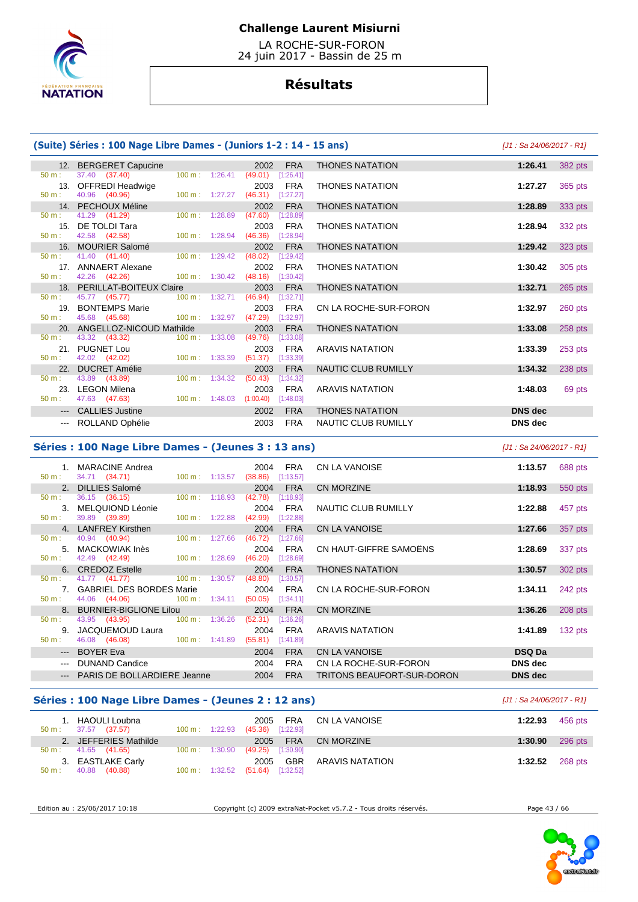# Challenge Laurent Misiurni

LA ROCHE-SUR-FORON
24 juin 2017 - Bassin de 25 m

## Résultats

### (Suite) Séries : 100 Nage Libre Dames - (Juniors 1-2 : 14 - 15 ans)

*[J1 : Sa 24/06/2017 - R1]*

| Rang | Nom | Année | Nat. | Club | Temps | Points |
|---|---|---|---|---|---|---|
| 12. | BERGERET Capucine | 2002 | FRA | THONES NATATION | 1:26.41 | 382 pts |
| | 50 m : 37.40 (37.40) — 100 m : 1:26.41 (49.01) [1:26.41] | | | | | |
| 13. | OFFREDI Headwige | 2003 | FRA | THONES NATATION | 1:27.27 | 365 pts |
| | 50 m : 40.96 (40.96) — 100 m : 1:27.27 (46.31) [1:27.27] | | | | | |
| 14. | PECHOUX Méline | 2002 | FRA | THONES NATATION | 1:28.89 | 333 pts |
| | 50 m : 41.29 (41.29) — 100 m : 1:28.89 (47.60) [1:28.89] | | | | | |
| 15. | DE TOLDI Tara | 2003 | FRA | THONES NATATION | 1:28.94 | 332 pts |
| | 50 m : 42.58 (42.58) — 100 m : 1:28.94 (46.36) [1:28.94] | | | | | |
| 16. | MOURIER Salomé | 2002 | FRA | THONES NATATION | 1:29.42 | 323 pts |
| | 50 m : 41.40 (41.40) — 100 m : 1:29.42 (48.02) [1:29.42] | | | | | |
| 17. | ANNAERT Alexane | 2002 | FRA | THONES NATATION | 1:30.42 | 305 pts |
| | 50 m : 42.26 (42.26) — 100 m : 1:30.42 (48.16) [1:30.42] | | | | | |
| 18. | PERILLAT-BOITEUX Claire | 2003 | FRA | THONES NATATION | 1:32.71 | 265 pts |
| | 50 m : 45.77 (45.77) — 100 m : 1:32.71 (46.94) [1:32.71] | | | | | |
| 19. | BONTEMPS Marie | 2003 | FRA | CN LA ROCHE-SUR-FORON | 1:32.97 | 260 pts |
| | 50 m : 45.68 (45.68) — 100 m : 1:32.97 (47.29) [1:32.97] | | | | | |
| 20. | ANGELLOZ-NICOUD Mathilde | 2003 | FRA | THONES NATATION | 1:33.08 | 258 pts |
| | 50 m : 43.32 (43.32) — 100 m : 1:33.08 (49.76) [1:33.08] | | | | | |
| 21. | PUGNET Lou | 2003 | FRA | ARAVIS NATATION | 1:33.39 | 253 pts |
| | 50 m : 42.02 (42.02) — 100 m : 1:33.39 (51.37) [1:33.39] | | | | | |
| 22. | DUCRET Amélie | 2003 | FRA | NAUTIC CLUB RUMILLY | 1:34.32 | 238 pts |
| | 50 m : 43.89 (43.89) — 100 m : 1:34.32 (50.43) [1:34.32] | | | | | |
| 23. | LEGON Milena | 2003 | FRA | ARAVIS NATATION | 1:48.03 | 69 pts |
| | 50 m : 47.63 (47.63) — 100 m : 1:48.03 (1:00.40) [1:48.03] | | | | | |
| --- | CALLIES Justine | 2002 | FRA | THONES NATATION | DNS dec | |
| --- | ROLLAND Ophélie | 2003 | FRA | NAUTIC CLUB RUMILLY | DNS dec | |

### Séries : 100 Nage Libre Dames - (Jeunes 3 : 13 ans)

*[J1 : Sa 24/06/2017 - R1]*

| Rang | Nom | Année | Nat. | Club | Temps | Points |
|---|---|---|---|---|---|---|
| 1. | MARACINE Andrea | 2004 | FRA | CN LA VANOISE | 1:13.57 | 688 pts |
| | 50 m : 34.71 (34.71) — 100 m : 1:13.57 (38.86) [1:13.57] | | | | | |
| 2. | DILLIES Salomé | 2004 | FRA | CN MORZINE | 1:18.93 | 550 pts |
| | 50 m : 36.15 (36.15) — 100 m : 1:18.93 (42.78) [1:18.93] | | | | | |
| 3. | MELQUIOND Léonie | 2004 | FRA | NAUTIC CLUB RUMILLY | 1:22.88 | 457 pts |
| | 50 m : 39.89 (39.89) — 100 m : 1:22.88 (42.99) [1:22.88] | | | | | |
| 4. | LANFREY Kirsthen | 2004 | FRA | CN LA VANOISE | 1:27.66 | 357 pts |
| | 50 m : 40.94 (40.94) — 100 m : 1:27.66 (46.72) [1:27.66] | | | | | |
| 5. | MACKOWIAK Inès | 2004 | FRA | CN HAUT-GIFFRE SAMOËNS | 1:28.69 | 337 pts |
| | 50 m : 42.49 (42.49) — 100 m : 1:28.69 (46.20) [1:28.69] | | | | | |
| 6. | CREDOZ Estelle | 2004 | FRA | THONES NATATION | 1:30.57 | 302 pts |
| | 50 m : 41.77 (41.77) — 100 m : 1:30.57 (48.80) [1:30.57] | | | | | |
| 7. | GABRIEL DES BORDES Marie | 2004 | FRA | CN LA ROCHE-SUR-FORON | 1:34.11 | 242 pts |
| | 50 m : 44.06 (44.06) — 100 m : 1:34.11 (50.05) [1:34.11] | | | | | |
| 8. | BURNIER-BIGLIONE Lilou | 2004 | FRA | CN MORZINE | 1:36.26 | 208 pts |
| | 50 m : 43.95 (43.95) — 100 m : 1:36.26 (52.31) [1:36.26] | | | | | |
| 9. | JACQUEMOUD Laura | 2004 | FRA | ARAVIS NATATION | 1:41.89 | 132 pts |
| | 50 m : 46.08 (46.08) — 100 m : 1:41.89 (55.81) [1:41.89] | | | | | |
| --- | BOYER Eva | 2004 | FRA | CN LA VANOISE | DSQ Da | |
| --- | DUNAND Candice | 2004 | FRA | CN LA ROCHE-SUR-FORON | DNS dec | |
| --- | PARIS DE BOLLARDIERE Jeanne | 2004 | FRA | TRITONS BEAUFORT-SUR-DORON | DNS dec | |

### Séries : 100 Nage Libre Dames - (Jeunes 2 : 12 ans)

*[J1 : Sa 24/06/2017 - R1]*

| Rang | Nom | Année | Nat. | Club | Temps | Points |
|---|---|---|---|---|---|---|
| 1. | HAOULI Loubna | 2005 | FRA | CN LA VANOISE | 1:22.93 | 456 pts |
| | 50 m : 37.57 (37.57) — 100 m : 1:22.93 (45.36) [1:22.93] | | | | | |
| 2. | JEFFERIES Mathilde | 2005 | FRA | CN MORZINE | 1:30.90 | 296 pts |
| | 50 m : 41.65 (41.65) — 100 m : 1:30.90 (49.25) [1:30.90] | | | | | |
| 3. | EASTLAKE Carly | 2005 | GBR | ARAVIS NATATION | 1:32.52 | 268 pts |
| | 50 m : 40.88 (40.88) — 100 m : 1:32.52 (51.64) [1:32.52] | | | | | |

Edition au : 25/06/2017 10:18 — Copyright (c) 2009 extraNat-Pocket v5.7.2 - Tous droits réservés.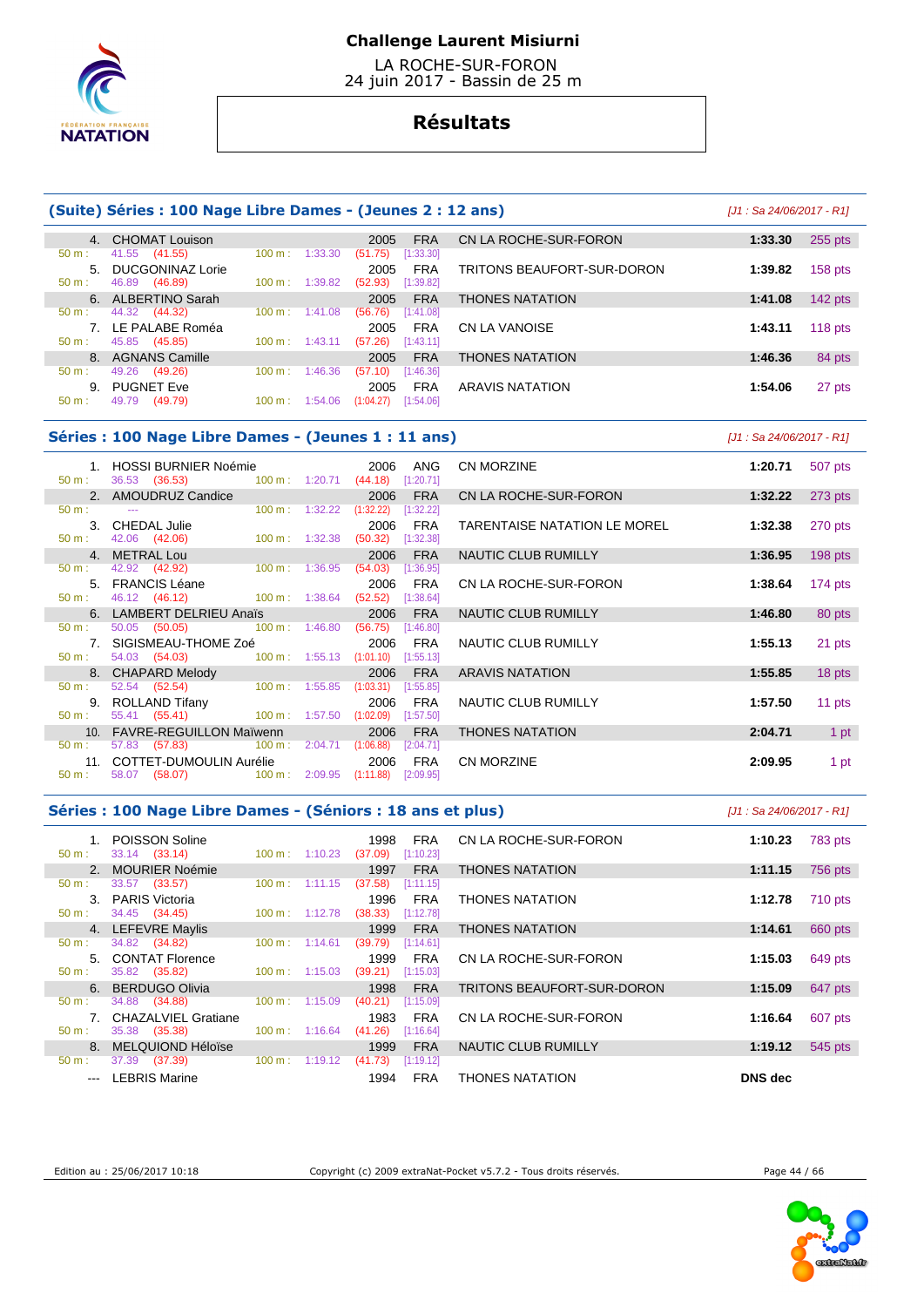# Challenge Laurent Misiurni

LA ROCHE-SUR-FORON
24 juin 2017 - Bassin de 25 m

## Résultats

### (Suite) Séries : 100 Nage Libre Dames - (Jeunes 2 : 12 ans)

*[J1 : Sa 24/06/2017 - R1]*

| Rang | Nom | 50 m | 100 m | Année | Nat. | Club | Temps | Points |
|---|---|---|---|---|---|---|---|---|
| 4. | CHOMAT Louison | 41.55 (41.55) | 1:33.30 (51.75) [1:33.30] | 2005 | FRA | CN LA ROCHE-SUR-FORON | 1:33.30 | 255 pts |
| 5. | DUCGONINAZ Lorie | 46.89 (46.89) | 1:39.82 (52.93) [1:39.82] | 2005 | FRA | TRITONS BEAUFORT-SUR-DORON | 1:39.82 | 158 pts |
| 6. | ALBERTINO Sarah | 44.32 (44.32) | 1:41.08 (56.76) [1:41.08] | 2005 | FRA | THONES NATATION | 1:41.08 | 142 pts |
| 7. | LE PALABE Roméa | 45.85 (45.85) | 1:43.11 (57.26) [1:43.11] | 2005 | FRA | CN LA VANOISE | 1:43.11 | 118 pts |
| 8. | AGNANS Camille | 49.26 (49.26) | 1:46.36 (57.10) [1:46.36] | 2005 | FRA | THONES NATATION | 1:46.36 | 84 pts |
| 9. | PUGNET Eve | 49.79 (49.79) | 1:54.06 (1:04.27) [1:54.06] | 2005 | FRA | ARAVIS NATATION | 1:54.06 | 27 pts |

### Séries : 100 Nage Libre Dames - (Jeunes 1 : 11 ans)

*[J1 : Sa 24/06/2017 - R1]*

| Rang | Nom | 50 m | 100 m | Année | Nat. | Club | Temps | Points |
|---|---|---|---|---|---|---|---|---|
| 1. | HOSSI BURNIER Noémie | 36.53 (36.53) | 1:20.71 (44.18) [1:20.71] | 2006 | ANG | CN MORZINE | 1:20.71 | 507 pts |
| 2. | AMOUDRUZ Candice | --- | 1:32.22 (1:32.22) [1:32.22] | 2006 | FRA | CN LA ROCHE-SUR-FORON | 1:32.22 | 273 pts |
| 3. | CHEDAL Julie | 42.06 (42.06) | 1:32.38 (50.32) [1:32.38] | 2006 | FRA | TARENTAISE NATATION LE MOREL | 1:32.38 | 270 pts |
| 4. | METRAL Lou | 42.92 (42.92) | 1:36.95 (54.03) [1:36.95] | 2006 | FRA | NAUTIC CLUB RUMILLY | 1:36.95 | 198 pts |
| 5. | FRANCIS Léane | 46.12 (46.12) | 1:38.64 (52.52) [1:38.64] | 2006 | FRA | CN LA ROCHE-SUR-FORON | 1:38.64 | 174 pts |
| 6. | LAMBERT DELRIEU Anaïs | 50.05 (50.05) | 1:46.80 (56.75) [1:46.80] | 2006 | FRA | NAUTIC CLUB RUMILLY | 1:46.80 | 80 pts |
| 7. | SIGISMEAU-THOME Zoé | 54.03 (54.03) | 1:55.13 (1:01.10) [1:55.13] | 2006 | FRA | NAUTIC CLUB RUMILLY | 1:55.13 | 21 pts |
| 8. | CHAPARD Melody | 52.54 (52.54) | 1:55.85 (1:03.31) [1:55.85] | 2006 | FRA | ARAVIS NATATION | 1:55.85 | 18 pts |
| 9. | ROLLAND Tifany | 55.41 (55.41) | 1:57.50 (1:02.09) [1:57.50] | 2006 | FRA | NAUTIC CLUB RUMILLY | 1:57.50 | 11 pts |
| 10. | FAVRE-REGUILLON Maïwenn | 57.83 (57.83) | 2:04.71 (1:06.88) [2:04.71] | 2006 | FRA | THONES NATATION | 2:04.71 | 1 pt |
| 11. | COTTET-DUMOULIN Aurélie | 58.07 (58.07) | 2:09.95 (1:11.88) [2:09.95] | 2006 | FRA | CN MORZINE | 2:09.95 | 1 pt |

### Séries : 100 Nage Libre Dames - (Séniors : 18 ans et plus)

*[J1 : Sa 24/06/2017 - R1]*

| Rang | Nom | 50 m | 100 m | Année | Nat. | Club | Temps | Points |
|---|---|---|---|---|---|---|---|---|
| 1. | POISSON Soline | 33.14 (33.14) | 1:10.23 (37.09) [1:10.23] | 1998 | FRA | CN LA ROCHE-SUR-FORON | 1:10.23 | 783 pts |
| 2. | MOURIER Noémie | 33.57 (33.57) | 1:11.15 (37.58) [1:11.15] | 1997 | FRA | THONES NATATION | 1:11.15 | 756 pts |
| 3. | PARIS Victoria | 34.45 (34.45) | 1:12.78 (38.33) [1:12.78] | 1996 | FRA | THONES NATATION | 1:12.78 | 710 pts |
| 4. | LEFEVRE Maylis | 34.82 (34.82) | 1:14.61 (39.79) [1:14.61] | 1999 | FRA | THONES NATATION | 1:14.61 | 660 pts |
| 5. | CONTAT Florence | 35.82 (35.82) | 1:15.03 (39.21) [1:15.03] | 1999 | FRA | CN LA ROCHE-SUR-FORON | 1:15.03 | 649 pts |
| 6. | BERDUGO Olivia | 34.88 (34.88) | 1:15.09 (40.21) [1:15.09] | 1998 | FRA | TRITONS BEAUFORT-SUR-DORON | 1:15.09 | 647 pts |
| 7. | CHAZALVIEL Gratiane | 35.38 (35.38) | 1:16.64 (41.26) [1:16.64] | 1983 | FRA | CN LA ROCHE-SUR-FORON | 1:16.64 | 607 pts |
| 8. | MELQUIOND Héloïse | 37.39 (37.39) | 1:19.12 (41.73) [1:19.12] | 1999 | FRA | NAUTIC CLUB RUMILLY | 1:19.12 | 545 pts |
| --- | LEBRIS Marine | | | 1994 | FRA | THONES NATATION | DNS dec | |

Edition au : 25/06/2017 10:18 — Copyright (c) 2009 extraNat-Pocket v5.7.2 - Tous droits réservés.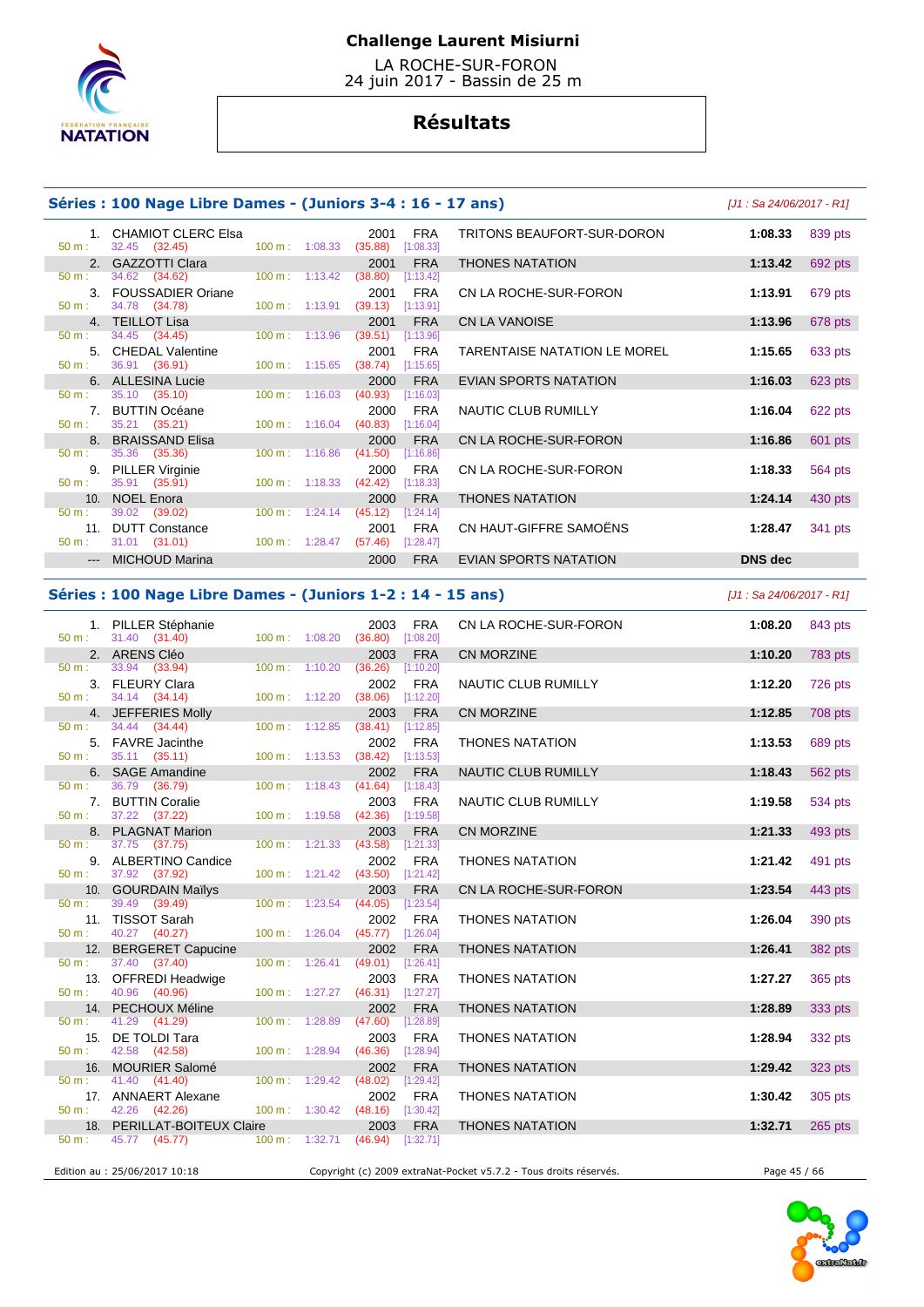# Challenge Laurent Misiurni

LA ROCHE-SUR-FORON
24 juin 2017 - Bassin de 25 m

## Résultats

### Séries : 100 Nage Libre Dames - (Juniors 3-4 : 16 - 17 ans)

[J1 : Sa 24/06/2017 - R1]

| Rang | Nom | Année | Nat. | Club | Temps | Points | 50 m | 100 m |
|---|---|---|---|---|---|---|---|---|
| 1. | CHAMIOT CLERC Elsa | 2001 | FRA | TRITONS BEAUFORT-SUR-DORON | 1:08.33 | 839 pts | 32.45 (32.45) | 1:08.33 (35.88) [1:08.33] |
| 2. | GAZZOTTI Clara | 2001 | FRA | THONES NATATION | 1:13.42 | 692 pts | 34.62 (34.62) | 1:13.42 (38.80) [1:13.42] |
| 3. | FOUSSADIER Oriane | 2001 | FRA | CN LA ROCHE-SUR-FORON | 1:13.91 | 679 pts | 34.78 (34.78) | 1:13.91 (39.13) [1:13.91] |
| 4. | TEILLOT Lisa | 2001 | FRA | CN LA VANOISE | 1:13.96 | 678 pts | 34.45 (34.45) | 1:13.96 (39.51) [1:13.96] |
| 5. | CHEDAL Valentine | 2001 | FRA | TARENTAISE NATATION LE MOREL | 1:15.65 | 633 pts | 36.91 (36.91) | 1:15.65 (38.74) [1:15.65] |
| 6. | ALLESINA Lucie | 2000 | FRA | EVIAN SPORTS NATATION | 1:16.03 | 623 pts | 35.10 (35.10) | 1:16.03 (40.93) [1:16.03] |
| 7. | BUTTIN Océane | 2000 | FRA | NAUTIC CLUB RUMILLY | 1:16.04 | 622 pts | 35.21 (35.21) | 1:16.04 (40.83) [1:16.04] |
| 8. | BRAISSAND Elisa | 2000 | FRA | CN LA ROCHE-SUR-FORON | 1:16.86 | 601 pts | 35.36 (35.36) | 1:16.86 (41.50) [1:16.86] |
| 9. | PILLER Virginie | 2000 | FRA | CN LA ROCHE-SUR-FORON | 1:18.33 | 564 pts | 35.91 (35.91) | 1:18.33 (42.42) [1:18.33] |
| 10. | NOEL Enora | 2000 | FRA | THONES NATATION | 1:24.14 | 430 pts | 39.02 (39.02) | 1:24.14 (45.12) [1:24.14] |
| 11. | DUTT Constance | 2001 | FRA | CN HAUT-GIFFRE SAMOËNS | 1:28.47 | 341 pts | 31.01 (31.01) | 1:28.47 (57.46) [1:28.47] |
| --- | MICHOUD Marina | 2000 | FRA | EVIAN SPORTS NATATION | DNS dec | | | |

### Séries : 100 Nage Libre Dames - (Juniors 1-2 : 14 - 15 ans)

[J1 : Sa 24/06/2017 - R1]

| Rang | Nom | Année | Nat. | Club | Temps | Points | 50 m | 100 m |
|---|---|---|---|---|---|---|---|---|
| 1. | PILLER Stéphanie | 2003 | FRA | CN LA ROCHE-SUR-FORON | 1:08.20 | 843 pts | 31.40 (31.40) | 1:08.20 (36.80) [1:08.20] |
| 2. | ARENS Cléo | 2003 | FRA | CN MORZINE | 1:10.20 | 783 pts | 33.94 (33.94) | 1:10.20 (36.26) [1:10.20] |
| 3. | FLEURY Clara | 2002 | FRA | NAUTIC CLUB RUMILLY | 1:12.20 | 726 pts | 34.14 (34.14) | 1:12.20 (38.06) [1:12.20] |
| 4. | JEFFERIES Molly | 2003 | FRA | CN MORZINE | 1:12.85 | 708 pts | 34.44 (34.44) | 1:12.85 (38.41) [1:12.85] |
| 5. | FAVRE Jacinthe | 2002 | FRA | THONES NATATION | 1:13.53 | 689 pts | 35.11 (35.11) | 1:13.53 (38.42) [1:13.53] |
| 6. | SAGE Amandine | 2002 | FRA | NAUTIC CLUB RUMILLY | 1:18.43 | 562 pts | 36.79 (36.79) | 1:18.43 (41.64) [1:18.43] |
| 7. | BUTTIN Coralie | 2003 | FRA | NAUTIC CLUB RUMILLY | 1:19.58 | 534 pts | 37.22 (37.22) | 1:19.58 (42.36) [1:19.58] |
| 8. | PLAGNAT Marion | 2003 | FRA | CN MORZINE | 1:21.33 | 493 pts | 37.75 (37.75) | 1:21.33 (43.58) [1:21.33] |
| 9. | ALBERTINO Candice | 2002 | FRA | THONES NATATION | 1:21.42 | 491 pts | 37.92 (37.92) | 1:21.42 (43.50) [1:21.42] |
| 10. | GOURDAIN Maïlys | 2003 | FRA | CN LA ROCHE-SUR-FORON | 1:23.54 | 443 pts | 39.49 (39.49) | 1:23.54 (44.05) [1:23.54] |
| 11. | TISSOT Sarah | 2002 | FRA | THONES NATATION | 1:26.04 | 390 pts | 40.27 (40.27) | 1:26.04 (45.77) [1:26.04] |
| 12. | BERGERET Capucine | 2002 | FRA | THONES NATATION | 1:26.41 | 382 pts | 37.40 (37.40) | 1:26.41 (49.01) [1:26.41] |
| 13. | OFFREDI Headwige | 2003 | FRA | THONES NATATION | 1:27.27 | 365 pts | 40.96 (40.96) | 1:27.27 (46.31) [1:27.27] |
| 14. | PECHOUX Méline | 2002 | FRA | THONES NATATION | 1:28.89 | 333 pts | 41.29 (41.29) | 1:28.89 (47.60) [1:28.89] |
| 15. | DE TOLDI Tara | 2003 | FRA | THONES NATATION | 1:28.94 | 332 pts | 42.58 (42.58) | 1:28.94 (46.36) [1:28.94] |
| 16. | MOURIER Salomé | 2002 | FRA | THONES NATATION | 1:29.42 | 323 pts | 41.40 (41.40) | 1:29.42 (48.02) [1:29.42] |
| 17. | ANNAERT Alexane | 2002 | FRA | THONES NATATION | 1:30.42 | 305 pts | 42.26 (42.26) | 1:30.42 (48.16) [1:30.42] |
| 18. | PERILLAT-BOITEUX Claire | 2003 | FRA | THONES NATATION | 1:32.71 | 265 pts | 45.77 (45.77) | 1:32.71 (46.94) [1:32.71] |

Edition au : 25/06/2017 10:18 — Copyright (c) 2009 extraNat-Pocket v5.7.2 - Tous droits réservés.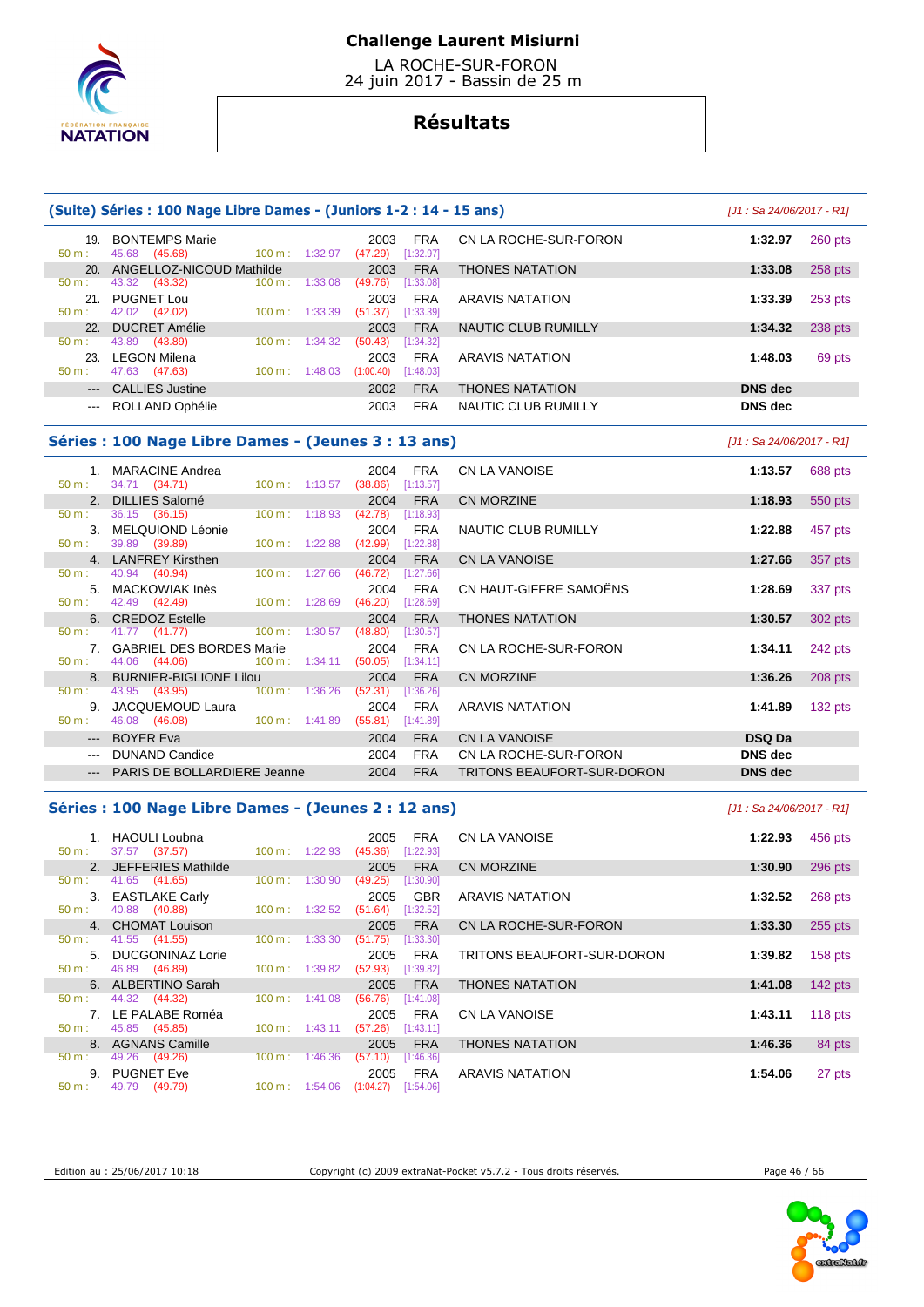**Challenge Laurent Misiurni**

LA ROCHE-SUR-FORON
24 juin 2017 - Bassin de 25 m

## Résultats

### (Suite) Séries : 100 Nage Libre Dames - (Juniors 1-2 : 14 - 15 ans)

*[J1 : Sa 24/06/2017 - R1]*

| Rg | Nom | Année | Nat | Club | Temps | Points |
|---|---|---|---|---|---|---|
| 19. | BONTEMPS Marie | 2003 | FRA | CN LA ROCHE-SUR-FORON | 1:32.97 | 260 pts |
| | 50 m : 45.68 (45.68) 100 m : 1:32.97 (47.29) [1:32.97] | | | | | |
| 20. | ANGELLOZ-NICOUD Mathilde | 2003 | FRA | THONES NATATION | 1:33.08 | 258 pts |
| | 50 m : 43.32 (43.32) 100 m : 1:33.08 (49.76) [1:33.08] | | | | | |
| 21. | PUGNET Lou | 2003 | FRA | ARAVIS NATATION | 1:33.39 | 253 pts |
| | 50 m : 42.02 (42.02) 100 m : 1:33.39 (51.37) [1:33.39] | | | | | |
| 22. | DUCRET Amélie | 2003 | FRA | NAUTIC CLUB RUMILLY | 1:34.32 | 238 pts |
| | 50 m : 43.89 (43.89) 100 m : 1:34.32 (50.43) [1:34.32] | | | | | |
| 23. | LEGON Milena | 2003 | FRA | ARAVIS NATATION | 1:48.03 | 69 pts |
| | 50 m : 47.63 (47.63) 100 m : 1:48.03 (1:00.40) [1:48.03] | | | | | |
| --- | CALLIES Justine | 2002 | FRA | THONES NATATION | DNS dec | |
| --- | ROLLAND Ophélie | 2003 | FRA | NAUTIC CLUB RUMILLY | DNS dec | |

### Séries : 100 Nage Libre Dames - (Jeunes 3 : 13 ans)

*[J1 : Sa 24/06/2017 - R1]*

| Rg | Nom | Année | Nat | Club | Temps | Points |
|---|---|---|---|---|---|---|
| 1. | MARACINE Andrea | 2004 | FRA | CN LA VANOISE | 1:13.57 | 688 pts |
| | 50 m : 34.71 (34.71) 100 m : 1:13.57 (38.86) [1:13.57] | | | | | |
| 2. | DILLIES Salomé | 2004 | FRA | CN MORZINE | 1:18.93 | 550 pts |
| | 50 m : 36.15 (36.15) 100 m : 1:18.93 (42.78) [1:18.93] | | | | | |
| 3. | MELQUIOND Léonie | 2004 | FRA | NAUTIC CLUB RUMILLY | 1:22.88 | 457 pts |
| | 50 m : 39.89 (39.89) 100 m : 1:22.88 (42.99) [1:22.88] | | | | | |
| 4. | LANFREY Kirsthen | 2004 | FRA | CN LA VANOISE | 1:27.66 | 357 pts |
| | 50 m : 40.94 (40.94) 100 m : 1:27.66 (46.72) [1:27.66] | | | | | |
| 5. | MACKOWIAK Inès | 2004 | FRA | CN HAUT-GIFFRE SAMOËNS | 1:28.69 | 337 pts |
| | 50 m : 42.49 (42.49) 100 m : 1:28.69 (46.20) [1:28.69] | | | | | |
| 6. | CREDOZ Estelle | 2004 | FRA | THONES NATATION | 1:30.57 | 302 pts |
| | 50 m : 41.77 (41.77) 100 m : 1:30.57 (48.80) [1:30.57] | | | | | |
| 7. | GABRIEL DES BORDES Marie | 2004 | FRA | CN LA ROCHE-SUR-FORON | 1:34.11 | 242 pts |
| | 50 m : 44.06 (44.06) 100 m : 1:34.11 (50.05) [1:34.11] | | | | | |
| 8. | BURNIER-BIGLIONE Lilou | 2004 | FRA | CN MORZINE | 1:36.26 | 208 pts |
| | 50 m : 43.95 (43.95) 100 m : 1:36.26 (52.31) [1:36.26] | | | | | |
| 9. | JACQUEMOUD Laura | 2004 | FRA | ARAVIS NATATION | 1:41.89 | 132 pts |
| | 50 m : 46.08 (46.08) 100 m : 1:41.89 (55.81) [1:41.89] | | | | | |
| --- | BOYER Eva | 2004 | FRA | CN LA VANOISE | DSQ Da | |
| --- | DUNAND Candice | 2004 | FRA | CN LA ROCHE-SUR-FORON | DNS dec | |
| --- | PARIS DE BOLLARDIERE Jeanne | 2004 | FRA | TRITONS BEAUFORT-SUR-DORON | DNS dec | |

### Séries : 100 Nage Libre Dames - (Jeunes 2 : 12 ans)

*[J1 : Sa 24/06/2017 - R1]*

| Rg | Nom | Année | Nat | Club | Temps | Points |
|---|---|---|---|---|---|---|
| 1. | HAOULI Loubna | 2005 | FRA | CN LA VANOISE | 1:22.93 | 456 pts |
| | 50 m : 37.57 (37.57) 100 m : 1:22.93 (45.36) [1:22.93] | | | | | |
| 2. | JEFFERIES Mathilde | 2005 | FRA | CN MORZINE | 1:30.90 | 296 pts |
| | 50 m : 41.65 (41.65) 100 m : 1:30.90 (49.25) [1:30.90] | | | | | |
| 3. | EASTLAKE Carly | 2005 | GBR | ARAVIS NATATION | 1:32.52 | 268 pts |
| | 50 m : 40.88 (40.88) 100 m : 1:32.52 (51.64) [1:32.52] | | | | | |
| 4. | CHOMAT Louison | 2005 | FRA | CN LA ROCHE-SUR-FORON | 1:33.30 | 255 pts |
| | 50 m : 41.55 (41.55) 100 m : 1:33.30 (51.75) [1:33.30] | | | | | |
| 5. | DUCGONINAZ Lorie | 2005 | FRA | TRITONS BEAUFORT-SUR-DORON | 1:39.82 | 158 pts |
| | 50 m : 46.89 (46.89) 100 m : 1:39.82 (52.93) [1:39.82] | | | | | |
| 6. | ALBERTINO Sarah | 2005 | FRA | THONES NATATION | 1:41.08 | 142 pts |
| | 50 m : 44.32 (44.32) 100 m : 1:41.08 (56.76) [1:41.08] | | | | | |
| 7. | LE PALABE Roméa | 2005 | FRA | CN LA VANOISE | 1:43.11 | 118 pts |
| | 50 m : 45.85 (45.85) 100 m : 1:43.11 (57.26) [1:43.11] | | | | | |
| 8. | AGNANS Camille | 2005 | FRA | THONES NATATION | 1:46.36 | 84 pts |
| | 50 m : 49.26 (49.26) 100 m : 1:46.36 (57.10) [1:46.36] | | | | | |
| 9. | PUGNET Eve | 2005 | FRA | ARAVIS NATATION | 1:54.06 | 27 pts |
| | 50 m : 49.79 (49.79) 100 m : 1:54.06 (1:04.27) [1:54.06] | | | | | |

Edition au : 25/06/2017 10:18 — Copyright (c) 2009 extraNat-Pocket v5.7.2 - Tous droits réservés.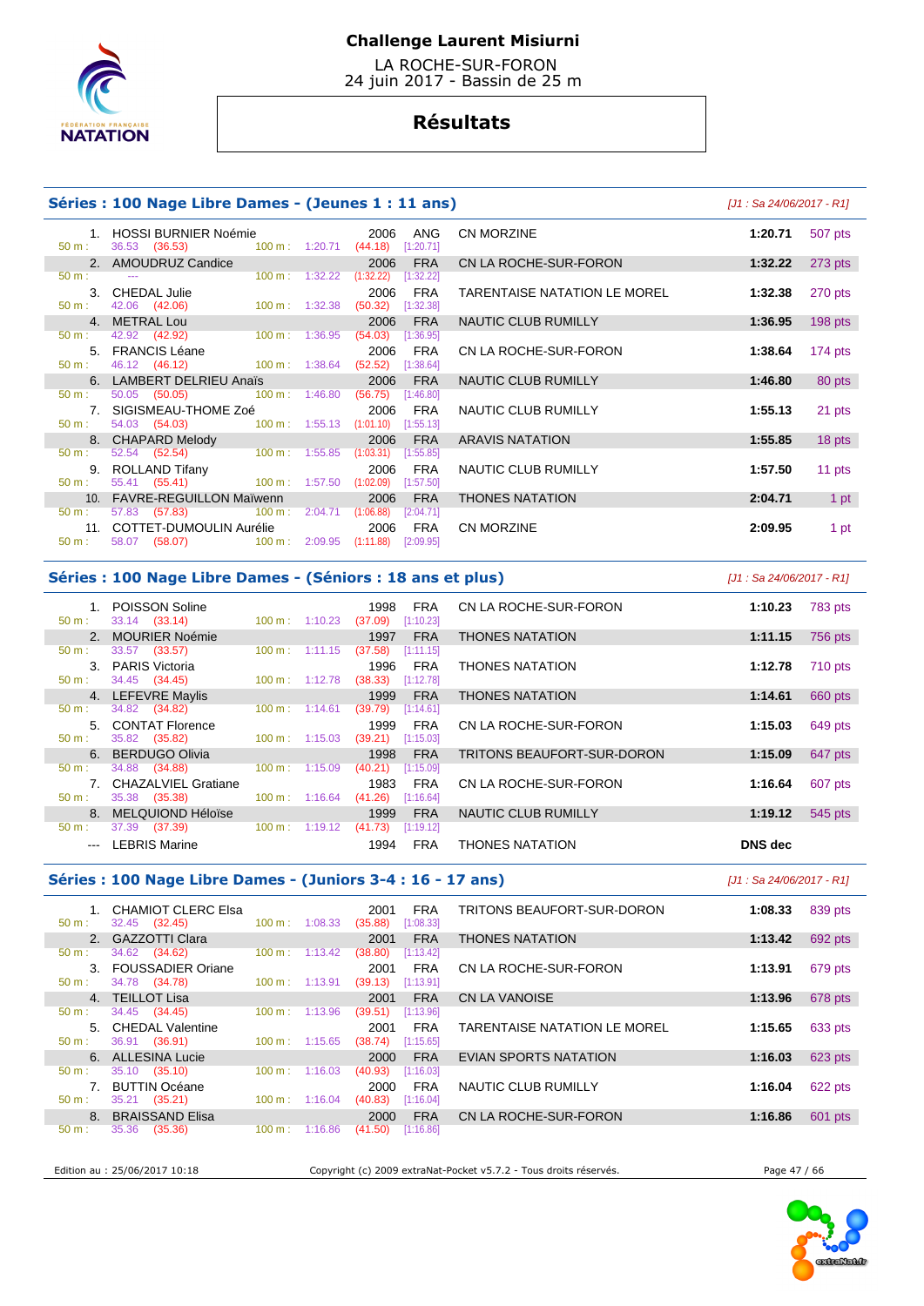# Challenge Laurent Misiurni

LA ROCHE-SUR-FORON
24 juin 2017 - Bassin de 25 m

## Résultats

### Séries : 100 Nage Libre Dames - (Jeunes 1 : 11 ans)

*[J1 : Sa 24/06/2017 - R1]*

| Rg | Nom | Année | Nat. | Club | Temps | Points |
|---|---|---|---|---|---|---|
| 1. | HOSSI BURNIER Noémie | 2006 | ANG | CN MORZINE | 1:20.71 | 507 pts |
| | 50 m : 36.53 (36.53) 100 m : 1:20.71 (44.18) [1:20.71] | | | | | |
| 2. | AMOUDRUZ Candice | 2006 | FRA | CN LA ROCHE-SUR-FORON | 1:32.22 | 273 pts |
| | 50 m : --- 100 m : 1:32.22 (1:32.22) [1:32.22] | | | | | |
| 3. | CHEDAL Julie | 2006 | FRA | TARENTAISE NATATION LE MOREL | 1:32.38 | 270 pts |
| | 50 m : 42.06 (42.06) 100 m : 1:32.38 (50.32) [1:32.38] | | | | | |
| 4. | METRAL Lou | 2006 | FRA | NAUTIC CLUB RUMILLY | 1:36.95 | 198 pts |
| | 50 m : 42.92 (42.92) 100 m : 1:36.95 (54.03) [1:36.95] | | | | | |
| 5. | FRANCIS Léane | 2006 | FRA | CN LA ROCHE-SUR-FORON | 1:38.64 | 174 pts |
| | 50 m : 46.12 (46.12) 100 m : 1:38.64 (52.52) [1:38.64] | | | | | |
| 6. | LAMBERT DELRIEU Anaïs | 2006 | FRA | NAUTIC CLUB RUMILLY | 1:46.80 | 80 pts |
| | 50 m : 50.05 (50.05) 100 m : 1:46.80 (56.75) [1:46.80] | | | | | |
| 7. | SIGISMEAU-THOME Zoé | 2006 | FRA | NAUTIC CLUB RUMILLY | 1:55.13 | 21 pts |
| | 50 m : 54.03 (54.03) 100 m : 1:55.13 (1:01.10) [1:55.13] | | | | | |
| 8. | CHAPARD Melody | 2006 | FRA | ARAVIS NATATION | 1:55.85 | 18 pts |
| | 50 m : 52.54 (52.54) 100 m : 1:55.85 (1:03.31) [1:55.85] | | | | | |
| 9. | ROLLAND Tifany | 2006 | FRA | NAUTIC CLUB RUMILLY | 1:57.50 | 11 pts |
| | 50 m : 55.41 (55.41) 100 m : 1:57.50 (1:02.09) [1:57.50] | | | | | |
| 10. | FAVRE-REGUILLON Maïwenn | 2006 | FRA | THONES NATATION | 2:04.71 | 1 pt |
| | 50 m : 57.83 (57.83) 100 m : 2:04.71 (1:06.88) [2:04.71] | | | | | |
| 11. | COTTET-DUMOULIN Aurélie | 2006 | FRA | CN MORZINE | 2:09.95 | 1 pt |
| | 50 m : 58.07 (58.07) 100 m : 2:09.95 (1:11.88) [2:09.95] | | | | | |

### Séries : 100 Nage Libre Dames - (Séniors : 18 ans et plus)

*[J1 : Sa 24/06/2017 - R1]*

| Rg | Nom | Année | Nat. | Club | Temps | Points |
|---|---|---|---|---|---|---|
| 1. | POISSON Soline | 1998 | FRA | CN LA ROCHE-SUR-FORON | 1:10.23 | 783 pts |
| | 50 m : 33.14 (33.14) 100 m : 1:10.23 (37.09) [1:10.23] | | | | | |
| 2. | MOURIER Noémie | 1997 | FRA | THONES NATATION | 1:11.15 | 756 pts |
| | 50 m : 33.57 (33.57) 100 m : 1:11.15 (37.58) [1:11.15] | | | | | |
| 3. | PARIS Victoria | 1996 | FRA | THONES NATATION | 1:12.78 | 710 pts |
| | 50 m : 34.45 (34.45) 100 m : 1:12.78 (38.33) [1:12.78] | | | | | |
| 4. | LEFEVRE Maylis | 1999 | FRA | THONES NATATION | 1:14.61 | 660 pts |
| | 50 m : 34.82 (34.82) 100 m : 1:14.61 (39.79) [1:14.61] | | | | | |
| 5. | CONTAT Florence | 1999 | FRA | CN LA ROCHE-SUR-FORON | 1:15.03 | 649 pts |
| | 50 m : 35.82 (35.82) 100 m : 1:15.03 (39.21) [1:15.03] | | | | | |
| 6. | BERDUGO Olivia | 1998 | FRA | TRITONS BEAUFORT-SUR-DORON | 1:15.09 | 647 pts |
| | 50 m : 34.88 (34.88) 100 m : 1:15.09 (40.21) [1:15.09] | | | | | |
| 7. | CHAZALVIEL Gratiane | 1983 | FRA | CN LA ROCHE-SUR-FORON | 1:16.64 | 607 pts |
| | 50 m : 35.38 (35.38) 100 m : 1:16.64 (41.26) [1:16.64] | | | | | |
| 8. | MELQUIOND Héloïse | 1999 | FRA | NAUTIC CLUB RUMILLY | 1:19.12 | 545 pts |
| | 50 m : 37.39 (37.39) 100 m : 1:19.12 (41.73) [1:19.12] | | | | | |
| --- | LEBRIS Marine | 1994 | FRA | THONES NATATION | DNS dec | |

### Séries : 100 Nage Libre Dames - (Juniors 3-4 : 16 - 17 ans)

*[J1 : Sa 24/06/2017 - R1]*

| Rg | Nom | Année | Nat. | Club | Temps | Points |
|---|---|---|---|---|---|---|
| 1. | CHAMIOT CLERC Elsa | 2001 | FRA | TRITONS BEAUFORT-SUR-DORON | 1:08.33 | 839 pts |
| | 50 m : 32.45 (32.45) 100 m : 1:08.33 (35.88) [1:08.33] | | | | | |
| 2. | GAZZOTTI Clara | 2001 | FRA | THONES NATATION | 1:13.42 | 692 pts |
| | 50 m : 34.62 (34.62) 100 m : 1:13.42 (38.80) [1:13.42] | | | | | |
| 3. | FOUSSADIER Oriane | 2001 | FRA | CN LA ROCHE-SUR-FORON | 1:13.91 | 679 pts |
| | 50 m : 34.78 (34.78) 100 m : 1:13.91 (39.13) [1:13.91] | | | | | |
| 4. | TEILLOT Lisa | 2001 | FRA | CN LA VANOISE | 1:13.96 | 678 pts |
| | 50 m : 34.45 (34.45) 100 m : 1:13.96 (39.51) [1:13.96] | | | | | |
| 5. | CHEDAL Valentine | 2001 | FRA | TARENTAISE NATATION LE MOREL | 1:15.65 | 633 pts |
| | 50 m : 36.91 (36.91) 100 m : 1:15.65 (38.74) [1:15.65] | | | | | |
| 6. | ALLESINA Lucie | 2000 | FRA | EVIAN SPORTS NATATION | 1:16.03 | 623 pts |
| | 50 m : 35.10 (35.10) 100 m : 1:16.03 (40.93) [1:16.03] | | | | | |
| 7. | BUTTIN Océane | 2000 | FRA | NAUTIC CLUB RUMILLY | 1:16.04 | 622 pts |
| | 50 m : 35.21 (35.21) 100 m : 1:16.04 (40.83) [1:16.04] | | | | | |
| 8. | BRAISSAND Elisa | 2000 | FRA | CN LA ROCHE-SUR-FORON | 1:16.86 | 601 pts |
| | 50 m : 35.36 (35.36) 100 m : 1:16.86 (41.50) [1:16.86] | | | | | |

Edition au : 25/06/2017 10:18 — Copyright (c) 2009 extraNat-Pocket v5.7.2 - Tous droits réservés.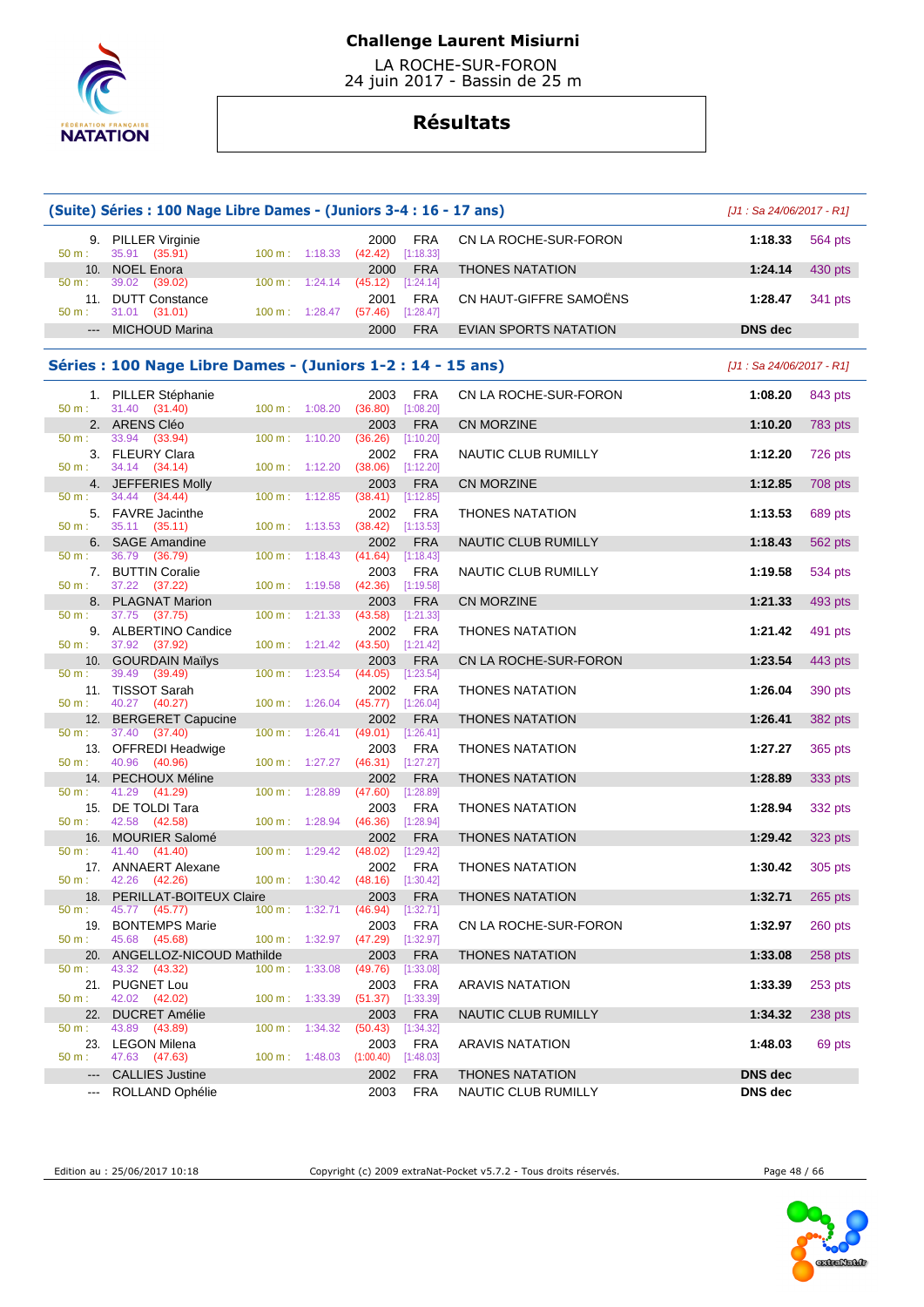# Challenge Laurent Misiurni

LA ROCHE-SUR-FORON
24 juin 2017 - Bassin de 25 m

## Résultats

### (Suite) Séries : 100 Nage Libre Dames - (Juniors 3-4 : 16 - 17 ans)

*[J1 : Sa 24/06/2017 - R1]*

| Rang | Nom | Année | Nat. | Club | Temps | Points |
|---|---|---|---|---|---|---|
| 9. | PILLER Virginie | 2000 | FRA | CN LA ROCHE-SUR-FORON | 1:18.33 | 564 pts |
| | 50 m : 35.91 (35.91) — 100 m : 1:18.33 (42.42) [1:18.33] | | | | | |
| 10. | NOEL Enora | 2000 | FRA | THONES NATATION | 1:24.14 | 430 pts |
| | 50 m : 39.02 (39.02) — 100 m : 1:24.14 (45.12) [1:24.14] | | | | | |
| 11. | DUTT Constance | 2001 | FRA | CN HAUT-GIFFRE SAMOËNS | 1:28.47 | 341 pts |
| | 50 m : 31.01 (31.01) — 100 m : 1:28.47 (57.46) [1:28.47] | | | | | |
| --- | MICHOUD Marina | 2000 | FRA | EVIAN SPORTS NATATION | DNS dec | |

### Séries : 100 Nage Libre Dames - (Juniors 1-2 : 14 - 15 ans)

*[J1 : Sa 24/06/2017 - R1]*

| Rang | Nom | Année | Nat. | Club | Temps | Points |
|---|---|---|---|---|---|---|
| 1. | PILLER Stéphanie | 2003 | FRA | CN LA ROCHE-SUR-FORON | 1:08.20 | 843 pts |
| | 50 m : 31.40 (31.40) — 100 m : 1:08.20 (36.80) [1:08.20] | | | | | |
| 2. | ARENS Cléo | 2003 | FRA | CN MORZINE | 1:10.20 | 783 pts |
| | 50 m : 33.94 (33.94) — 100 m : 1:10.20 (36.26) [1:10.20] | | | | | |
| 3. | FLEURY Clara | 2002 | FRA | NAUTIC CLUB RUMILLY | 1:12.20 | 726 pts |
| | 50 m : 34.14 (34.14) — 100 m : 1:12.20 (38.06) [1:12.20] | | | | | |
| 4. | JEFFERIES Molly | 2003 | FRA | CN MORZINE | 1:12.85 | 708 pts |
| | 50 m : 34.44 (34.44) — 100 m : 1:12.85 (38.41) [1:12.85] | | | | | |
| 5. | FAVRE Jacinthe | 2002 | FRA | THONES NATATION | 1:13.53 | 689 pts |
| | 50 m : 35.11 (35.11) — 100 m : 1:13.53 (38.42) [1:13.53] | | | | | |
| 6. | SAGE Amandine | 2002 | FRA | NAUTIC CLUB RUMILLY | 1:18.43 | 562 pts |
| | 50 m : 36.79 (36.79) — 100 m : 1:18.43 (41.64) [1:18.43] | | | | | |
| 7. | BUTTIN Coralie | 2003 | FRA | NAUTIC CLUB RUMILLY | 1:19.58 | 534 pts |
| | 50 m : 37.22 (37.22) — 100 m : 1:19.58 (42.36) [1:19.58] | | | | | |
| 8. | PLAGNAT Marion | 2003 | FRA | CN MORZINE | 1:21.33 | 493 pts |
| | 50 m : 37.75 (37.75) — 100 m : 1:21.33 (43.58) [1:21.33] | | | | | |
| 9. | ALBERTINO Candice | 2002 | FRA | THONES NATATION | 1:21.42 | 491 pts |
| | 50 m : 37.92 (37.92) — 100 m : 1:21.42 (43.50) [1:21.42] | | | | | |
| 10. | GOURDAIN Maïlys | 2003 | FRA | CN LA ROCHE-SUR-FORON | 1:23.54 | 443 pts |
| | 50 m : 39.49 (39.49) — 100 m : 1:23.54 (44.05) [1:23.54] | | | | | |
| 11. | TISSOT Sarah | 2002 | FRA | THONES NATATION | 1:26.04 | 390 pts |
| | 50 m : 40.27 (40.27) — 100 m : 1:26.04 (45.77) [1:26.04] | | | | | |
| 12. | BERGERET Capucine | 2002 | FRA | THONES NATATION | 1:26.41 | 382 pts |
| | 50 m : 37.40 (37.40) — 100 m : 1:26.41 (49.01) [1:26.41] | | | | | |
| 13. | OFFREDI Headwige | 2003 | FRA | THONES NATATION | 1:27.27 | 365 pts |
| | 50 m : 40.96 (40.96) — 100 m : 1:27.27 (46.31) [1:27.27] | | | | | |
| 14. | PECHOUX Méline | 2002 | FRA | THONES NATATION | 1:28.89 | 333 pts |
| | 50 m : 41.29 (41.29) — 100 m : 1:28.89 (47.60) [1:28.89] | | | | | |
| 15. | DE TOLDI Tara | 2003 | FRA | THONES NATATION | 1:28.94 | 332 pts |
| | 50 m : 42.58 (42.58) — 100 m : 1:28.94 (46.36) [1:28.94] | | | | | |
| 16. | MOURIER Salomé | 2002 | FRA | THONES NATATION | 1:29.42 | 323 pts |
| | 50 m : 41.40 (41.40) — 100 m : 1:29.42 (48.02) [1:29.42] | | | | | |
| 17. | ANNAERT Alexane | 2002 | FRA | THONES NATATION | 1:30.42 | 305 pts |
| | 50 m : 42.26 (42.26) — 100 m : 1:30.42 (48.16) [1:30.42] | | | | | |
| 18. | PERILLAT-BOITEUX Claire | 2003 | FRA | THONES NATATION | 1:32.71 | 265 pts |
| | 50 m : 45.77 (45.77) — 100 m : 1:32.71 (46.94) [1:32.71] | | | | | |
| 19. | BONTEMPS Marie | 2003 | FRA | CN LA ROCHE-SUR-FORON | 1:32.97 | 260 pts |
| | 50 m : 45.68 (45.68) — 100 m : 1:32.97 (47.29) [1:32.97] | | | | | |
| 20. | ANGELLOZ-NICOUD Mathilde | 2003 | FRA | THONES NATATION | 1:33.08 | 258 pts |
| | 50 m : 43.32 (43.32) — 100 m : 1:33.08 (49.76) [1:33.08] | | | | | |
| 21. | PUGNET Lou | 2003 | FRA | ARAVIS NATATION | 1:33.39 | 253 pts |
| | 50 m : 42.02 (42.02) — 100 m : 1:33.39 (51.37) [1:33.39] | | | | | |
| 22. | DUCRET Amélie | 2003 | FRA | NAUTIC CLUB RUMILLY | 1:34.32 | 238 pts |
| | 50 m : 43.89 (43.89) — 100 m : 1:34.32 (50.43) [1:34.32] | | | | | |
| 23. | LEGON Milena | 2003 | FRA | ARAVIS NATATION | 1:48.03 | 69 pts |
| | 50 m : 47.63 (47.63) — 100 m : 1:48.03 (1:00.40) [1:48.03] | | | | | |
| --- | CALLIES Justine | 2002 | FRA | THONES NATATION | DNS dec | |
| --- | ROLLAND Ophélie | 2003 | FRA | NAUTIC CLUB RUMILLY | DNS dec | |

Edition au : 25/06/2017 10:18 — Copyright (c) 2009 extraNat-Pocket v5.7.2 - Tous droits réservés.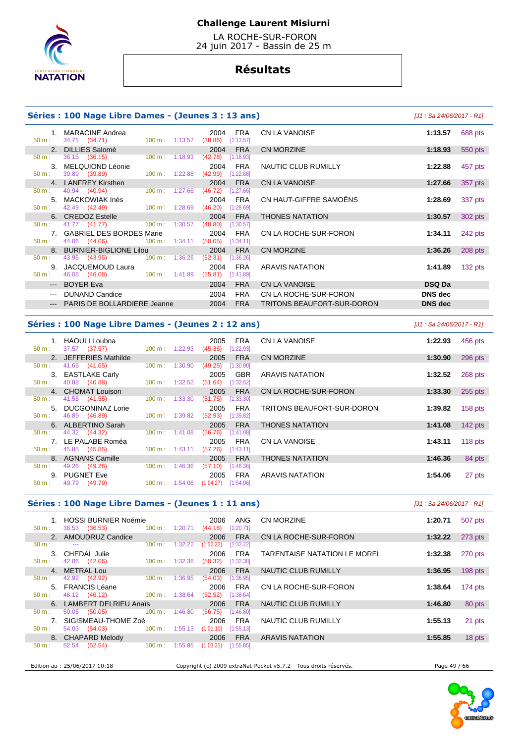# Challenge Laurent Misiurni

LA ROCHE-SUR-FORON
24 juin 2017 - Bassin de 25 m

## Résultats

### Séries : 100 Nage Libre Dames - (Jeunes 3 : 13 ans)

*[J1 : Sa 24/06/2017 - R1]*

| Rang | Nom | Année | Nat. | Club | Temps | Points |
|---|---|---|---|---|---|---|
| 1. | MARACINE Andrea | 2004 | FRA | CN LA VANOISE | 1:13.57 | 688 pts |
| | 50 m : 34.71 (34.71) — 100 m : 1:13.57 (38.86) [1:13.57] | | | | | |
| 2. | DILLIES Salomé | 2004 | FRA | CN MORZINE | 1:18.93 | 550 pts |
| | 50 m : 36.15 (36.15) — 100 m : 1:18.93 (42.78) [1:18.93] | | | | | |
| 3. | MELQUIOND Léonie | 2004 | FRA | NAUTIC CLUB RUMILLY | 1:22.88 | 457 pts |
| | 50 m : 39.89 (39.89) — 100 m : 1:22.88 (42.99) [1:22.88] | | | | | |
| 4. | LANFREY Kirsthen | 2004 | FRA | CN LA VANOISE | 1:27.66 | 357 pts |
| | 50 m : 40.94 (40.94) — 100 m : 1:27.66 (46.72) [1:27.66] | | | | | |
| 5. | MACKOWIAK Inès | 2004 | FRA | CN HAUT-GIFFRE SAMOËNS | 1:28.69 | 337 pts |
| | 50 m : 42.49 (42.49) — 100 m : 1:28.69 (46.20) [1:28.69] | | | | | |
| 6. | CREDOZ Estelle | 2004 | FRA | THONES NATATION | 1:30.57 | 302 pts |
| | 50 m : 41.77 (41.77) — 100 m : 1:30.57 (48.80) [1:30.57] | | | | | |
| 7. | GABRIEL DES BORDES Marie | 2004 | FRA | CN LA ROCHE-SUR-FORON | 1:34.11 | 242 pts |
| | 50 m : 44.06 (44.06) — 100 m : 1:34.11 (50.05) [1:34.11] | | | | | |
| 8. | BURNIER-BIGLIONE Lilou | 2004 | FRA | CN MORZINE | 1:36.26 | 208 pts |
| | 50 m : 43.95 (43.95) — 100 m : 1:36.26 (52.31) [1:36.26] | | | | | |
| 9. | JACQUEMOUD Laura | 2004 | FRA | ARAVIS NATATION | 1:41.89 | 132 pts |
| | 50 m : 46.08 (46.08) — 100 m : 1:41.89 (55.81) [1:41.89] | | | | | |
| --- | BOYER Eva | 2004 | FRA | CN LA VANOISE | DSQ Da | |
| --- | DUNAND Candice | 2004 | FRA | CN LA ROCHE-SUR-FORON | DNS dec | |
| --- | PARIS DE BOLLARDIERE Jeanne | 2004 | FRA | TRITONS BEAUFORT-SUR-DORON | DNS dec | |

### Séries : 100 Nage Libre Dames - (Jeunes 2 : 12 ans)

*[J1 : Sa 24/06/2017 - R1]*

| Rang | Nom | Année | Nat. | Club | Temps | Points |
|---|---|---|---|---|---|---|
| 1. | HAOULI Loubna | 2005 | FRA | CN LA VANOISE | 1:22.93 | 456 pts |
| | 50 m : 37.57 (37.57) — 100 m : 1:22.93 (45.36) [1:22.93] | | | | | |
| 2. | JEFFERIES Mathilde | 2005 | FRA | CN MORZINE | 1:30.90 | 296 pts |
| | 50 m : 41.65 (41.65) — 100 m : 1:30.90 (49.25) [1:30.90] | | | | | |
| 3. | EASTLAKE Carly | 2005 | GBR | ARAVIS NATATION | 1:32.52 | 268 pts |
| | 50 m : 40.88 (40.88) — 100 m : 1:32.52 (51.64) [1:32.52] | | | | | |
| 4. | CHOMAT Louison | 2005 | FRA | CN LA ROCHE-SUR-FORON | 1:33.30 | 255 pts |
| | 50 m : 41.55 (41.55) — 100 m : 1:33.30 (51.75) [1:33.30] | | | | | |
| 5. | DUCGONINAZ Lorie | 2005 | FRA | TRITONS BEAUFORT-SUR-DORON | 1:39.82 | 158 pts |
| | 50 m : 46.89 (46.89) — 100 m : 1:39.82 (52.93) [1:39.82] | | | | | |
| 6. | ALBERTINO Sarah | 2005 | FRA | THONES NATATION | 1:41.08 | 142 pts |
| | 50 m : 44.32 (44.32) — 100 m : 1:41.08 (56.76) [1:41.08] | | | | | |
| 7. | LE PALABE Roméa | 2005 | FRA | CN LA VANOISE | 1:43.11 | 118 pts |
| | 50 m : 45.85 (45.85) — 100 m : 1:43.11 (57.26) [1:43.11] | | | | | |
| 8. | AGNANS Camille | 2005 | FRA | THONES NATATION | 1:46.36 | 84 pts |
| | 50 m : 49.26 (49.26) — 100 m : 1:46.36 (57.10) [1:46.36] | | | | | |
| 9. | PUGNET Eve | 2005 | FRA | ARAVIS NATATION | 1:54.06 | 27 pts |
| | 50 m : 49.79 (49.79) — 100 m : 1:54.06 (1:04.27) [1:54.06] | | | | | |

### Séries : 100 Nage Libre Dames - (Jeunes 1 : 11 ans)

*[J1 : Sa 24/06/2017 - R1]*

| Rang | Nom | Année | Nat. | Club | Temps | Points |
|---|---|---|---|---|---|---|
| 1. | HOSSI BURNIER Noémie | 2006 | ANG | CN MORZINE | 1:20.71 | 507 pts |
| | 50 m : 36.53 (36.53) — 100 m : 1:20.71 (44.18) [1:20.71] | | | | | |
| 2. | AMOUDRUZ Candice | 2006 | FRA | CN LA ROCHE-SUR-FORON | 1:32.22 | 273 pts |
| | 50 m : --- — 100 m : 1:32.22 (1:32.22) [1:32.22] | | | | | |
| 3. | CHEDAL Julie | 2006 | FRA | TARENTAISE NATATION LE MOREL | 1:32.38 | 270 pts |
| | 50 m : 42.06 (42.06) — 100 m : 1:32.38 (50.32) [1:32.38] | | | | | |
| 4. | METRAL Lou | 2006 | FRA | NAUTIC CLUB RUMILLY | 1:36.95 | 198 pts |
| | 50 m : 42.92 (42.92) — 100 m : 1:36.95 (54.03) [1:36.95] | | | | | |
| 5. | FRANCIS Léane | 2006 | FRA | CN LA ROCHE-SUR-FORON | 1:38.64 | 174 pts |
| | 50 m : 46.12 (46.12) — 100 m : 1:38.64 (52.52) [1:38.64] | | | | | |
| 6. | LAMBERT DELRIEU Anaïs | 2006 | FRA | NAUTIC CLUB RUMILLY | 1:46.80 | 80 pts |
| | 50 m : 50.05 (50.05) — 100 m : 1:46.80 (56.75) [1:46.80] | | | | | |
| 7. | SIGISMEAU-THOME Zoé | 2006 | FRA | NAUTIC CLUB RUMILLY | 1:55.13 | 21 pts |
| | 50 m : 54.03 (54.03) — 100 m : 1:55.13 (1:01.10) [1:55.13] | | | | | |
| 8. | CHAPARD Melody | 2006 | FRA | ARAVIS NATATION | 1:55.85 | 18 pts |
| | 50 m : 52.54 (52.54) — 100 m : 1:55.85 (1:03.31) [1:55.85] | | | | | |

Edition au : 25/06/2017 10:18 — Copyright (c) 2009 extraNat-Pocket v5.7.2 - Tous droits réservés.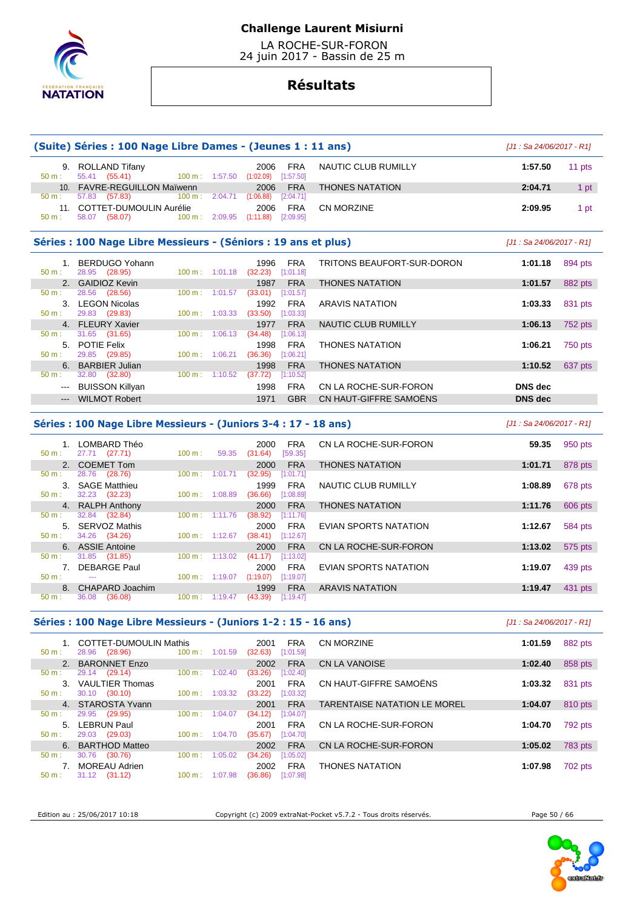# Challenge Laurent Misiurni

LA ROCHE-SUR-FORON
24 juin 2017 - Bassin de 25 m

## Résultats

### (Suite) Séries : 100 Nage Libre Dames - (Jeunes 1 : 11 ans)

[J1 : Sa 24/06/2017 - R1]

| Place | Nom | Année | Nat. | Club | Temps | Points |
|---|---|---|---|---|---|---|
| 9. | ROLLAND Tifany | 2006 | FRA | NAUTIC CLUB RUMILLY | 1:57.50 | 11 pts |
| | 50 m : 55.41 (55.41) 100 m : 1:57.50 (1:02.09) [1:57.50] | | | | | |
| 10. | FAVRE-REGUILLON Maïwenn | 2006 | FRA | THONES NATATION | 2:04.71 | 1 pt |
| | 50 m : 57.83 (57.83) 100 m : 2:04.71 (1:06.88) [2:04.71] | | | | | |
| 11. | COTTET-DUMOULIN Aurélie | 2006 | FRA | CN MORZINE | 2:09.95 | 1 pt |
| | 50 m : 58.07 (58.07) 100 m : 2:09.95 (1:11.88) [2:09.95] | | | | | |

### Séries : 100 Nage Libre Messieurs - (Séniors : 19 ans et plus)

[J1 : Sa 24/06/2017 - R1]

| Place | Nom | Année | Nat. | Club | Temps | Points |
|---|---|---|---|---|---|---|
| 1. | BERDUGO Yohann | 1996 | FRA | TRITONS BEAUFORT-SUR-DORON | 1:01.18 | 894 pts |
| | 50 m : 28.95 (28.95) 100 m : 1:01.18 (32.23) [1:01.18] | | | | | |
| 2. | GAIDIOZ Kevin | 1987 | FRA | THONES NATATION | 1:01.57 | 882 pts |
| | 50 m : 28.56 (28.56) 100 m : 1:01.57 (33.01) [1:01.57] | | | | | |
| 3. | LEGON Nicolas | 1992 | FRA | ARAVIS NATATION | 1:03.33 | 831 pts |
| | 50 m : 29.83 (29.83) 100 m : 1:03.33 (33.50) [1:03.33] | | | | | |
| 4. | FLEURY Xavier | 1977 | FRA | NAUTIC CLUB RUMILLY | 1:06.13 | 752 pts |
| | 50 m : 31.65 (31.65) 100 m : 1:06.13 (34.48) [1:06.13] | | | | | |
| 5. | POTIE Felix | 1998 | FRA | THONES NATATION | 1:06.21 | 750 pts |
| | 50 m : 29.85 (29.85) 100 m : 1:06.21 (36.36) [1:06.21] | | | | | |
| 6. | BARBIER Julian | 1998 | FRA | THONES NATATION | 1:10.52 | 637 pts |
| | 50 m : 32.80 (32.80) 100 m : 1:10.52 (37.72) [1:10.52] | | | | | |
| --- | BUISSON Killyan | 1998 | FRA | CN LA ROCHE-SUR-FORON | DNS dec | |
| --- | WILMOT Robert | 1971 | GBR | CN HAUT-GIFFRE SAMOËNS | DNS dec | |

### Séries : 100 Nage Libre Messieurs - (Juniors 3-4 : 17 - 18 ans)

[J1 : Sa 24/06/2017 - R1]

| Place | Nom | Année | Nat. | Club | Temps | Points |
|---|---|---|---|---|---|---|
| 1. | LOMBARD Théo | 2000 | FRA | CN LA ROCHE-SUR-FORON | 59.35 | 950 pts |
| | 50 m : 27.71 (27.71) 100 m : 59.35 (31.64) [59.35] | | | | | |
| 2. | COEMET Tom | 2000 | FRA | THONES NATATION | 1:01.71 | 878 pts |
| | 50 m : 28.76 (28.76) 100 m : 1:01.71 (32.95) [1:01.71] | | | | | |
| 3. | SAGE Matthieu | 1999 | FRA | NAUTIC CLUB RUMILLY | 1:08.89 | 678 pts |
| | 50 m : 32.23 (32.23) 100 m : 1:08.89 (36.66) [1:08.89] | | | | | |
| 4. | RALPH Anthony | 2000 | FRA | THONES NATATION | 1:11.76 | 606 pts |
| | 50 m : 32.84 (32.84) 100 m : 1:11.76 (38.92) [1:11.76] | | | | | |
| 5. | SERVOZ Mathis | 2000 | FRA | EVIAN SPORTS NATATION | 1:12.67 | 584 pts |
| | 50 m : 34.26 (34.26) 100 m : 1:12.67 (38.41) [1:12.67] | | | | | |
| 6. | ASSIE Antoine | 2000 | FRA | CN LA ROCHE-SUR-FORON | 1:13.02 | 575 pts |
| | 50 m : 31.85 (31.85) 100 m : 1:13.02 (41.17) [1:13.02] | | | | | |
| 7. | DEBARGE Paul | 2000 | FRA | EVIAN SPORTS NATATION | 1:19.07 | 439 pts |
| | 50 m : --- 100 m : 1:19.07 (1:19.07) [1:19.07] | | | | | |
| 8. | CHAPARD Joachim | 1999 | FRA | ARAVIS NATATION | 1:19.47 | 431 pts |
| | 50 m : 36.08 (36.08) 100 m : 1:19.47 (43.39) [1:19.47] | | | | | |

### Séries : 100 Nage Libre Messieurs - (Juniors 1-2 : 15 - 16 ans)

[J1 : Sa 24/06/2017 - R1]

| Place | Nom | Année | Nat. | Club | Temps | Points |
|---|---|---|---|---|---|---|
| 1. | COTTET-DUMOULIN Mathis | 2001 | FRA | CN MORZINE | 1:01.59 | 882 pts |
| | 50 m : 28.96 (28.96) 100 m : 1:01.59 (32.63) [1:01.59] | | | | | |
| 2. | BARONNET Enzo | 2002 | FRA | CN LA VANOISE | 1:02.40 | 858 pts |
| | 50 m : 29.14 (29.14) 100 m : 1:02.40 (33.26) [1:02.40] | | | | | |
| 3. | VAULTIER Thomas | 2001 | FRA | CN HAUT-GIFFRE SAMOËNS | 1:03.32 | 831 pts |
| | 50 m : 30.10 (30.10) 100 m : 1:03.32 (33.22) [1:03.32] | | | | | |
| 4. | STAROSTA Yvann | 2001 | FRA | TARENTAISE NATATION LE MOREL | 1:04.07 | 810 pts |
| | 50 m : 29.95 (29.95) 100 m : 1:04.07 (34.12) [1:04.07] | | | | | |
| 5. | LEBRUN Paul | 2001 | FRA | CN LA ROCHE-SUR-FORON | 1:04.70 | 792 pts |
| | 50 m : 29.03 (29.03) 100 m : 1:04.70 (35.67) [1:04.70] | | | | | |
| 6. | BARTHOD Matteo | 2002 | FRA | CN LA ROCHE-SUR-FORON | 1:05.02 | 783 pts |
| | 50 m : 30.76 (30.76) 100 m : 1:05.02 (34.26) [1:05.02] | | | | | |
| 7. | MOREAU Adrien | 2002 | FRA | THONES NATATION | 1:07.98 | 702 pts |
| | 50 m : 31.12 (31.12) 100 m : 1:07.98 (36.86) [1:07.98] | | | | | |

Edition au : 25/06/2017 10:18 — Copyright (c) 2009 extraNat-Pocket v5.7.2 - Tous droits réservés.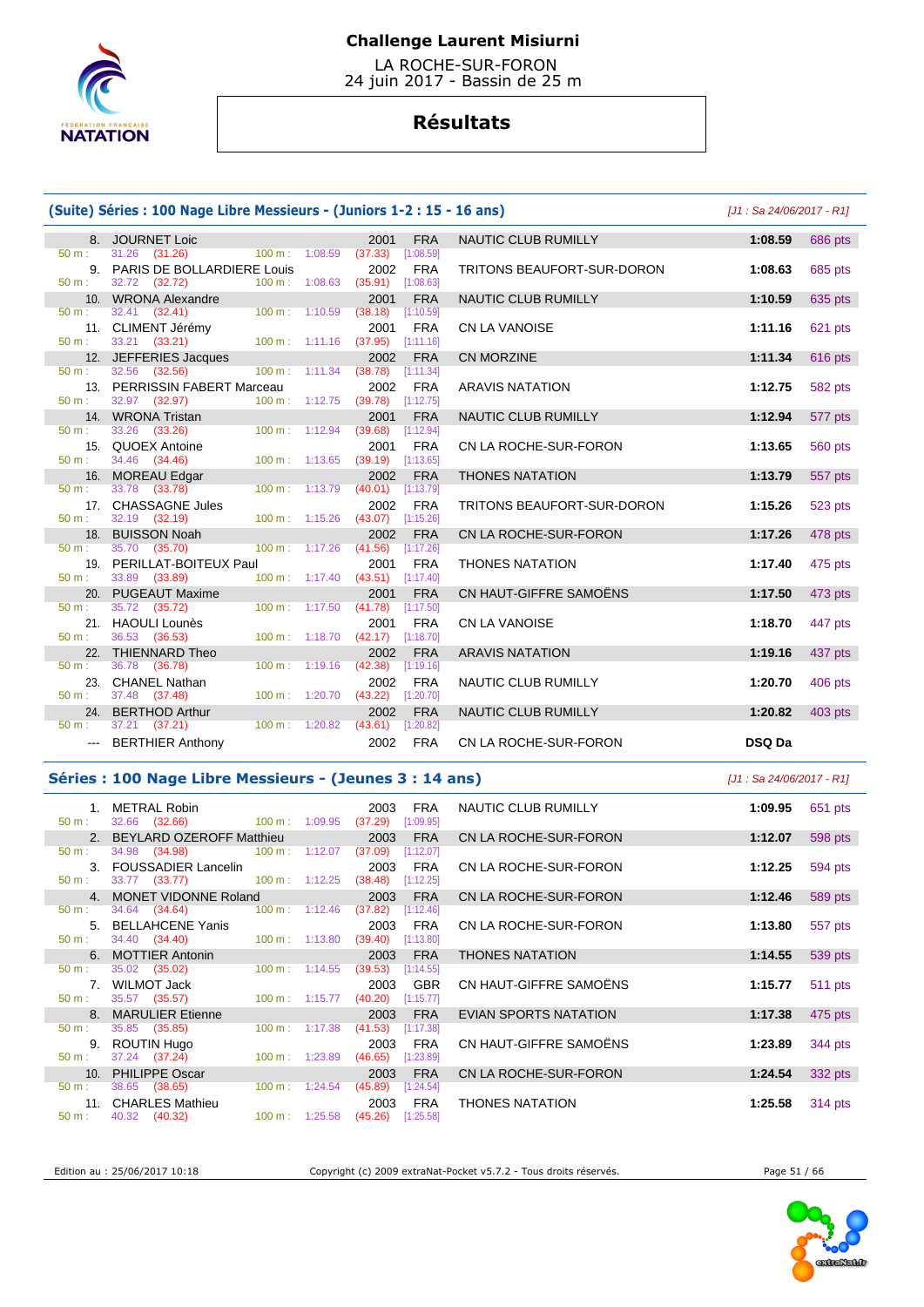**Challenge Laurent Misiurni**

LA ROCHE-SUR-FORON
24 juin 2017 - Bassin de 25 m

# Résultats

## (Suite) Séries : 100 Nage Libre Messieurs - (Juniors 1-2 : 15 - 16 ans)

[J1 : Sa 24/06/2017 - R1]

| Rang | Nom | Année | Nat. | Club | Temps | Points |
|---|---|---|---|---|---|---|
| 8. | JOURNET Loic | 2001 | FRA | NAUTIC CLUB RUMILLY | 1:08.59 | 686 pts |
| | 50 m : 31.26 (31.26) — 100 m : 1:08.59 (37.33) [1:08.59] | | | | | |
| 9. | PARIS DE BOLLARDIERE Louis | 2002 | FRA | TRITONS BEAUFORT-SUR-DORON | 1:08.63 | 685 pts |
| | 50 m : 32.72 (32.72) — 100 m : 1:08.63 (35.91) [1:08.63] | | | | | |
| 10. | WRONA Alexandre | 2001 | FRA | NAUTIC CLUB RUMILLY | 1:10.59 | 635 pts |
| | 50 m : 32.41 (32.41) — 100 m : 1:10.59 (38.18) [1:10.59] | | | | | |
| 11. | CLIMENT Jérémy | 2001 | FRA | CN LA VANOISE | 1:11.16 | 621 pts |
| | 50 m : 33.21 (33.21) — 100 m : 1:11.16 (37.95) [1:11.16] | | | | | |
| 12. | JEFFERIES Jacques | 2002 | FRA | CN MORZINE | 1:11.34 | 616 pts |
| | 50 m : 32.56 (32.56) — 100 m : 1:11.34 (38.78) [1:11.34] | | | | | |
| 13. | PERRISSIN FABERT Marceau | 2002 | FRA | ARAVIS NATATION | 1:12.75 | 582 pts |
| | 50 m : 32.97 (32.97) — 100 m : 1:12.75 (39.78) [1:12.75] | | | | | |
| 14. | WRONA Tristan | 2001 | FRA | NAUTIC CLUB RUMILLY | 1:12.94 | 577 pts |
| | 50 m : 33.26 (33.26) — 100 m : 1:12.94 (39.68) [1:12.94] | | | | | |
| 15. | QUOEX Antoine | 2001 | FRA | CN LA ROCHE-SUR-FORON | 1:13.65 | 560 pts |
| | 50 m : 34.46 (34.46) — 100 m : 1:13.65 (39.19) [1:13.65] | | | | | |
| 16. | MOREAU Edgar | 2002 | FRA | THONES NATATION | 1:13.79 | 557 pts |
| | 50 m : 33.78 (33.78) — 100 m : 1:13.79 (40.01) [1:13.79] | | | | | |
| 17. | CHASSAGNE Jules | 2002 | FRA | TRITONS BEAUFORT-SUR-DORON | 1:15.26 | 523 pts |
| | 50 m : 32.19 (32.19) — 100 m : 1:15.26 (43.07) [1:15.26] | | | | | |
| 18. | BUISSON Noah | 2002 | FRA | CN LA ROCHE-SUR-FORON | 1:17.26 | 478 pts |
| | 50 m : 35.70 (35.70) — 100 m : 1:17.26 (41.56) [1:17.26] | | | | | |
| 19. | PERILLAT-BOITEUX Paul | 2001 | FRA | THONES NATATION | 1:17.40 | 475 pts |
| | 50 m : 33.89 (33.89) — 100 m : 1:17.40 (43.51) [1:17.40] | | | | | |
| 20. | PUGEAUT Maxime | 2001 | FRA | CN HAUT-GIFFRE SAMOËNS | 1:17.50 | 473 pts |
| | 50 m : 35.72 (35.72) — 100 m : 1:17.50 (41.78) [1:17.50] | | | | | |
| 21. | HAOULI Lounès | 2001 | FRA | CN LA VANOISE | 1:18.70 | 447 pts |
| | 50 m : 36.53 (36.53) — 100 m : 1:18.70 (42.17) [1:18.70] | | | | | |
| 22. | THIENNARD Theo | 2002 | FRA | ARAVIS NATATION | 1:19.16 | 437 pts |
| | 50 m : 36.78 (36.78) — 100 m : 1:19.16 (42.38) [1:19.16] | | | | | |
| 23. | CHANEL Nathan | 2002 | FRA | NAUTIC CLUB RUMILLY | 1:20.70 | 406 pts |
| | 50 m : 37.48 (37.48) — 100 m : 1:20.70 (43.22) [1:20.70] | | | | | |
| 24. | BERTHOD Arthur | 2002 | FRA | NAUTIC CLUB RUMILLY | 1:20.82 | 403 pts |
| | 50 m : 37.21 (37.21) — 100 m : 1:20.82 (43.61) [1:20.82] | | | | | |
| --- | BERTHIER Anthony | 2002 | FRA | CN LA ROCHE-SUR-FORON | DSQ Da | |

## Séries : 100 Nage Libre Messieurs - (Jeunes 3 : 14 ans)

[J1 : Sa 24/06/2017 - R1]

| Rang | Nom | Année | Nat. | Club | Temps | Points |
|---|---|---|---|---|---|---|
| 1. | METRAL Robin | 2003 | FRA | NAUTIC CLUB RUMILLY | 1:09.95 | 651 pts |
| | 50 m : 32.66 (32.66) — 100 m : 1:09.95 (37.29) [1:09.95] | | | | | |
| 2. | BEYLARD OZEROFF Matthieu | 2003 | FRA | CN LA ROCHE-SUR-FORON | 1:12.07 | 598 pts |
| | 50 m : 34.98 (34.98) — 100 m : 1:12.07 (37.09) [1:12.07] | | | | | |
| 3. | FOUSSADIER Lancelin | 2003 | FRA | CN LA ROCHE-SUR-FORON | 1:12.25 | 594 pts |
| | 50 m : 33.77 (33.77) — 100 m : 1:12.25 (38.48) [1:12.25] | | | | | |
| 4. | MONET VIDONNE Roland | 2003 | FRA | CN LA ROCHE-SUR-FORON | 1:12.46 | 589 pts |
| | 50 m : 34.64 (34.64) — 100 m : 1:12.46 (37.82) [1:12.46] | | | | | |
| 5. | BELLAHCENE Yanis | 2003 | FRA | CN LA ROCHE-SUR-FORON | 1:13.80 | 557 pts |
| | 50 m : 34.40 (34.40) — 100 m : 1:13.80 (39.40) [1:13.80] | | | | | |
| 6. | MOTTIER Antonin | 2003 | FRA | THONES NATATION | 1:14.55 | 539 pts |
| | 50 m : 35.02 (35.02) — 100 m : 1:14.55 (39.53) [1:14.55] | | | | | |
| 7. | WILMOT Jack | 2003 | GBR | CN HAUT-GIFFRE SAMOËNS | 1:15.77 | 511 pts |
| | 50 m : 35.57 (35.57) — 100 m : 1:15.77 (40.20) [1:15.77] | | | | | |
| 8. | MARULIER Etienne | 2003 | FRA | EVIAN SPORTS NATATION | 1:17.38 | 475 pts |
| | 50 m : 35.85 (35.85) — 100 m : 1:17.38 (41.53) [1:17.38] | | | | | |
| 9. | ROUTIN Hugo | 2003 | FRA | CN HAUT-GIFFRE SAMOËNS | 1:23.89 | 344 pts |
| | 50 m : 37.24 (37.24) — 100 m : 1:23.89 (46.65) [1:23.89] | | | | | |
| 10. | PHILIPPE Oscar | 2003 | FRA | CN LA ROCHE-SUR-FORON | 1:24.54 | 332 pts |
| | 50 m : 38.65 (38.65) — 100 m : 1:24.54 (45.89) [1:24.54] | | | | | |
| 11. | CHARLES Mathieu | 2003 | FRA | THONES NATATION | 1:25.58 | 314 pts |
| | 50 m : 40.32 (40.32) — 100 m : 1:25.58 (45.26) [1:25.58] | | | | | |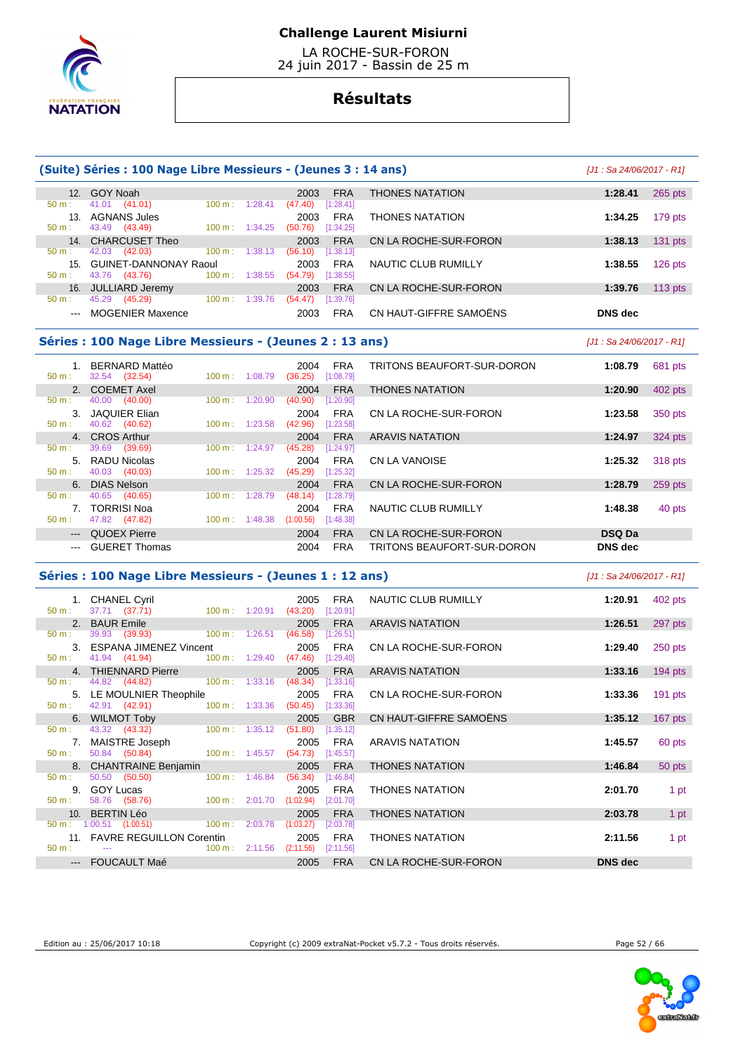# Challenge Laurent Misiurni

LA ROCHE-SUR-FORON
24 juin 2017 - Bassin de 25 m

## Résultats

### (Suite) Séries : 100 Nage Libre Messieurs - (Jeunes 3 : 14 ans)

*[J1 : Sa 24/06/2017 - R1]*

| Rang | Nom | Année | Nat | Club | Temps | Points |
|---|---|---|---|---|---|---|
| 12. | GOY Noah | 2003 | FRA | THONES NATATION | 1:28.41 | 265 pts |
| | 50 m : 41.01 (41.01) — 100 m : 1:28.41 (47.40) [1:28.41] | | | | | |
| 13. | AGNANS Jules | 2003 | FRA | THONES NATATION | 1:34.25 | 179 pts |
| | 50 m : 43.49 (43.49) — 100 m : 1:34.25 (50.76) [1:34.25] | | | | | |
| 14. | CHARCUSET Theo | 2003 | FRA | CN LA ROCHE-SUR-FORON | 1:38.13 | 131 pts |
| | 50 m : 42.03 (42.03) — 100 m : 1:38.13 (56.10) [1:38.13] | | | | | |
| 15. | GUINET-DANNONAY Raoul | 2003 | FRA | NAUTIC CLUB RUMILLY | 1:38.55 | 126 pts |
| | 50 m : 43.76 (43.76) — 100 m : 1:38.55 (54.79) [1:38.55] | | | | | |
| 16. | JULLIARD Jeremy | 2003 | FRA | CN LA ROCHE-SUR-FORON | 1:39.76 | 113 pts |
| | 50 m : 45.29 (45.29) — 100 m : 1:39.76 (54.47) [1:39.76] | | | | | |
| --- | MOGENIER Maxence | 2003 | FRA | CN HAUT-GIFFRE SAMOËNS | DNS dec | |

### Séries : 100 Nage Libre Messieurs - (Jeunes 2 : 13 ans)

*[J1 : Sa 24/06/2017 - R1]*

| Rang | Nom | Année | Nat | Club | Temps | Points |
|---|---|---|---|---|---|---|
| 1. | BERNARD Mattéo | 2004 | FRA | TRITONS BEAUFORT-SUR-DORON | 1:08.79 | 681 pts |
| | 50 m : 32.54 (32.54) — 100 m : 1:08.79 (36.25) [1:08.79] | | | | | |
| 2. | COEMET Axel | 2004 | FRA | THONES NATATION | 1:20.90 | 402 pts |
| | 50 m : 40.00 (40.00) — 100 m : 1:20.90 (40.90) [1:20.90] | | | | | |
| 3. | JAQUIER Elian | 2004 | FRA | CN LA ROCHE-SUR-FORON | 1:23.58 | 350 pts |
| | 50 m : 40.62 (40.62) — 100 m : 1:23.58 (42.96) [1:23.58] | | | | | |
| 4. | CROS Arthur | 2004 | FRA | ARAVIS NATATION | 1:24.97 | 324 pts |
| | 50 m : 39.69 (39.69) — 100 m : 1:24.97 (45.28) [1:24.97] | | | | | |
| 5. | RADU Nicolas | 2004 | FRA | CN LA VANOISE | 1:25.32 | 318 pts |
| | 50 m : 40.03 (40.03) — 100 m : 1:25.32 (45.29) [1:25.32] | | | | | |
| 6. | DIAS Nelson | 2004 | FRA | CN LA ROCHE-SUR-FORON | 1:28.79 | 259 pts |
| | 50 m : 40.65 (40.65) — 100 m : 1:28.79 (48.14) [1:28.79] | | | | | |
| 7. | TORRISI Noa | 2004 | FRA | NAUTIC CLUB RUMILLY | 1:48.38 | 40 pts |
| | 50 m : 47.82 (47.82) — 100 m : 1:48.38 (1:00.56) [1:48.38] | | | | | |
| --- | QUOEX Pierre | 2004 | FRA | CN LA ROCHE-SUR-FORON | DSQ Da | |
| --- | GUERET Thomas | 2004 | FRA | TRITONS BEAUFORT-SUR-DORON | DNS dec | |

### Séries : 100 Nage Libre Messieurs - (Jeunes 1 : 12 ans)

*[J1 : Sa 24/06/2017 - R1]*

| Rang | Nom | Année | Nat | Club | Temps | Points |
|---|---|---|---|---|---|---|
| 1. | CHANEL Cyril | 2005 | FRA | NAUTIC CLUB RUMILLY | 1:20.91 | 402 pts |
| | 50 m : 37.71 (37.71) — 100 m : 1:20.91 (43.20) [1:20.91] | | | | | |
| 2. | BAUR Emile | 2005 | FRA | ARAVIS NATATION | 1:26.51 | 297 pts |
| | 50 m : 39.93 (39.93) — 100 m : 1:26.51 (46.58) [1:26.51] | | | | | |
| 3. | ESPANA JIMENEZ Vincent | 2005 | FRA | CN LA ROCHE-SUR-FORON | 1:29.40 | 250 pts |
| | 50 m : 41.94 (41.94) — 100 m : 1:29.40 (47.46) [1:29.40] | | | | | |
| 4. | THIENNARD Pierre | 2005 | FRA | ARAVIS NATATION | 1:33.16 | 194 pts |
| | 50 m : 44.82 (44.82) — 100 m : 1:33.16 (48.34) [1:33.16] | | | | | |
| 5. | LE MOULNIER Theophile | 2005 | FRA | CN LA ROCHE-SUR-FORON | 1:33.36 | 191 pts |
| | 50 m : 42.91 (42.91) — 100 m : 1:33.36 (50.45) [1:33.36] | | | | | |
| 6. | WILMOT Toby | 2005 | GBR | CN HAUT-GIFFRE SAMOËNS | 1:35.12 | 167 pts |
| | 50 m : 43.32 (43.32) — 100 m : 1:35.12 (51.80) [1:35.12] | | | | | |
| 7. | MAISTRE Joseph | 2005 | FRA | ARAVIS NATATION | 1:45.57 | 60 pts |
| | 50 m : 50.84 (50.84) — 100 m : 1:45.57 (54.73) [1:45.57] | | | | | |
| 8. | CHANTRAINE Benjamin | 2005 | FRA | THONES NATATION | 1:46.84 | 50 pts |
| | 50 m : 50.50 (50.50) — 100 m : 1:46.84 (56.34) [1:46.84] | | | | | |
| 9. | GOY Lucas | 2005 | FRA | THONES NATATION | 2:01.70 | 1 pt |
| | 50 m : 58.76 (58.76) — 100 m : 2:01.70 (1:02.94) [2:01.70] | | | | | |
| 10. | BERTIN Léo | 2005 | FRA | THONES NATATION | 2:03.78 | 1 pt |
| | 50 m : 1:00.51 (1:00.51) — 100 m : 2:03.78 (1:03.27) [2:03.78] | | | | | |
| 11. | FAVRE REGUILLON Corentin | 2005 | FRA | THONES NATATION | 2:11.56 | 1 pt |
| | 50 m : --- — 100 m : 2:11.56 (2:11.56) [2:11.56] | | | | | |
| --- | FOUCAULT Maé | 2005 | FRA | CN LA ROCHE-SUR-FORON | DNS dec | |

Edition au : 25/06/2017 10:18 — Copyright (c) 2009 extraNat-Pocket v5.7.2 - Tous droits réservés.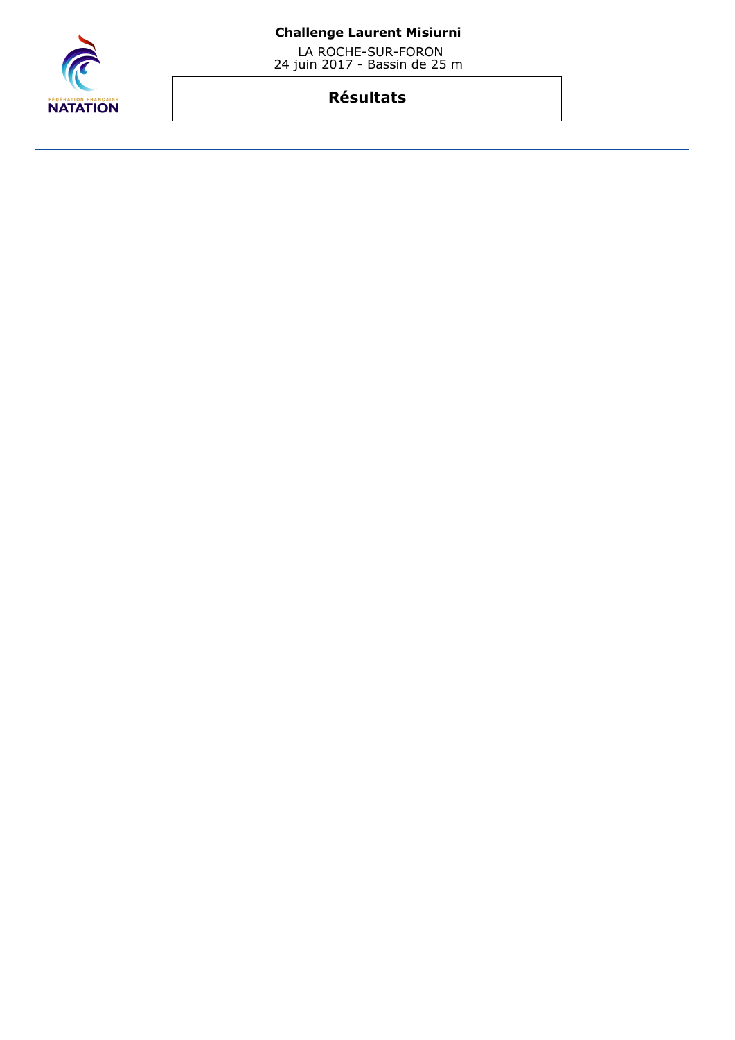**Challenge Laurent Misiurni**

LA ROCHE-SUR-FORON
24 juin 2017 - Bassin de 25 m

## Résultats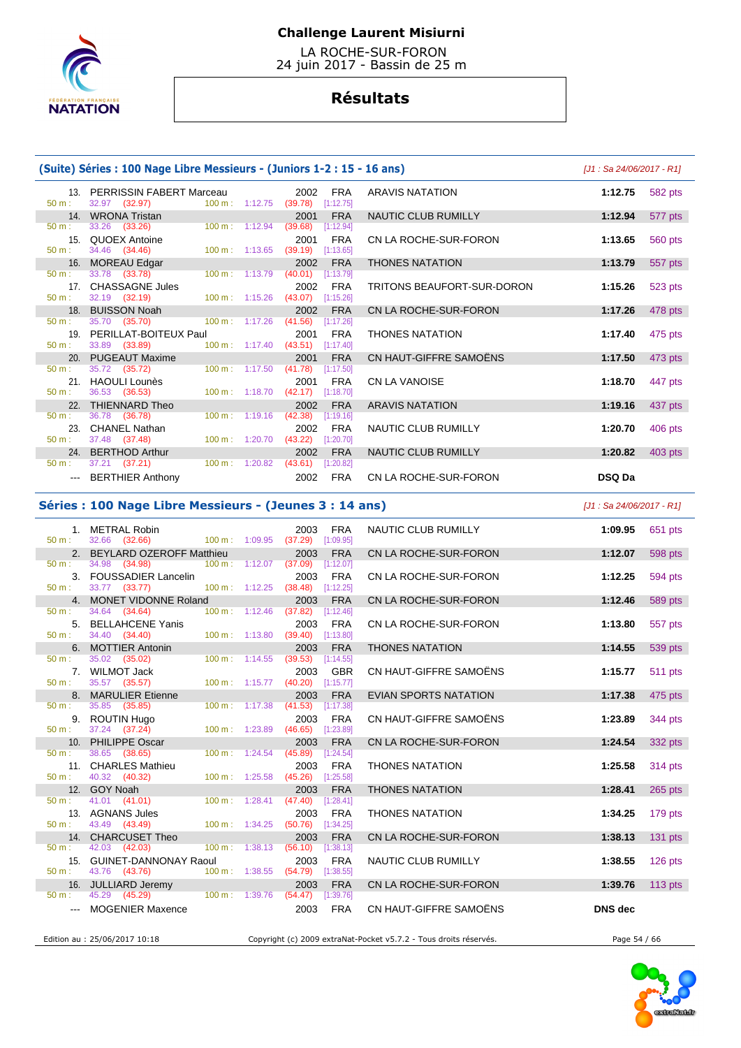# Challenge Laurent Misiurni

LA ROCHE-SUR-FORON
24 juin 2017 - Bassin de 25 m

## Résultats

### (Suite) Séries : 100 Nage Libre Messieurs - (Juniors 1-2 : 15 - 16 ans)

*[J1 : Sa 24/06/2017 - R1]*

| Pl. | Nom | Année | Nat. | Club | Temps | Points |
|---|---|---|---|---|---|---|
| 13. | PERRISSIN FABERT Marceau | 2002 | FRA | ARAVIS NATATION | 1:12.75 | 582 pts |
| | 50 m : 32.97 (32.97) 100 m : 1:12.75 (39.78) [1:12.75] | | | | | |
| 14. | WRONA Tristan | 2001 | FRA | NAUTIC CLUB RUMILLY | 1:12.94 | 577 pts |
| | 50 m : 33.26 (33.26) 100 m : 1:12.94 (39.68) [1:12.94] | | | | | |
| 15. | QUOEX Antoine | 2001 | FRA | CN LA ROCHE-SUR-FORON | 1:13.65 | 560 pts |
| | 50 m : 34.46 (34.46) 100 m : 1:13.65 (39.19) [1:13.65] | | | | | |
| 16. | MOREAU Edgar | 2002 | FRA | THONES NATATION | 1:13.79 | 557 pts |
| | 50 m : 33.78 (33.78) 100 m : 1:13.79 (40.01) [1:13.79] | | | | | |
| 17. | CHASSAGNE Jules | 2002 | FRA | TRITONS BEAUFORT-SUR-DORON | 1:15.26 | 523 pts |
| | 50 m : 32.19 (32.19) 100 m : 1:15.26 (43.07) [1:15.26] | | | | | |
| 18. | BUISSON Noah | 2002 | FRA | CN LA ROCHE-SUR-FORON | 1:17.26 | 478 pts |
| | 50 m : 35.70 (35.70) 100 m : 1:17.26 (41.56) [1:17.26] | | | | | |
| 19. | PERILLAT-BOITEUX Paul | 2001 | FRA | THONES NATATION | 1:17.40 | 475 pts |
| | 50 m : 33.89 (33.89) 100 m : 1:17.40 (43.51) [1:17.40] | | | | | |
| 20. | PUGEAUT Maxime | 2001 | FRA | CN HAUT-GIFFRE SAMOËNS | 1:17.50 | 473 pts |
| | 50 m : 35.72 (35.72) 100 m : 1:17.50 (41.78) [1:17.50] | | | | | |
| 21. | HAOULI Lounès | 2001 | FRA | CN LA VANOISE | 1:18.70 | 447 pts |
| | 50 m : 36.53 (36.53) 100 m : 1:18.70 (42.17) [1:18.70] | | | | | |
| 22. | THIENNARD Theo | 2002 | FRA | ARAVIS NATATION | 1:19.16 | 437 pts |
| | 50 m : 36.78 (36.78) 100 m : 1:19.16 (42.38) [1:19.16] | | | | | |
| 23. | CHANEL Nathan | 2002 | FRA | NAUTIC CLUB RUMILLY | 1:20.70 | 406 pts |
| | 50 m : 37.48 (37.48) 100 m : 1:20.70 (43.22) [1:20.70] | | | | | |
| 24. | BERTHOD Arthur | 2002 | FRA | NAUTIC CLUB RUMILLY | 1:20.82 | 403 pts |
| | 50 m : 37.21 (37.21) 100 m : 1:20.82 (43.61) [1:20.82] | | | | | |
| --- | BERTHIER Anthony | 2002 | FRA | CN LA ROCHE-SUR-FORON | DSQ Da | |

### Séries : 100 Nage Libre Messieurs - (Jeunes 3 : 14 ans)

*[J1 : Sa 24/06/2017 - R1]*

| Pl. | Nom | Année | Nat. | Club | Temps | Points |
|---|---|---|---|---|---|---|
| 1. | METRAL Robin | 2003 | FRA | NAUTIC CLUB RUMILLY | 1:09.95 | 651 pts |
| | 50 m : 32.66 (32.66) 100 m : 1:09.95 (37.29) [1:09.95] | | | | | |
| 2. | BEYLARD OZEROFF Matthieu | 2003 | FRA | CN LA ROCHE-SUR-FORON | 1:12.07 | 598 pts |
| | 50 m : 34.98 (34.98) 100 m : 1:12.07 (37.09) [1:12.07] | | | | | |
| 3. | FOUSSADIER Lancelin | 2003 | FRA | CN LA ROCHE-SUR-FORON | 1:12.25 | 594 pts |
| | 50 m : 33.77 (33.77) 100 m : 1:12.25 (38.48) [1:12.25] | | | | | |
| 4. | MONET VIDONNE Roland | 2003 | FRA | CN LA ROCHE-SUR-FORON | 1:12.46 | 589 pts |
| | 50 m : 34.64 (34.64) 100 m : 1:12.46 (37.82) [1:12.46] | | | | | |
| 5. | BELLAHCENE Yanis | 2003 | FRA | CN LA ROCHE-SUR-FORON | 1:13.80 | 557 pts |
| | 50 m : 34.40 (34.40) 100 m : 1:13.80 (39.40) [1:13.80] | | | | | |
| 6. | MOTTIER Antonin | 2003 | FRA | THONES NATATION | 1:14.55 | 539 pts |
| | 50 m : 35.02 (35.02) 100 m : 1:14.55 (39.53) [1:14.55] | | | | | |
| 7. | WILMOT Jack | 2003 | GBR | CN HAUT-GIFFRE SAMOËNS | 1:15.77 | 511 pts |
| | 50 m : 35.57 (35.57) 100 m : 1:15.77 (40.20) [1:15.77] | | | | | |
| 8. | MARULIER Etienne | 2003 | FRA | EVIAN SPORTS NATATION | 1:17.38 | 475 pts |
| | 50 m : 35.85 (35.85) 100 m : 1:17.38 (41.53) [1:17.38] | | | | | |
| 9. | ROUTIN Hugo | 2003 | FRA | CN HAUT-GIFFRE SAMOËNS | 1:23.89 | 344 pts |
| | 50 m : 37.24 (37.24) 100 m : 1:23.89 (46.65) [1:23.89] | | | | | |
| 10. | PHILIPPE Oscar | 2003 | FRA | CN LA ROCHE-SUR-FORON | 1:24.54 | 332 pts |
| | 50 m : 38.65 (38.65) 100 m : 1:24.54 (45.89) [1:24.54] | | | | | |
| 11. | CHARLES Mathieu | 2003 | FRA | THONES NATATION | 1:25.58 | 314 pts |
| | 50 m : 40.32 (40.32) 100 m : 1:25.58 (45.26) [1:25.58] | | | | | |
| 12. | GOY Noah | 2003 | FRA | THONES NATATION | 1:28.41 | 265 pts |
| | 50 m : 41.01 (41.01) 100 m : 1:28.41 (47.40) [1:28.41] | | | | | |
| 13. | AGNANS Jules | 2003 | FRA | THONES NATATION | 1:34.25 | 179 pts |
| | 50 m : 43.49 (43.49) 100 m : 1:34.25 (50.76) [1:34.25] | | | | | |
| 14. | CHARCUSET Theo | 2003 | FRA | CN LA ROCHE-SUR-FORON | 1:38.13 | 131 pts |
| | 50 m : 42.03 (42.03) 100 m : 1:38.13 (56.10) [1:38.13] | | | | | |
| 15. | GUINET-DANNONAY Raoul | 2003 | FRA | NAUTIC CLUB RUMILLY | 1:38.55 | 126 pts |
| | 50 m : 43.76 (43.76) 100 m : 1:38.55 (54.79) [1:38.55] | | | | | |
| 16. | JULLIARD Jeremy | 2003 | FRA | CN LA ROCHE-SUR-FORON | 1:39.76 | 113 pts |
| | 50 m : 45.29 (45.29) 100 m : 1:39.76 (54.47) [1:39.76] | | | | | |
| --- | MOGENIER Maxence | 2003 | FRA | CN HAUT-GIFFRE SAMOËNS | DNS dec | |

Edition au : 25/06/2017 10:18 — Copyright (c) 2009 extraNat-Pocket v5.7.2 - Tous droits réservés.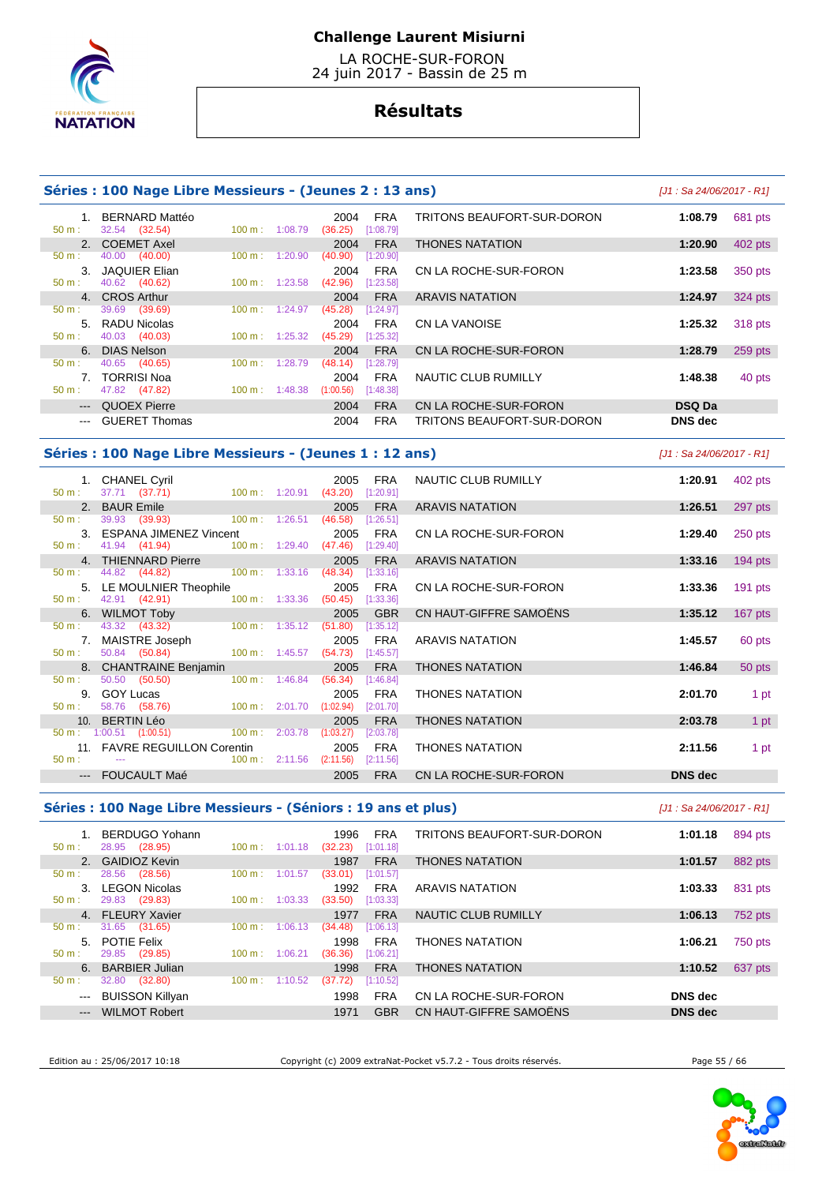# Challenge Laurent Misiurni

LA ROCHE-SUR-FORON
24 juin 2017 - Bassin de 25 m

## Résultats

### Séries : 100 Nage Libre Messieurs - (Jeunes 2 : 13 ans)

[J1 : Sa 24/06/2017 - R1]

| Rang | Nom | Année | Nat. | Club | Temps | Points |
|---|---|---|---|---|---|---|
| 1. | BERNARD Mattéo | 2004 | FRA | TRITONS BEAUFORT-SUR-DORON | 1:08.79 | 681 pts |
| | 50 m : 32.54 (32.54) 100 m : 1:08.79 (36.25) [1:08.79] | | | | | |
| 2. | COEMET Axel | 2004 | FRA | THONES NATATION | 1:20.90 | 402 pts |
| | 50 m : 40.00 (40.00) 100 m : 1:20.90 (40.90) [1:20.90] | | | | | |
| 3. | JAQUIER Elian | 2004 | FRA | CN LA ROCHE-SUR-FORON | 1:23.58 | 350 pts |
| | 50 m : 40.62 (40.62) 100 m : 1:23.58 (42.96) [1:23.58] | | | | | |
| 4. | CROS Arthur | 2004 | FRA | ARAVIS NATATION | 1:24.97 | 324 pts |
| | 50 m : 39.69 (39.69) 100 m : 1:24.97 (45.28) [1:24.97] | | | | | |
| 5. | RADU Nicolas | 2004 | FRA | CN LA VANOISE | 1:25.32 | 318 pts |
| | 50 m : 40.03 (40.03) 100 m : 1:25.32 (45.29) [1:25.32] | | | | | |
| 6. | DIAS Nelson | 2004 | FRA | CN LA ROCHE-SUR-FORON | 1:28.79 | 259 pts |
| | 50 m : 40.65 (40.65) 100 m : 1:28.79 (48.14) [1:28.79] | | | | | |
| 7. | TORRISI Noa | 2004 | FRA | NAUTIC CLUB RUMILLY | 1:48.38 | 40 pts |
| | 50 m : 47.82 (47.82) 100 m : 1:48.38 (1:00.56) [1:48.38] | | | | | |
| --- | QUOEX Pierre | 2004 | FRA | CN LA ROCHE-SUR-FORON | DSQ Da | |
| --- | GUERET Thomas | 2004 | FRA | TRITONS BEAUFORT-SUR-DORON | DNS dec | |

### Séries : 100 Nage Libre Messieurs - (Jeunes 1 : 12 ans)

[J1 : Sa 24/06/2017 - R1]

| Rang | Nom | Année | Nat. | Club | Temps | Points |
|---|---|---|---|---|---|---|
| 1. | CHANEL Cyril | 2005 | FRA | NAUTIC CLUB RUMILLY | 1:20.91 | 402 pts |
| | 50 m : 37.71 (37.71) 100 m : 1:20.91 (43.20) [1:20.91] | | | | | |
| 2. | BAUR Emile | 2005 | FRA | ARAVIS NATATION | 1:26.51 | 297 pts |
| | 50 m : 39.93 (39.93) 100 m : 1:26.51 (46.58) [1:26.51] | | | | | |
| 3. | ESPANA JIMENEZ Vincent | 2005 | FRA | CN LA ROCHE-SUR-FORON | 1:29.40 | 250 pts |
| | 50 m : 41.94 (41.94) 100 m : 1:29.40 (47.46) [1:29.40] | | | | | |
| 4. | THIENNARD Pierre | 2005 | FRA | ARAVIS NATATION | 1:33.16 | 194 pts |
| | 50 m : 44.82 (44.82) 100 m : 1:33.16 (48.34) [1:33.16] | | | | | |
| 5. | LE MOULNIER Theophile | 2005 | FRA | CN LA ROCHE-SUR-FORON | 1:33.36 | 191 pts |
| | 50 m : 42.91 (42.91) 100 m : 1:33.36 (50.45) [1:33.36] | | | | | |
| 6. | WILMOT Toby | 2005 | GBR | CN HAUT-GIFFRE SAMOËNS | 1:35.12 | 167 pts |
| | 50 m : 43.32 (43.32) 100 m : 1:35.12 (51.80) [1:35.12] | | | | | |
| 7. | MAISTRE Joseph | 2005 | FRA | ARAVIS NATATION | 1:45.57 | 60 pts |
| | 50 m : 50.84 (50.84) 100 m : 1:45.57 (54.73) [1:45.57] | | | | | |
| 8. | CHANTRAINE Benjamin | 2005 | FRA | THONES NATATION | 1:46.84 | 50 pts |
| | 50 m : 50.50 (50.50) 100 m : 1:46.84 (56.34) [1:46.84] | | | | | |
| 9. | GOY Lucas | 2005 | FRA | THONES NATATION | 2:01.70 | 1 pt |
| | 50 m : 58.76 (58.76) 100 m : 2:01.70 (1:02.94) [2:01.70] | | | | | |
| 10. | BERTIN Léo | 2005 | FRA | THONES NATATION | 2:03.78 | 1 pt |
| | 50 m : 1:00.51 (1:00.51) 100 m : 2:03.78 (1:03.27) [2:03.78] | | | | | |
| 11. | FAVRE REGUILLON Corentin | 2005 | FRA | THONES NATATION | 2:11.56 | 1 pt |
| | 50 m : --- 100 m : 2:11.56 (2:11.56) [2:11.56] | | | | | |
| --- | FOUCAULT Maé | 2005 | FRA | CN LA ROCHE-SUR-FORON | DNS dec | |

### Séries : 100 Nage Libre Messieurs - (Séniors : 19 ans et plus)

[J1 : Sa 24/06/2017 - R1]

| Rang | Nom | Année | Nat. | Club | Temps | Points |
|---|---|---|---|---|---|---|
| 1. | BERDUGO Yohann | 1996 | FRA | TRITONS BEAUFORT-SUR-DORON | 1:01.18 | 894 pts |
| | 50 m : 28.95 (28.95) 100 m : 1:01.18 (32.23) [1:01.18] | | | | | |
| 2. | GAIDIOZ Kevin | 1987 | FRA | THONES NATATION | 1:01.57 | 882 pts |
| | 50 m : 28.56 (28.56) 100 m : 1:01.57 (33.01) [1:01.57] | | | | | |
| 3. | LEGON Nicolas | 1992 | FRA | ARAVIS NATATION | 1:03.33 | 831 pts |
| | 50 m : 29.83 (29.83) 100 m : 1:03.33 (33.50) [1:03.33] | | | | | |
| 4. | FLEURY Xavier | 1977 | FRA | NAUTIC CLUB RUMILLY | 1:06.13 | 752 pts |
| | 50 m : 31.65 (31.65) 100 m : 1:06.13 (34.48) [1:06.13] | | | | | |
| 5. | POTIE Felix | 1998 | FRA | THONES NATATION | 1:06.21 | 750 pts |
| | 50 m : 29.85 (29.85) 100 m : 1:06.21 (36.36) [1:06.21] | | | | | |
| 6. | BARBIER Julian | 1998 | FRA | THONES NATATION | 1:10.52 | 637 pts |
| | 50 m : 32.80 (32.80) 100 m : 1:10.52 (37.72) [1:10.52] | | | | | |
| --- | BUISSON Killyan | 1998 | FRA | CN LA ROCHE-SUR-FORON | DNS dec | |
| --- | WILMOT Robert | 1971 | GBR | CN HAUT-GIFFRE SAMOËNS | DNS dec | |

Edition au : 25/06/2017 10:18 — Copyright (c) 2009 extraNat-Pocket v5.7.2 - Tous droits réservés.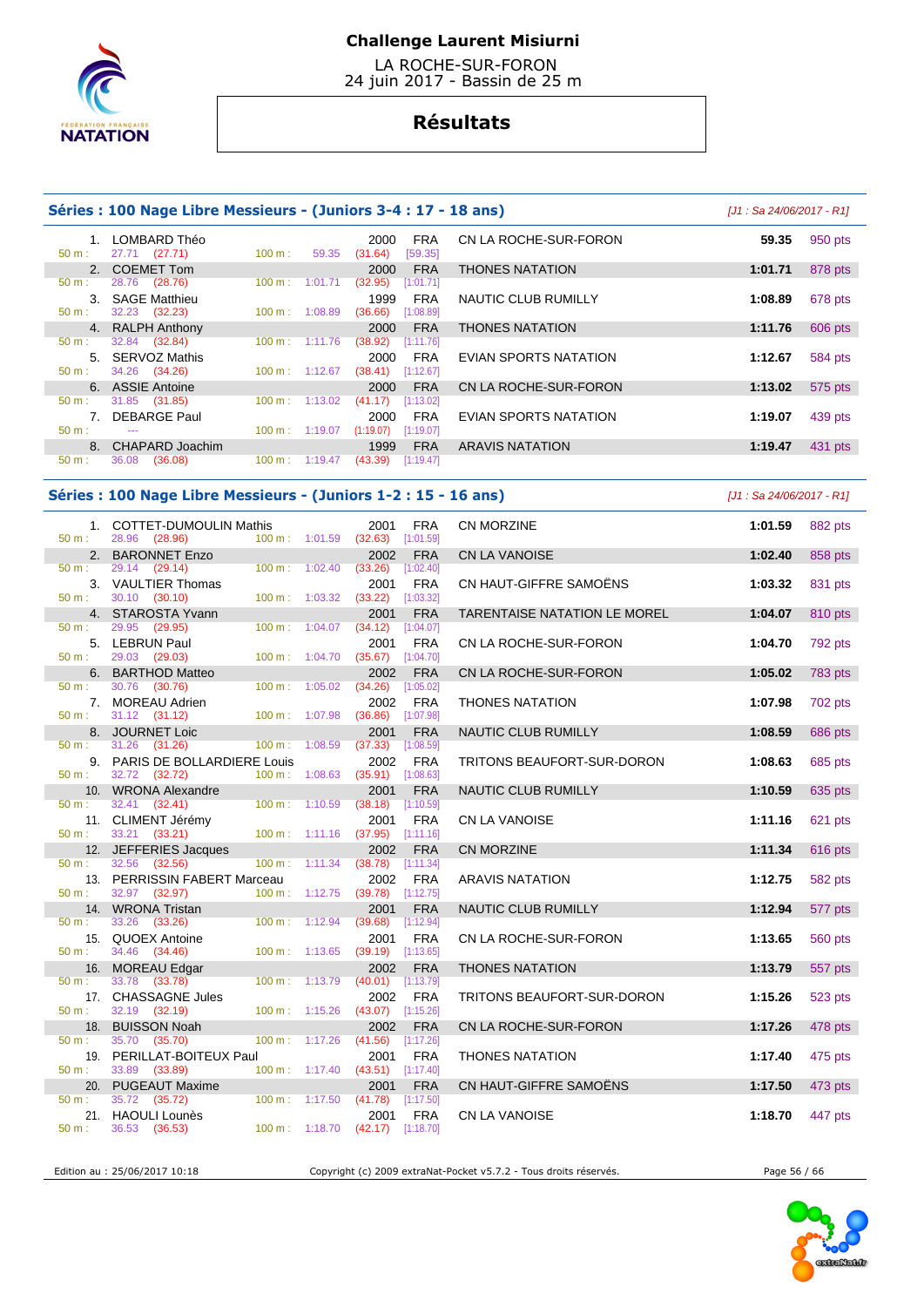# Challenge Laurent Misiurni

LA ROCHE-SUR-FORON
24 juin 2017 - Bassin de 25 m

## Résultats

### Séries : 100 Nage Libre Messieurs - (Juniors 3-4 : 17 - 18 ans)

[J1 : Sa 24/06/2017 - R1]

| Place | Nom | Année | Nat. | Club | Temps | Points |
|---|---|---|---|---|---|---|
| 1. | LOMBARD Théo | 2000 | FRA | CN LA ROCHE-SUR-FORON | 59.35 | 950 pts |
| | 50 m : 27.71 (27.71) / 100 m : 59.35 (31.64) [59.35] | | | | | |
| 2. | COEMET Tom | 2000 | FRA | THONES NATATION | 1:01.71 | 878 pts |
| | 50 m : 28.76 (28.76) / 100 m : 1:01.71 (32.95) [1:01.71] | | | | | |
| 3. | SAGE Matthieu | 1999 | FRA | NAUTIC CLUB RUMILLY | 1:08.89 | 678 pts |
| | 50 m : 32.23 (32.23) / 100 m : 1:08.89 (36.66) [1:08.89] | | | | | |
| 4. | RALPH Anthony | 2000 | FRA | THONES NATATION | 1:11.76 | 606 pts |
| | 50 m : 32.84 (32.84) / 100 m : 1:11.76 (38.92) [1:11.76] | | | | | |
| 5. | SERVOZ Mathis | 2000 | FRA | EVIAN SPORTS NATATION | 1:12.67 | 584 pts |
| | 50 m : 34.26 (34.26) / 100 m : 1:12.67 (38.41) [1:12.67] | | | | | |
| 6. | ASSIE Antoine | 2000 | FRA | CN LA ROCHE-SUR-FORON | 1:13.02 | 575 pts |
| | 50 m : 31.85 (31.85) / 100 m : 1:13.02 (41.17) [1:13.02] | | | | | |
| 7. | DEBARGE Paul | 2000 | FRA | EVIAN SPORTS NATATION | 1:19.07 | 439 pts |
| | 50 m : --- / 100 m : 1:19.07 (1:19.07) [1:19.07] | | | | | |
| 8. | CHAPARD Joachim | 1999 | FRA | ARAVIS NATATION | 1:19.47 | 431 pts |
| | 50 m : 36.08 (36.08) / 100 m : 1:19.47 (43.39) [1:19.47] | | | | | |

### Séries : 100 Nage Libre Messieurs - (Juniors 1-2 : 15 - 16 ans)

[J1 : Sa 24/06/2017 - R1]

| Place | Nom | Année | Nat. | Club | Temps | Points |
|---|---|---|---|---|---|---|
| 1. | COTTET-DUMOULIN Mathis | 2001 | FRA | CN MORZINE | 1:01.59 | 882 pts |
| | 50 m : 28.96 (28.96) / 100 m : 1:01.59 (32.63) [1:01.59] | | | | | |
| 2. | BARONNET Enzo | 2002 | FRA | CN LA VANOISE | 1:02.40 | 858 pts |
| | 50 m : 29.14 (29.14) / 100 m : 1:02.40 (33.26) [1:02.40] | | | | | |
| 3. | VAULTIER Thomas | 2001 | FRA | CN HAUT-GIFFRE SAMOËNS | 1:03.32 | 831 pts |
| | 50 m : 30.10 (30.10) / 100 m : 1:03.32 (33.22) [1:03.32] | | | | | |
| 4. | STAROSTA Yvann | 2001 | FRA | TARENTAISE NATATION LE MOREL | 1:04.07 | 810 pts |
| | 50 m : 29.95 (29.95) / 100 m : 1:04.07 (34.12) [1:04.07] | | | | | |
| 5. | LEBRUN Paul | 2001 | FRA | CN LA ROCHE-SUR-FORON | 1:04.70 | 792 pts |
| | 50 m : 29.03 (29.03) / 100 m : 1:04.70 (35.67) [1:04.70] | | | | | |
| 6. | BARTHOD Matteo | 2002 | FRA | CN LA ROCHE-SUR-FORON | 1:05.02 | 783 pts |
| | 50 m : 30.76 (30.76) / 100 m : 1:05.02 (34.26) [1:05.02] | | | | | |
| 7. | MOREAU Adrien | 2002 | FRA | THONES NATATION | 1:07.98 | 702 pts |
| | 50 m : 31.12 (31.12) / 100 m : 1:07.98 (36.86) [1:07.98] | | | | | |
| 8. | JOURNET Loic | 2001 | FRA | NAUTIC CLUB RUMILLY | 1:08.59 | 686 pts |
| | 50 m : 31.26 (31.26) / 100 m : 1:08.59 (37.33) [1:08.59] | | | | | |
| 9. | PARIS DE BOLLARDIERE Louis | 2002 | FRA | TRITONS BEAUFORT-SUR-DORON | 1:08.63 | 685 pts |
| | 50 m : 32.72 (32.72) / 100 m : 1:08.63 (35.91) [1:08.63] | | | | | |
| 10. | WRONA Alexandre | 2001 | FRA | NAUTIC CLUB RUMILLY | 1:10.59 | 635 pts |
| | 50 m : 32.41 (32.41) / 100 m : 1:10.59 (38.18) [1:10.59] | | | | | |
| 11. | CLIMENT Jérémy | 2001 | FRA | CN LA VANOISE | 1:11.16 | 621 pts |
| | 50 m : 33.21 (33.21) / 100 m : 1:11.16 (37.95) [1:11.16] | | | | | |
| 12. | JEFFERIES Jacques | 2002 | FRA | CN MORZINE | 1:11.34 | 616 pts |
| | 50 m : 32.56 (32.56) / 100 m : 1:11.34 (38.78) [1:11.34] | | | | | |
| 13. | PERRISSIN FABERT Marceau | 2002 | FRA | ARAVIS NATATION | 1:12.75 | 582 pts |
| | 50 m : 32.97 (32.97) / 100 m : 1:12.75 (39.78) [1:12.75] | | | | | |
| 14. | WRONA Tristan | 2001 | FRA | NAUTIC CLUB RUMILLY | 1:12.94 | 577 pts |
| | 50 m : 33.26 (33.26) / 100 m : 1:12.94 (39.68) [1:12.94] | | | | | |
| 15. | QUOEX Antoine | 2001 | FRA | CN LA ROCHE-SUR-FORON | 1:13.65 | 560 pts |
| | 50 m : 34.46 (34.46) / 100 m : 1:13.65 (39.19) [1:13.65] | | | | | |
| 16. | MOREAU Edgar | 2002 | FRA | THONES NATATION | 1:13.79 | 557 pts |
| | 50 m : 33.78 (33.78) / 100 m : 1:13.79 (40.01) [1:13.79] | | | | | |
| 17. | CHASSAGNE Jules | 2002 | FRA | TRITONS BEAUFORT-SUR-DORON | 1:15.26 | 523 pts |
| | 50 m : 32.19 (32.19) / 100 m : 1:15.26 (43.07) [1:15.26] | | | | | |
| 18. | BUISSON Noah | 2002 | FRA | CN LA ROCHE-SUR-FORON | 1:17.26 | 478 pts |
| | 50 m : 35.70 (35.70) / 100 m : 1:17.26 (41.56) [1:17.26] | | | | | |
| 19. | PERILLAT-BOITEUX Paul | 2001 | FRA | THONES NATATION | 1:17.40 | 475 pts |
| | 50 m : 33.89 (33.89) / 100 m : 1:17.40 (43.51) [1:17.40] | | | | | |
| 20. | PUGEAUT Maxime | 2001 | FRA | CN HAUT-GIFFRE SAMOËNS | 1:17.50 | 473 pts |
| | 50 m : 35.72 (35.72) / 100 m : 1:17.50 (41.78) [1:17.50] | | | | | |
| 21. | HAOULI Lounès | 2001 | FRA | CN LA VANOISE | 1:18.70 | 447 pts |
| | 50 m : 36.53 (36.53) / 100 m : 1:18.70 (42.17) [1:18.70] | | | | | |

Edition au : 25/06/2017 10:18 — Copyright (c) 2009 extraNat-Pocket v5.7.2 - Tous droits réservés.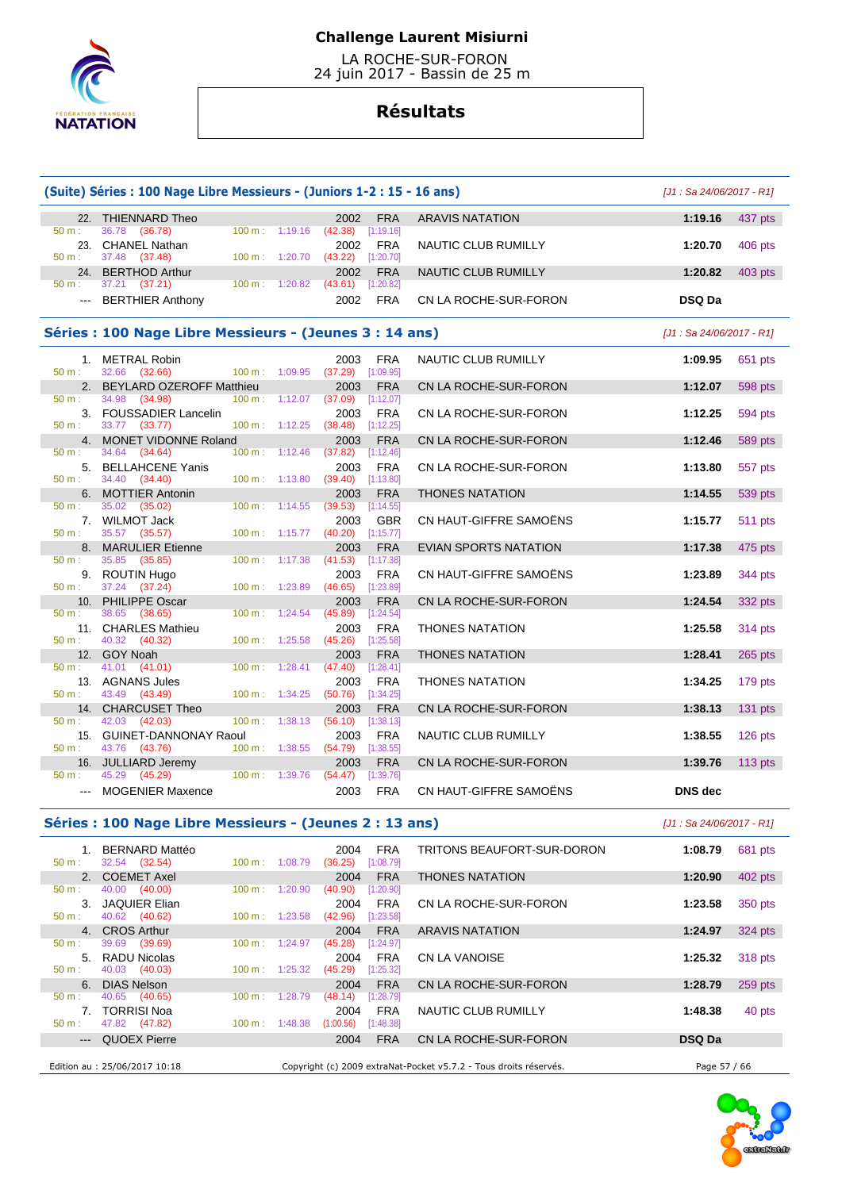**Challenge Laurent Misiurni**

LA ROCHE-SUR-FORON
24 juin 2017 - Bassin de 25 m

# Résultats

## (Suite) Séries : 100 Nage Libre Messieurs - (Juniors 1-2 : 15 - 16 ans)

*[J1 : Sa 24/06/2017 - R1]*

| Pl. | Nom | Année | Nat. | Club | Temps | Points |
|---|---|---|---|---|---|---|
| 22. | THIENNARD Theo | 2002 | FRA | ARAVIS NATATION | 1:19.16 | 437 pts |
| | 50 m : 36.78 (36.78) 100 m : 1:19.16 (42.38) [1:19.16] | | | | | |
| 23. | CHANEL Nathan | 2002 | FRA | NAUTIC CLUB RUMILLY | 1:20.70 | 406 pts |
| | 50 m : 37.48 (37.48) 100 m : 1:20.70 (43.22) [1:20.70] | | | | | |
| 24. | BERTHOD Arthur | 2002 | FRA | NAUTIC CLUB RUMILLY | 1:20.82 | 403 pts |
| | 50 m : 37.21 (37.21) 100 m : 1:20.82 (43.61) [1:20.82] | | | | | |
| --- | BERTHIER Anthony | 2002 | FRA | CN LA ROCHE-SUR-FORON | DSQ Da | |

## Séries : 100 Nage Libre Messieurs - (Jeunes 3 : 14 ans)

*[J1 : Sa 24/06/2017 - R1]*

| Pl. | Nom | Année | Nat. | Club | Temps | Points |
|---|---|---|---|---|---|---|
| 1. | METRAL Robin | 2003 | FRA | NAUTIC CLUB RUMILLY | 1:09.95 | 651 pts |
| | 50 m : 32.66 (32.66) 100 m : 1:09.95 (37.29) [1:09.95] | | | | | |
| 2. | BEYLARD OZEROFF Matthieu | 2003 | FRA | CN LA ROCHE-SUR-FORON | 1:12.07 | 598 pts |
| | 50 m : 34.98 (34.98) 100 m : 1:12.07 (37.09) [1:12.07] | | | | | |
| 3. | FOUSSADIER Lancelin | 2003 | FRA | CN LA ROCHE-SUR-FORON | 1:12.25 | 594 pts |
| | 50 m : 33.77 (33.77) 100 m : 1:12.25 (38.48) [1:12.25] | | | | | |
| 4. | MONET VIDONNE Roland | 2003 | FRA | CN LA ROCHE-SUR-FORON | 1:12.46 | 589 pts |
| | 50 m : 34.64 (34.64) 100 m : 1:12.46 (37.82) [1:12.46] | | | | | |
| 5. | BELLAHCENE Yanis | 2003 | FRA | CN LA ROCHE-SUR-FORON | 1:13.80 | 557 pts |
| | 50 m : 34.40 (34.40) 100 m : 1:13.80 (39.40) [1:13.80] | | | | | |
| 6. | MOTTIER Antonin | 2003 | FRA | THONES NATATION | 1:14.55 | 539 pts |
| | 50 m : 35.02 (35.02) 100 m : 1:14.55 (39.53) [1:14.55] | | | | | |
| 7. | WILMOT Jack | 2003 | GBR | CN HAUT-GIFFRE SAMOËNS | 1:15.77 | 511 pts |
| | 50 m : 35.57 (35.57) 100 m : 1:15.77 (40.20) [1:15.77] | | | | | |
| 8. | MARULIER Etienne | 2003 | FRA | EVIAN SPORTS NATATION | 1:17.38 | 475 pts |
| | 50 m : 35.85 (35.85) 100 m : 1:17.38 (41.53) [1:17.38] | | | | | |
| 9. | ROUTIN Hugo | 2003 | FRA | CN HAUT-GIFFRE SAMOËNS | 1:23.89 | 344 pts |
| | 50 m : 37.24 (37.24) 100 m : 1:23.89 (46.65) [1:23.89] | | | | | |
| 10. | PHILIPPE Oscar | 2003 | FRA | CN LA ROCHE-SUR-FORON | 1:24.54 | 332 pts |
| | 50 m : 38.65 (38.65) 100 m : 1:24.54 (45.89) [1:24.54] | | | | | |
| 11. | CHARLES Mathieu | 2003 | FRA | THONES NATATION | 1:25.58 | 314 pts |
| | 50 m : 40.32 (40.32) 100 m : 1:25.58 (45.26) [1:25.58] | | | | | |
| 12. | GOY Noah | 2003 | FRA | THONES NATATION | 1:28.41 | 265 pts |
| | 50 m : 41.01 (41.01) 100 m : 1:28.41 (47.40) [1:28.41] | | | | | |
| 13. | AGNANS Jules | 2003 | FRA | THONES NATATION | 1:34.25 | 179 pts |
| | 50 m : 43.49 (43.49) 100 m : 1:34.25 (50.76) [1:34.25] | | | | | |
| 14. | CHARCUSET Theo | 2003 | FRA | CN LA ROCHE-SUR-FORON | 1:38.13 | 131 pts |
| | 50 m : 42.03 (42.03) 100 m : 1:38.13 (56.10) [1:38.13] | | | | | |
| 15. | GUINET-DANNONAY Raoul | 2003 | FRA | NAUTIC CLUB RUMILLY | 1:38.55 | 126 pts |
| | 50 m : 43.76 (43.76) 100 m : 1:38.55 (54.79) [1:38.55] | | | | | |
| 16. | JULLIARD Jeremy | 2003 | FRA | CN LA ROCHE-SUR-FORON | 1:39.76 | 113 pts |
| | 50 m : 45.29 (45.29) 100 m : 1:39.76 (54.47) [1:39.76] | | | | | |
| --- | MOGENIER Maxence | 2003 | FRA | CN HAUT-GIFFRE SAMOËNS | DNS dec | |

## Séries : 100 Nage Libre Messieurs - (Jeunes 2 : 13 ans)

*[J1 : Sa 24/06/2017 - R1]*

| Pl. | Nom | Année | Nat. | Club | Temps | Points |
|---|---|---|---|---|---|---|
| 1. | BERNARD Mattéo | 2004 | FRA | TRITONS BEAUFORT-SUR-DORON | 1:08.79 | 681 pts |
| | 50 m : 32.54 (32.54) 100 m : 1:08.79 (36.25) [1:08.79] | | | | | |
| 2. | COEMET Axel | 2004 | FRA | THONES NATATION | 1:20.90 | 402 pts |
| | 50 m : 40.00 (40.00) 100 m : 1:20.90 (40.90) [1:20.90] | | | | | |
| 3. | JAQUIER Elian | 2004 | FRA | CN LA ROCHE-SUR-FORON | 1:23.58 | 350 pts |
| | 50 m : 40.62 (40.62) 100 m : 1:23.58 (42.96) [1:23.58] | | | | | |
| 4. | CROS Arthur | 2004 | FRA | ARAVIS NATATION | 1:24.97 | 324 pts |
| | 50 m : 39.69 (39.69) 100 m : 1:24.97 (45.28) [1:24.97] | | | | | |
| 5. | RADU Nicolas | 2004 | FRA | CN LA VANOISE | 1:25.32 | 318 pts |
| | 50 m : 40.03 (40.03) 100 m : 1:25.32 (45.29) [1:25.32] | | | | | |
| 6. | DIAS Nelson | 2004 | FRA | CN LA ROCHE-SUR-FORON | 1:28.79 | 259 pts |
| | 50 m : 40.65 (40.65) 100 m : 1:28.79 (48.14) [1:28.79] | | | | | |
| 7. | TORRISI Noa | 2004 | FRA | NAUTIC CLUB RUMILLY | 1:48.38 | 40 pts |
| | 50 m : 47.82 (47.82) 100 m : 1:48.38 (1:00.56) [1:48.38] | | | | | |
| --- | QUOEX Pierre | 2004 | FRA | CN LA ROCHE-SUR-FORON | DSQ Da | |

Edition au : 25/06/2017 10:18 — Copyright (c) 2009 extraNat-Pocket v5.7.2 - Tous droits réservés.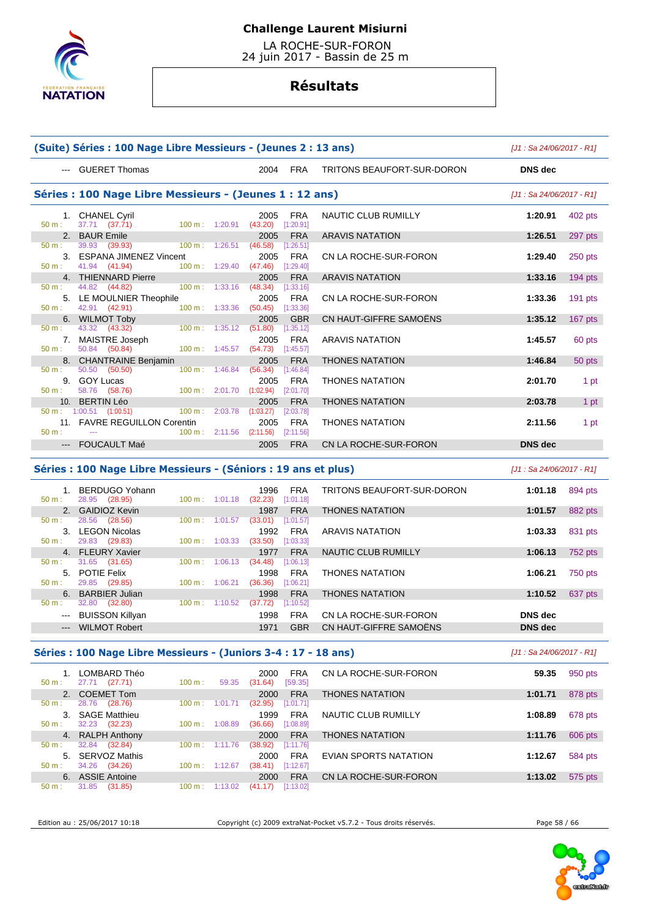# Challenge Laurent Misiurni

LA ROCHE-SUR-FORON
24 juin 2017 - Bassin de 25 m

## Résultats

### (Suite) Séries : 100 Nage Libre Messieurs - (Jeunes 2 : 13 ans)

*[J1 : Sa 24/06/2017 - R1]*

| Rang | Nom | Année | Nat. | Club | Temps | Points |
|---|---|---|---|---|---|---|
| --- | GUERET Thomas | 2004 | FRA | TRITONS BEAUFORT-SUR-DORON | DNS dec | |

### Séries : 100 Nage Libre Messieurs - (Jeunes 1 : 12 ans)

*[J1 : Sa 24/06/2017 - R1]*

| Rang | Nom | Année | Nat. | Club | Temps | Points |
|---|---|---|---|---|---|---|
| 1. | CHANEL Cyril | 2005 | FRA | NAUTIC CLUB RUMILLY | 1:20.91 | 402 pts |
| | 50 m : 37.71 (37.71) / 100 m : 1:20.91 (43.20) [1:20.91] | | | | | |
| 2. | BAUR Emile | 2005 | FRA | ARAVIS NATATION | 1:26.51 | 297 pts |
| | 50 m : 39.93 (39.93) / 100 m : 1:26.51 (46.58) [1:26.51] | | | | | |
| 3. | ESPANA JIMENEZ Vincent | 2005 | FRA | CN LA ROCHE-SUR-FORON | 1:29.40 | 250 pts |
| | 50 m : 41.94 (41.94) / 100 m : 1:29.40 (47.46) [1:29.40] | | | | | |
| 4. | THIENNARD Pierre | 2005 | FRA | ARAVIS NATATION | 1:33.16 | 194 pts |
| | 50 m : 44.82 (44.82) / 100 m : 1:33.16 (48.34) [1:33.16] | | | | | |
| 5. | LE MOULNIER Theophile | 2005 | FRA | CN LA ROCHE-SUR-FORON | 1:33.36 | 191 pts |
| | 50 m : 42.91 (42.91) / 100 m : 1:33.36 (50.45) [1:33.36] | | | | | |
| 6. | WILMOT Toby | 2005 | GBR | CN HAUT-GIFFRE SAMOËNS | 1:35.12 | 167 pts |
| | 50 m : 43.32 (43.32) / 100 m : 1:35.12 (51.80) [1:35.12] | | | | | |
| 7. | MAISTRE Joseph | 2005 | FRA | ARAVIS NATATION | 1:45.57 | 60 pts |
| | 50 m : 50.84 (50.84) / 100 m : 1:45.57 (54.73) [1:45.57] | | | | | |
| 8. | CHANTRAINE Benjamin | 2005 | FRA | THONES NATATION | 1:46.84 | 50 pts |
| | 50 m : 50.50 (50.50) / 100 m : 1:46.84 (56.34) [1:46.84] | | | | | |
| 9. | GOY Lucas | 2005 | FRA | THONES NATATION | 2:01.70 | 1 pt |
| | 50 m : 58.76 (58.76) / 100 m : 2:01.70 (1:02.94) [2:01.70] | | | | | |
| 10. | BERTIN Léo | 2005 | FRA | THONES NATATION | 2:03.78 | 1 pt |
| | 50 m : 1:00.51 (1:00.51) / 100 m : 2:03.78 (1:03.27) [2:03.78] | | | | | |
| 11. | FAVRE REGUILLON Corentin | 2005 | FRA | THONES NATATION | 2:11.56 | 1 pt |
| | 50 m : --- / 100 m : 2:11.56 (2:11.56) [2:11.56] | | | | | |
| --- | FOUCAULT Maé | 2005 | FRA | CN LA ROCHE-SUR-FORON | DNS dec | |

### Séries : 100 Nage Libre Messieurs - (Séniors : 19 ans et plus)

*[J1 : Sa 24/06/2017 - R1]*

| Rang | Nom | Année | Nat. | Club | Temps | Points |
|---|---|---|---|---|---|---|
| 1. | BERDUGO Yohann | 1996 | FRA | TRITONS BEAUFORT-SUR-DORON | 1:01.18 | 894 pts |
| | 50 m : 28.95 (28.95) / 100 m : 1:01.18 (32.23) [1:01.18] | | | | | |
| 2. | GAIDIOZ Kevin | 1987 | FRA | THONES NATATION | 1:01.57 | 882 pts |
| | 50 m : 28.56 (28.56) / 100 m : 1:01.57 (33.01) [1:01.57] | | | | | |
| 3. | LEGON Nicolas | 1992 | FRA | ARAVIS NATATION | 1:03.33 | 831 pts |
| | 50 m : 29.83 (29.83) / 100 m : 1:03.33 (33.50) [1:03.33] | | | | | |
| 4. | FLEURY Xavier | 1977 | FRA | NAUTIC CLUB RUMILLY | 1:06.13 | 752 pts |
| | 50 m : 31.65 (31.65) / 100 m : 1:06.13 (34.48) [1:06.13] | | | | | |
| 5. | POTIE Felix | 1998 | FRA | THONES NATATION | 1:06.21 | 750 pts |
| | 50 m : 29.85 (29.85) / 100 m : 1:06.21 (36.36) [1:06.21] | | | | | |
| 6. | BARBIER Julian | 1998 | FRA | THONES NATATION | 1:10.52 | 637 pts |
| | 50 m : 32.80 (32.80) / 100 m : 1:10.52 (37.72) [1:10.52] | | | | | |
| --- | BUISSON Killyan | 1998 | FRA | CN LA ROCHE-SUR-FORON | DNS dec | |
| --- | WILMOT Robert | 1971 | GBR | CN HAUT-GIFFRE SAMOËNS | DNS dec | |

### Séries : 100 Nage Libre Messieurs - (Juniors 3-4 : 17 - 18 ans)

*[J1 : Sa 24/06/2017 - R1]*

| Rang | Nom | Année | Nat. | Club | Temps | Points |
|---|---|---|---|---|---|---|
| 1. | LOMBARD Théo | 2000 | FRA | CN LA ROCHE-SUR-FORON | 59.35 | 950 pts |
| | 50 m : 27.71 (27.71) / 100 m : 59.35 (31.64) [59.35] | | | | | |
| 2. | COEMET Tom | 2000 | FRA | THONES NATATION | 1:01.71 | 878 pts |
| | 50 m : 28.76 (28.76) / 100 m : 1:01.71 (32.95) [1:01.71] | | | | | |
| 3. | SAGE Matthieu | 1999 | FRA | NAUTIC CLUB RUMILLY | 1:08.89 | 678 pts |
| | 50 m : 32.23 (32.23) / 100 m : 1:08.89 (36.66) [1:08.89] | | | | | |
| 4. | RALPH Anthony | 2000 | FRA | THONES NATATION | 1:11.76 | 606 pts |
| | 50 m : 32.84 (32.84) / 100 m : 1:11.76 (38.92) [1:11.76] | | | | | |
| 5. | SERVOZ Mathis | 2000 | FRA | EVIAN SPORTS NATATION | 1:12.67 | 584 pts |
| | 50 m : 34.26 (34.26) / 100 m : 1:12.67 (38.41) [1:12.67] | | | | | |
| 6. | ASSIE Antoine | 2000 | FRA | CN LA ROCHE-SUR-FORON | 1:13.02 | 575 pts |
| | 50 m : 31.85 (31.85) / 100 m : 1:13.02 (41.17) [1:13.02] | | | | | |

Edition au : 25/06/2017 10:18 — Copyright (c) 2009 extraNat-Pocket v5.7.2 - Tous droits réservés.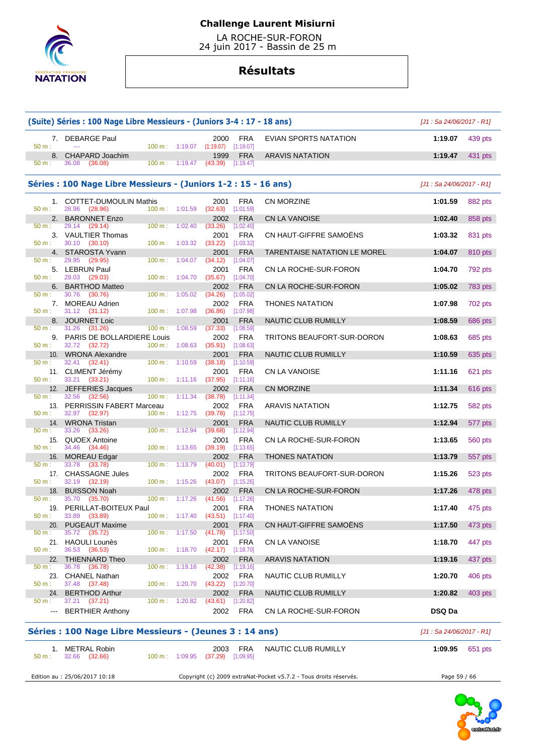# Challenge Laurent Misiurni

LA ROCHE-SUR-FORON
24 juin 2017 - Bassin de 25 m

## Résultats

### (Suite) Séries : 100 Nage Libre Messieurs - (Juniors 3-4 : 17 - 18 ans)

[J1 : Sa 24/06/2017 - R1]

| Rang | Nom | Année | Nat. | Club | Temps | Points |
|---|---|---|---|---|---|---|
| 7. | DEBARGE Paul | 2000 | FRA | EVIAN SPORTS NATATION | 1:19.07 | 439 pts |
| | 50 m : --- / 100 m : 1:19.07 (1:19.07) [1:19.07] | | | | | |
| 8. | CHAPARD Joachim | 1999 | FRA | ARAVIS NATATION | 1:19.47 | 431 pts |
| | 50 m : 36.08 (36.08) / 100 m : 1:19.47 (43.39) [1:19.47] | | | | | |

### Séries : 100 Nage Libre Messieurs - (Juniors 1-2 : 15 - 16 ans)

[J1 : Sa 24/06/2017 - R1]

| Rang | Nom | Année | Nat. | Club | Temps | Points |
|---|---|---|---|---|---|---|
| 1. | COTTET-DUMOULIN Mathis | 2001 | FRA | CN MORZINE | 1:01.59 | 882 pts |
| | 50 m : 28.96 (28.96) / 100 m : 1:01.59 (32.63) [1:01.59] | | | | | |
| 2. | BARONNET Enzo | 2002 | FRA | CN LA VANOISE | 1:02.40 | 858 pts |
| | 50 m : 29.14 (29.14) / 100 m : 1:02.40 (33.26) [1:02.40] | | | | | |
| 3. | VAULTIER Thomas | 2001 | FRA | CN HAUT-GIFFRE SAMOËNS | 1:03.32 | 831 pts |
| | 50 m : 30.10 (30.10) / 100 m : 1:03.32 (33.22) [1:03.32] | | | | | |
| 4. | STAROSTA Yvann | 2001 | FRA | TARENTAISE NATATION LE MOREL | 1:04.07 | 810 pts |
| | 50 m : 29.95 (29.95) / 100 m : 1:04.07 (34.12) [1:04.07] | | | | | |
| 5. | LEBRUN Paul | 2001 | FRA | CN LA ROCHE-SUR-FORON | 1:04.70 | 792 pts |
| | 50 m : 29.03 (29.03) / 100 m : 1:04.70 (35.67) [1:04.70] | | | | | |
| 6. | BARTHOD Matteo | 2002 | FRA | CN LA ROCHE-SUR-FORON | 1:05.02 | 783 pts |
| | 50 m : 30.76 (30.76) / 100 m : 1:05.02 (34.26) [1:05.02] | | | | | |
| 7. | MOREAU Adrien | 2002 | FRA | THONES NATATION | 1:07.98 | 702 pts |
| | 50 m : 31.12 (31.12) / 100 m : 1:07.98 (36.86) [1:07.98] | | | | | |
| 8. | JOURNET Loic | 2001 | FRA | NAUTIC CLUB RUMILLY | 1:08.59 | 686 pts |
| | 50 m : 31.26 (31.26) / 100 m : 1:08.59 (37.33) [1:08.59] | | | | | |
| 9. | PARIS DE BOLLARDIERE Louis | 2002 | FRA | TRITONS BEAUFORT-SUR-DORON | 1:08.63 | 685 pts |
| | 50 m : 32.72 (32.72) / 100 m : 1:08.63 (35.91) [1:08.63] | | | | | |
| 10. | WRONA Alexandre | 2001 | FRA | NAUTIC CLUB RUMILLY | 1:10.59 | 635 pts |
| | 50 m : 32.41 (32.41) / 100 m : 1:10.59 (38.18) [1:10.59] | | | | | |
| 11. | CLIMENT Jérémy | 2001 | FRA | CN LA VANOISE | 1:11.16 | 621 pts |
| | 50 m : 33.21 (33.21) / 100 m : 1:11.16 (37.95) [1:11.16] | | | | | |
| 12. | JEFFERIES Jacques | 2002 | FRA | CN MORZINE | 1:11.34 | 616 pts |
| | 50 m : 32.56 (32.56) / 100 m : 1:11.34 (38.78) [1:11.34] | | | | | |
| 13. | PERRISSIN FABERT Marceau | 2002 | FRA | ARAVIS NATATION | 1:12.75 | 582 pts |
| | 50 m : 32.97 (32.97) / 100 m : 1:12.75 (39.78) [1:12.75] | | | | | |
| 14. | WRONA Tristan | 2001 | FRA | NAUTIC CLUB RUMILLY | 1:12.94 | 577 pts |
| | 50 m : 33.26 (33.26) / 100 m : 1:12.94 (39.68) [1:12.94] | | | | | |
| 15. | QUOEX Antoine | 2001 | FRA | CN LA ROCHE-SUR-FORON | 1:13.65 | 560 pts |
| | 50 m : 34.46 (34.46) / 100 m : 1:13.65 (39.19) [1:13.65] | | | | | |
| 16. | MOREAU Edgar | 2002 | FRA | THONES NATATION | 1:13.79 | 557 pts |
| | 50 m : 33.78 (33.78) / 100 m : 1:13.79 (40.01) [1:13.79] | | | | | |
| 17. | CHASSAGNE Jules | 2002 | FRA | TRITONS BEAUFORT-SUR-DORON | 1:15.26 | 523 pts |
| | 50 m : 32.19 (32.19) / 100 m : 1:15.26 (43.07) [1:15.26] | | | | | |
| 18. | BUISSON Noah | 2002 | FRA | CN LA ROCHE-SUR-FORON | 1:17.26 | 478 pts |
| | 50 m : 35.70 (35.70) / 100 m : 1:17.26 (41.56) [1:17.26] | | | | | |
| 19. | PERILLAT-BOITEUX Paul | 2001 | FRA | THONES NATATION | 1:17.40 | 475 pts |
| | 50 m : 33.89 (33.89) / 100 m : 1:17.40 (43.51) [1:17.40] | | | | | |
| 20. | PUGEAUT Maxime | 2001 | FRA | CN HAUT-GIFFRE SAMOËNS | 1:17.50 | 473 pts |
| | 50 m : 35.72 (35.72) / 100 m : 1:17.50 (41.78) [1:17.50] | | | | | |
| 21. | HAOULI Lounès | 2001 | FRA | CN LA VANOISE | 1:18.70 | 447 pts |
| | 50 m : 36.53 (36.53) / 100 m : 1:18.70 (42.17) [1:18.70] | | | | | |
| 22. | THIENNARD Theo | 2002 | FRA | ARAVIS NATATION | 1:19.16 | 437 pts |
| | 50 m : 36.78 (36.78) / 100 m : 1:19.16 (42.38) [1:19.16] | | | | | |
| 23. | CHANEL Nathan | 2002 | FRA | NAUTIC CLUB RUMILLY | 1:20.70 | 406 pts |
| | 50 m : 37.48 (37.48) / 100 m : 1:20.70 (43.22) [1:20.70] | | | | | |
| 24. | BERTHOD Arthur | 2002 | FRA | NAUTIC CLUB RUMILLY | 1:20.82 | 403 pts |
| | 50 m : 37.21 (37.21) / 100 m : 1:20.82 (43.61) [1:20.82] | | | | | |
| --- | BERTHIER Anthony | 2002 | FRA | CN LA ROCHE-SUR-FORON | DSQ Da | |

### Séries : 100 Nage Libre Messieurs - (Jeunes 3 : 14 ans)

[J1 : Sa 24/06/2017 - R1]

| Rang | Nom | Année | Nat. | Club | Temps | Points |
|---|---|---|---|---|---|---|
| 1. | METRAL Robin | 2003 | FRA | NAUTIC CLUB RUMILLY | 1:09.95 | 651 pts |
| | 50 m : 32.66 (32.66) / 100 m : 1:09.95 (37.29) [1:09.95] | | | | | |

Edition au : 25/06/2017 10:18 — Copyright (c) 2009 extraNat-Pocket v5.7.2 - Tous droits réservés.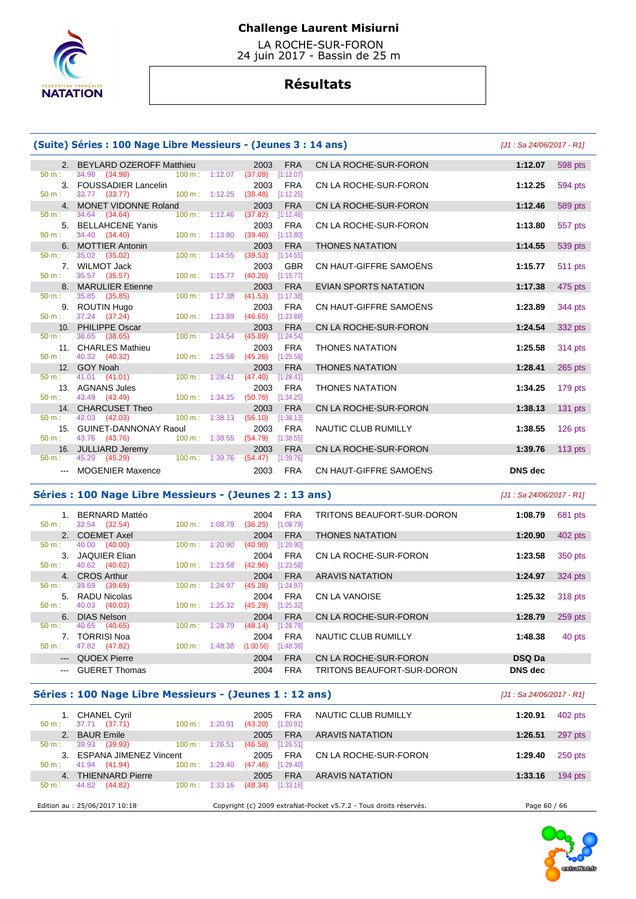# Challenge Laurent Misiurni

LA ROCHE-SUR-FORON
24 juin 2017 - Bassin de 25 m

## Résultats

### (Suite) Séries : 100 Nage Libre Messieurs - (Jeunes 3 : 14 ans)

*[J1 : Sa 24/06/2017 - R1]*

| Rang | Nom | Année | Nat. | Club | Temps | Points |
|---|---|---|---|---|---|---|
| 2. | BEYLARD OZEROFF Matthieu | 2003 | FRA | CN LA ROCHE-SUR-FORON | 1:12.07 | 598 pts |
| | 50 m : 34.98 (34.98) 100 m : 1:12.07 (37.09) [1:12.07] | | | | | |
| 3. | FOUSSADIER Lancelin | 2003 | FRA | CN LA ROCHE-SUR-FORON | 1:12.25 | 594 pts |
| | 50 m : 33.77 (33.77) 100 m : 1:12.25 (38.48) [1:12.25] | | | | | |
| 4. | MONET VIDONNE Roland | 2003 | FRA | CN LA ROCHE-SUR-FORON | 1:12.46 | 589 pts |
| | 50 m : 34.64 (34.64) 100 m : 1:12.46 (37.82) [1:12.46] | | | | | |
| 5. | BELLAHCENE Yanis | 2003 | FRA | CN LA ROCHE-SUR-FORON | 1:13.80 | 557 pts |
| | 50 m : 34.40 (34.40) 100 m : 1:13.80 (39.40) [1:13.80] | | | | | |
| 6. | MOTTIER Antonin | 2003 | FRA | THONES NATATION | 1:14.55 | 539 pts |
| | 50 m : 35.02 (35.02) 100 m : 1:14.55 (39.53) [1:14.55] | | | | | |
| 7. | WILMOT Jack | 2003 | GBR | CN HAUT-GIFFRE SAMOËNS | 1:15.77 | 511 pts |
| | 50 m : 35.57 (35.57) 100 m : 1:15.77 (40.20) [1:15.77] | | | | | |
| 8. | MARULIER Etienne | 2003 | FRA | EVIAN SPORTS NATATION | 1:17.38 | 475 pts |
| | 50 m : 35.85 (35.85) 100 m : 1:17.38 (41.53) [1:17.38] | | | | | |
| 9. | ROUTIN Hugo | 2003 | FRA | CN HAUT-GIFFRE SAMOËNS | 1:23.89 | 344 pts |
| | 50 m : 37.24 (37.24) 100 m : 1:23.89 (46.65) [1:23.89] | | | | | |
| 10. | PHILIPPE Oscar | 2003 | FRA | CN LA ROCHE-SUR-FORON | 1:24.54 | 332 pts |
| | 50 m : 38.65 (38.65) 100 m : 1:24.54 (45.89) [1:24.54] | | | | | |
| 11. | CHARLES Mathieu | 2003 | FRA | THONES NATATION | 1:25.58 | 314 pts |
| | 50 m : 40.32 (40.32) 100 m : 1:25.58 (45.26) [1:25.58] | | | | | |
| 12. | GOY Noah | 2003 | FRA | THONES NATATION | 1:28.41 | 265 pts |
| | 50 m : 41.01 (41.01) 100 m : 1:28.41 (47.40) [1:28.41] | | | | | |
| 13. | AGNANS Jules | 2003 | FRA | THONES NATATION | 1:34.25 | 179 pts |
| | 50 m : 43.49 (43.49) 100 m : 1:34.25 (50.76) [1:34.25] | | | | | |
| 14. | CHARCUSET Theo | 2003 | FRA | CN LA ROCHE-SUR-FORON | 1:38.13 | 131 pts |
| | 50 m : 42.03 (42.03) 100 m : 1:38.13 (56.10) [1:38.13] | | | | | |
| 15. | GUINET-DANNONAY Raoul | 2003 | FRA | NAUTIC CLUB RUMILLY | 1:38.55 | 126 pts |
| | 50 m : 43.76 (43.76) 100 m : 1:38.55 (54.79) [1:38.55] | | | | | |
| 16. | JULLIARD Jeremy | 2003 | FRA | CN LA ROCHE-SUR-FORON | 1:39.76 | 113 pts |
| | 50 m : 45.29 (45.29) 100 m : 1:39.76 (54.47) [1:39.76] | | | | | |
| --- | MOGENIER Maxence | 2003 | FRA | CN HAUT-GIFFRE SAMOËNS | DNS dec | |

### Séries : 100 Nage Libre Messieurs - (Jeunes 2 : 13 ans)

*[J1 : Sa 24/06/2017 - R1]*

| Rang | Nom | Année | Nat. | Club | Temps | Points |
|---|---|---|---|---|---|---|
| 1. | BERNARD Mattéo | 2004 | FRA | TRITONS BEAUFORT-SUR-DORON | 1:08.79 | 681 pts |
| | 50 m : 32.54 (32.54) 100 m : 1:08.79 (36.25) [1:08.79] | | | | | |
| 2. | COEMET Axel | 2004 | FRA | THONES NATATION | 1:20.90 | 402 pts |
| | 50 m : 40.00 (40.00) 100 m : 1:20.90 (40.90) [1:20.90] | | | | | |
| 3. | JAQUIER Elian | 2004 | FRA | CN LA ROCHE-SUR-FORON | 1:23.58 | 350 pts |
| | 50 m : 40.62 (40.62) 100 m : 1:23.58 (42.96) [1:23.58] | | | | | |
| 4. | CROS Arthur | 2004 | FRA | ARAVIS NATATION | 1:24.97 | 324 pts |
| | 50 m : 39.69 (39.69) 100 m : 1:24.97 (45.28) [1:24.97] | | | | | |
| 5. | RADU Nicolas | 2004 | FRA | CN LA VANOISE | 1:25.32 | 318 pts |
| | 50 m : 40.03 (40.03) 100 m : 1:25.32 (45.29) [1:25.32] | | | | | |
| 6. | DIAS Nelson | 2004 | FRA | CN LA ROCHE-SUR-FORON | 1:28.79 | 259 pts |
| | 50 m : 40.65 (40.65) 100 m : 1:28.79 (48.14) [1:28.79] | | | | | |
| 7. | TORRISI Noa | 2004 | FRA | NAUTIC CLUB RUMILLY | 1:48.38 | 40 pts |
| | 50 m : 47.82 (47.82) 100 m : 1:48.38 (1:00.56) [1:48.38] | | | | | |
| --- | QUOEX Pierre | 2004 | FRA | CN LA ROCHE-SUR-FORON | DSQ Da | |
| --- | GUERET Thomas | 2004 | FRA | TRITONS BEAUFORT-SUR-DORON | DNS dec | |

### Séries : 100 Nage Libre Messieurs - (Jeunes 1 : 12 ans)

*[J1 : Sa 24/06/2017 - R1]*

| Rang | Nom | Année | Nat. | Club | Temps | Points |
|---|---|---|---|---|---|---|
| 1. | CHANEL Cyril | 2005 | FRA | NAUTIC CLUB RUMILLY | 1:20.91 | 402 pts |
| | 50 m : 37.71 (37.71) 100 m : 1:20.91 (43.20) [1:20.91] | | | | | |
| 2. | BAUR Emile | 2005 | FRA | ARAVIS NATATION | 1:26.51 | 297 pts |
| | 50 m : 39.93 (39.93) 100 m : 1:26.51 (46.58) [1:26.51] | | | | | |
| 3. | ESPANA JIMENEZ Vincent | 2005 | FRA | CN LA ROCHE-SUR-FORON | 1:29.40 | 250 pts |
| | 50 m : 41.94 (41.94) 100 m : 1:29.40 (47.46) [1:29.40] | | | | | |
| 4. | THIENNARD Pierre | 2005 | FRA | ARAVIS NATATION | 1:33.16 | 194 pts |
| | 50 m : 44.82 (44.82) 100 m : 1:33.16 (48.34) [1:33.16] | | | | | |

Edition au : 25/06/2017 10:18 — Copyright (c) 2009 extraNat-Pocket v5.7.2 - Tous droits réservés.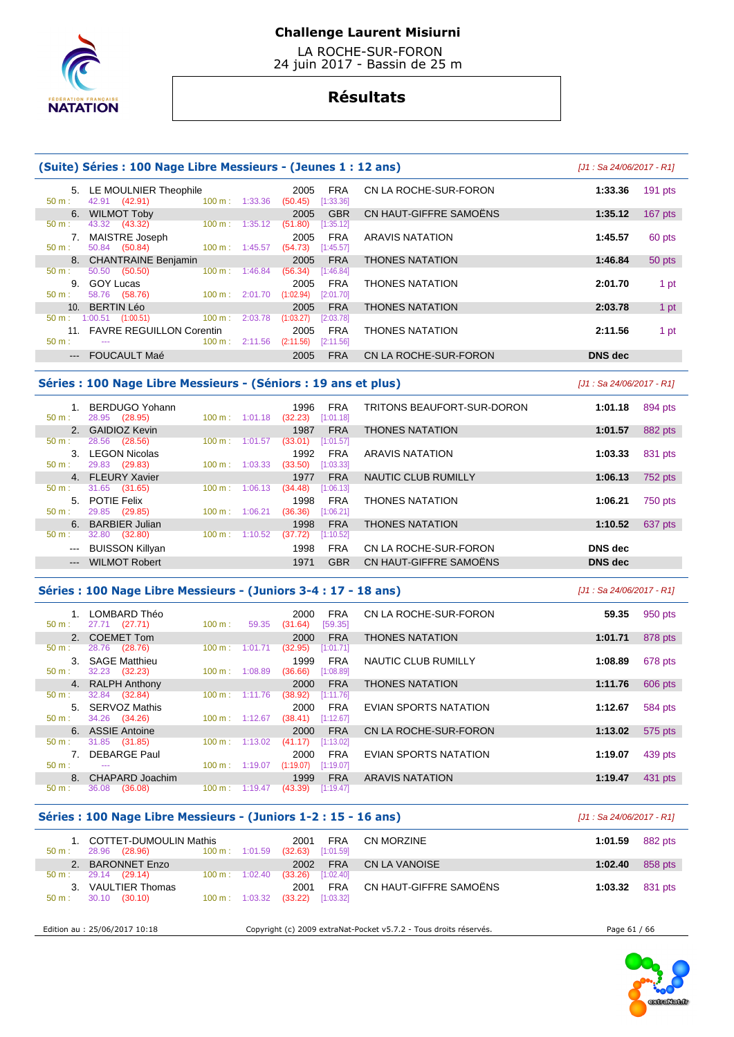# Challenge Laurent Misiurni

LA ROCHE-SUR-FORON
24 juin 2017 - Bassin de 25 m

## Résultats

### (Suite) Séries : 100 Nage Libre Messieurs - (Jeunes 1 : 12 ans)

*[J1 : Sa 24/06/2017 - R1]*

| Place | Nom | Année | Nat. | Club | Temps | Points |
|---|---|---|---|---|---|---|
| 5. | LE MOULNIER Theophile | 2005 | FRA | CN LA ROCHE-SUR-FORON | 1:33.36 | 191 pts |
| | 50 m : 42.91 (42.91) — 100 m : 1:33.36 (50.45) [1:33.36] | | | | | |
| 6. | WILMOT Toby | 2005 | GBR | CN HAUT-GIFFRE SAMOËNS | 1:35.12 | 167 pts |
| | 50 m : 43.32 (43.32) — 100 m : 1:35.12 (51.80) [1:35.12] | | | | | |
| 7. | MAISTRE Joseph | 2005 | FRA | ARAVIS NATATION | 1:45.57 | 60 pts |
| | 50 m : 50.84 (50.84) — 100 m : 1:45.57 (54.73) [1:45.57] | | | | | |
| 8. | CHANTRAINE Benjamin | 2005 | FRA | THONES NATATION | 1:46.84 | 50 pts |
| | 50 m : 50.50 (50.50) — 100 m : 1:46.84 (56.34) [1:46.84] | | | | | |
| 9. | GOY Lucas | 2005 | FRA | THONES NATATION | 2:01.70 | 1 pt |
| | 50 m : 58.76 (58.76) — 100 m : 2:01.70 (1:02.94) [2:01.70] | | | | | |
| 10. | BERTIN Léo | 2005 | FRA | THONES NATATION | 2:03.78 | 1 pt |
| | 50 m : 1:00.51 (1:00.51) — 100 m : 2:03.78 (1:03.27) [2:03.78] | | | | | |
| 11. | FAVRE REGUILLON Corentin | 2005 | FRA | THONES NATATION | 2:11.56 | 1 pt |
| | 50 m : --- — 100 m : 2:11.56 (2:11.56) [2:11.56] | | | | | |
| --- | FOUCAULT Maé | 2005 | FRA | CN LA ROCHE-SUR-FORON | DNS dec | |

### Séries : 100 Nage Libre Messieurs - (Séniors : 19 ans et plus)

*[J1 : Sa 24/06/2017 - R1]*

| Place | Nom | Année | Nat. | Club | Temps | Points |
|---|---|---|---|---|---|---|
| 1. | BERDUGO Yohann | 1996 | FRA | TRITONS BEAUFORT-SUR-DORON | 1:01.18 | 894 pts |
| | 50 m : 28.95 (28.95) — 100 m : 1:01.18 (32.23) [1:01.18] | | | | | |
| 2. | GAIDIOZ Kevin | 1987 | FRA | THONES NATATION | 1:01.57 | 882 pts |
| | 50 m : 28.56 (28.56) — 100 m : 1:01.57 (33.01) [1:01.57] | | | | | |
| 3. | LEGON Nicolas | 1992 | FRA | ARAVIS NATATION | 1:03.33 | 831 pts |
| | 50 m : 29.83 (29.83) — 100 m : 1:03.33 (33.50) [1:03.33] | | | | | |
| 4. | FLEURY Xavier | 1977 | FRA | NAUTIC CLUB RUMILLY | 1:06.13 | 752 pts |
| | 50 m : 31.65 (31.65) — 100 m : 1:06.13 (34.48) [1:06.13] | | | | | |
| 5. | POTIE Felix | 1998 | FRA | THONES NATATION | 1:06.21 | 750 pts |
| | 50 m : 29.85 (29.85) — 100 m : 1:06.21 (36.36) [1:06.21] | | | | | |
| 6. | BARBIER Julian | 1998 | FRA | THONES NATATION | 1:10.52 | 637 pts |
| | 50 m : 32.80 (32.80) — 100 m : 1:10.52 (37.72) [1:10.52] | | | | | |
| --- | BUISSON Killyan | 1998 | FRA | CN LA ROCHE-SUR-FORON | DNS dec | |
| --- | WILMOT Robert | 1971 | GBR | CN HAUT-GIFFRE SAMOËNS | DNS dec | |

### Séries : 100 Nage Libre Messieurs - (Juniors 3-4 : 17 - 18 ans)

*[J1 : Sa 24/06/2017 - R1]*

| Place | Nom | Année | Nat. | Club | Temps | Points |
|---|---|---|---|---|---|---|
| 1. | LOMBARD Théo | 2000 | FRA | CN LA ROCHE-SUR-FORON | 59.35 | 950 pts |
| | 50 m : 27.71 (27.71) — 100 m : 59.35 (31.64) [59.35] | | | | | |
| 2. | COEMET Tom | 2000 | FRA | THONES NATATION | 1:01.71 | 878 pts |
| | 50 m : 28.76 (28.76) — 100 m : 1:01.71 (32.95) [1:01.71] | | | | | |
| 3. | SAGE Matthieu | 1999 | FRA | NAUTIC CLUB RUMILLY | 1:08.89 | 678 pts |
| | 50 m : 32.23 (32.23) — 100 m : 1:08.89 (36.66) [1:08.89] | | | | | |
| 4. | RALPH Anthony | 2000 | FRA | THONES NATATION | 1:11.76 | 606 pts |
| | 50 m : 32.84 (32.84) — 100 m : 1:11.76 (38.92) [1:11.76] | | | | | |
| 5. | SERVOZ Mathis | 2000 | FRA | EVIAN SPORTS NATATION | 1:12.67 | 584 pts |
| | 50 m : 34.26 (34.26) — 100 m : 1:12.67 (38.41) [1:12.67] | | | | | |
| 6. | ASSIE Antoine | 2000 | FRA | CN LA ROCHE-SUR-FORON | 1:13.02 | 575 pts |
| | 50 m : 31.85 (31.85) — 100 m : 1:13.02 (41.17) [1:13.02] | | | | | |
| 7. | DEBARGE Paul | 2000 | FRA | EVIAN SPORTS NATATION | 1:19.07 | 439 pts |
| | 50 m : --- — 100 m : 1:19.07 (1:19.07) [1:19.07] | | | | | |
| 8. | CHAPARD Joachim | 1999 | FRA | ARAVIS NATATION | 1:19.47 | 431 pts |
| | 50 m : 36.08 (36.08) — 100 m : 1:19.47 (43.39) [1:19.47] | | | | | |

### Séries : 100 Nage Libre Messieurs - (Juniors 1-2 : 15 - 16 ans)

*[J1 : Sa 24/06/2017 - R1]*

| Place | Nom | Année | Nat. | Club | Temps | Points |
|---|---|---|---|---|---|---|
| 1. | COTTET-DUMOULIN Mathis | 2001 | FRA | CN MORZINE | 1:01.59 | 882 pts |
| | 50 m : 28.96 (28.96) — 100 m : 1:01.59 (32.63) [1:01.59] | | | | | |
| 2. | BARONNET Enzo | 2002 | FRA | CN LA VANOISE | 1:02.40 | 858 pts |
| | 50 m : 29.14 (29.14) — 100 m : 1:02.40 (33.26) [1:02.40] | | | | | |
| 3. | VAULTIER Thomas | 2001 | FRA | CN HAUT-GIFFRE SAMOËNS | 1:03.32 | 831 pts |
| | 50 m : 30.10 (30.10) — 100 m : 1:03.32 (33.22) [1:03.32] | | | | | |

Edition au : 25/06/2017 10:18 — Copyright (c) 2009 extraNat-Pocket v5.7.2 - Tous droits réservés.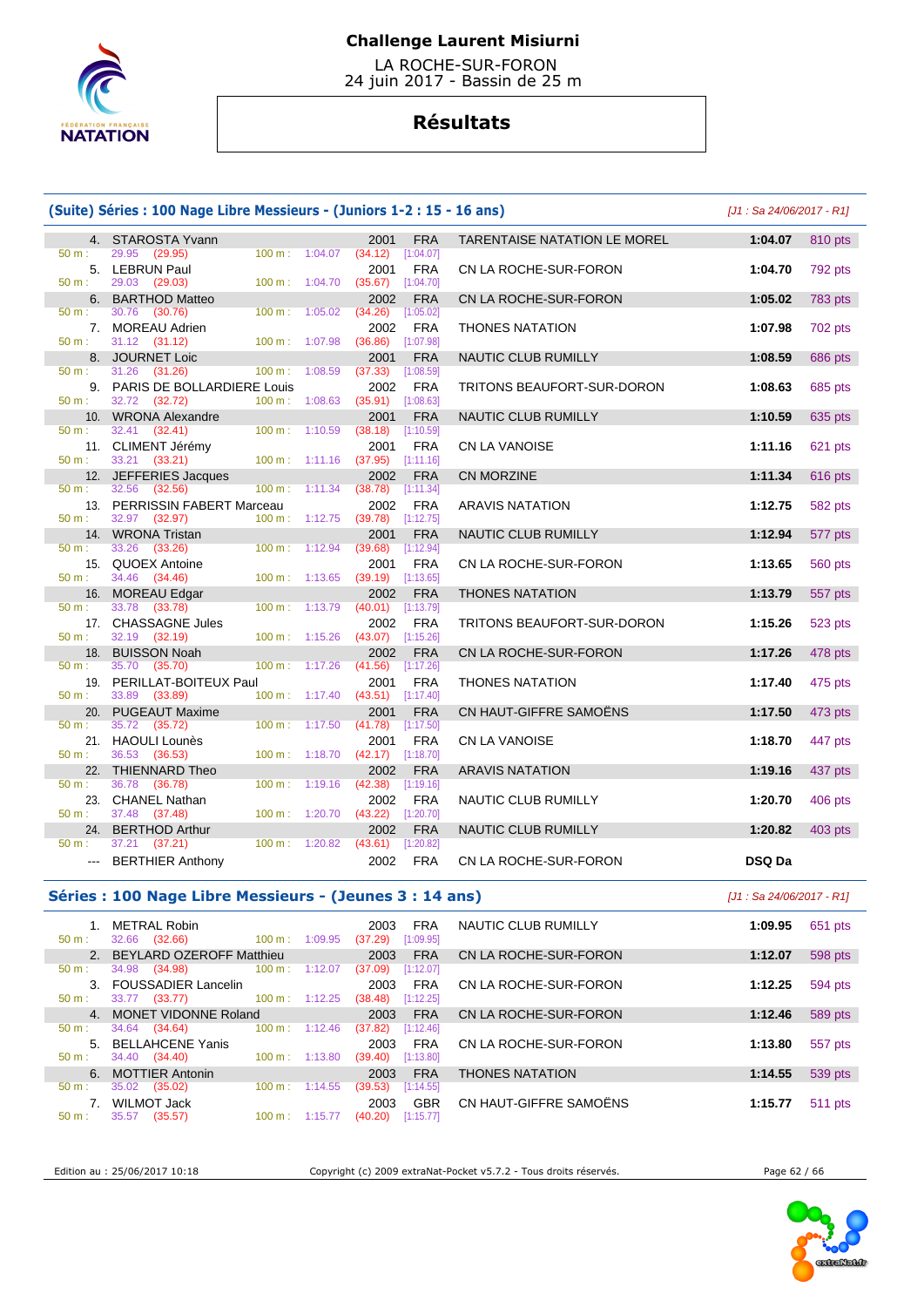# Challenge Laurent Misiurni

LA ROCHE-SUR-FORON
24 juin 2017 - Bassin de 25 m

## Résultats

### (Suite) Séries : 100 Nage Libre Messieurs - (Juniors 1-2 : 15 - 16 ans)

[J1 : Sa 24/06/2017 - R1]

| Rang | Nom | Année | Nat. | Club | Temps | Points |
|---|---|---|---|---|---|---|
| 4. | STAROSTA Yvann | 2001 | FRA | TARENTAISE NATATION LE MOREL | 1:04.07 | 810 pts |
| | 50 m : 29.95 (29.95) 100 m : 1:04.07 (34.12) [1:04.07] | | | | | |
| 5. | LEBRUN Paul | 2001 | FRA | CN LA ROCHE-SUR-FORON | 1:04.70 | 792 pts |
| | 50 m : 29.03 (29.03) 100 m : 1:04.70 (35.67) [1:04.70] | | | | | |
| 6. | BARTHOD Matteo | 2002 | FRA | CN LA ROCHE-SUR-FORON | 1:05.02 | 783 pts |
| | 50 m : 30.76 (30.76) 100 m : 1:05.02 (34.26) [1:05.02] | | | | | |
| 7. | MOREAU Adrien | 2002 | FRA | THONES NATATION | 1:07.98 | 702 pts |
| | 50 m : 31.12 (31.12) 100 m : 1:07.98 (36.86) [1:07.98] | | | | | |
| 8. | JOURNET Loic | 2001 | FRA | NAUTIC CLUB RUMILLY | 1:08.59 | 686 pts |
| | 50 m : 31.26 (31.26) 100 m : 1:08.59 (37.33) [1:08.59] | | | | | |
| 9. | PARIS DE BOLLARDIERE Louis | 2002 | FRA | TRITONS BEAUFORT-SUR-DORON | 1:08.63 | 685 pts |
| | 50 m : 32.72 (32.72) 100 m : 1:08.63 (35.91) [1:08.63] | | | | | |
| 10. | WRONA Alexandre | 2001 | FRA | NAUTIC CLUB RUMILLY | 1:10.59 | 635 pts |
| | 50 m : 32.41 (32.41) 100 m : 1:10.59 (38.18) [1:10.59] | | | | | |
| 11. | CLIMENT Jérémy | 2001 | FRA | CN LA VANOISE | 1:11.16 | 621 pts |
| | 50 m : 33.21 (33.21) 100 m : 1:11.16 (37.95) [1:11.16] | | | | | |
| 12. | JEFFERIES Jacques | 2002 | FRA | CN MORZINE | 1:11.34 | 616 pts |
| | 50 m : 32.56 (32.56) 100 m : 1:11.34 (38.78) [1:11.34] | | | | | |
| 13. | PERRISSIN FABERT Marceau | 2002 | FRA | ARAVIS NATATION | 1:12.75 | 582 pts |
| | 50 m : 32.97 (32.97) 100 m : 1:12.75 (39.78) [1:12.75] | | | | | |
| 14. | WRONA Tristan | 2001 | FRA | NAUTIC CLUB RUMILLY | 1:12.94 | 577 pts |
| | 50 m : 33.26 (33.26) 100 m : 1:12.94 (39.68) [1:12.94] | | | | | |
| 15. | QUOEX Antoine | 2001 | FRA | CN LA ROCHE-SUR-FORON | 1:13.65 | 560 pts |
| | 50 m : 34.46 (34.46) 100 m : 1:13.65 (39.19) [1:13.65] | | | | | |
| 16. | MOREAU Edgar | 2002 | FRA | THONES NATATION | 1:13.79 | 557 pts |
| | 50 m : 33.78 (33.78) 100 m : 1:13.79 (40.01) [1:13.79] | | | | | |
| 17. | CHASSAGNE Jules | 2002 | FRA | TRITONS BEAUFORT-SUR-DORON | 1:15.26 | 523 pts |
| | 50 m : 32.19 (32.19) 100 m : 1:15.26 (43.07) [1:15.26] | | | | | |
| 18. | BUISSON Noah | 2002 | FRA | CN LA ROCHE-SUR-FORON | 1:17.26 | 478 pts |
| | 50 m : 35.70 (35.70) 100 m : 1:17.26 (41.56) [1:17.26] | | | | | |
| 19. | PERILLAT-BOITEUX Paul | 2001 | FRA | THONES NATATION | 1:17.40 | 475 pts |
| | 50 m : 33.89 (33.89) 100 m : 1:17.40 (43.51) [1:17.40] | | | | | |
| 20. | PUGEAUT Maxime | 2001 | FRA | CN HAUT-GIFFRE SAMOËNS | 1:17.50 | 473 pts |
| | 50 m : 35.72 (35.72) 100 m : 1:17.50 (41.78) [1:17.50] | | | | | |
| 21. | HAOULI Lounès | 2001 | FRA | CN LA VANOISE | 1:18.70 | 447 pts |
| | 50 m : 36.53 (36.53) 100 m : 1:18.70 (42.17) [1:18.70] | | | | | |
| 22. | THIENNARD Theo | 2002 | FRA | ARAVIS NATATION | 1:19.16 | 437 pts |
| | 50 m : 36.78 (36.78) 100 m : 1:19.16 (42.38) [1:19.16] | | | | | |
| 23. | CHANEL Nathan | 2002 | FRA | NAUTIC CLUB RUMILLY | 1:20.70 | 406 pts |
| | 50 m : 37.48 (37.48) 100 m : 1:20.70 (43.22) [1:20.70] | | | | | |
| 24. | BERTHOD Arthur | 2002 | FRA | NAUTIC CLUB RUMILLY | 1:20.82 | 403 pts |
| | 50 m : 37.21 (37.21) 100 m : 1:20.82 (43.61) [1:20.82] | | | | | |
| --- | BERTHIER Anthony | 2002 | FRA | CN LA ROCHE-SUR-FORON | DSQ Da | |

### Séries : 100 Nage Libre Messieurs - (Jeunes 3 : 14 ans)

[J1 : Sa 24/06/2017 - R1]

| Rang | Nom | Année | Nat. | Club | Temps | Points |
|---|---|---|---|---|---|---|
| 1. | METRAL Robin | 2003 | FRA | NAUTIC CLUB RUMILLY | 1:09.95 | 651 pts |
| | 50 m : 32.66 (32.66) 100 m : 1:09.95 (37.29) [1:09.95] | | | | | |
| 2. | BEYLARD OZEROFF Matthieu | 2003 | FRA | CN LA ROCHE-SUR-FORON | 1:12.07 | 598 pts |
| | 50 m : 34.98 (34.98) 100 m : 1:12.07 (37.09) [1:12.07] | | | | | |
| 3. | FOUSSADIER Lancelin | 2003 | FRA | CN LA ROCHE-SUR-FORON | 1:12.25 | 594 pts |
| | 50 m : 33.77 (33.77) 100 m : 1:12.25 (38.48) [1:12.25] | | | | | |
| 4. | MONET VIDONNE Roland | 2003 | FRA | CN LA ROCHE-SUR-FORON | 1:12.46 | 589 pts |
| | 50 m : 34.64 (34.64) 100 m : 1:12.46 (37.82) [1:12.46] | | | | | |
| 5. | BELLAHCENE Yanis | 2003 | FRA | CN LA ROCHE-SUR-FORON | 1:13.80 | 557 pts |
| | 50 m : 34.40 (34.40) 100 m : 1:13.80 (39.40) [1:13.80] | | | | | |
| 6. | MOTTIER Antonin | 2003 | FRA | THONES NATATION | 1:14.55 | 539 pts |
| | 50 m : 35.02 (35.02) 100 m : 1:14.55 (39.53) [1:14.55] | | | | | |
| 7. | WILMOT Jack | 2003 | GBR | CN HAUT-GIFFRE SAMOËNS | 1:15.77 | 511 pts |
| | 50 m : 35.57 (35.57) 100 m : 1:15.77 (40.20) [1:15.77] | | | | | |

Edition au : 25/06/2017 10:18 — Copyright (c) 2009 extraNat-Pocket v5.7.2 - Tous droits réservés.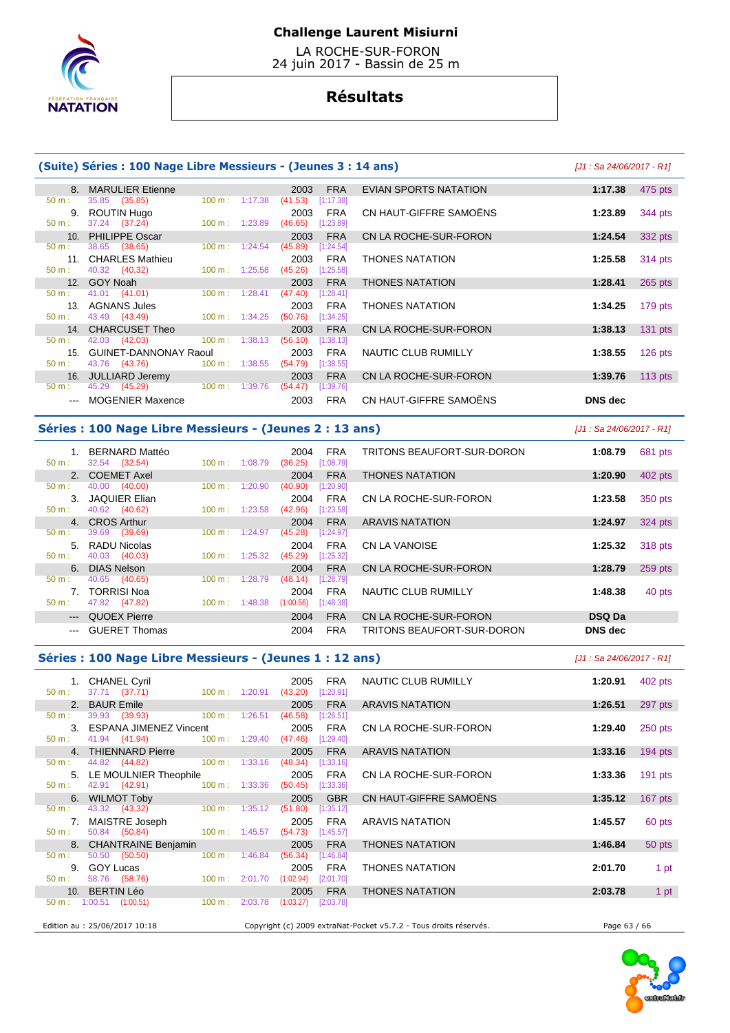**Challenge Laurent Misiurni**

LA ROCHE-SUR-FORON
24 juin 2017 - Bassin de 25 m

## Résultats

### (Suite) Séries : 100 Nage Libre Messieurs - (Jeunes 3 : 14 ans)

*[J1 : Sa 24/06/2017 - R1]*

| Place | Nom | Année | Nat. | Club | Temps | Points |
|---|---|---|---|---|---|---|
| 8. | MARULIER Etienne | 2003 | FRA | EVIAN SPORTS NATATION | 1:17.38 | 475 pts |
| | 50 m : 35.85 (35.85) — 100 m : 1:17.38 (41.53) [1:17.38] | | | | | |
| 9. | ROUTIN Hugo | 2003 | FRA | CN HAUT-GIFFRE SAMOËNS | 1:23.89 | 344 pts |
| | 50 m : 37.24 (37.24) — 100 m : 1:23.89 (46.65) [1:23.89] | | | | | |
| 10. | PHILIPPE Oscar | 2003 | FRA | CN LA ROCHE-SUR-FORON | 1:24.54 | 332 pts |
| | 50 m : 38.65 (38.65) — 100 m : 1:24.54 (45.89) [1:24.54] | | | | | |
| 11. | CHARLES Mathieu | 2003 | FRA | THONES NATATION | 1:25.58 | 314 pts |
| | 50 m : 40.32 (40.32) — 100 m : 1:25.58 (45.26) [1:25.58] | | | | | |
| 12. | GOY Noah | 2003 | FRA | THONES NATATION | 1:28.41 | 265 pts |
| | 50 m : 41.01 (41.01) — 100 m : 1:28.41 (47.40) [1:28.41] | | | | | |
| 13. | AGNANS Jules | 2003 | FRA | THONES NATATION | 1:34.25 | 179 pts |
| | 50 m : 43.49 (43.49) — 100 m : 1:34.25 (50.76) [1:34.25] | | | | | |
| 14. | CHARCUSET Theo | 2003 | FRA | CN LA ROCHE-SUR-FORON | 1:38.13 | 131 pts |
| | 50 m : 42.03 (42.03) — 100 m : 1:38.13 (56.10) [1:38.13] | | | | | |
| 15. | GUINET-DANNONAY Raoul | 2003 | FRA | NAUTIC CLUB RUMILLY | 1:38.55 | 126 pts |
| | 50 m : 43.76 (43.76) — 100 m : 1:38.55 (54.79) [1:38.55] | | | | | |
| 16. | JULLIARD Jeremy | 2003 | FRA | CN LA ROCHE-SUR-FORON | 1:39.76 | 113 pts |
| | 50 m : 45.29 (45.29) — 100 m : 1:39.76 (54.47) [1:39.76] | | | | | |
| --- | MOGENIER Maxence | 2003 | FRA | CN HAUT-GIFFRE SAMOËNS | DNS dec | |

### Séries : 100 Nage Libre Messieurs - (Jeunes 2 : 13 ans)

*[J1 : Sa 24/06/2017 - R1]*

| Place | Nom | Année | Nat. | Club | Temps | Points |
|---|---|---|---|---|---|---|
| 1. | BERNARD Mattéo | 2004 | FRA | TRITONS BEAUFORT-SUR-DORON | 1:08.79 | 681 pts |
| | 50 m : 32.54 (32.54) — 100 m : 1:08.79 (36.25) [1:08.79] | | | | | |
| 2. | COEMET Axel | 2004 | FRA | THONES NATATION | 1:20.90 | 402 pts |
| | 50 m : 40.00 (40.00) — 100 m : 1:20.90 (40.90) [1:20.90] | | | | | |
| 3. | JAQUIER Elian | 2004 | FRA | CN LA ROCHE-SUR-FORON | 1:23.58 | 350 pts |
| | 50 m : 40.62 (40.62) — 100 m : 1:23.58 (42.96) [1:23.58] | | | | | |
| 4. | CROS Arthur | 2004 | FRA | ARAVIS NATATION | 1:24.97 | 324 pts |
| | 50 m : 39.69 (39.69) — 100 m : 1:24.97 (45.28) [1:24.97] | | | | | |
| 5. | RADU Nicolas | 2004 | FRA | CN LA VANOISE | 1:25.32 | 318 pts |
| | 50 m : 40.03 (40.03) — 100 m : 1:25.32 (45.29) [1:25.32] | | | | | |
| 6. | DIAS Nelson | 2004 | FRA | CN LA ROCHE-SUR-FORON | 1:28.79 | 259 pts |
| | 50 m : 40.65 (40.65) — 100 m : 1:28.79 (48.14) [1:28.79] | | | | | |
| 7. | TORRISI Noa | 2004 | FRA | NAUTIC CLUB RUMILLY | 1:48.38 | 40 pts |
| | 50 m : 47.82 (47.82) — 100 m : 1:48.38 (1:00.56) [1:48.38] | | | | | |
| --- | QUOEX Pierre | 2004 | FRA | CN LA ROCHE-SUR-FORON | DSQ Da | |
| --- | GUERET Thomas | 2004 | FRA | TRITONS BEAUFORT-SUR-DORON | DNS dec | |

### Séries : 100 Nage Libre Messieurs - (Jeunes 1 : 12 ans)

*[J1 : Sa 24/06/2017 - R1]*

| Place | Nom | Année | Nat. | Club | Temps | Points |
|---|---|---|---|---|---|---|
| 1. | CHANEL Cyril | 2005 | FRA | NAUTIC CLUB RUMILLY | 1:20.91 | 402 pts |
| | 50 m : 37.71 (37.71) — 100 m : 1:20.91 (43.20) [1:20.91] | | | | | |
| 2. | BAUR Emile | 2005 | FRA | ARAVIS NATATION | 1:26.51 | 297 pts |
| | 50 m : 39.93 (39.93) — 100 m : 1:26.51 (46.58) [1:26.51] | | | | | |
| 3. | ESPANA JIMENEZ Vincent | 2005 | FRA | CN LA ROCHE-SUR-FORON | 1:29.40 | 250 pts |
| | 50 m : 41.94 (41.94) — 100 m : 1:29.40 (47.46) [1:29.40] | | | | | |
| 4. | THIENNARD Pierre | 2005 | FRA | ARAVIS NATATION | 1:33.16 | 194 pts |
| | 50 m : 44.82 (44.82) — 100 m : 1:33.16 (48.34) [1:33.16] | | | | | |
| 5. | LE MOULNIER Theophile | 2005 | FRA | CN LA ROCHE-SUR-FORON | 1:33.36 | 191 pts |
| | 50 m : 42.91 (42.91) — 100 m : 1:33.36 (50.45) [1:33.36] | | | | | |
| 6. | WILMOT Toby | 2005 | GBR | CN HAUT-GIFFRE SAMOËNS | 1:35.12 | 167 pts |
| | 50 m : 43.32 (43.32) — 100 m : 1:35.12 (51.80) [1:35.12] | | | | | |
| 7. | MAISTRE Joseph | 2005 | FRA | ARAVIS NATATION | 1:45.57 | 60 pts |
| | 50 m : 50.84 (50.84) — 100 m : 1:45.57 (54.73) [1:45.57] | | | | | |
| 8. | CHANTRAINE Benjamin | 2005 | FRA | THONES NATATION | 1:46.84 | 50 pts |
| | 50 m : 50.50 (50.50) — 100 m : 1:46.84 (56.34) [1:46.84] | | | | | |
| 9. | GOY Lucas | 2005 | FRA | THONES NATATION | 2:01.70 | 1 pt |
| | 50 m : 58.76 (58.76) — 100 m : 2:01.70 (1:02.94) [2:01.70] | | | | | |
| 10. | BERTIN Léo | 2005 | FRA | THONES NATATION | 2:03.78 | 1 pt |
| | 50 m : 1:00.51 (1:00.51) — 100 m : 2:03.78 (1:03.27) [2:03.78] | | | | | |

Edition au : 25/06/2017 10:18 — Copyright (c) 2009 extraNat-Pocket v5.7.2 - Tous droits réservés.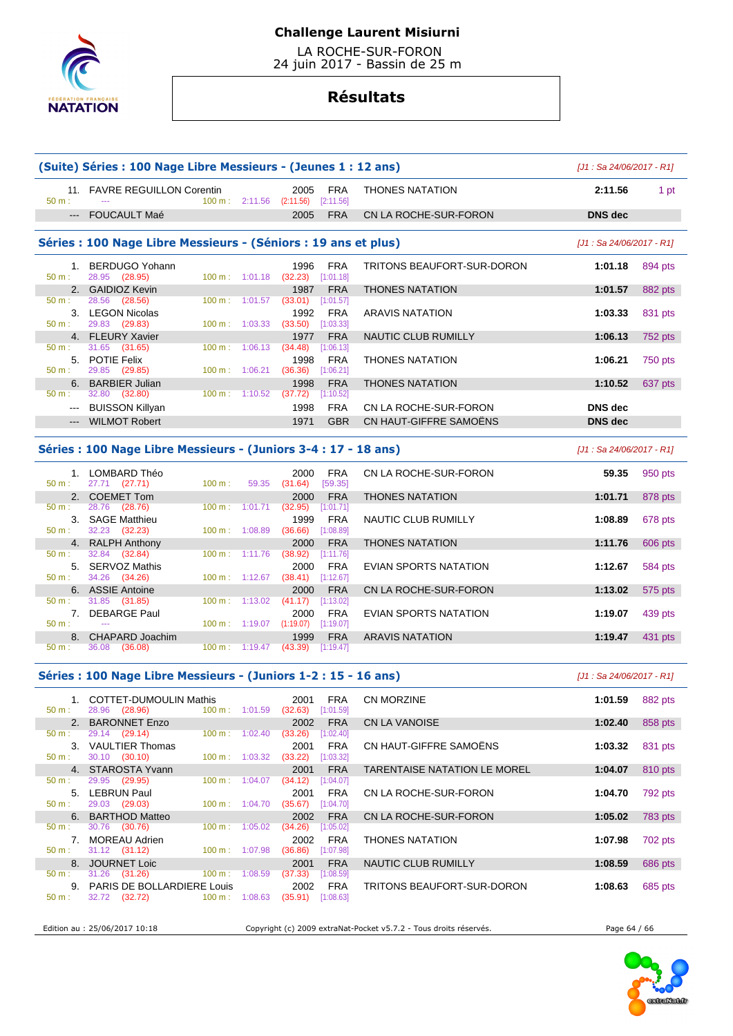# Challenge Laurent Misiurni

LA ROCHE-SUR-FORON
24 juin 2017 - Bassin de 25 m

## Résultats

### (Suite) Séries : 100 Nage Libre Messieurs - (Jeunes 1 : 12 ans)

*[J1 : Sa 24/06/2017 - R1]*

| Pl. | Nom | Année | Nat. | Club | Temps | Points |
|---|---|---|---|---|---|---|
| 11. | FAVRE REGUILLON Corentin | 2005 | FRA | THONES NATATION | 2:11.56 | 1 pt |
| | 50 m : --- / 100 m : 2:11.56 (2:11.56) [2:11.56] | | | | | |
| --- | FOUCAULT Maé | 2005 | FRA | CN LA ROCHE-SUR-FORON | DNS dec | |

### Séries : 100 Nage Libre Messieurs - (Séniors : 19 ans et plus)

*[J1 : Sa 24/06/2017 - R1]*

| Pl. | Nom | Année | Nat. | Club | Temps | Points |
|---|---|---|---|---|---|---|
| 1. | BERDUGO Yohann | 1996 | FRA | TRITONS BEAUFORT-SUR-DORON | 1:01.18 | 894 pts |
| | 50 m : 28.95 (28.95) / 100 m : 1:01.18 (32.23) [1:01.18] | | | | | |
| 2. | GAIDIOZ Kevin | 1987 | FRA | THONES NATATION | 1:01.57 | 882 pts |
| | 50 m : 28.56 (28.56) / 100 m : 1:01.57 (33.01) [1:01.57] | | | | | |
| 3. | LEGON Nicolas | 1992 | FRA | ARAVIS NATATION | 1:03.33 | 831 pts |
| | 50 m : 29.83 (29.83) / 100 m : 1:03.33 (33.50) [1:03.33] | | | | | |
| 4. | FLEURY Xavier | 1977 | FRA | NAUTIC CLUB RUMILLY | 1:06.13 | 752 pts |
| | 50 m : 31.65 (31.65) / 100 m : 1:06.13 (34.48) [1:06.13] | | | | | |
| 5. | POTIE Felix | 1998 | FRA | THONES NATATION | 1:06.21 | 750 pts |
| | 50 m : 29.85 (29.85) / 100 m : 1:06.21 (36.36) [1:06.21] | | | | | |
| 6. | BARBIER Julian | 1998 | FRA | THONES NATATION | 1:10.52 | 637 pts |
| | 50 m : 32.80 (32.80) / 100 m : 1:10.52 (37.72) [1:10.52] | | | | | |
| --- | BUISSON Killyan | 1998 | FRA | CN LA ROCHE-SUR-FORON | DNS dec | |
| --- | WILMOT Robert | 1971 | GBR | CN HAUT-GIFFRE SAMOËNS | DNS dec | |

### Séries : 100 Nage Libre Messieurs - (Juniors 3-4 : 17 - 18 ans)

*[J1 : Sa 24/06/2017 - R1]*

| Pl. | Nom | Année | Nat. | Club | Temps | Points |
|---|---|---|---|---|---|---|
| 1. | LOMBARD Théo | 2000 | FRA | CN LA ROCHE-SUR-FORON | 59.35 | 950 pts |
| | 50 m : 27.71 (27.71) / 100 m : 59.35 (31.64) [59.35] | | | | | |
| 2. | COEMET Tom | 2000 | FRA | THONES NATATION | 1:01.71 | 878 pts |
| | 50 m : 28.76 (28.76) / 100 m : 1:01.71 (32.95) [1:01.71] | | | | | |
| 3. | SAGE Matthieu | 1999 | FRA | NAUTIC CLUB RUMILLY | 1:08.89 | 678 pts |
| | 50 m : 32.23 (32.23) / 100 m : 1:08.89 (36.66) [1:08.89] | | | | | |
| 4. | RALPH Anthony | 2000 | FRA | THONES NATATION | 1:11.76 | 606 pts |
| | 50 m : 32.84 (32.84) / 100 m : 1:11.76 (38.92) [1:11.76] | | | | | |
| 5. | SERVOZ Mathis | 2000 | FRA | EVIAN SPORTS NATATION | 1:12.67 | 584 pts |
| | 50 m : 34.26 (34.26) / 100 m : 1:12.67 (38.41) [1:12.67] | | | | | |
| 6. | ASSIE Antoine | 2000 | FRA | CN LA ROCHE-SUR-FORON | 1:13.02 | 575 pts |
| | 50 m : 31.85 (31.85) / 100 m : 1:13.02 (41.17) [1:13.02] | | | | | |
| 7. | DEBARGE Paul | 2000 | FRA | EVIAN SPORTS NATATION | 1:19.07 | 439 pts |
| | 50 m : --- / 100 m : 1:19.07 (1:19.07) [1:19.07] | | | | | |
| 8. | CHAPARD Joachim | 1999 | FRA | ARAVIS NATATION | 1:19.47 | 431 pts |
| | 50 m : 36.08 (36.08) / 100 m : 1:19.47 (43.39) [1:19.47] | | | | | |

### Séries : 100 Nage Libre Messieurs - (Juniors 1-2 : 15 - 16 ans)

*[J1 : Sa 24/06/2017 - R1]*

| Pl. | Nom | Année | Nat. | Club | Temps | Points |
|---|---|---|---|---|---|---|
| 1. | COTTET-DUMOULIN Mathis | 2001 | FRA | CN MORZINE | 1:01.59 | 882 pts |
| | 50 m : 28.96 (28.96) / 100 m : 1:01.59 (32.63) [1:01.59] | | | | | |
| 2. | BARONNET Enzo | 2002 | FRA | CN LA VANOISE | 1:02.40 | 858 pts |
| | 50 m : 29.14 (29.14) / 100 m : 1:02.40 (33.26) [1:02.40] | | | | | |
| 3. | VAULTIER Thomas | 2001 | FRA | CN HAUT-GIFFRE SAMOËNS | 1:03.32 | 831 pts |
| | 50 m : 30.10 (30.10) / 100 m : 1:03.32 (33.22) [1:03.32] | | | | | |
| 4. | STAROSTA Yvann | 2001 | FRA | TARENTAISE NATATION LE MOREL | 1:04.07 | 810 pts |
| | 50 m : 29.95 (29.95) / 100 m : 1:04.07 (34.12) [1:04.07] | | | | | |
| 5. | LEBRUN Paul | 2001 | FRA | CN LA ROCHE-SUR-FORON | 1:04.70 | 792 pts |
| | 50 m : 29.03 (29.03) / 100 m : 1:04.70 (35.67) [1:04.70] | | | | | |
| 6. | BARTHOD Matteo | 2002 | FRA | CN LA ROCHE-SUR-FORON | 1:05.02 | 783 pts |
| | 50 m : 30.76 (30.76) / 100 m : 1:05.02 (34.26) [1:05.02] | | | | | |
| 7. | MOREAU Adrien | 2002 | FRA | THONES NATATION | 1:07.98 | 702 pts |
| | 50 m : 31.12 (31.12) / 100 m : 1:07.98 (36.86) [1:07.98] | | | | | |
| 8. | JOURNET Loic | 2001 | FRA | NAUTIC CLUB RUMILLY | 1:08.59 | 686 pts |
| | 50 m : 31.26 (31.26) / 100 m : 1:08.59 (37.33) [1:08.59] | | | | | |
| 9. | PARIS DE BOLLARDIERE Louis | 2002 | FRA | TRITONS BEAUFORT-SUR-DORON | 1:08.63 | 685 pts |
| | 50 m : 32.72 (32.72) / 100 m : 1:08.63 (35.91) [1:08.63] | | | | | |

Edition au : 25/06/2017 10:18 — Copyright (c) 2009 extraNat-Pocket v5.7.2 - Tous droits réservés.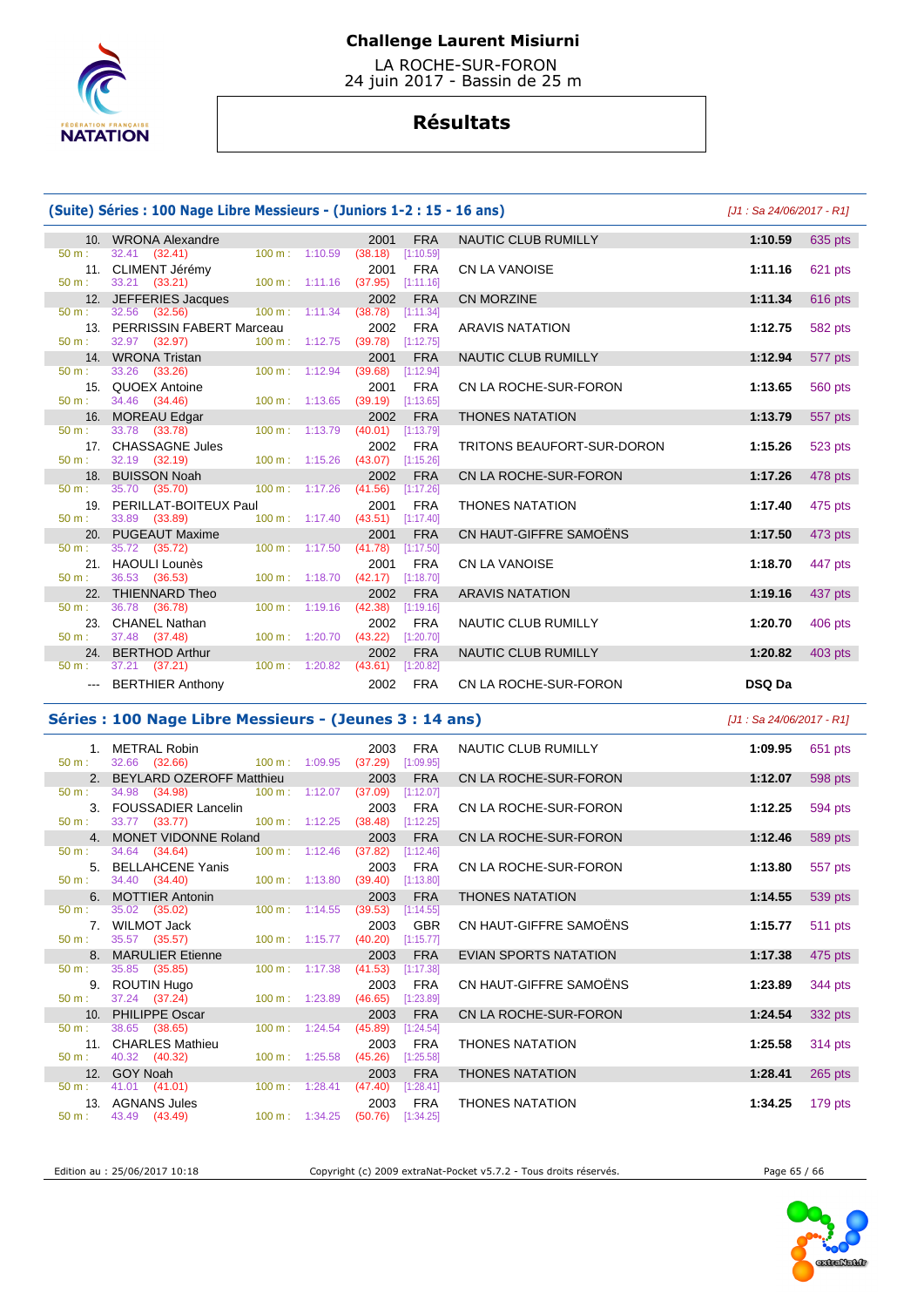# Challenge Laurent Misiurni

LA ROCHE-SUR-FORON
24 juin 2017 - Bassin de 25 m

## Résultats

### (Suite) Séries : 100 Nage Libre Messieurs - (Juniors 1-2 : 15 - 16 ans)

*[J1 : Sa 24/06/2017 - R1]*

| Place | Nom | Année | Nat. | Club | Temps | Points | 50 m | 100 m |
|---|---|---|---|---|---|---|---|---|
| 10. | WRONA Alexandre | 2001 | FRA | NAUTIC CLUB RUMILLY | **1:10.59** | 635 pts | 32.41 (32.41) | 1:10.59 (38.18) [1:10.59] |
| 11. | CLIMENT Jérémy | 2001 | FRA | CN LA VANOISE | **1:11.16** | 621 pts | 33.21 (33.21) | 1:11.16 (37.95) [1:11.16] |
| 12. | JEFFERIES Jacques | 2002 | FRA | CN MORZINE | **1:11.34** | 616 pts | 32.56 (32.56) | 1:11.34 (38.78) [1:11.34] |
| 13. | PERRISSIN FABERT Marceau | 2002 | FRA | ARAVIS NATATION | **1:12.75** | 582 pts | 32.97 (32.97) | 1:12.75 (39.78) [1:12.75] |
| 14. | WRONA Tristan | 2001 | FRA | NAUTIC CLUB RUMILLY | **1:12.94** | 577 pts | 33.26 (33.26) | 1:12.94 (39.68) [1:12.94] |
| 15. | QUOEX Antoine | 2001 | FRA | CN LA ROCHE-SUR-FORON | **1:13.65** | 560 pts | 34.46 (34.46) | 1:13.65 (39.19) [1:13.65] |
| 16. | MOREAU Edgar | 2002 | FRA | THONES NATATION | **1:13.79** | 557 pts | 33.78 (33.78) | 1:13.79 (40.01) [1:13.79] |
| 17. | CHASSAGNE Jules | 2002 | FRA | TRITONS BEAUFORT-SUR-DORON | **1:15.26** | 523 pts | 32.19 (32.19) | 1:15.26 (43.07) [1:15.26] |
| 18. | BUISSON Noah | 2002 | FRA | CN LA ROCHE-SUR-FORON | **1:17.26** | 478 pts | 35.70 (35.70) | 1:17.26 (41.56) [1:17.26] |
| 19. | PERILLAT-BOITEUX Paul | 2001 | FRA | THONES NATATION | **1:17.40** | 475 pts | 33.89 (33.89) | 1:17.40 (43.51) [1:17.40] |
| 20. | PUGEAUT Maxime | 2001 | FRA | CN HAUT-GIFFRE SAMOËNS | **1:17.50** | 473 pts | 35.72 (35.72) | 1:17.50 (41.78) [1:17.50] |
| 21. | HAOULI Lounès | 2001 | FRA | CN LA VANOISE | **1:18.70** | 447 pts | 36.53 (36.53) | 1:18.70 (42.17) [1:18.70] |
| 22. | THIENNARD Theo | 2002 | FRA | ARAVIS NATATION | **1:19.16** | 437 pts | 36.78 (36.78) | 1:19.16 (42.38) [1:19.16] |
| 23. | CHANEL Nathan | 2002 | FRA | NAUTIC CLUB RUMILLY | **1:20.70** | 406 pts | 37.48 (37.48) | 1:20.70 (43.22) [1:20.70] |
| 24. | BERTHOD Arthur | 2002 | FRA | NAUTIC CLUB RUMILLY | **1:20.82** | 403 pts | 37.21 (37.21) | 1:20.82 (43.61) [1:20.82] |
| --- | BERTHIER Anthony | 2002 | FRA | CN LA ROCHE-SUR-FORON | **DSQ Da** | | | |

### Séries : 100 Nage Libre Messieurs - (Jeunes 3 : 14 ans)

*[J1 : Sa 24/06/2017 - R1]*

| Place | Nom | Année | Nat. | Club | Temps | Points | 50 m | 100 m |
|---|---|---|---|---|---|---|---|---|
| 1. | METRAL Robin | 2003 | FRA | NAUTIC CLUB RUMILLY | **1:09.95** | 651 pts | 32.66 (32.66) | 1:09.95 (37.29) [1:09.95] |
| 2. | BEYLARD OZEROFF Matthieu | 2003 | FRA | CN LA ROCHE-SUR-FORON | **1:12.07** | 598 pts | 34.98 (34.98) | 1:12.07 (37.09) [1:12.07] |
| 3. | FOUSSADIER Lancelin | 2003 | FRA | CN LA ROCHE-SUR-FORON | **1:12.25** | 594 pts | 33.77 (33.77) | 1:12.25 (38.48) [1:12.25] |
| 4. | MONET VIDONNE Roland | 2003 | FRA | CN LA ROCHE-SUR-FORON | **1:12.46** | 589 pts | 34.64 (34.64) | 1:12.46 (37.82) [1:12.46] |
| 5. | BELLAHCENE Yanis | 2003 | FRA | CN LA ROCHE-SUR-FORON | **1:13.80** | 557 pts | 34.40 (34.40) | 1:13.80 (39.40) [1:13.80] |
| 6. | MOTTIER Antonin | 2003 | FRA | THONES NATATION | **1:14.55** | 539 pts | 35.02 (35.02) | 1:14.55 (39.53) [1:14.55] |
| 7. | WILMOT Jack | 2003 | GBR | CN HAUT-GIFFRE SAMOËNS | **1:15.77** | 511 pts | 35.57 (35.57) | 1:15.77 (40.20) [1:15.77] |
| 8. | MARULIER Etienne | 2003 | FRA | EVIAN SPORTS NATATION | **1:17.38** | 475 pts | 35.85 (35.85) | 1:17.38 (41.53) [1:17.38] |
| 9. | ROUTIN Hugo | 2003 | FRA | CN HAUT-GIFFRE SAMOËNS | **1:23.89** | 344 pts | 37.24 (37.24) | 1:23.89 (46.65) [1:23.89] |
| 10. | PHILIPPE Oscar | 2003 | FRA | CN LA ROCHE-SUR-FORON | **1:24.54** | 332 pts | 38.65 (38.65) | 1:24.54 (45.89) [1:24.54] |
| 11. | CHARLES Mathieu | 2003 | FRA | THONES NATATION | **1:25.58** | 314 pts | 40.32 (40.32) | 1:25.58 (45.26) [1:25.58] |
| 12. | GOY Noah | 2003 | FRA | THONES NATATION | **1:28.41** | 265 pts | 41.01 (41.01) | 1:28.41 (47.40) [1:28.41] |
| 13. | AGNANS Jules | 2003 | FRA | THONES NATATION | **1:34.25** | 179 pts | 43.49 (43.49) | 1:34.25 (50.76) [1:34.25] |

Edition au : 25/06/2017 10:18 — Copyright (c) 2009 extraNat-Pocket v5.7.2 - Tous droits réservés.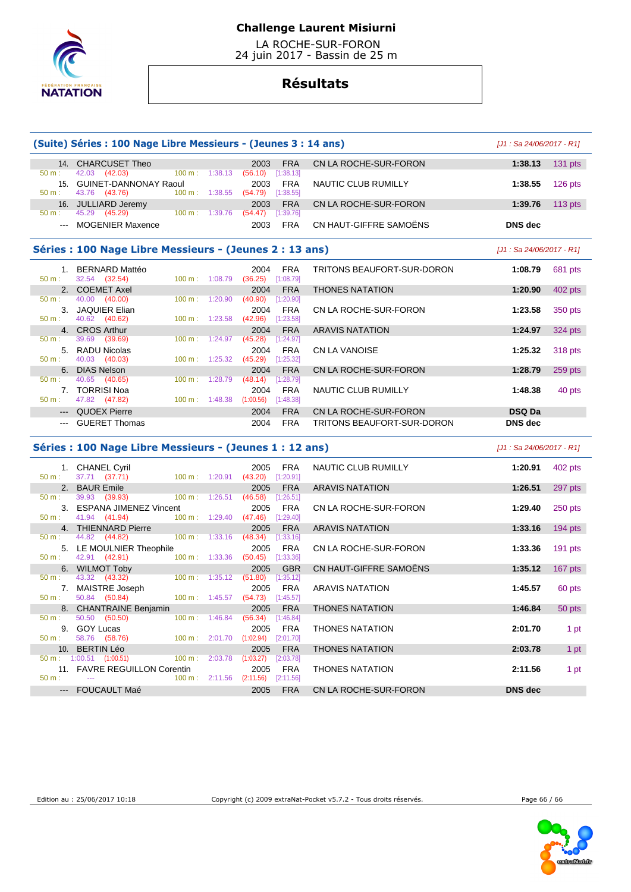# Challenge Laurent Misiurni

LA ROCHE-SUR-FORON
24 juin 2017 - Bassin de 25 m

## Résultats

### (Suite) Séries : 100 Nage Libre Messieurs - (Jeunes 3 : 14 ans)

*[J1 : Sa 24/06/2017 - R1]*

| | | | | | | |
|---|---|---|---|---|---|---|
| 14. | CHARCUSET Theo | 2003 | FRA | CN LA ROCHE-SUR-FORON | 1:38.13 | 131 pts |
| 50 m : 42.03 (42.03) | 100 m : 1:38.13 (56.10) [1:38.13] | | | | | |
| 15. | GUINET-DANNONAY Raoul | 2003 | FRA | NAUTIC CLUB RUMILLY | 1:38.55 | 126 pts |
| 50 m : 43.76 (43.76) | 100 m : 1:38.55 (54.79) [1:38.55] | | | | | |
| 16. | JULLIARD Jeremy | 2003 | FRA | CN LA ROCHE-SUR-FORON | 1:39.76 | 113 pts |
| 50 m : 45.29 (45.29) | 100 m : 1:39.76 (54.47) [1:39.76] | | | | | |
| --- | MOGENIER Maxence | 2003 | FRA | CN HAUT-GIFFRE SAMOËNS | DNS dec | |

### Séries : 100 Nage Libre Messieurs - (Jeunes 2 : 13 ans)

*[J1 : Sa 24/06/2017 - R1]*

| | | | | | | |
|---|---|---|---|---|---|---|
| 1. | BERNARD Mattéo | 2004 | FRA | TRITONS BEAUFORT-SUR-DORON | 1:08.79 | 681 pts |
| 50 m : 32.54 (32.54) | 100 m : 1:08.79 (36.25) [1:08.79] | | | | | |
| 2. | COEMET Axel | 2004 | FRA | THONES NATATION | 1:20.90 | 402 pts |
| 50 m : 40.00 (40.00) | 100 m : 1:20.90 (40.90) [1:20.90] | | | | | |
| 3. | JAQUIER Elian | 2004 | FRA | CN LA ROCHE-SUR-FORON | 1:23.58 | 350 pts |
| 50 m : 40.62 (40.62) | 100 m : 1:23.58 (42.96) [1:23.58] | | | | | |
| 4. | CROS Arthur | 2004 | FRA | ARAVIS NATATION | 1:24.97 | 324 pts |
| 50 m : 39.69 (39.69) | 100 m : 1:24.97 (45.28) [1:24.97] | | | | | |
| 5. | RADU Nicolas | 2004 | FRA | CN LA VANOISE | 1:25.32 | 318 pts |
| 50 m : 40.03 (40.03) | 100 m : 1:25.32 (45.29) [1:25.32] | | | | | |
| 6. | DIAS Nelson | 2004 | FRA | CN LA ROCHE-SUR-FORON | 1:28.79 | 259 pts |
| 50 m : 40.65 (40.65) | 100 m : 1:28.79 (48.14) [1:28.79] | | | | | |
| 7. | TORRISI Noa | 2004 | FRA | NAUTIC CLUB RUMILLY | 1:48.38 | 40 pts |
| 50 m : 47.82 (47.82) | 100 m : 1:48.38 (1:00.56) [1:48.38] | | | | | |
| --- | QUOEX Pierre | 2004 | FRA | CN LA ROCHE-SUR-FORON | DSQ Da | |
| --- | GUERET Thomas | 2004 | FRA | TRITONS BEAUFORT-SUR-DORON | DNS dec | |

### Séries : 100 Nage Libre Messieurs - (Jeunes 1 : 12 ans)

*[J1 : Sa 24/06/2017 - R1]*

| | | | | | | |
|---|---|---|---|---|---|---|
| 1. | CHANEL Cyril | 2005 | FRA | NAUTIC CLUB RUMILLY | 1:20.91 | 402 pts |
| 50 m : 37.71 (37.71) | 100 m : 1:20.91 (43.20) [1:20.91] | | | | | |
| 2. | BAUR Emile | 2005 | FRA | ARAVIS NATATION | 1:26.51 | 297 pts |
| 50 m : 39.93 (39.93) | 100 m : 1:26.51 (46.58) [1:26.51] | | | | | |
| 3. | ESPANA JIMENEZ Vincent | 2005 | FRA | CN LA ROCHE-SUR-FORON | 1:29.40 | 250 pts |
| 50 m : 41.94 (41.94) | 100 m : 1:29.40 (47.46) [1:29.40] | | | | | |
| 4. | THIENNARD Pierre | 2005 | FRA | ARAVIS NATATION | 1:33.16 | 194 pts |
| 50 m : 44.82 (44.82) | 100 m : 1:33.16 (48.34) [1:33.16] | | | | | |
| 5. | LE MOULNIER Theophile | 2005 | FRA | CN LA ROCHE-SUR-FORON | 1:33.36 | 191 pts |
| 50 m : 42.91 (42.91) | 100 m : 1:33.36 (50.45) [1:33.36] | | | | | |
| 6. | WILMOT Toby | 2005 | GBR | CN HAUT-GIFFRE SAMOËNS | 1:35.12 | 167 pts |
| 50 m : 43.32 (43.32) | 100 m : 1:35.12 (51.80) [1:35.12] | | | | | |
| 7. | MAISTRE Joseph | 2005 | FRA | ARAVIS NATATION | 1:45.57 | 60 pts |
| 50 m : 50.84 (50.84) | 100 m : 1:45.57 (54.73) [1:45.57] | | | | | |
| 8. | CHANTRAINE Benjamin | 2005 | FRA | THONES NATATION | 1:46.84 | 50 pts |
| 50 m : 50.50 (50.50) | 100 m : 1:46.84 (56.34) [1:46.84] | | | | | |
| 9. | GOY Lucas | 2005 | FRA | THONES NATATION | 2:01.70 | 1 pt |
| 50 m : 58.76 (58.76) | 100 m : 2:01.70 (1:02.94) [2:01.70] | | | | | |
| 10. | BERTIN Léo | 2005 | FRA | THONES NATATION | 2:03.78 | 1 pt |
| 50 m : 1:00.51 (1:00.51) | 100 m : 2:03.78 (1:03.27) [2:03.78] | | | | | |
| 11. | FAVRE REGUILLON Corentin | 2005 | FRA | THONES NATATION | 2:11.56 | 1 pt |
| 50 m : --- | 100 m : 2:11.56 (2:11.56) [2:11.56] | | | | | |
| --- | FOUCAULT Maé | 2005 | FRA | CN LA ROCHE-SUR-FORON | DNS dec | |

Edition au : 25/06/2017 10:18 — Copyright (c) 2009 extraNat-Pocket v5.7.2 - Tous droits réservés.